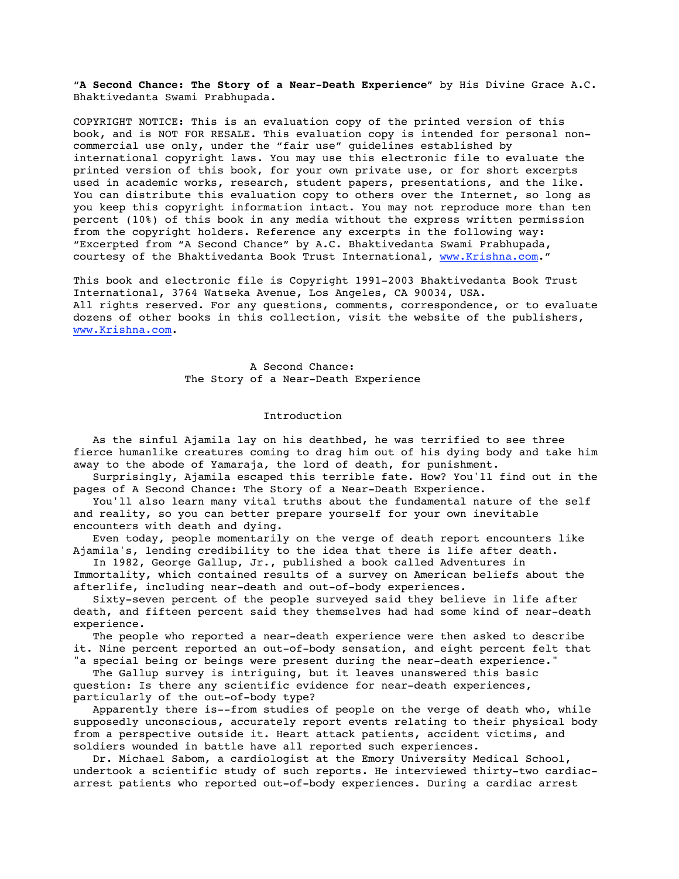"**A Second Chance: The Story of a Near-Death Experience**" by His Divine Grace A.C. Bhaktivedanta Swami Prabhupada.

COPYRIGHT NOTICE: This is an evaluation copy of the printed version of this book, and is NOT FOR RESALE. This evaluation copy is intended for personal non-commercial use only, under the "fair use" guidelines established by international copyright laws. You may use this electronic file to evaluate the printed version of this book, for your own private use, or for short excerpts used in academic works, research, student papers, presentations, and the like. You can distribute this evaluation copy to others over the Internet, so long as you keep this copyright information intact. You may not reproduce more than ten percent (10%) of this book in any media without the express written permission from the copyright holders. Reference any excerpts in the following way: "Excerpted from "A Second Chance" by A.C. Bhaktivedanta Swami Prabhupada, courtesy of the Bhaktivedanta Book Trust International, www.Krishna.com."

This book and electronic file is Copyright 1991-2003 Bhaktivedanta Book Trust International, 3764 Watseka Avenue, Los Angeles, CA 90034, USA. All rights reserved. For any questions, comments, correspondence, or to evaluate dozens of other books in this collection, visit the website of the publishers, www.Krishna.com.

# A Second Chance: The Story of a Near-Death Experience

## Introduction

As the sinful Ajamila lay on his deathbed, he was terrified to see three fierce humanlike creatures coming to drag him out of his dying body and take him away to the abode of Yamaraja, the lord of death, for punishment.

Surprisingly, Ajamila escaped this terrible fate. How? You'll find out in the pages of A Second Chance: The Story of a Near-Death Experience.

You'll also learn many vital truths about the fundamental nature of the self and reality, so you can better prepare yourself for your own inevitable encounters with death and dying.

Even today, people momentarily on the verge of death report encounters like Ajamila's, lending credibility to the idea that there is life after death.

In 1982, George Gallup, Jr., published a book called Adventures in Immortality, which contained results of a survey on American beliefs about the afterlife, including near-death and out-of-body experiences.

Sixty-seven percent of the people surveyed said they believe in life after death, and fifteen percent said they themselves had had some kind of near-death experience.

The people who reported a near-death experience were then asked to describe it. Nine percent reported an out-of-body sensation, and eight percent felt that "a special being or beings were present during the near-death experience."

The Gallup survey is intriguing, but it leaves unanswered this basic question: Is there any scientific evidence for near-death experiences, particularly of the out-of-body type?

Apparently there is--from studies of people on the verge of death who, while supposedly unconscious, accurately report events relating to their physical body from a perspective outside it. Heart attack patients, accident victims, and soldiers wounded in battle have all reported such experiences.

Dr. Michael Sabom, a cardiologist at the Emory University Medical School, undertook a scientific study of such reports. He interviewed thirty-two cardiac-arrest patients who reported out-of-body experiences. During a cardiac arrest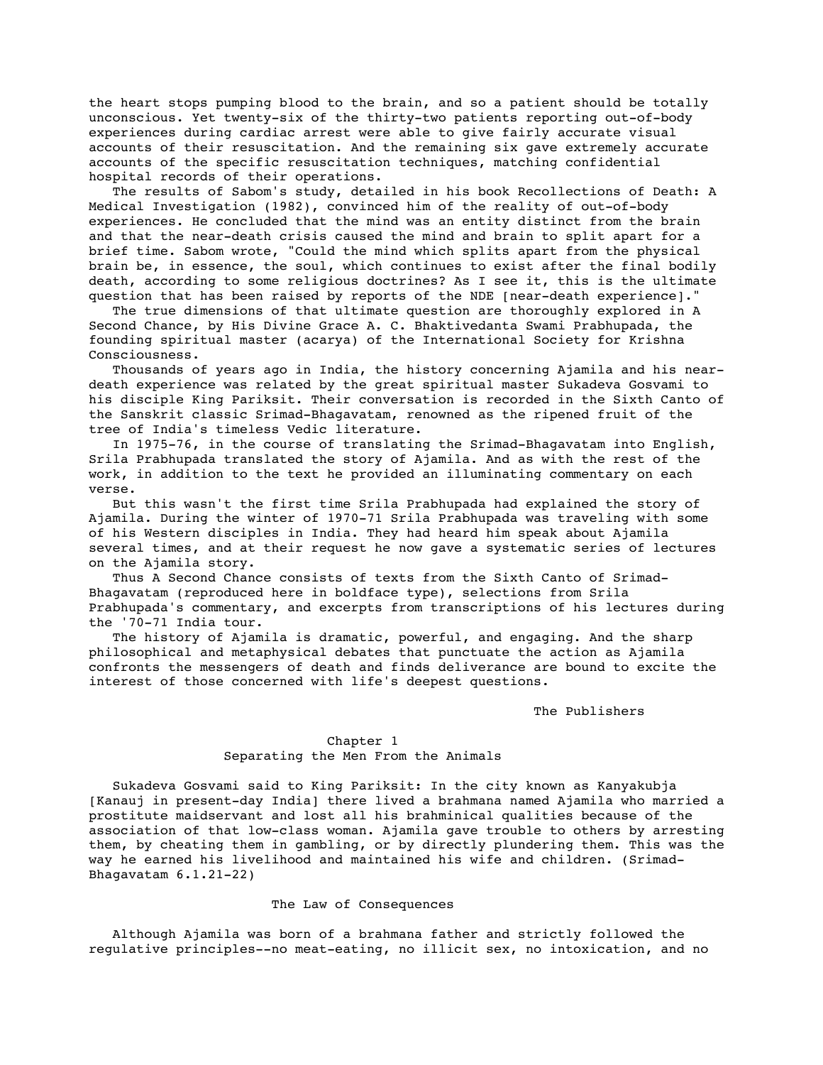the heart stops pumping blood to the brain, and so a patient should be totally unconscious. Yet twenty-six of the thirty-two patients reporting out-of-body experiences during cardiac arrest were able to give fairly accurate visual accounts of their resuscitation. And the remaining six gave extremely accurate accounts of the specific resuscitation techniques, matching confidential hospital records of their operations.

The results of Sabom's study, detailed in his book Recollections of Death: A Medical Investigation (1982), convinced him of the reality of out-of-body experiences. He concluded that the mind was an entity distinct from the brain and that the near-death crisis caused the mind and brain to split apart for a brief time. Sabom wrote, "Could the mind which splits apart from the physical brain be, in essence, the soul, which continues to exist after the final bodily death, according to some religious doctrines? As I see it, this is the ultimate question that has been raised by reports of the NDE [near-death experience]."

The true dimensions of that ultimate question are thoroughly explored in A Second Chance, by His Divine Grace A. C. Bhaktivedanta Swami Prabhupada, the founding spiritual master (acarya) of the International Society for Krishna Consciousness.

Thousands of years ago in India, the history concerning Ajamila and his near-death experience was related by the great spiritual master Sukadeva Gosvami to his disciple King Pariksit. Their conversation is recorded in the Sixth Canto of the Sanskrit classic Srimad-Bhagavatam, renowned as the ripened fruit of the tree of India's timeless Vedic literature.

In 1975-76, in the course of translating the Srimad-Bhagavatam into English, Srila Prabhupada translated the story of Ajamila. And as with the rest of the work, in addition to the text he provided an illuminating commentary on each verse.

But this wasn't the first time Srila Prabhupada had explained the story of Ajamila. During the winter of 1970-71 Srila Prabhupada was traveling with some of his Western disciples in India. They had heard him speak about Ajamila several times, and at their request he now gave a systematic series of lectures on the Ajamila story.

Thus A Second Chance consists of texts from the Sixth Canto of Srimad-Bhagavatam (reproduced here in boldface type), selections from Srila Prabhupada's commentary, and excerpts from transcriptions of his lectures during the '70-71 India tour.

The history of Ajamila is dramatic, powerful, and engaging. And the sharp philosophical and metaphysical debates that punctuate the action as Ajamila confronts the messengers of death and finds deliverance are bound to excite the interest of those concerned with life's deepest questions.

The Publishers

# Chapter 1
## Separating the Men From the Animals

Sukadeva Gosvami said to King Pariksit: In the city known as Kanyakubja [Kanauj in present-day India] there lived a brahmana named Ajamila who married a prostitute maidservant and lost all his brahminical qualities because of the association of that low-class woman. Ajamila gave trouble to others by arresting them, by cheating them in gambling, or by directly plundering them. This was the way he earned his livelihood and maintained his wife and children. (Srimad-Bhagavatam 6.1.21-22)

### The Law of Consequences

Although Ajamila was born of a brahmana father and strictly followed the regulative principles--no meat-eating, no illicit sex, no intoxication, and no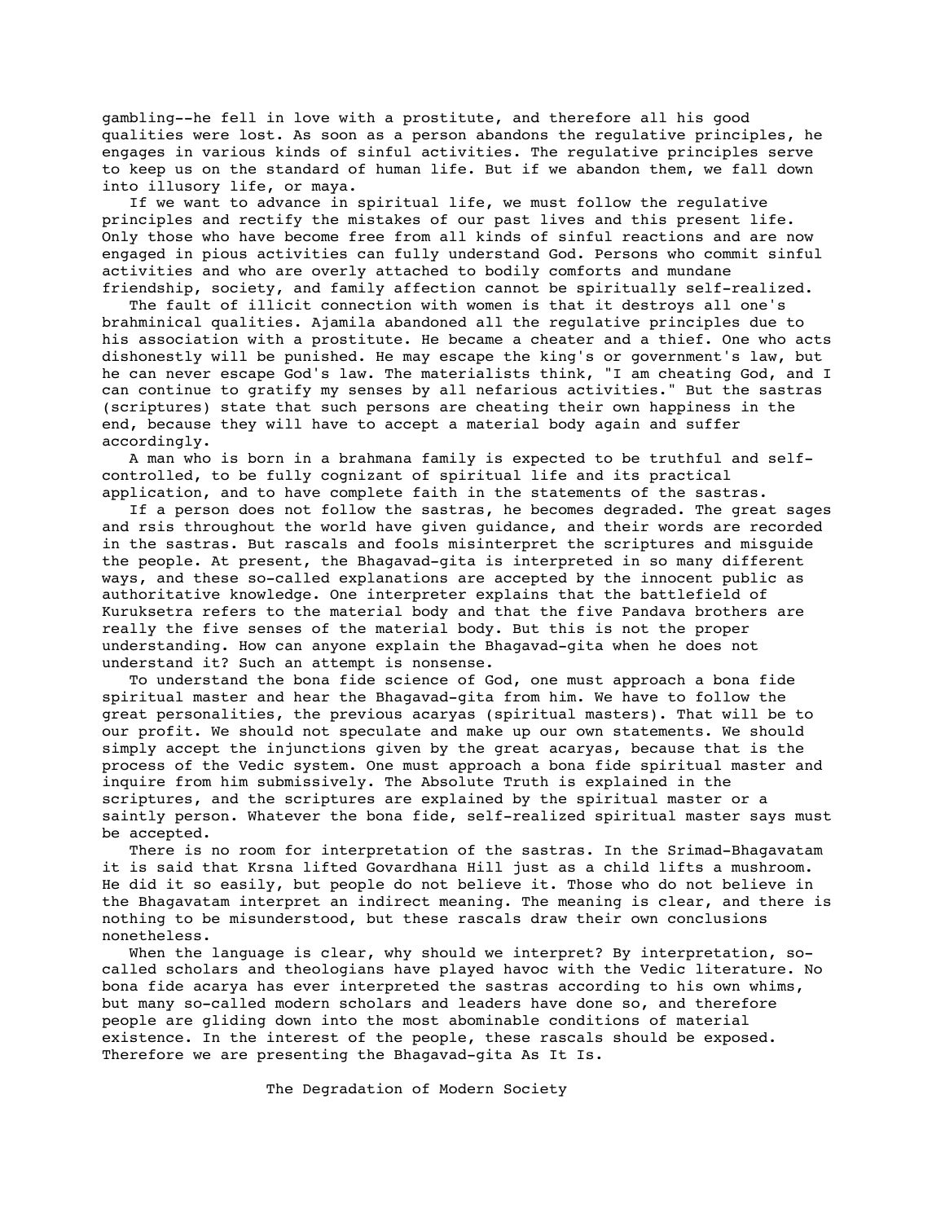gambling--he fell in love with a prostitute, and therefore all his good qualities were lost. As soon as a person abandons the regulative principles, he engages in various kinds of sinful activities. The regulative principles serve to keep us on the standard of human life. But if we abandon them, we fall down into illusory life, or maya.

If we want to advance in spiritual life, we must follow the regulative principles and rectify the mistakes of our past lives and this present life. Only those who have become free from all kinds of sinful reactions and are now engaged in pious activities can fully understand God. Persons who commit sinful activities and who are overly attached to bodily comforts and mundane friendship, society, and family affection cannot be spiritually self-realized.

The fault of illicit connection with women is that it destroys all one's brahminical qualities. Ajamila abandoned all the regulative principles due to his association with a prostitute. He became a cheater and a thief. One who acts dishonestly will be punished. He may escape the king's or government's law, but he can never escape God's law. The materialists think, "I am cheating God, and I can continue to gratify my senses by all nefarious activities." But the sastras (scriptures) state that such persons are cheating their own happiness in the end, because they will have to accept a material body again and suffer accordingly.

A man who is born in a brahmana family is expected to be truthful and self-controlled, to be fully cognizant of spiritual life and its practical application, and to have complete faith in the statements of the sastras.

If a person does not follow the sastras, he becomes degraded. The great sages and rsis throughout the world have given guidance, and their words are recorded in the sastras. But rascals and fools misinterpret the scriptures and misguide the people. At present, the Bhagavad-gita is interpreted in so many different ways, and these so-called explanations are accepted by the innocent public as authoritative knowledge. One interpreter explains that the battlefield of Kuruksetra refers to the material body and that the five Pandava brothers are really the five senses of the material body. But this is not the proper understanding. How can anyone explain the Bhagavad-gita when he does not understand it? Such an attempt is nonsense.

To understand the bona fide science of God, one must approach a bona fide spiritual master and hear the Bhagavad-gita from him. We have to follow the great personalities, the previous acaryas (spiritual masters). That will be to our profit. We should not speculate and make up our own statements. We should simply accept the injunctions given by the great acaryas, because that is the process of the Vedic system. One must approach a bona fide spiritual master and inquire from him submissively. The Absolute Truth is explained in the scriptures, and the scriptures are explained by the spiritual master or a saintly person. Whatever the bona fide, self-realized spiritual master says must be accepted.

There is no room for interpretation of the sastras. In the Srimad-Bhagavatam it is said that Krsna lifted Govardhana Hill just as a child lifts a mushroom. He did it so easily, but people do not believe it. Those who do not believe in the Bhagavatam interpret an indirect meaning. The meaning is clear, and there is nothing to be misunderstood, but these rascals draw their own conclusions nonetheless.

When the language is clear, why should we interpret? By interpretation, so-called scholars and theologians have played havoc with the Vedic literature. No bona fide acarya has ever interpreted the sastras according to his own whims, but many so-called modern scholars and leaders have done so, and therefore people are gliding down into the most abominable conditions of material existence. In the interest of the people, these rascals should be exposed. Therefore we are presenting the Bhagavad-gita As It Is.

## The Degradation of Modern Society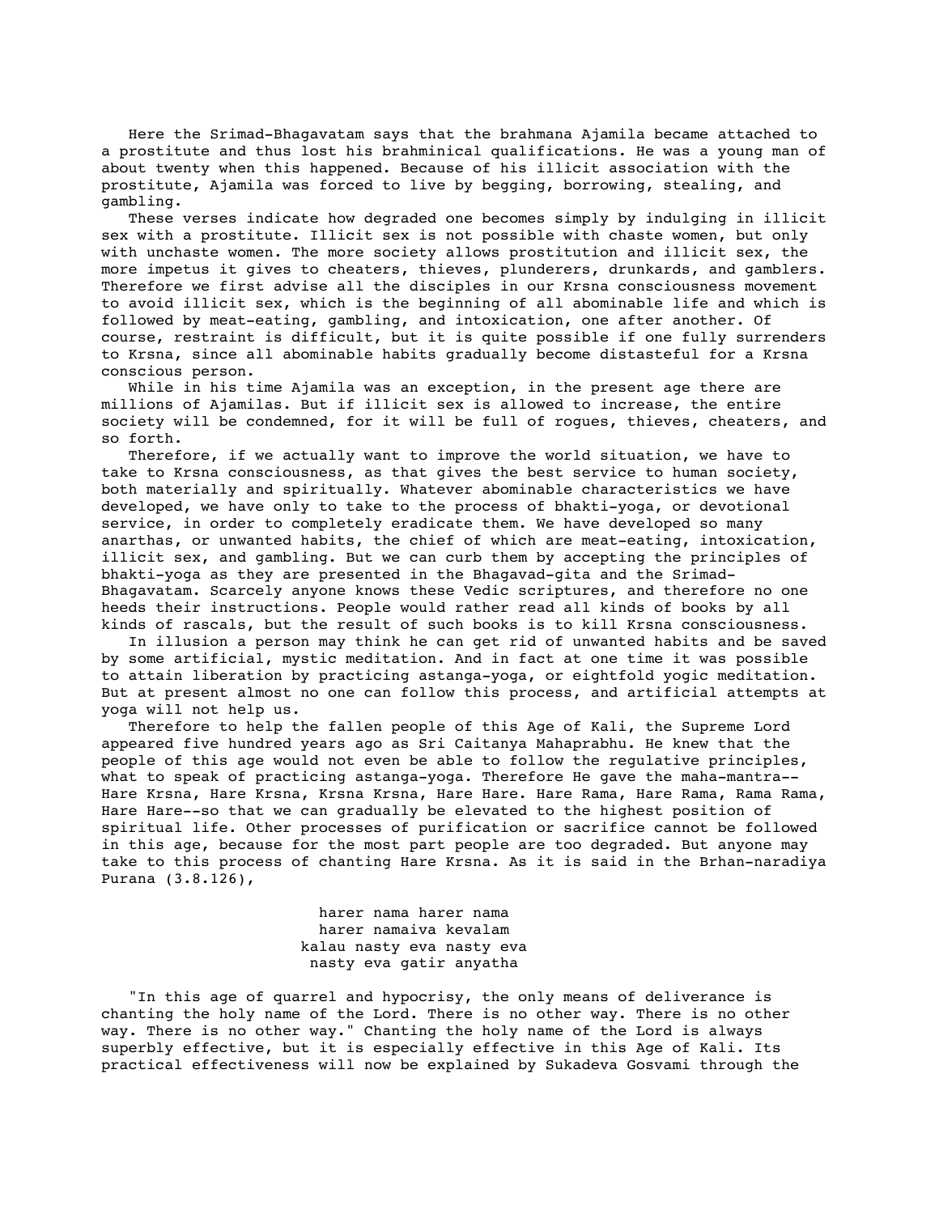Here the Srimad-Bhagavatam says that the brahmana Ajamila became attached to a prostitute and thus lost his brahminical qualifications. He was a young man of about twenty when this happened. Because of his illicit association with the prostitute, Ajamila was forced to live by begging, borrowing, stealing, and gambling.

These verses indicate how degraded one becomes simply by indulging in illicit sex with a prostitute. Illicit sex is not possible with chaste women, but only with unchaste women. The more society allows prostitution and illicit sex, the more impetus it gives to cheaters, thieves, plunderers, drunkards, and gamblers. Therefore we first advise all the disciples in our Krsna consciousness movement to avoid illicit sex, which is the beginning of all abominable life and which is followed by meat-eating, gambling, and intoxication, one after another. Of course, restraint is difficult, but it is quite possible if one fully surrenders to Krsna, since all abominable habits gradually become distasteful for a Krsna conscious person.

While in his time Ajamila was an exception, in the present age there are millions of Ajamilas. But if illicit sex is allowed to increase, the entire society will be condemned, for it will be full of rogues, thieves, cheaters, and so forth.

Therefore, if we actually want to improve the world situation, we have to take to Krsna consciousness, as that gives the best service to human society, both materially and spiritually. Whatever abominable characteristics we have developed, we have only to take to the process of bhakti-yoga, or devotional service, in order to completely eradicate them. We have developed so many anarthas, or unwanted habits, the chief of which are meat-eating, intoxication, illicit sex, and gambling. But we can curb them by accepting the principles of bhakti-yoga as they are presented in the Bhagavad-gita and the Srimad-Bhagavatam. Scarcely anyone knows these Vedic scriptures, and therefore no one heeds their instructions. People would rather read all kinds of books by all kinds of rascals, but the result of such books is to kill Krsna consciousness.

In illusion a person may think he can get rid of unwanted habits and be saved by some artificial, mystic meditation. And in fact at one time it was possible to attain liberation by practicing astanga-yoga, or eightfold yogic meditation. But at present almost no one can follow this process, and artificial attempts at yoga will not help us.

Therefore to help the fallen people of this Age of Kali, the Supreme Lord appeared five hundred years ago as Sri Caitanya Mahaprabhu. He knew that the people of this age would not even be able to follow the regulative principles, what to speak of practicing astanga-yoga. Therefore He gave the maha-mantra--Hare Krsna, Hare Krsna, Krsna Krsna, Hare Hare. Hare Rama, Hare Rama, Rama Rama, Hare Hare--so that we can gradually be elevated to the highest position of spiritual life. Other processes of purification or sacrifice cannot be followed in this age, because for the most part people are too degraded. But anyone may take to this process of chanting Hare Krsna. As it is said in the Brhan-naradiya Purana (3.8.126),

> harer nama harer nama
> harer namaiva kevalam
> kalau nasty eva nasty eva
> nasty eva gatir anyatha

"In this age of quarrel and hypocrisy, the only means of deliverance is chanting the holy name of the Lord. There is no other way. There is no other way. There is no other way." Chanting the holy name of the Lord is always superbly effective, but it is especially effective in this Age of Kali. Its practical effectiveness will now be explained by Sukadeva Gosvami through the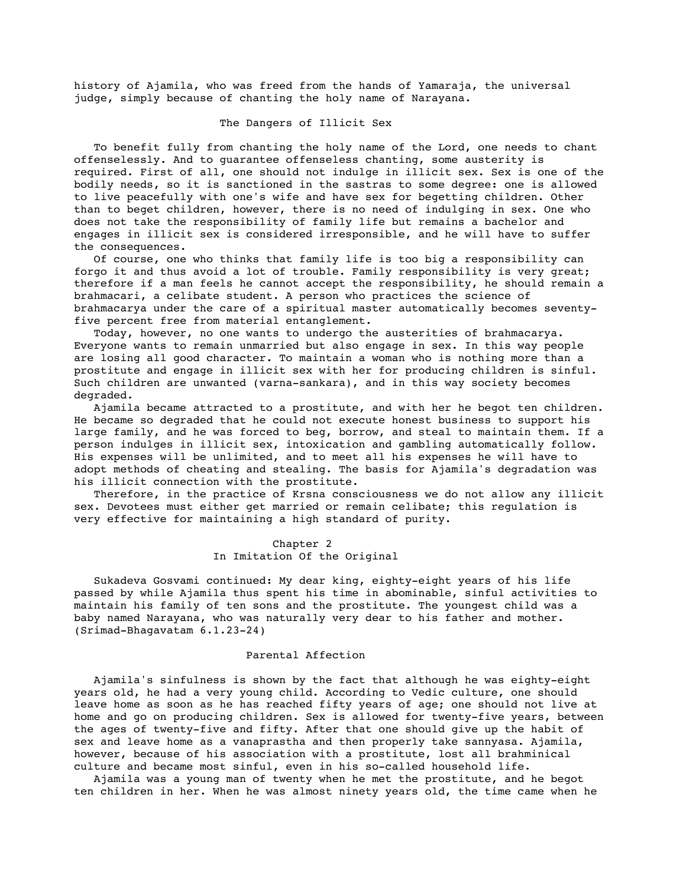history of Ajamila, who was freed from the hands of Yamaraja, the universal judge, simply because of chanting the holy name of Narayana.

### The Dangers of Illicit Sex

To benefit fully from chanting the holy name of the Lord, one needs to chant offenselessly. And to guarantee offenseless chanting, some austerity is required. First of all, one should not indulge in illicit sex. Sex is one of the bodily needs, so it is sanctioned in the sastras to some degree: one is allowed to live peacefully with one's wife and have sex for begetting children. Other than to beget children, however, there is no need of indulging in sex. One who does not take the responsibility of family life but remains a bachelor and engages in illicit sex is considered irresponsible, and he will have to suffer the consequences.

Of course, one who thinks that family life is too big a responsibility can forgo it and thus avoid a lot of trouble. Family responsibility is very great; therefore if a man feels he cannot accept the responsibility, he should remain a brahmacari, a celibate student. A person who practices the science of brahmacarya under the care of a spiritual master automatically becomes seventy-five percent free from material entanglement.

Today, however, no one wants to undergo the austerities of brahmacarya. Everyone wants to remain unmarried but also engage in sex. In this way people are losing all good character. To maintain a woman who is nothing more than a prostitute and engage in illicit sex with her for producing children is sinful. Such children are unwanted (varna-sankara), and in this way society becomes degraded.

Ajamila became attracted to a prostitute, and with her he begot ten children. He became so degraded that he could not execute honest business to support his large family, and he was forced to beg, borrow, and steal to maintain them. If a person indulges in illicit sex, intoxication and gambling automatically follow. His expenses will be unlimited, and to meet all his expenses he will have to adopt methods of cheating and stealing. The basis for Ajamila's degradation was his illicit connection with the prostitute.

Therefore, in the practice of Krsna consciousness we do not allow any illicit sex. Devotees must either get married or remain celibate; this regulation is very effective for maintaining a high standard of purity.

## Chapter 2
## In Imitation Of the Original

Sukadeva Gosvami continued: My dear king, eighty-eight years of his life passed by while Ajamila thus spent his time in abominable, sinful activities to maintain his family of ten sons and the prostitute. The youngest child was a baby named Narayana, who was naturally very dear to his father and mother. (Srimad-Bhagavatam 6.1.23-24)

### Parental Affection

Ajamila's sinfulness is shown by the fact that although he was eighty-eight years old, he had a very young child. According to Vedic culture, one should leave home as soon as he has reached fifty years of age; one should not live at home and go on producing children. Sex is allowed for twenty-five years, between the ages of twenty-five and fifty. After that one should give up the habit of sex and leave home as a vanaprastha and then properly take sannyasa. Ajamila, however, because of his association with a prostitute, lost all brahminical culture and became most sinful, even in his so-called household life.

Ajamila was a young man of twenty when he met the prostitute, and he begot ten children in her. When he was almost ninety years old, the time came when he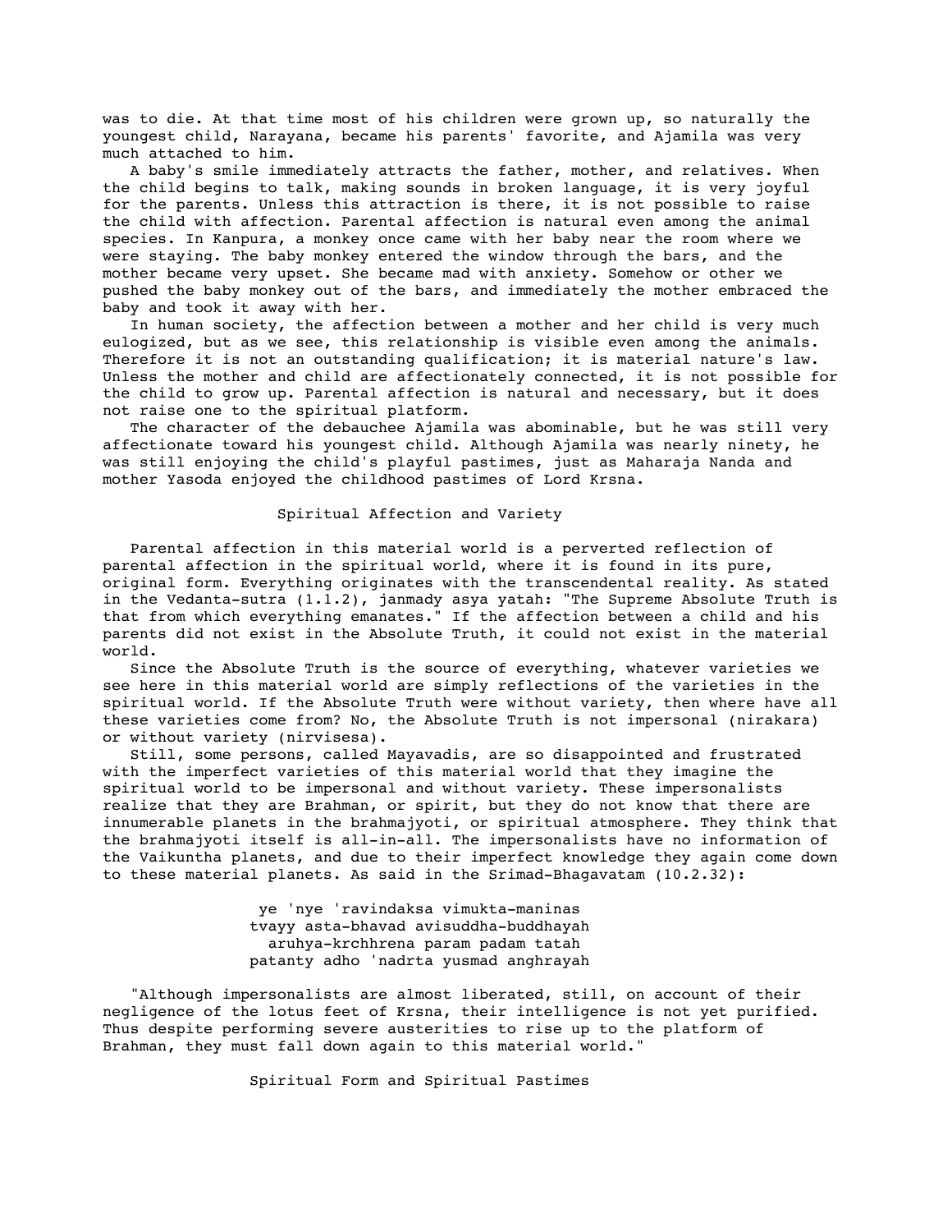was to die. At that time most of his children were grown up, so naturally the youngest child, Narayana, became his parents' favorite, and Ajamila was very much attached to him.

A baby's smile immediately attracts the father, mother, and relatives. When the child begins to talk, making sounds in broken language, it is very joyful for the parents. Unless this attraction is there, it is not possible to raise the child with affection. Parental affection is natural even among the animal species. In Kanpura, a monkey once came with her baby near the room where we were staying. The baby monkey entered the window through the bars, and the mother became very upset. She became mad with anxiety. Somehow or other we pushed the baby monkey out of the bars, and immediately the mother embraced the baby and took it away with her.

In human society, the affection between a mother and her child is very much eulogized, but as we see, this relationship is visible even among the animals. Therefore it is not an outstanding qualification; it is material nature's law. Unless the mother and child are affectionately connected, it is not possible for the child to grow up. Parental affection is natural and necessary, but it does not raise one to the spiritual platform.

The character of the debauchee Ajamila was abominable, but he was still very affectionate toward his youngest child. Although Ajamila was nearly ninety, he was still enjoying the child's playful pastimes, just as Maharaja Nanda and mother Yasoda enjoyed the childhood pastimes of Lord Krsna.

## Spiritual Affection and Variety

Parental affection in this material world is a perverted reflection of parental affection in the spiritual world, where it is found in its pure, original form. Everything originates with the transcendental reality. As stated in the Vedanta-sutra (1.1.2), janmady asya yatah: "The Supreme Absolute Truth is that from which everything emanates." If the affection between a child and his parents did not exist in the Absolute Truth, it could not exist in the material world.

Since the Absolute Truth is the source of everything, whatever varieties we see here in this material world are simply reflections of the varieties in the spiritual world. If the Absolute Truth were without variety, then where have all these varieties come from? No, the Absolute Truth is not impersonal (nirakara) or without variety (nirvisesa).

Still, some persons, called Mayavadis, are so disappointed and frustrated with the imperfect varieties of this material world that they imagine the spiritual world to be impersonal and without variety. These impersonalists realize that they are Brahman, or spirit, but they do not know that there are innumerable planets in the brahmajyoti, or spiritual atmosphere. They think that the brahmajyoti itself is all-in-all. The impersonalists have no information of the Vaikuntha planets, and due to their imperfect knowledge they again come down to these material planets. As said in the Srimad-Bhagavatam (10.2.32):

> ye 'nye 'ravindaksa vimukta-maninas
> tvayy asta-bhavad avisuddha-buddhayah
> aruhya-krchhrena param padam tatah
> patanty adho 'nadrta yusmad anghrayah

"Although impersonalists are almost liberated, still, on account of their negligence of the lotus feet of Krsna, their intelligence is not yet purified. Thus despite performing severe austerities to rise up to the platform of Brahman, they must fall down again to this material world."

## Spiritual Form and Spiritual Pastimes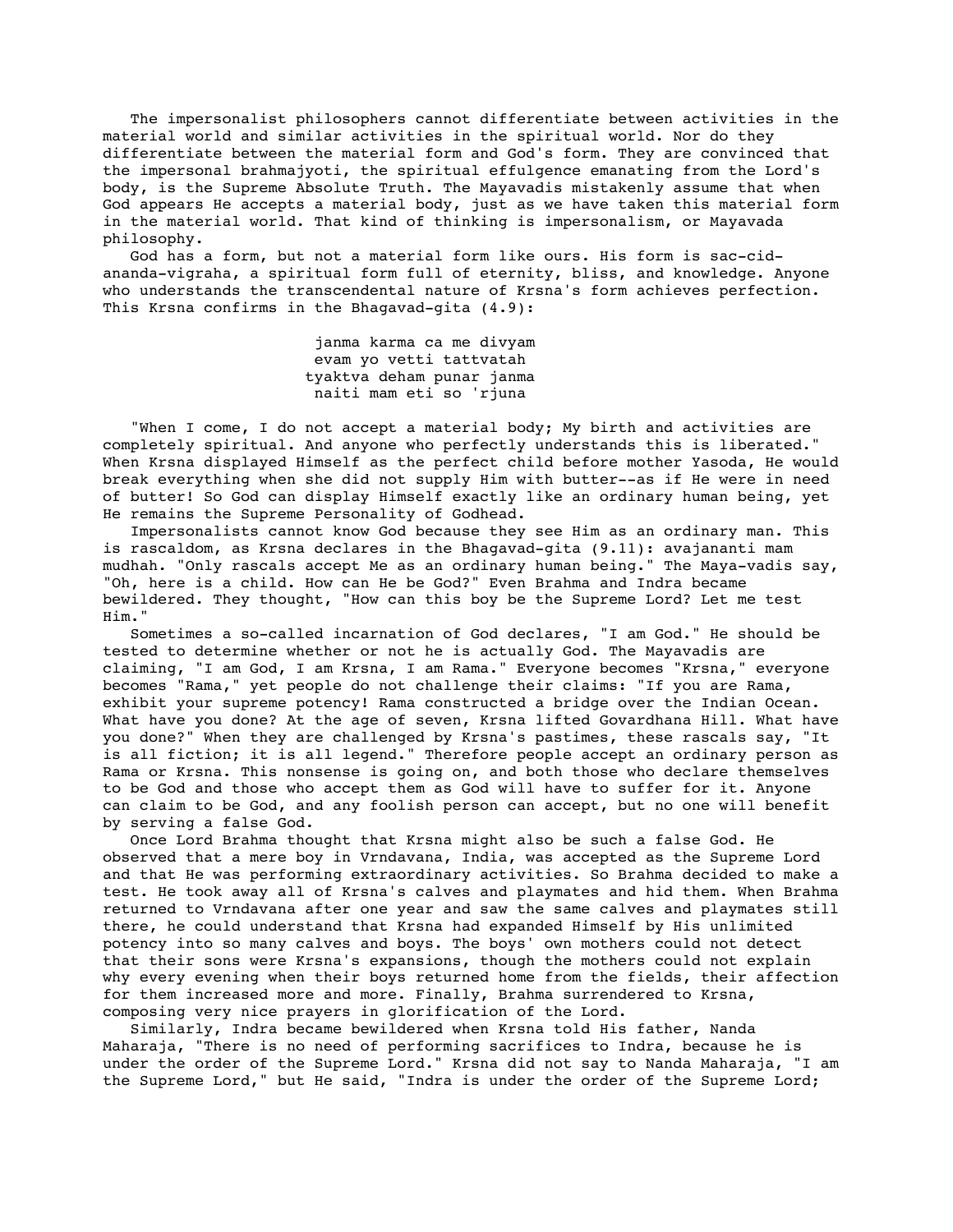The impersonalist philosophers cannot differentiate between activities in the material world and similar activities in the spiritual world. Nor do they differentiate between the material form and God's form. They are convinced that the impersonal brahmajyoti, the spiritual effulgence emanating from the Lord's body, is the Supreme Absolute Truth. The Mayavadis mistakenly assume that when God appears He accepts a material body, just as we have taken this material form in the material world. That kind of thinking is impersonalism, or Mayavada philosophy.

God has a form, but not a material form like ours. His form is sac-cid-ananda-vigraha, a spiritual form full of eternity, bliss, and knowledge. Anyone who understands the transcendental nature of Krsna's form achieves perfection. This Krsna confirms in the Bhagavad-gita (4.9):

> janma karma ca me divyam
> evam yo vetti tattvatah
> tyaktva deham punar janma
> naiti mam eti so 'rjuna

"When I come, I do not accept a material body; My birth and activities are completely spiritual. And anyone who perfectly understands this is liberated." When Krsna displayed Himself as the perfect child before mother Yasoda, He would break everything when she did not supply Him with butter--as if He were in need of butter! So God can display Himself exactly like an ordinary human being, yet He remains the Supreme Personality of Godhead.

Impersonalists cannot know God because they see Him as an ordinary man. This is rascaldom, as Krsna declares in the Bhagavad-gita (9.11): avajananti mam mudhah. "Only rascals accept Me as an ordinary human being." The Maya-vadis say, "Oh, here is a child. How can He be God?" Even Brahma and Indra became bewildered. They thought, "How can this boy be the Supreme Lord? Let me test Him."

Sometimes a so-called incarnation of God declares, "I am God." He should be tested to determine whether or not he is actually God. The Mayavadis are claiming, "I am God, I am Krsna, I am Rama." Everyone becomes "Krsna," everyone becomes "Rama," yet people do not challenge their claims: "If you are Rama, exhibit your supreme potency! Rama constructed a bridge over the Indian Ocean. What have you done? At the age of seven, Krsna lifted Govardhana Hill. What have you done?" When they are challenged by Krsna's pastimes, these rascals say, "It is all fiction; it is all legend." Therefore people accept an ordinary person as Rama or Krsna. This nonsense is going on, and both those who declare themselves to be God and those who accept them as God will have to suffer for it. Anyone can claim to be God, and any foolish person can accept, but no one will benefit by serving a false God.

Once Lord Brahma thought that Krsna might also be such a false God. He observed that a mere boy in Vrndavana, India, was accepted as the Supreme Lord and that He was performing extraordinary activities. So Brahma decided to make a test. He took away all of Krsna's calves and playmates and hid them. When Brahma returned to Vrndavana after one year and saw the same calves and playmates still there, he could understand that Krsna had expanded Himself by His unlimited potency into so many calves and boys. The boys' own mothers could not detect that their sons were Krsna's expansions, though the mothers could not explain why every evening when their boys returned home from the fields, their affection for them increased more and more. Finally, Brahma surrendered to Krsna, composing very nice prayers in glorification of the Lord.

Similarly, Indra became bewildered when Krsna told His father, Nanda Maharaja, "There is no need of performing sacrifices to Indra, because he is under the order of the Supreme Lord." Krsna did not say to Nanda Maharaja, "I am the Supreme Lord," but He said, "Indra is under the order of the Supreme Lord;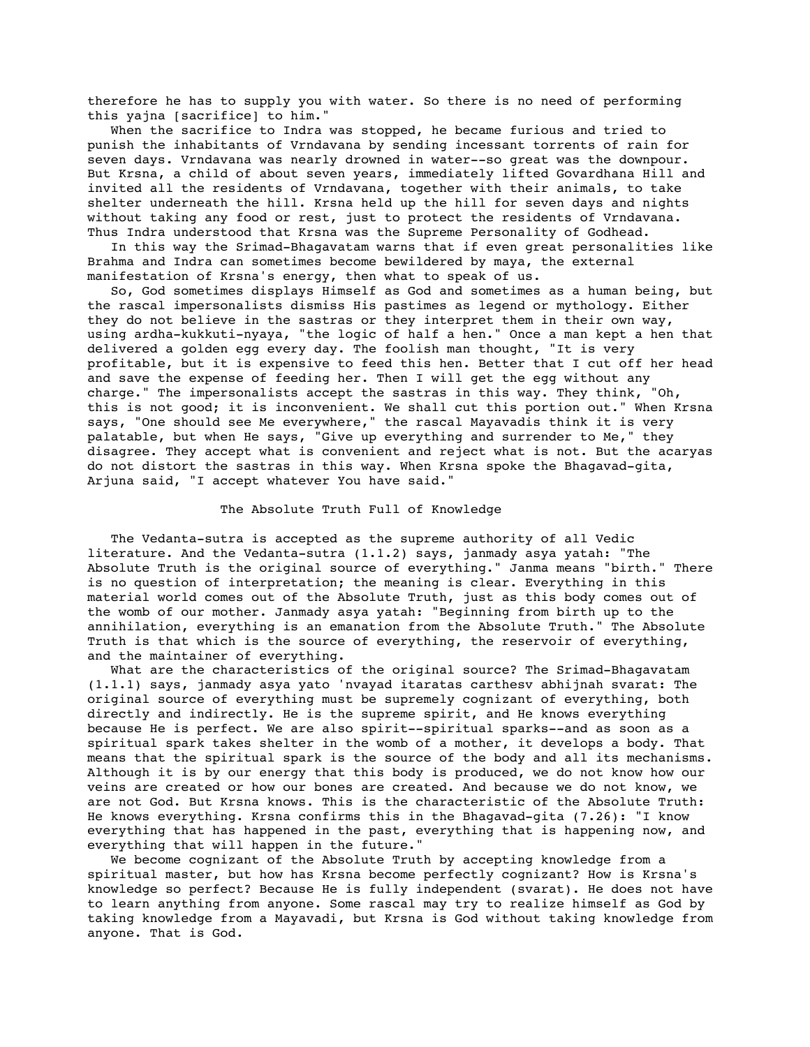therefore he has to supply you with water. So there is no need of performing this yajna [sacrifice] to him."

When the sacrifice to Indra was stopped, he became furious and tried to punish the inhabitants of Vrndavana by sending incessant torrents of rain for seven days. Vrndavana was nearly drowned in water--so great was the downpour. But Krsna, a child of about seven years, immediately lifted Govardhana Hill and invited all the residents of Vrndavana, together with their animals, to take shelter underneath the hill. Krsna held up the hill for seven days and nights without taking any food or rest, just to protect the residents of Vrndavana. Thus Indra understood that Krsna was the Supreme Personality of Godhead.

In this way the Srimad-Bhagavatam warns that if even great personalities like Brahma and Indra can sometimes become bewildered by maya, the external manifestation of Krsna's energy, then what to speak of us.

So, God sometimes displays Himself as God and sometimes as a human being, but the rascal impersonalists dismiss His pastimes as legend or mythology. Either they do not believe in the sastras or they interpret them in their own way, using ardha-kukkuti-nyaya, "the logic of half a hen." Once a man kept a hen that delivered a golden egg every day. The foolish man thought, "It is very profitable, but it is expensive to feed this hen. Better that I cut off her head and save the expense of feeding her. Then I will get the egg without any charge." The impersonalists accept the sastras in this way. They think, "Oh, this is not good; it is inconvenient. We shall cut this portion out." When Krsna says, "One should see Me everywhere," the rascal Mayavadis think it is very palatable, but when He says, "Give up everything and surrender to Me," they disagree. They accept what is convenient and reject what is not. But the acaryas do not distort the sastras in this way. When Krsna spoke the Bhagavad-gita, Arjuna said, "I accept whatever You have said."

## The Absolute Truth Full of Knowledge

The Vedanta-sutra is accepted as the supreme authority of all Vedic literature. And the Vedanta-sutra (1.1.2) says, janmady asya yatah: "The Absolute Truth is the original source of everything." Janma means "birth." There is no question of interpretation; the meaning is clear. Everything in this material world comes out of the Absolute Truth, just as this body comes out of the womb of our mother. Janmady asya yatah: "Beginning from birth up to the annihilation, everything is an emanation from the Absolute Truth." The Absolute Truth is that which is the source of everything, the reservoir of everything, and the maintainer of everything.

What are the characteristics of the original source? The Srimad-Bhagavatam (1.1.1) says, janmady asya yato 'nvayad itaratas carthesv abhijnah svarat: The original source of everything must be supremely cognizant of everything, both directly and indirectly. He is the supreme spirit, and He knows everything because He is perfect. We are also spirit--spiritual sparks--and as soon as a spiritual spark takes shelter in the womb of a mother, it develops a body. That means that the spiritual spark is the source of the body and all its mechanisms. Although it is by our energy that this body is produced, we do not know how our veins are created or how our bones are created. And because we do not know, we are not God. But Krsna knows. This is the characteristic of the Absolute Truth: He knows everything. Krsna confirms this in the Bhagavad-gita (7.26): "I know everything that has happened in the past, everything that is happening now, and everything that will happen in the future."

We become cognizant of the Absolute Truth by accepting knowledge from a spiritual master, but how has Krsna become perfectly cognizant? How is Krsna's knowledge so perfect? Because He is fully independent (svarat). He does not have to learn anything from anyone. Some rascal may try to realize himself as God by taking knowledge from a Mayavadi, but Krsna is God without taking knowledge from anyone. That is God.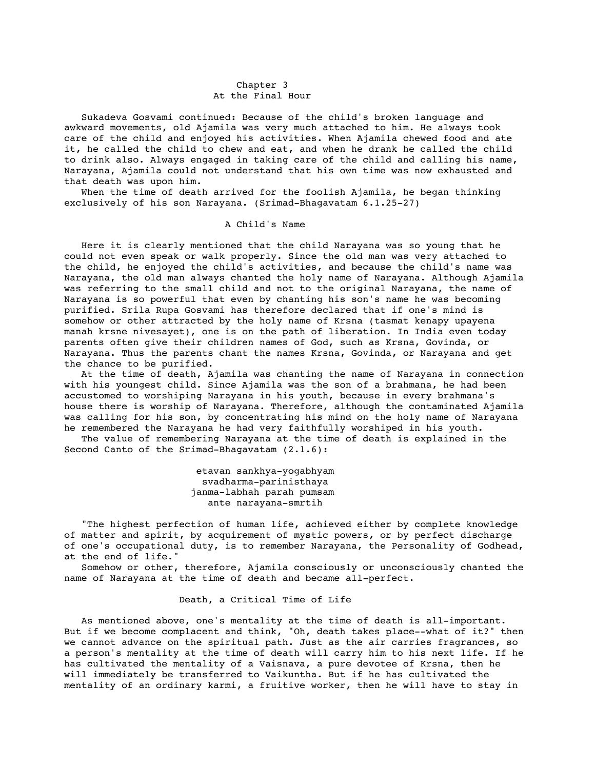# Chapter 3
## At the Final Hour

Sukadeva Gosvami continued: Because of the child's broken language and awkward movements, old Ajamila was very much attached to him. He always took care of the child and enjoyed his activities. When Ajamila chewed food and ate it, he called the child to chew and eat, and when he drank he called the child to drink also. Always engaged in taking care of the child and calling his name, Narayana, Ajamila could not understand that his own time was now exhausted and that death was upon him.

When the time of death arrived for the foolish Ajamila, he began thinking exclusively of his son Narayana. (Srimad-Bhagavatam 6.1.25-27)

### A Child's Name

Here it is clearly mentioned that the child Narayana was so young that he could not even speak or walk properly. Since the old man was very attached to the child, he enjoyed the child's activities, and because the child's name was Narayana, the old man always chanted the holy name of Narayana. Although Ajamila was referring to the small child and not to the original Narayana, the name of Narayana is so powerful that even by chanting his son's name he was becoming purified. Srila Rupa Gosvami has therefore declared that if one's mind is somehow or other attracted by the holy name of Krsna (tasmat kenapy upayena manah krsne nivesayet), one is on the path of liberation. In India even today parents often give their children names of God, such as Krsna, Govinda, or Narayana. Thus the parents chant the names Krsna, Govinda, or Narayana and get the chance to be purified.

At the time of death, Ajamila was chanting the name of Narayana in connection with his youngest child. Since Ajamila was the son of a brahmana, he had been accustomed to worshiping Narayana in his youth, because in every brahmana's house there is worship of Narayana. Therefore, although the contaminated Ajamila was calling for his son, by concentrating his mind on the holy name of Narayana he remembered the Narayana he had very faithfully worshiped in his youth.

The value of remembering Narayana at the time of death is explained in the Second Canto of the Srimad-Bhagavatam (2.1.6):

> etavan sankhya-yogabhyam
> svadharma-parinisthaya
> janma-labhah parah pumsam
> ante narayana-smrtih

"The highest perfection of human life, achieved either by complete knowledge of matter and spirit, by acquirement of mystic powers, or by perfect discharge of one's occupational duty, is to remember Narayana, the Personality of Godhead, at the end of life."

Somehow or other, therefore, Ajamila consciously or unconsciously chanted the name of Narayana at the time of death and became all-perfect.

### Death, a Critical Time of Life

As mentioned above, one's mentality at the time of death is all-important. But if we become complacent and think, "Oh, death takes place--what of it?" then we cannot advance on the spiritual path. Just as the air carries fragrances, so a person's mentality at the time of death will carry him to his next life. If he has cultivated the mentality of a Vaisnava, a pure devotee of Krsna, then he will immediately be transferred to Vaikuntha. But if he has cultivated the mentality of an ordinary karmi, a fruitive worker, then he will have to stay in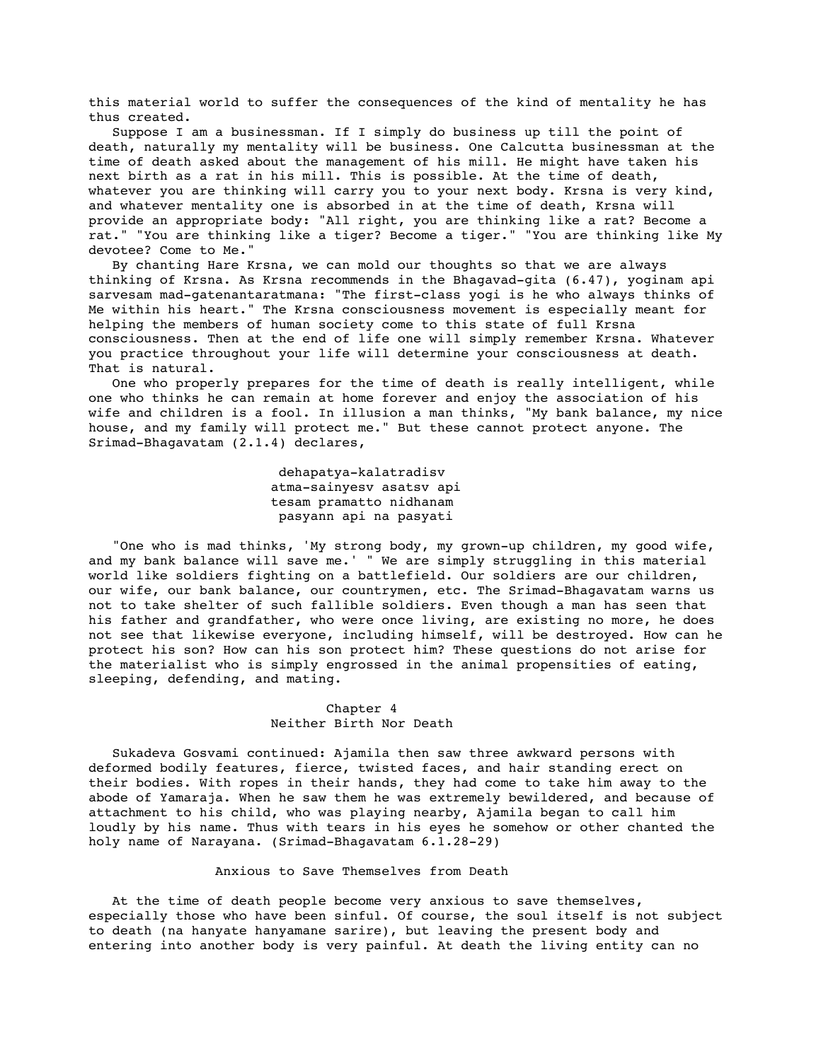this material world to suffer the consequences of the kind of mentality he has thus created.

Suppose I am a businessman. If I simply do business up till the point of death, naturally my mentality will be business. One Calcutta businessman at the time of death asked about the management of his mill. He might have taken his next birth as a rat in his mill. This is possible. At the time of death, whatever you are thinking will carry you to your next body. Krsna is very kind, and whatever mentality one is absorbed in at the time of death, Krsna will provide an appropriate body: "All right, you are thinking like a rat? Become a rat." "You are thinking like a tiger? Become a tiger." "You are thinking like My devotee? Come to Me."

By chanting Hare Krsna, we can mold our thoughts so that we are always thinking of Krsna. As Krsna recommends in the Bhagavad-gita (6.47), yoginam api sarvesam mad-gatenantaratmana: "The first-class yogi is he who always thinks of Me within his heart." The Krsna consciousness movement is especially meant for helping the members of human society come to this state of full Krsna consciousness. Then at the end of life one will simply remember Krsna. Whatever you practice throughout your life will determine your consciousness at death. That is natural.

One who properly prepares for the time of death is really intelligent, while one who thinks he can remain at home forever and enjoy the association of his wife and children is a fool. In illusion a man thinks, "My bank balance, my nice house, and my family will protect me." But these cannot protect anyone. The Srimad-Bhagavatam (2.1.4) declares,

> dehapatya-kalatradisv
> atma-sainyesv asatsv api
> tesam pramatto nidhanam
> pasyann api na pasyati

"One who is mad thinks, 'My strong body, my grown-up children, my good wife, and my bank balance will save me.' " We are simply struggling in this material world like soldiers fighting on a battlefield. Our soldiers are our children, our wife, our bank balance, our countrymen, etc. The Srimad-Bhagavatam warns us not to take shelter of such fallible soldiers. Even though a man has seen that his father and grandfather, who were once living, are existing no more, he does not see that likewise everyone, including himself, will be destroyed. How can he protect his son? How can his son protect him? These questions do not arise for the materialist who is simply engrossed in the animal propensities of eating, sleeping, defending, and mating.

# Chapter 4
## Neither Birth Nor Death

Sukadeva Gosvami continued: Ajamila then saw three awkward persons with deformed bodily features, fierce, twisted faces, and hair standing erect on their bodies. With ropes in their hands, they had come to take him away to the abode of Yamaraja. When he saw them he was extremely bewildered, and because of attachment to his child, who was playing nearby, Ajamila began to call him loudly by his name. Thus with tears in his eyes he somehow or other chanted the holy name of Narayana. (Srimad-Bhagavatam 6.1.28-29)

### Anxious to Save Themselves from Death

At the time of death people become very anxious to save themselves, especially those who have been sinful. Of course, the soul itself is not subject to death (na hanyate hanyamane sarire), but leaving the present body and entering into another body is very painful. At death the living entity can no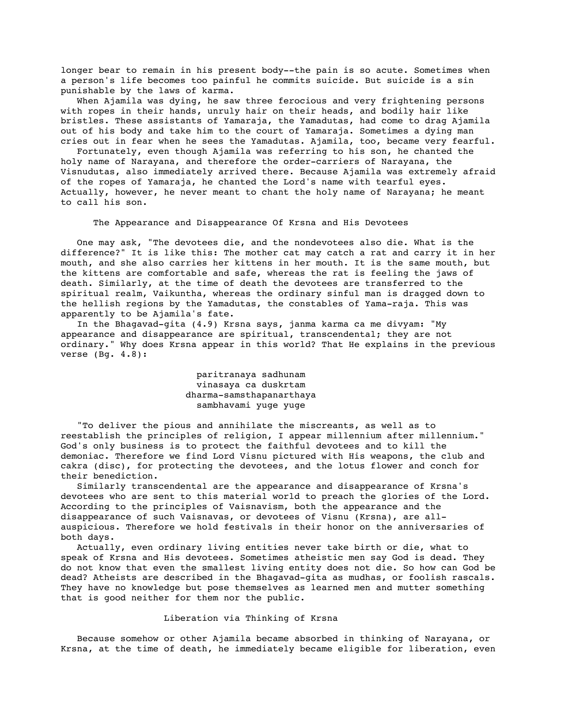longer bear to remain in his present body--the pain is so acute. Sometimes when a person's life becomes too painful he commits suicide. But suicide is a sin punishable by the laws of karma.

When Ajamila was dying, he saw three ferocious and very frightening persons with ropes in their hands, unruly hair on their heads, and bodily hair like bristles. These assistants of Yamaraja, the Yamadutas, had come to drag Ajamila out of his body and take him to the court of Yamaraja. Sometimes a dying man cries out in fear when he sees the Yamadutas. Ajamila, too, became very fearful.

Fortunately, even though Ajamila was referring to his son, he chanted the holy name of Narayana, and therefore the order-carriers of Narayana, the Visnudutas, also immediately arrived there. Because Ajamila was extremely afraid of the ropes of Yamaraja, he chanted the Lord's name with tearful eyes. Actually, however, he never meant to chant the holy name of Narayana; he meant to call his son.

## The Appearance and Disappearance Of Krsna and His Devotees

One may ask, "The devotees die, and the nondevotees also die. What is the difference?" It is like this: The mother cat may catch a rat and carry it in her mouth, and she also carries her kittens in her mouth. It is the same mouth, but the kittens are comfortable and safe, whereas the rat is feeling the jaws of death. Similarly, at the time of death the devotees are transferred to the spiritual realm, Vaikuntha, whereas the ordinary sinful man is dragged down to the hellish regions by the Yamadutas, the constables of Yama-raja. This was apparently to be Ajamila's fate.

In the Bhagavad-gita (4.9) Krsna says, janma karma ca me divyam: "My appearance and disappearance are spiritual, transcendental; they are not ordinary." Why does Krsna appear in this world? That He explains in the previous verse (Bg. 4.8):

> paritranaya sadhunam
> vinasaya ca duskrtam
> dharma-samsthapanarthaya
> sambhavami yuge yuge

"To deliver the pious and annihilate the miscreants, as well as to reestablish the principles of religion, I appear millennium after millennium." God's only business is to protect the faithful devotees and to kill the demoniac. Therefore we find Lord Visnu pictured with His weapons, the club and cakra (disc), for protecting the devotees, and the lotus flower and conch for their benediction.

Similarly transcendental are the appearance and disappearance of Krsna's devotees who are sent to this material world to preach the glories of the Lord. According to the principles of Vaisnavism, both the appearance and the disappearance of such Vaisnavas, or devotees of Visnu (Krsna), are all-auspicious. Therefore we hold festivals in their honor on the anniversaries of both days.

Actually, even ordinary living entities never take birth or die, what to speak of Krsna and His devotees. Sometimes atheistic men say God is dead. They do not know that even the smallest living entity does not die. So how can God be dead? Atheists are described in the Bhagavad-gita as mudhas, or foolish rascals. They have no knowledge but pose themselves as learned men and mutter something that is good neither for them nor the public.

## Liberation via Thinking of Krsna

Because somehow or other Ajamila became absorbed in thinking of Narayana, or Krsna, at the time of death, he immediately became eligible for liberation, even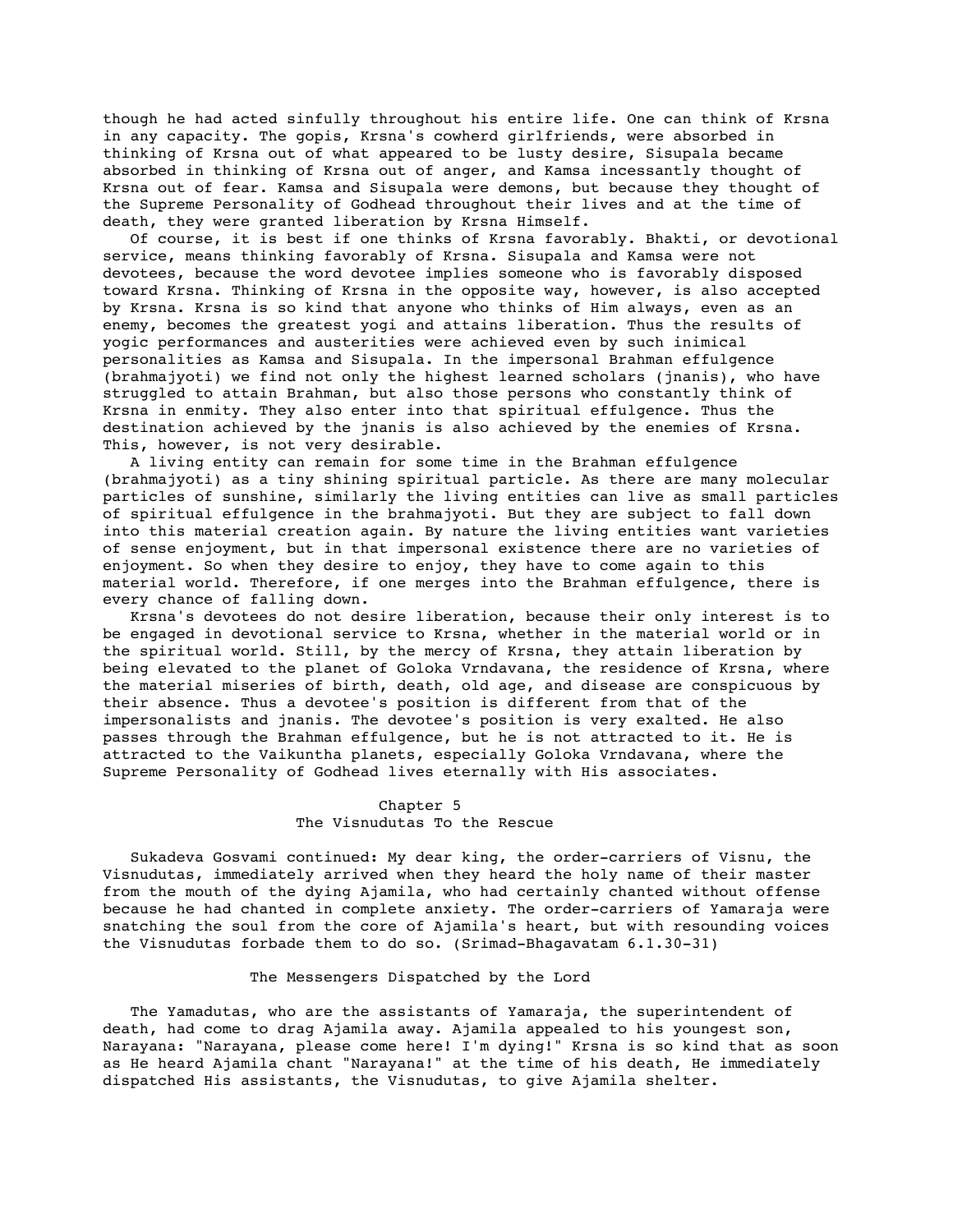though he had acted sinfully throughout his entire life. One can think of Krsna in any capacity. The gopis, Krsna's cowherd girlfriends, were absorbed in thinking of Krsna out of what appeared to be lusty desire, Sisupala became absorbed in thinking of Krsna out of anger, and Kamsa incessantly thought of Krsna out of fear. Kamsa and Sisupala were demons, but because they thought of the Supreme Personality of Godhead throughout their lives and at the time of death, they were granted liberation by Krsna Himself.

Of course, it is best if one thinks of Krsna favorably. Bhakti, or devotional service, means thinking favorably of Krsna. Sisupala and Kamsa were not devotees, because the word devotee implies someone who is favorably disposed toward Krsna. Thinking of Krsna in the opposite way, however, is also accepted by Krsna. Krsna is so kind that anyone who thinks of Him always, even as an enemy, becomes the greatest yogi and attains liberation. Thus the results of yogic performances and austerities were achieved even by such inimical personalities as Kamsa and Sisupala. In the impersonal Brahman effulgence (brahmajyoti) we find not only the highest learned scholars (jnanis), who have struggled to attain Brahman, but also those persons who constantly think of Krsna in enmity. They also enter into that spiritual effulgence. Thus the destination achieved by the jnanis is also achieved by the enemies of Krsna. This, however, is not very desirable.

A living entity can remain for some time in the Brahman effulgence (brahmajyoti) as a tiny shining spiritual particle. As there are many molecular particles of sunshine, similarly the living entities can live as small particles of spiritual effulgence in the brahmajyoti. But they are subject to fall down into this material creation again. By nature the living entities want varieties of sense enjoyment, but in that impersonal existence there are no varieties of enjoyment. So when they desire to enjoy, they have to come again to this material world. Therefore, if one merges into the Brahman effulgence, there is every chance of falling down.

Krsna's devotees do not desire liberation, because their only interest is to be engaged in devotional service to Krsna, whether in the material world or in the spiritual world. Still, by the mercy of Krsna, they attain liberation by being elevated to the planet of Goloka Vrndavana, the residence of Krsna, where the material miseries of birth, death, old age, and disease are conspicuous by their absence. Thus a devotee's position is different from that of the impersonalists and jnanis. The devotee's position is very exalted. He also passes through the Brahman effulgence, but he is not attracted to it. He is attracted to the Vaikuntha planets, especially Goloka Vrndavana, where the Supreme Personality of Godhead lives eternally with His associates.

## Chapter 5
## The Visnudutas To the Rescue

Sukadeva Gosvami continued: My dear king, the order-carriers of Visnu, the Visnudutas, immediately arrived when they heard the holy name of their master from the mouth of the dying Ajamila, who had certainly chanted without offense because he had chanted in complete anxiety. The order-carriers of Yamaraja were snatching the soul from the core of Ajamila's heart, but with resounding voices the Visnudutas forbade them to do so. (Srimad-Bhagavatam 6.1.30-31)

### The Messengers Dispatched by the Lord

The Yamadutas, who are the assistants of Yamaraja, the superintendent of death, had come to drag Ajamila away. Ajamila appealed to his youngest son, Narayana: "Narayana, please come here! I'm dying!" Krsna is so kind that as soon as He heard Ajamila chant "Narayana!" at the time of his death, He immediately dispatched His assistants, the Visnudutas, to give Ajamila shelter.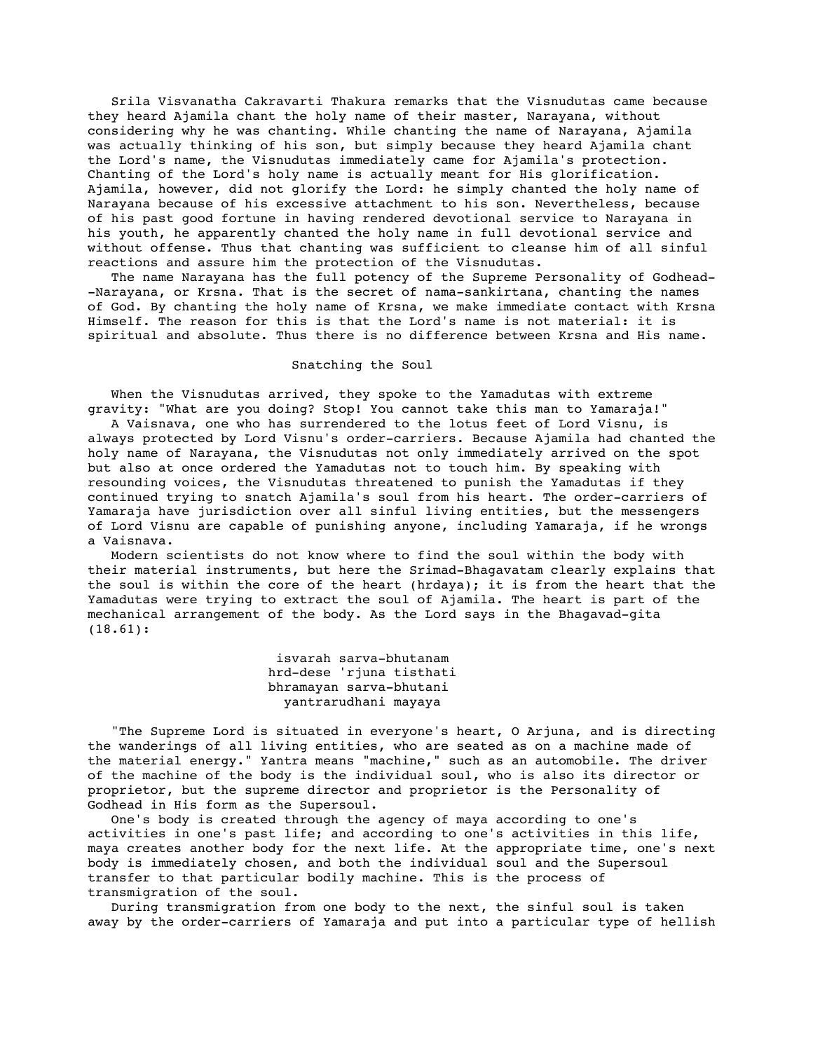Srila Visvanatha Cakravarti Thakura remarks that the Visnudutas came because they heard Ajamila chant the holy name of their master, Narayana, without considering why he was chanting. While chanting the name of Narayana, Ajamila was actually thinking of his son, but simply because they heard Ajamila chant the Lord's name, the Visnudutas immediately came for Ajamila's protection. Chanting of the Lord's holy name is actually meant for His glorification. Ajamila, however, did not glorify the Lord: he simply chanted the holy name of Narayana because of his excessive attachment to his son. Nevertheless, because of his past good fortune in having rendered devotional service to Narayana in his youth, he apparently chanted the holy name in full devotional service and without offense. Thus that chanting was sufficient to cleanse him of all sinful reactions and assure him the protection of the Visnudutas.

The name Narayana has the full potency of the Supreme Personality of Godhead--Narayana, or Krsna. That is the secret of nama-sankirtana, chanting the names of God. By chanting the holy name of Krsna, we make immediate contact with Krsna Himself. The reason for this is that the Lord's name is not material: it is spiritual and absolute. Thus there is no difference between Krsna and His name.

## Snatching the Soul

When the Visnudutas arrived, they spoke to the Yamadutas with extreme gravity: "What are you doing? Stop! You cannot take this man to Yamaraja!"

A Vaisnava, one who has surrendered to the lotus feet of Lord Visnu, is always protected by Lord Visnu's order-carriers. Because Ajamila had chanted the holy name of Narayana, the Visnudutas not only immediately arrived on the spot but also at once ordered the Yamadutas not to touch him. By speaking with resounding voices, the Visnudutas threatened to punish the Yamadutas if they continued trying to snatch Ajamila's soul from his heart. The order-carriers of Yamaraja have jurisdiction over all sinful living entities, but the messengers of Lord Visnu are capable of punishing anyone, including Yamaraja, if he wrongs a Vaisnava.

Modern scientists do not know where to find the soul within the body with their material instruments, but here the Srimad-Bhagavatam clearly explains that the soul is within the core of the heart (hrdaya); it is from the heart that the Yamadutas were trying to extract the soul of Ajamila. The heart is part of the mechanical arrangement of the body. As the Lord says in the Bhagavad-gita (18.61):

> isvarah sarva-bhutanam
> hrd-dese 'rjuna tisthati
> bhramayan sarva-bhutani
> yantrarudhani mayaya

"The Supreme Lord is situated in everyone's heart, O Arjuna, and is directing the wanderings of all living entities, who are seated as on a machine made of the material energy." Yantra means "machine," such as an automobile. The driver of the machine of the body is the individual soul, who is also its director or proprietor, but the supreme director and proprietor is the Personality of Godhead in His form as the Supersoul.

One's body is created through the agency of maya according to one's activities in one's past life; and according to one's activities in this life, maya creates another body for the next life. At the appropriate time, one's next body is immediately chosen, and both the individual soul and the Supersoul transfer to that particular bodily machine. This is the process of transmigration of the soul.

During transmigration from one body to the next, the sinful soul is taken away by the order-carriers of Yamaraja and put into a particular type of hellish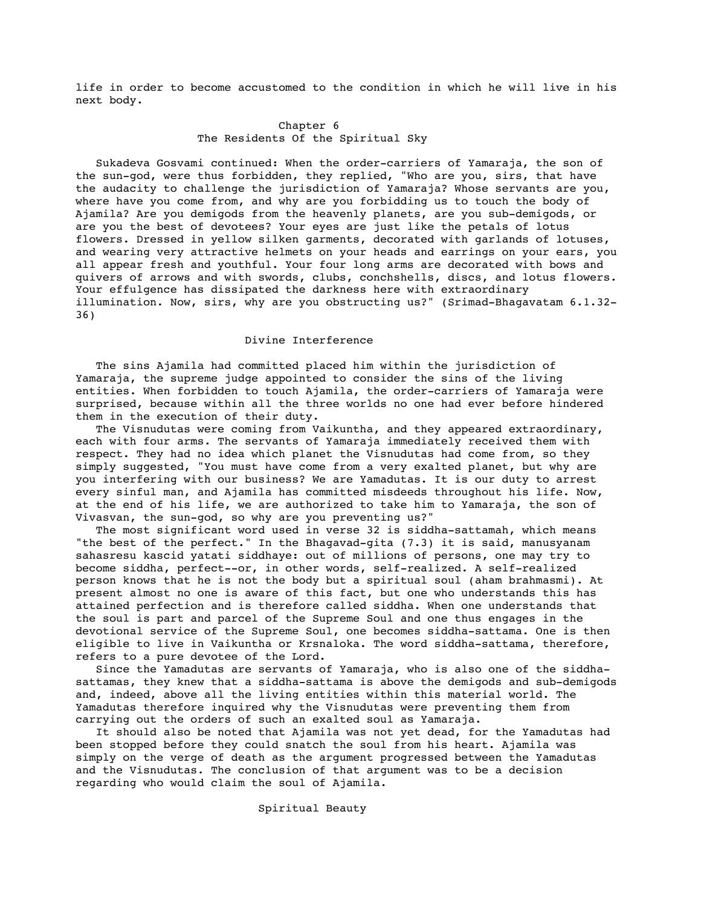life in order to become accustomed to the condition in which he will live in his next body.

## Chapter 6
## The Residents Of the Spiritual Sky

Sukadeva Gosvami continued: When the order-carriers of Yamaraja, the son of the sun-god, were thus forbidden, they replied, "Who are you, sirs, that have the audacity to challenge the jurisdiction of Yamaraja? Whose servants are you, where have you come from, and why are you forbidding us to touch the body of Ajamila? Are you demigods from the heavenly planets, are you sub-demigods, or are you the best of devotees? Your eyes are just like the petals of lotus flowers. Dressed in yellow silken garments, decorated with garlands of lotuses, and wearing very attractive helmets on your heads and earrings on your ears, you all appear fresh and youthful. Your four long arms are decorated with bows and quivers of arrows and with swords, clubs, conchshells, discs, and lotus flowers. Your effulgence has dissipated the darkness here with extraordinary illumination. Now, sirs, why are you obstructing us?" (Srimad-Bhagavatam 6.1.32-36)

### Divine Interference

The sins Ajamila had committed placed him within the jurisdiction of Yamaraja, the supreme judge appointed to consider the sins of the living entities. When forbidden to touch Ajamila, the order-carriers of Yamaraja were surprised, because within all the three worlds no one had ever before hindered them in the execution of their duty.

The Visnudutas were coming from Vaikuntha, and they appeared extraordinary, each with four arms. The servants of Yamaraja immediately received them with respect. They had no idea which planet the Visnudutas had come from, so they simply suggested, "You must have come from a very exalted planet, but why are you interfering with our business? We are Yamadutas. It is our duty to arrest every sinful man, and Ajamila has committed misdeeds throughout his life. Now, at the end of his life, we are authorized to take him to Yamaraja, the son of Vivasvan, the sun-god, so why are you preventing us?"

The most significant word used in verse 32 is siddha-sattamah, which means "the best of the perfect." In the Bhagavad-gita (7.3) it is said, manusyanam sahasresu kascid yatati siddhaye: out of millions of persons, one may try to become siddha, perfect--or, in other words, self-realized. A self-realized person knows that he is not the body but a spiritual soul (aham brahmasmi). At present almost no one is aware of this fact, but one who understands this has attained perfection and is therefore called siddha. When one understands that the soul is part and parcel of the Supreme Soul and one thus engages in the devotional service of the Supreme Soul, one becomes siddha-sattama. One is then eligible to live in Vaikuntha or Krsnaloka. The word siddha-sattama, therefore, refers to a pure devotee of the Lord.

Since the Yamadutas are servants of Yamaraja, who is also one of the siddha-sattamas, they knew that a siddha-sattama is above the demigods and sub-demigods and, indeed, above all the living entities within this material world. The Yamadutas therefore inquired why the Visnudutas were preventing them from carrying out the orders of such an exalted soul as Yamaraja.

It should also be noted that Ajamila was not yet dead, for the Yamadutas had been stopped before they could snatch the soul from his heart. Ajamila was simply on the verge of death as the argument progressed between the Yamadutas and the Visnudutas. The conclusion of that argument was to be a decision regarding who would claim the soul of Ajamila.

### Spiritual Beauty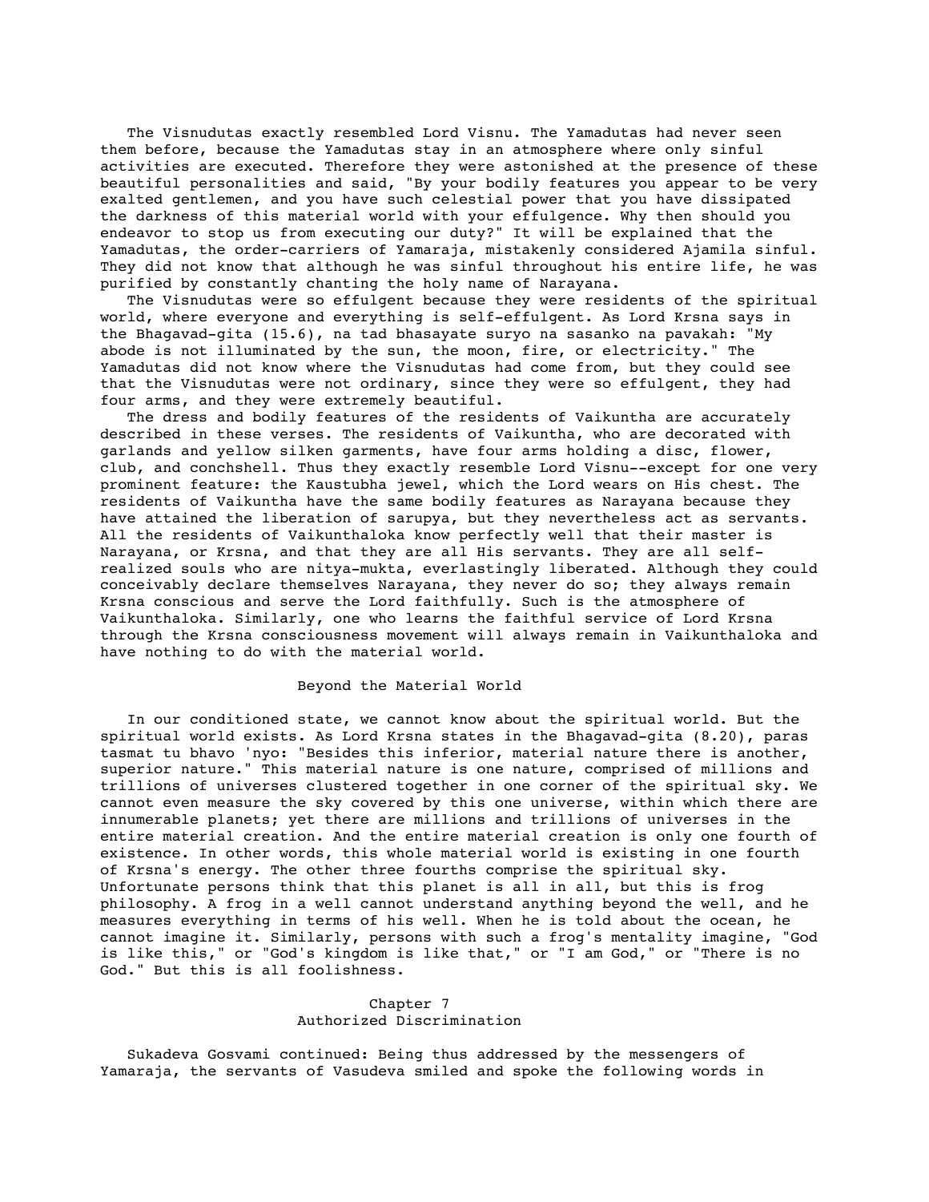The Visnudutas exactly resembled Lord Visnu. The Yamadutas had never seen them before, because the Yamadutas stay in an atmosphere where only sinful activities are executed. Therefore they were astonished at the presence of these beautiful personalities and said, "By your bodily features you appear to be very exalted gentlemen, and you have such celestial power that you have dissipated the darkness of this material world with your effulgence. Why then should you endeavor to stop us from executing our duty?" It will be explained that the Yamadutas, the order-carriers of Yamaraja, mistakenly considered Ajamila sinful. They did not know that although he was sinful throughout his entire life, he was purified by constantly chanting the holy name of Narayana.

The Visnudutas were so effulgent because they were residents of the spiritual world, where everyone and everything is self-effulgent. As Lord Krsna says in the Bhagavad-gita (15.6), na tad bhasayate suryo na sasanko na pavakah: "My abode is not illuminated by the sun, the moon, fire, or electricity." The Yamadutas did not know where the Visnudutas had come from, but they could see that the Visnudutas were not ordinary, since they were so effulgent, they had four arms, and they were extremely beautiful.

The dress and bodily features of the residents of Vaikuntha are accurately described in these verses. The residents of Vaikuntha, who are decorated with garlands and yellow silken garments, have four arms holding a disc, flower, club, and conchshell. Thus they exactly resemble Lord Visnu--except for one very prominent feature: the Kaustubha jewel, which the Lord wears on His chest. The residents of Vaikuntha have the same bodily features as Narayana because they have attained the liberation of sarupya, but they nevertheless act as servants. All the residents of Vaikunthaloka know perfectly well that their master is Narayana, or Krsna, and that they are all His servants. They are all self-realized souls who are nitya-mukta, everlastingly liberated. Although they could conceivably declare themselves Narayana, they never do so; they always remain Krsna conscious and serve the Lord faithfully. Such is the atmosphere of Vaikunthaloka. Similarly, one who learns the faithful service of Lord Krsna through the Krsna consciousness movement will always remain in Vaikunthaloka and have nothing to do with the material world.

### Beyond the Material World

In our conditioned state, we cannot know about the spiritual world. But the spiritual world exists. As Lord Krsna states in the Bhagavad-gita (8.20), paras tasmat tu bhavo 'nyo: "Besides this inferior, material nature there is another, superior nature." This material nature is one nature, comprised of millions and trillions of universes clustered together in one corner of the spiritual sky. We cannot even measure the sky covered by this one universe, within which there are innumerable planets; yet there are millions and trillions of universes in the entire material creation. And the entire material creation is only one fourth of existence. In other words, this whole material world is existing in one fourth of Krsna's energy. The other three fourths comprise the spiritual sky. Unfortunate persons think that this planet is all in all, but this is frog philosophy. A frog in a well cannot understand anything beyond the well, and he measures everything in terms of his well. When he is told about the ocean, he cannot imagine it. Similarly, persons with such a frog's mentality imagine, "God is like this," or "God's kingdom is like that," or "I am God," or "There is no God." But this is all foolishness.

## Chapter 7
## Authorized Discrimination

Sukadeva Gosvami continued: Being thus addressed by the messengers of Yamaraja, the servants of Vasudeva smiled and spoke the following words in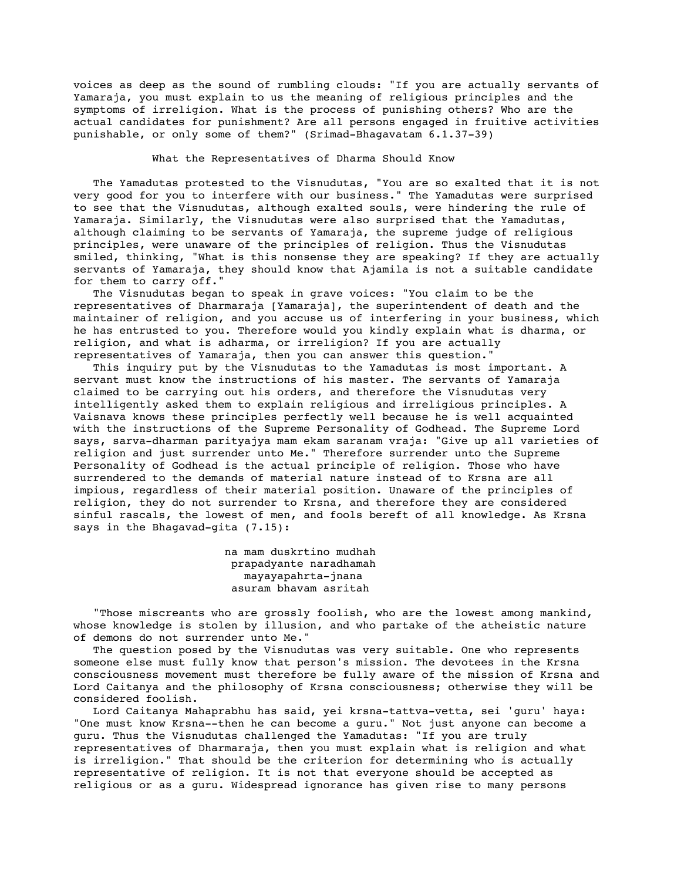voices as deep as the sound of rumbling clouds: "If you are actually servants of Yamaraja, you must explain to us the meaning of religious principles and the symptoms of irreligion. What is the process of punishing others? Who are the actual candidates for punishment? Are all persons engaged in fruitive activities punishable, or only some of them?" (Srimad-Bhagavatam 6.1.37-39)

## What the Representatives of Dharma Should Know

The Yamadutas protested to the Visnudutas, "You are so exalted that it is not very good for you to interfere with our business." The Yamadutas were surprised to see that the Visnudutas, although exalted souls, were hindering the rule of Yamaraja. Similarly, the Visnudutas were also surprised that the Yamadutas, although claiming to be servants of Yamaraja, the supreme judge of religious principles, were unaware of the principles of religion. Thus the Visnudutas smiled, thinking, "What is this nonsense they are speaking? If they are actually servants of Yamaraja, they should know that Ajamila is not a suitable candidate for them to carry off."

The Visnudutas began to speak in grave voices: "You claim to be the representatives of Dharmaraja [Yamaraja], the superintendent of death and the maintainer of religion, and you accuse us of interfering in your business, which he has entrusted to you. Therefore would you kindly explain what is dharma, or religion, and what is adharma, or irreligion? If you are actually representatives of Yamaraja, then you can answer this question."

This inquiry put by the Visnudutas to the Yamadutas is most important. A servant must know the instructions of his master. The servants of Yamaraja claimed to be carrying out his orders, and therefore the Visnudutas very intelligently asked them to explain religious and irreligious principles. A Vaisnava knows these principles perfectly well because he is well acquainted with the instructions of the Supreme Personality of Godhead. The Supreme Lord says, sarva-dharman parityajya mam ekam saranam vraja: "Give up all varieties of religion and just surrender unto Me." Therefore surrender unto the Supreme Personality of Godhead is the actual principle of religion. Those who have surrendered to the demands of material nature instead of to Krsna are all impious, regardless of their material position. Unaware of the principles of religion, they do not surrender to Krsna, and therefore they are considered sinful rascals, the lowest of men, and fools bereft of all knowledge. As Krsna says in the Bhagavad-gita (7.15):

> na mam duskrtino mudhah  
> prapadyante naradhamah  
> mayayapahrta-jnana  
> asuram bhavam asritah

"Those miscreants who are grossly foolish, who are the lowest among mankind, whose knowledge is stolen by illusion, and who partake of the atheistic nature of demons do not surrender unto Me."

The question posed by the Visnudutas was very suitable. One who represents someone else must fully know that person's mission. The devotees in the Krsna consciousness movement must therefore be fully aware of the mission of Krsna and Lord Caitanya and the philosophy of Krsna consciousness; otherwise they will be considered foolish.

Lord Caitanya Mahaprabhu has said, yei krsna-tattva-vetta, sei 'guru' haya: "One must know Krsna--then he can become a guru." Not just anyone can become a guru. Thus the Visnudutas challenged the Yamadutas: "If you are truly representatives of Dharmaraja, then you must explain what is religion and what is irreligion." That should be the criterion for determining who is actually representative of religion. It is not that everyone should be accepted as religious or as a guru. Widespread ignorance has given rise to many persons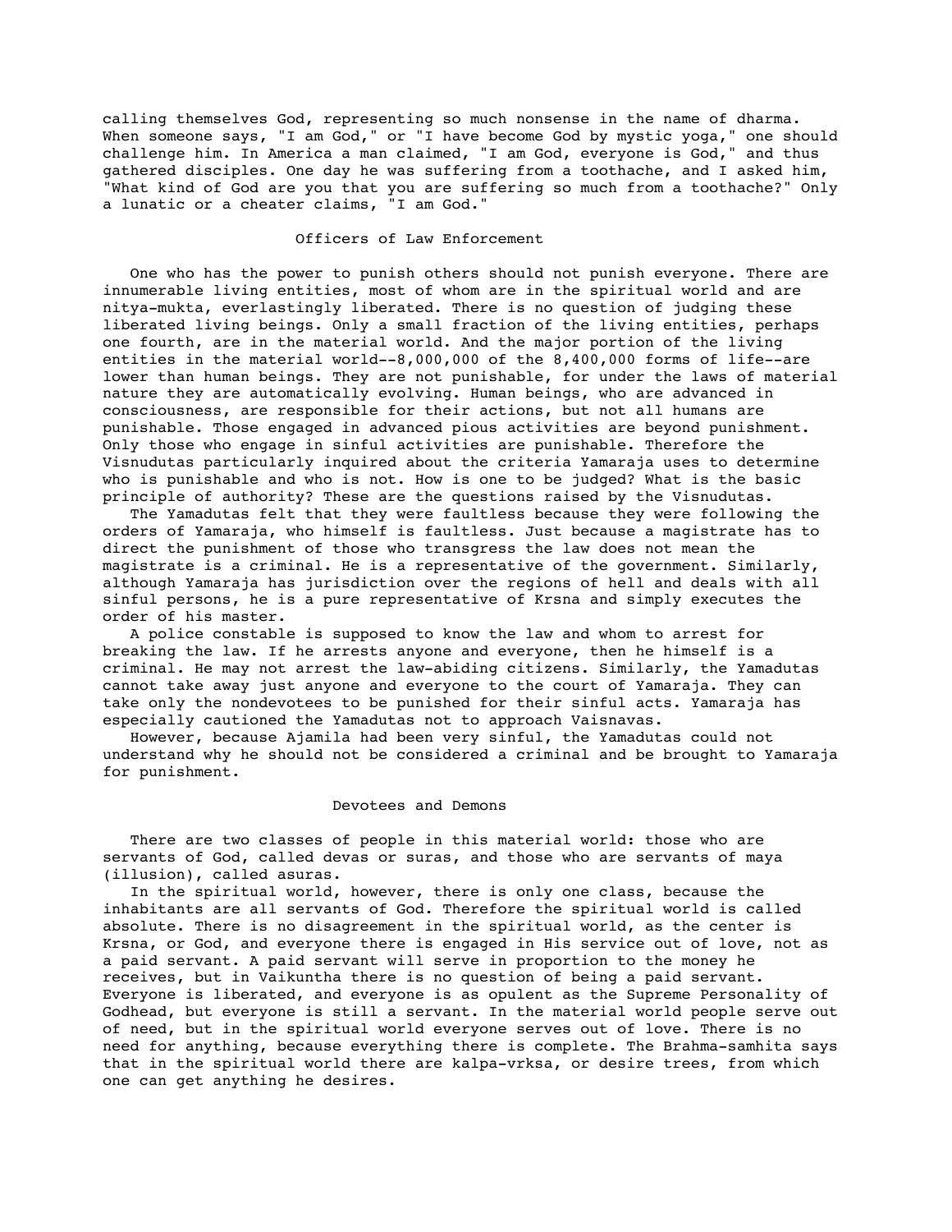calling themselves God, representing so much nonsense in the name of dharma. When someone says, "I am God," or "I have become God by mystic yoga," one should challenge him. In America a man claimed, "I am God, everyone is God," and thus gathered disciples. One day he was suffering from a toothache, and I asked him, "What kind of God are you that you are suffering so much from a toothache?" Only a lunatic or a cheater claims, "I am God."

## Officers of Law Enforcement

One who has the power to punish others should not punish everyone. There are innumerable living entities, most of whom are in the spiritual world and are nitya-mukta, everlastingly liberated. There is no question of judging these liberated living beings. Only a small fraction of the living entities, perhaps one fourth, are in the material world. And the major portion of the living entities in the material world--8,000,000 of the 8,400,000 forms of life--are lower than human beings. They are not punishable, for under the laws of material nature they are automatically evolving. Human beings, who are advanced in consciousness, are responsible for their actions, but not all humans are punishable. Those engaged in advanced pious activities are beyond punishment. Only those who engage in sinful activities are punishable. Therefore the Visnudutas particularly inquired about the criteria Yamaraja uses to determine who is punishable and who is not. How is one to be judged? What is the basic principle of authority? These are the questions raised by the Visnudutas.

The Yamadutas felt that they were faultless because they were following the orders of Yamaraja, who himself is faultless. Just because a magistrate has to direct the punishment of those who transgress the law does not mean the magistrate is a criminal. He is a representative of the government. Similarly, although Yamaraja has jurisdiction over the regions of hell and deals with all sinful persons, he is a pure representative of Krsna and simply executes the order of his master.

A police constable is supposed to know the law and whom to arrest for breaking the law. If he arrests anyone and everyone, then he himself is a criminal. He may not arrest the law-abiding citizens. Similarly, the Yamadutas cannot take away just anyone and everyone to the court of Yamaraja. They can take only the nondevotees to be punished for their sinful acts. Yamaraja has especially cautioned the Yamadutas not to approach Vaisnavas.

However, because Ajamila had been very sinful, the Yamadutas could not understand why he should not be considered a criminal and be brought to Yamaraja for punishment.

## Devotees and Demons

There are two classes of people in this material world: those who are servants of God, called devas or suras, and those who are servants of maya (illusion), called asuras.

In the spiritual world, however, there is only one class, because the inhabitants are all servants of God. Therefore the spiritual world is called absolute. There is no disagreement in the spiritual world, as the center is Krsna, or God, and everyone there is engaged in His service out of love, not as a paid servant. A paid servant will serve in proportion to the money he receives, but in Vaikuntha there is no question of being a paid servant. Everyone is liberated, and everyone is as opulent as the Supreme Personality of Godhead, but everyone is still a servant. In the material world people serve out of need, but in the spiritual world everyone serves out of love. There is no need for anything, because everything there is complete. The Brahma-samhita says that in the spiritual world there are kalpa-vrksa, or desire trees, from which one can get anything he desires.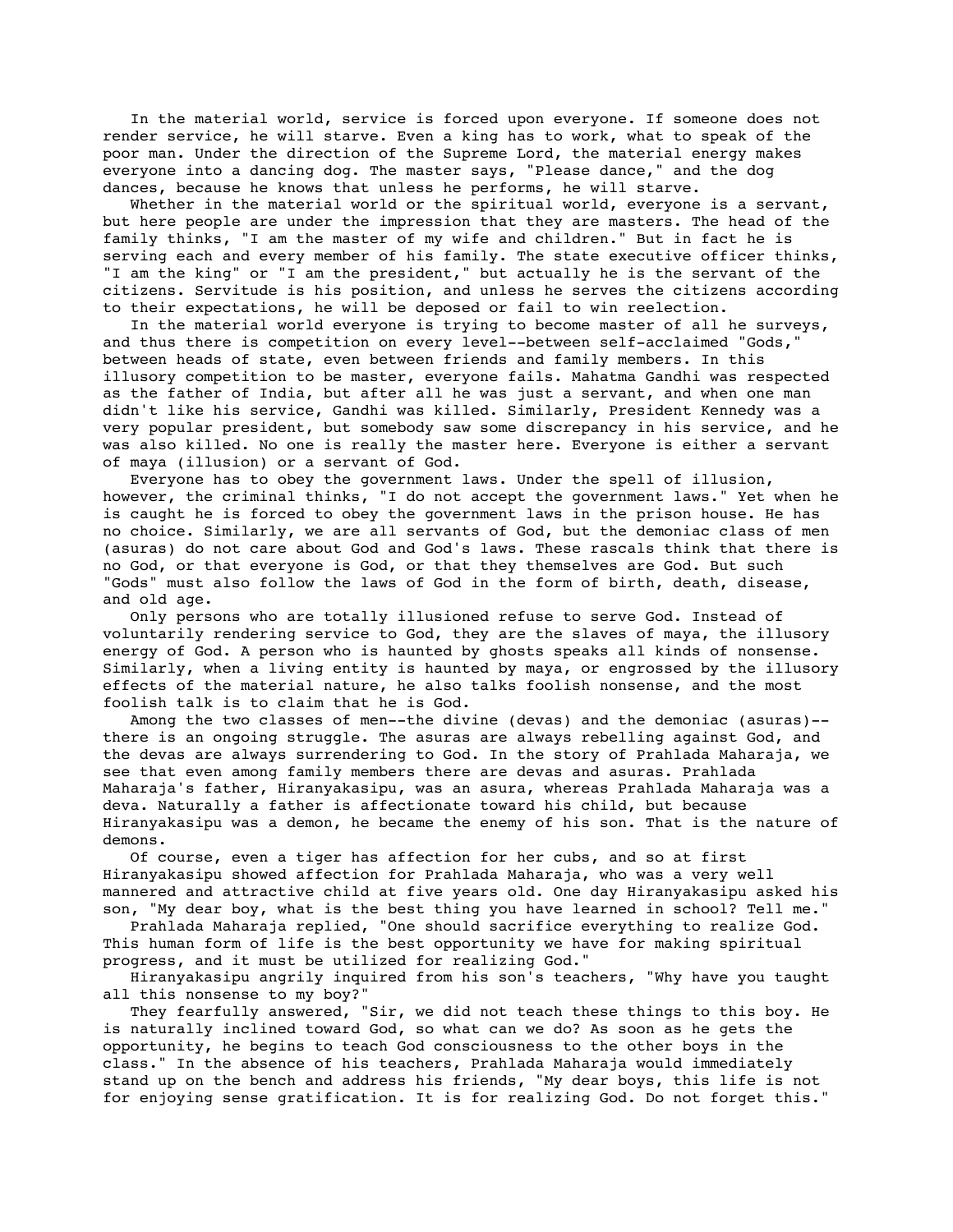In the material world, service is forced upon everyone. If someone does not render service, he will starve. Even a king has to work, what to speak of the poor man. Under the direction of the Supreme Lord, the material energy makes everyone into a dancing dog. The master says, "Please dance," and the dog dances, because he knows that unless he performs, he will starve.

Whether in the material world or the spiritual world, everyone is a servant, but here people are under the impression that they are masters. The head of the family thinks, "I am the master of my wife and children." But in fact he is serving each and every member of his family. The state executive officer thinks, "I am the king" or "I am the president," but actually he is the servant of the citizens. Servitude is his position, and unless he serves the citizens according to their expectations, he will be deposed or fail to win reelection.

In the material world everyone is trying to become master of all he surveys, and thus there is competition on every level--between self-acclaimed "Gods," between heads of state, even between friends and family members. In this illusory competition to be master, everyone fails. Mahatma Gandhi was respected as the father of India, but after all he was just a servant, and when one man didn't like his service, Gandhi was killed. Similarly, President Kennedy was a very popular president, but somebody saw some discrepancy in his service, and he was also killed. No one is really the master here. Everyone is either a servant of maya (illusion) or a servant of God.

Everyone has to obey the government laws. Under the spell of illusion, however, the criminal thinks, "I do not accept the government laws." Yet when he is caught he is forced to obey the government laws in the prison house. He has no choice. Similarly, we are all servants of God, but the demoniac class of men (asuras) do not care about God and God's laws. These rascals think that there is no God, or that everyone is God, or that they themselves are God. But such "Gods" must also follow the laws of God in the form of birth, death, disease, and old age.

Only persons who are totally illusioned refuse to serve God. Instead of voluntarily rendering service to God, they are the slaves of maya, the illusory energy of God. A person who is haunted by ghosts speaks all kinds of nonsense. Similarly, when a living entity is haunted by maya, or engrossed by the illusory effects of the material nature, he also talks foolish nonsense, and the most foolish talk is to claim that he is God.

Among the two classes of men--the divine (devas) and the demoniac (asuras)--there is an ongoing struggle. The asuras are always rebelling against God, and the devas are always surrendering to God. In the story of Prahlada Maharaja, we see that even among family members there are devas and asuras. Prahlada Maharaja's father, Hiranyakasipu, was an asura, whereas Prahlada Maharaja was a deva. Naturally a father is affectionate toward his child, but because Hiranyakasipu was a demon, he became the enemy of his son. That is the nature of demons.

Of course, even a tiger has affection for her cubs, and so at first Hiranyakasipu showed affection for Prahlada Maharaja, who was a very well mannered and attractive child at five years old. One day Hiranyakasipu asked his son, "My dear boy, what is the best thing you have learned in school? Tell me."

Prahlada Maharaja replied, "One should sacrifice everything to realize God. This human form of life is the best opportunity we have for making spiritual progress, and it must be utilized for realizing God."

Hiranyakasipu angrily inquired from his son's teachers, "Why have you taught all this nonsense to my boy?"

They fearfully answered, "Sir, we did not teach these things to this boy. He is naturally inclined toward God, so what can we do? As soon as he gets the opportunity, he begins to teach God consciousness to the other boys in the class." In the absence of his teachers, Prahlada Maharaja would immediately stand up on the bench and address his friends, "My dear boys, this life is not for enjoying sense gratification. It is for realizing God. Do not forget this."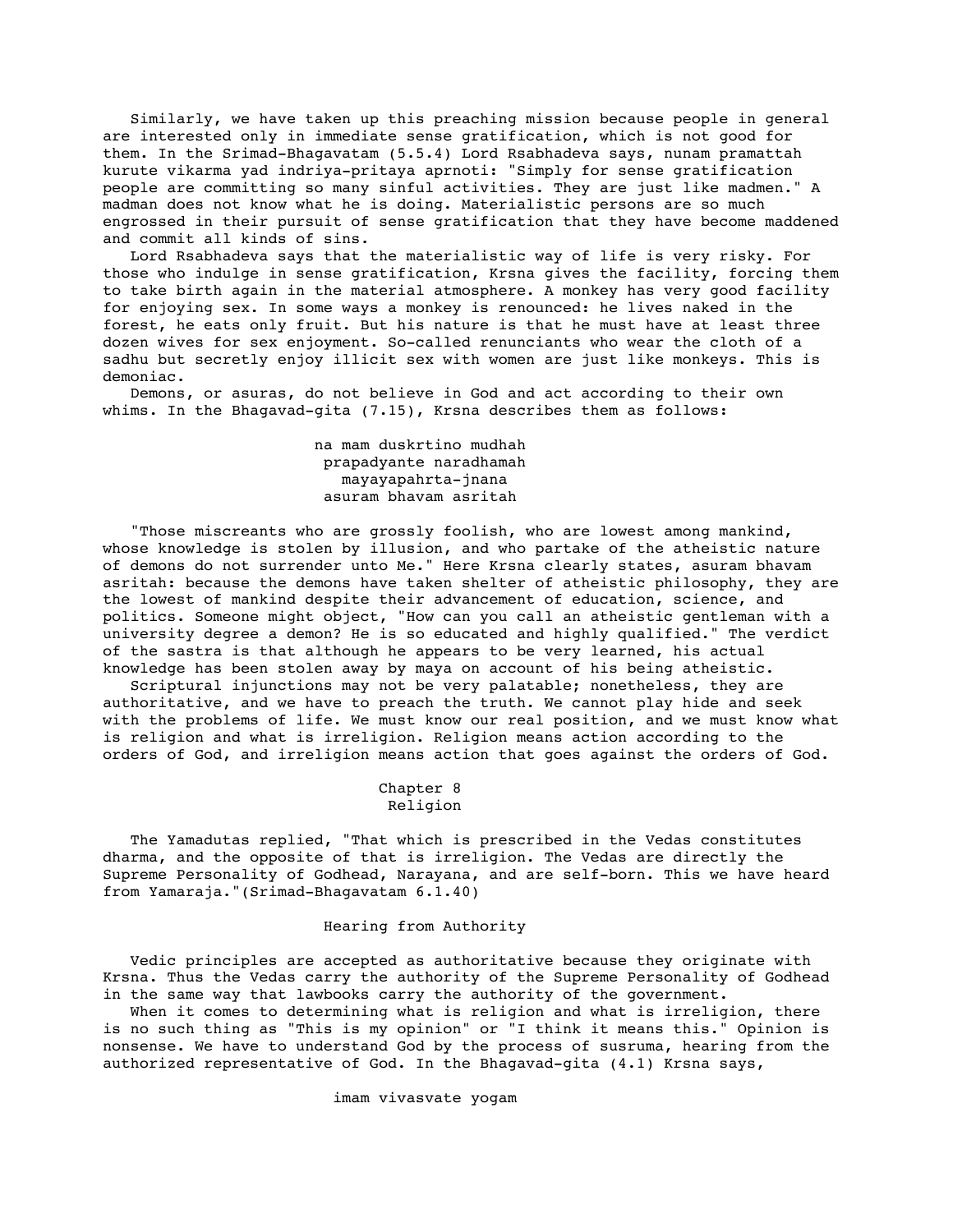Similarly, we have taken up this preaching mission because people in general are interested only in immediate sense gratification, which is not good for them. In the Srimad-Bhagavatam (5.5.4) Lord Rsabhadeva says, nunam pramattah kurute vikarma yad indriya-pritaya aprnoti: "Simply for sense gratification people are committing so many sinful activities. They are just like madmen." A madman does not know what he is doing. Materialistic persons are so much engrossed in their pursuit of sense gratification that they have become maddened and commit all kinds of sins.

Lord Rsabhadeva says that the materialistic way of life is very risky. For those who indulge in sense gratification, Krsna gives the facility, forcing them to take birth again in the material atmosphere. A monkey has very good facility for enjoying sex. In some ways a monkey is renounced: he lives naked in the forest, he eats only fruit. But his nature is that he must have at least three dozen wives for sex enjoyment. So-called renunciants who wear the cloth of a sadhu but secretly enjoy illicit sex with women are just like monkeys. This is demoniac.

Demons, or asuras, do not believe in God and act according to their own whims. In the Bhagavad-gita (7.15), Krsna describes them as follows:

na mam duskrtino mudhah
prapadyante naradhamah
mayayapahrta-jnana
asuram bhavam asritah

"Those miscreants who are grossly foolish, who are lowest among mankind, whose knowledge is stolen by illusion, and who partake of the atheistic nature of demons do not surrender unto Me." Here Krsna clearly states, asuram bhavam asritah: because the demons have taken shelter of atheistic philosophy, they are the lowest of mankind despite their advancement of education, science, and politics. Someone might object, "How can you call an atheistic gentleman with a university degree a demon? He is so educated and highly qualified." The verdict of the sastra is that although he appears to be very learned, his actual knowledge has been stolen away by maya on account of his being atheistic.

Scriptural injunctions may not be very palatable; nonetheless, they are authoritative, and we have to preach the truth. We cannot play hide and seek with the problems of life. We must know our real position, and we must know what is religion and what is irreligion. Religion means action according to the orders of God, and irreligion means action that goes against the orders of God.

# Chapter 8
# Religion

The Yamadutas replied, "That which is prescribed in the Vedas constitutes dharma, and the opposite of that is irreligion. The Vedas are directly the Supreme Personality of Godhead, Narayana, and are self-born. This we have heard from Yamaraja."(Srimad-Bhagavatam 6.1.40)

## Hearing from Authority

Vedic principles are accepted as authoritative because they originate with Krsna. Thus the Vedas carry the authority of the Supreme Personality of Godhead in the same way that lawbooks carry the authority of the government.

When it comes to determining what is religion and what is irreligion, there is no such thing as "This is my opinion" or "I think it means this." Opinion is nonsense. We have to understand God by the process of susruma, hearing from the authorized representative of God. In the Bhagavad-gita (4.1) Krsna says,

imam vivasvate yogam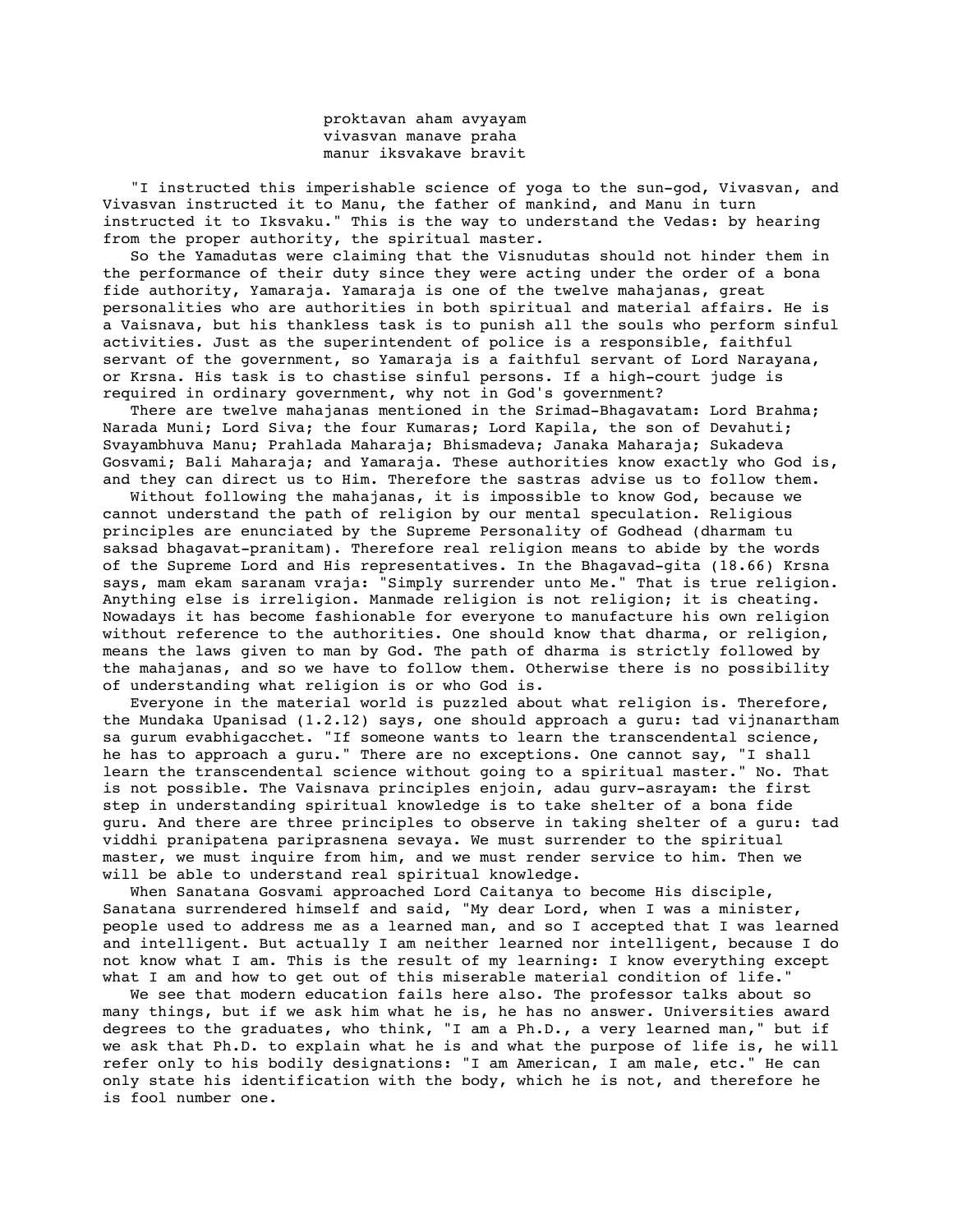proktavan aham avyayam  
vivasvan manave praha  
manur iksvakave bravit

"I instructed this imperishable science of yoga to the sun-god, Vivasvan, and Vivasvan instructed it to Manu, the father of mankind, and Manu in turn instructed it to Iksvaku." This is the way to understand the Vedas: by hearing from the proper authority, the spiritual master.

So the Yamadutas were claiming that the Visnudutas should not hinder them in the performance of their duty since they were acting under the order of a bona fide authority, Yamaraja. Yamaraja is one of the twelve mahajanas, great personalities who are authorities in both spiritual and material affairs. He is a Vaisnava, but his thankless task is to punish all the souls who perform sinful activities. Just as the superintendent of police is a responsible, faithful servant of the government, so Yamaraja is a faithful servant of Lord Narayana, or Krsna. His task is to chastise sinful persons. If a high-court judge is required in ordinary government, why not in God's government?

There are twelve mahajanas mentioned in the Srimad-Bhagavatam: Lord Brahma; Narada Muni; Lord Siva; the four Kumaras; Lord Kapila, the son of Devahuti; Svayambhuva Manu; Prahlada Maharaja; Bhismadeva; Janaka Maharaja; Sukadeva Gosvami; Bali Maharaja; and Yamaraja. These authorities know exactly who God is, and they can direct us to Him. Therefore the sastras advise us to follow them.

Without following the mahajanas, it is impossible to know God, because we cannot understand the path of religion by our mental speculation. Religious principles are enunciated by the Supreme Personality of Godhead (dharmam tu saksad bhagavat-pranitam). Therefore real religion means to abide by the words of the Supreme Lord and His representatives. In the Bhagavad-gita (18.66) Krsna says, mam ekam saranam vraja: "Simply surrender unto Me." That is true religion. Anything else is irreligion. Manmade religion is not religion; it is cheating. Nowadays it has become fashionable for everyone to manufacture his own religion without reference to the authorities. One should know that dharma, or religion, means the laws given to man by God. The path of dharma is strictly followed by the mahajanas, and so we have to follow them. Otherwise there is no possibility of understanding what religion is or who God is.

Everyone in the material world is puzzled about what religion is. Therefore, the Mundaka Upanisad (1.2.12) says, one should approach a guru: tad vijnanartham sa gurum evabhigacchet. "If someone wants to learn the transcendental science, he has to approach a guru." There are no exceptions. One cannot say, "I shall learn the transcendental science without going to a spiritual master." No. That is not possible. The Vaisnava principles enjoin, adau gurv-asrayam: the first step in understanding spiritual knowledge is to take shelter of a bona fide guru. And there are three principles to observe in taking shelter of a guru: tad viddhi pranipatena pariprasnena sevaya. We must surrender to the spiritual master, we must inquire from him, and we must render service to him. Then we will be able to understand real spiritual knowledge.

When Sanatana Gosvami approached Lord Caitanya to become His disciple, Sanatana surrendered himself and said, "My dear Lord, when I was a minister, people used to address me as a learned man, and so I accepted that I was learned and intelligent. But actually I am neither learned nor intelligent, because I do not know what I am. This is the result of my learning: I know everything except what I am and how to get out of this miserable material condition of life."

We see that modern education fails here also. The professor talks about so many things, but if we ask him what he is, he has no answer. Universities award degrees to the graduates, who think, "I am a Ph.D., a very learned man," but if we ask that Ph.D. to explain what he is and what the purpose of life is, he will refer only to his bodily designations: "I am American, I am male, etc." He can only state his identification with the body, which he is not, and therefore he is fool number one.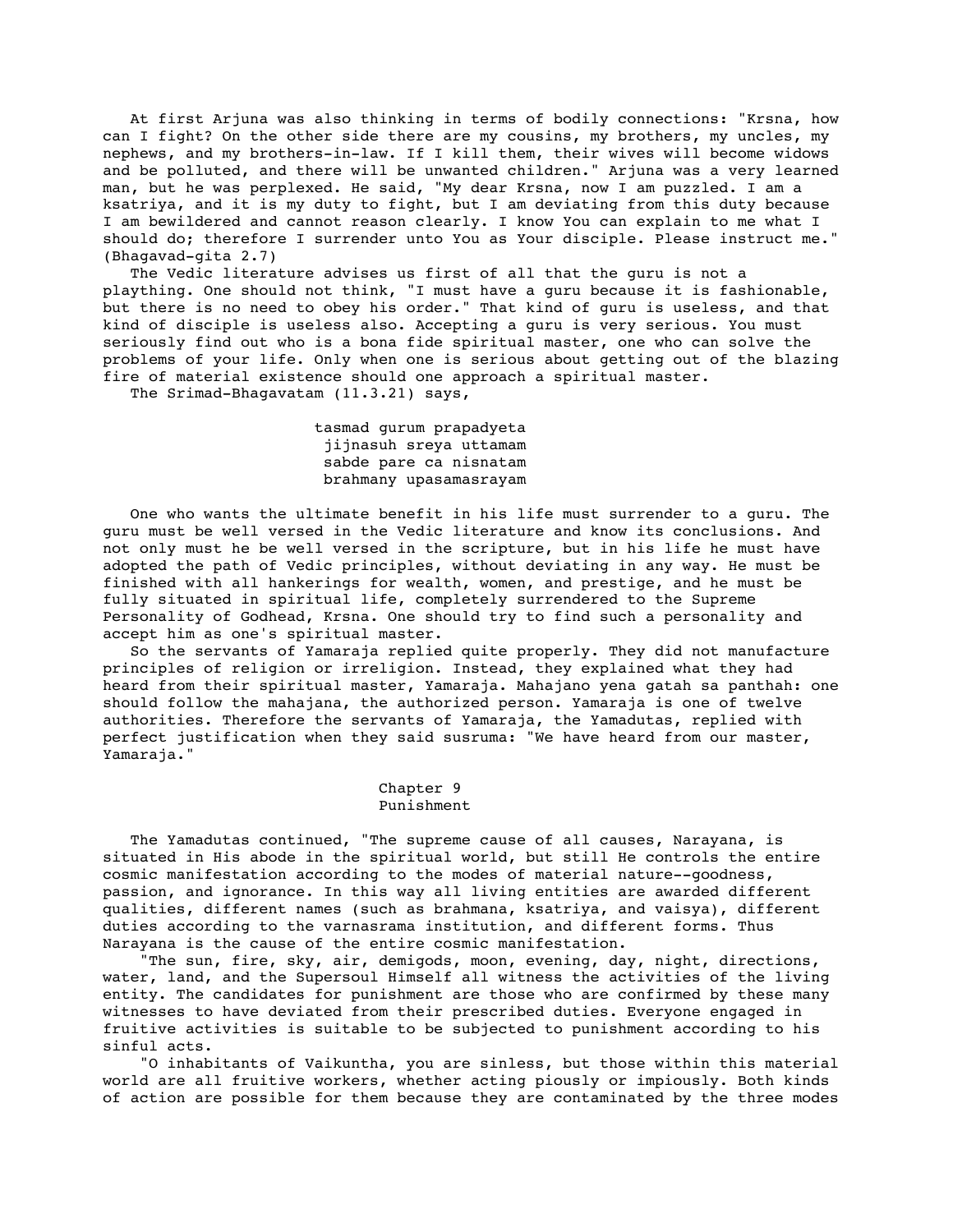At first Arjuna was also thinking in terms of bodily connections: "Krsna, how can I fight? On the other side there are my cousins, my brothers, my uncles, my nephews, and my brothers-in-law. If I kill them, their wives will become widows and be polluted, and there will be unwanted children." Arjuna was a very learned man, but he was perplexed. He said, "My dear Krsna, now I am puzzled. I am a ksatriya, and it is my duty to fight, but I am deviating from this duty because I am bewildered and cannot reason clearly. I know You can explain to me what I should do; therefore I surrender unto You as Your disciple. Please instruct me." (Bhagavad-gita 2.7)

The Vedic literature advises us first of all that the guru is not a plaything. One should not think, "I must have a guru because it is fashionable, but there is no need to obey his order." That kind of guru is useless, and that kind of disciple is useless also. Accepting a guru is very serious. You must seriously find out who is a bona fide spiritual master, one who can solve the problems of your life. Only when one is serious about getting out of the blazing fire of material existence should one approach a spiritual master.

The Srimad-Bhagavatam (11.3.21) says,

> tasmad gurum prapadyeta
> jijnasuh sreya uttamam
> sabde pare ca nisnatam
> brahmany upasamasrayam

One who wants the ultimate benefit in his life must surrender to a guru. The guru must be well versed in the Vedic literature and know its conclusions. And not only must he be well versed in the scripture, but in his life he must have adopted the path of Vedic principles, without deviating in any way. He must be finished with all hankerings for wealth, women, and prestige, and he must be fully situated in spiritual life, completely surrendered to the Supreme Personality of Godhead, Krsna. One should try to find such a personality and accept him as one's spiritual master.

So the servants of Yamaraja replied quite properly. They did not manufacture principles of religion or irreligion. Instead, they explained what they had heard from their spiritual master, Yamaraja. Mahajano yena gatah sa panthah: one should follow the mahajana, the authorized person. Yamaraja is one of twelve authorities. Therefore the servants of Yamaraja, the Yamadutas, replied with perfect justification when they said susruma: "We have heard from our master, Yamaraja."

## Chapter 9
## Punishment

The Yamadutas continued, "The supreme cause of all causes, Narayana, is situated in His abode in the spiritual world, but still He controls the entire cosmic manifestation according to the modes of material nature--goodness, passion, and ignorance. In this way all living entities are awarded different qualities, different names (such as brahmana, ksatriya, and vaisya), different duties according to the varnasrama institution, and different forms. Thus Narayana is the cause of the entire cosmic manifestation.

"The sun, fire, sky, air, demigods, moon, evening, day, night, directions, water, land, and the Supersoul Himself all witness the activities of the living entity. The candidates for punishment are those who are confirmed by these many witnesses to have deviated from their prescribed duties. Everyone engaged in fruitive activities is suitable to be subjected to punishment according to his sinful acts.

"O inhabitants of Vaikuntha, you are sinless, but those within this material world are all fruitive workers, whether acting piously or impiously. Both kinds of action are possible for them because they are contaminated by the three modes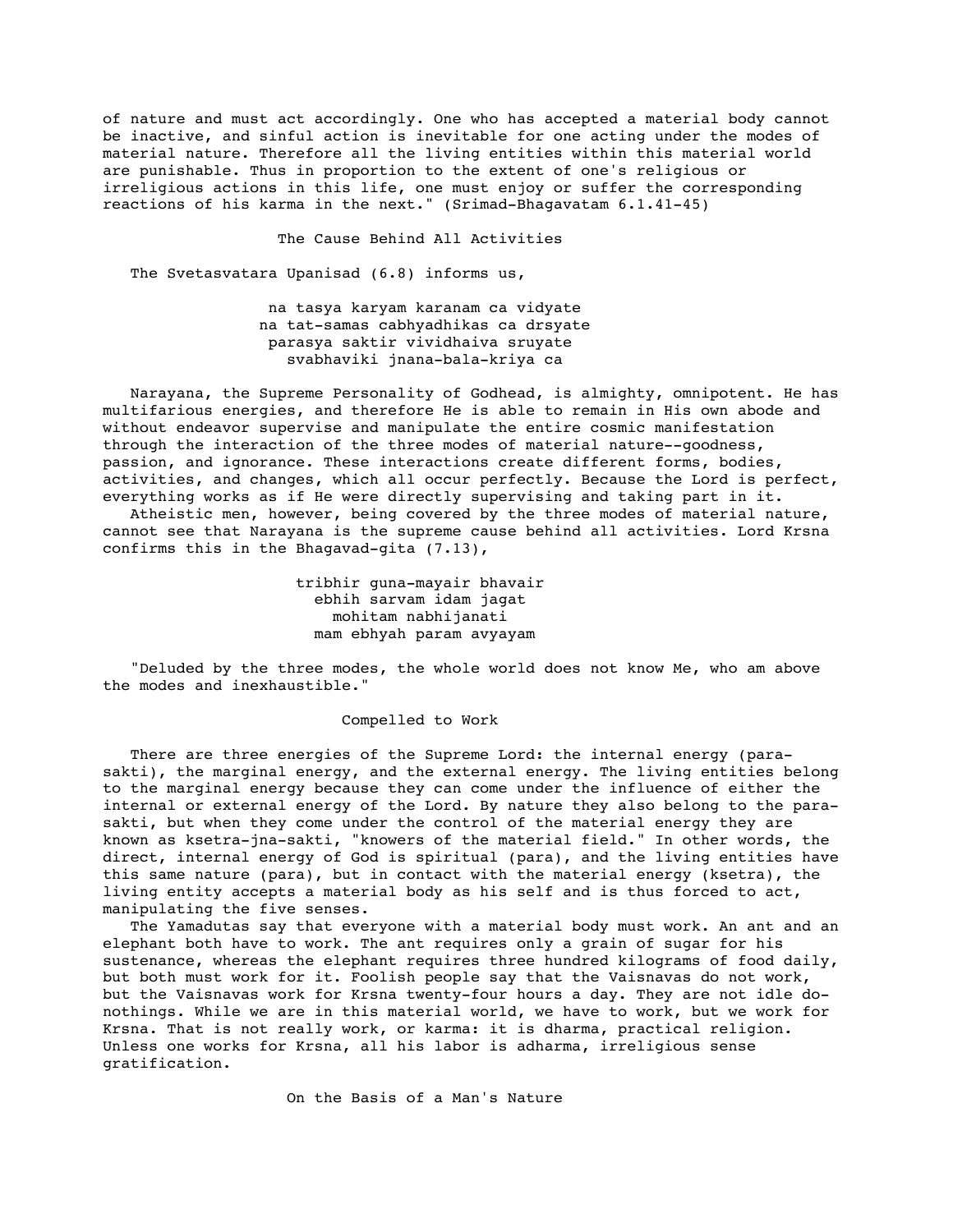of nature and must act accordingly. One who has accepted a material body cannot be inactive, and sinful action is inevitable for one acting under the modes of material nature. Therefore all the living entities within this material world are punishable. Thus in proportion to the extent of one's religious or irreligious actions in this life, one must enjoy or suffer the corresponding reactions of his karma in the next." (Srimad-Bhagavatam 6.1.41-45)

## The Cause Behind All Activities

The Svetasvatara Upanisad (6.8) informs us,

> na tasya karyam karanam ca vidyate
> na tat-samas cabhyadhikas ca drsyate
> parasya saktir vividhaiva sruyate
> svabhaviki jnana-bala-kriya ca

Narayana, the Supreme Personality of Godhead, is almighty, omnipotent. He has multifarious energies, and therefore He is able to remain in His own abode and without endeavor supervise and manipulate the entire cosmic manifestation through the interaction of the three modes of material nature--goodness, passion, and ignorance. These interactions create different forms, bodies, activities, and changes, which all occur perfectly. Because the Lord is perfect, everything works as if He were directly supervising and taking part in it.

Atheistic men, however, being covered by the three modes of material nature, cannot see that Narayana is the supreme cause behind all activities. Lord Krsna confirms this in the Bhagavad-gita (7.13),

> tribhir guna-mayair bhavair
> ebhih sarvam idam jagat
> mohitam nabhijanati
> mam ebhyah param avyayam

"Deluded by the three modes, the whole world does not know Me, who am above the modes and inexhaustible."

## Compelled to Work

There are three energies of the Supreme Lord: the internal energy (para-sakti), the marginal energy, and the external energy. The living entities belong to the marginal energy because they can come under the influence of either the internal or external energy of the Lord. By nature they also belong to the para-sakti, but when they come under the control of the material energy they are known as ksetra-jna-sakti, "knowers of the material field." In other words, the direct, internal energy of God is spiritual (para), and the living entities have this same nature (para), but in contact with the material energy (ksetra), the living entity accepts a material body as his self and is thus forced to act, manipulating the five senses.

The Yamadutas say that everyone with a material body must work. An ant and an elephant both have to work. The ant requires only a grain of sugar for his sustenance, whereas the elephant requires three hundred kilograms of food daily, but both must work for it. Foolish people say that the Vaisnavas do not work, but the Vaisnavas work for Krsna twenty-four hours a day. They are not idle do-nothings. While we are in this material world, we have to work, but we work for Krsna. That is not really work, or karma: it is dharma, practical religion. Unless one works for Krsna, all his labor is adharma, irreligious sense gratification.

## On the Basis of a Man's Nature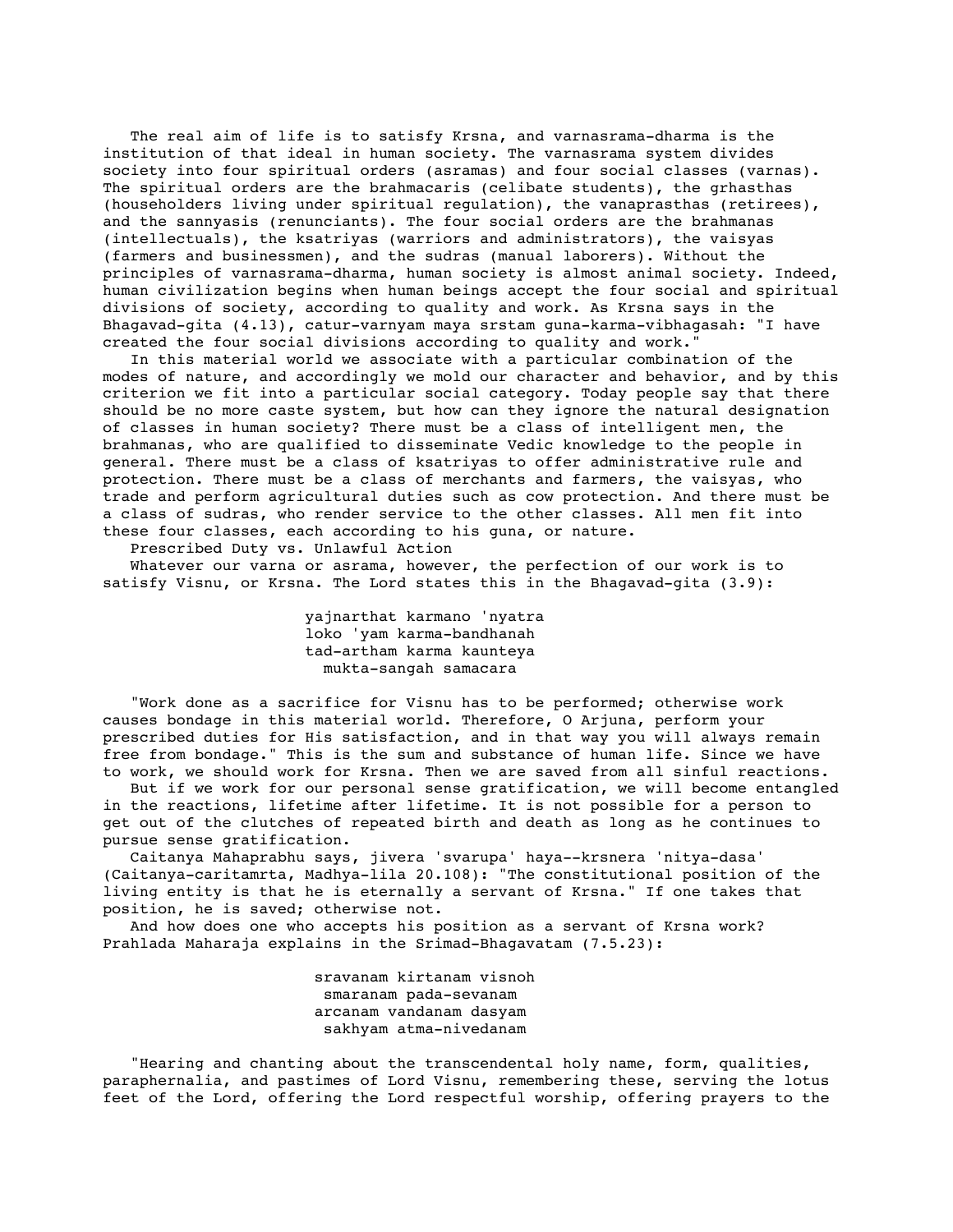The real aim of life is to satisfy Krsna, and varnasrama-dharma is the institution of that ideal in human society. The varnasrama system divides society into four spiritual orders (asramas) and four social classes (varnas). The spiritual orders are the brahmacaris (celibate students), the grhasthas (householders living under spiritual regulation), the vanaprasthas (retirees), and the sannyasis (renunciants). The four social orders are the brahmanas (intellectuals), the ksatriyas (warriors and administrators), the vaisyas (farmers and businessmen), and the sudras (manual laborers). Without the principles of varnasrama-dharma, human society is almost animal society. Indeed, human civilization begins when human beings accept the four social and spiritual divisions of society, according to quality and work. As Krsna says in the Bhagavad-gita (4.13), catur-varnyam maya srstam guna-karma-vibhagasah: "I have created the four social divisions according to quality and work."

In this material world we associate with a particular combination of the modes of nature, and accordingly we mold our character and behavior, and by this criterion we fit into a particular social category. Today people say that there should be no more caste system, but how can they ignore the natural designation of classes in human society? There must be a class of intelligent men, the brahmanas, who are qualified to disseminate Vedic knowledge to the people in general. There must be a class of ksatriyas to offer administrative rule and protection. There must be a class of merchants and farmers, the vaisyas, who trade and perform agricultural duties such as cow protection. And there must be a class of sudras, who render service to the other classes. All men fit into these four classes, each according to his guna, or nature.

## Prescribed Duty vs. Unlawful Action

Whatever our varna or asrama, however, the perfection of our work is to satisfy Visnu, or Krsna. The Lord states this in the Bhagavad-gita (3.9):

> yajnarthat karmano 'nyatra
> loko 'yam karma-bandhanah
> tad-artham karma kaunteya
> mukta-sangah samacara

"Work done as a sacrifice for Visnu has to be performed; otherwise work causes bondage in this material world. Therefore, O Arjuna, perform your prescribed duties for His satisfaction, and in that way you will always remain free from bondage." This is the sum and substance of human life. Since we have to work, we should work for Krsna. Then we are saved from all sinful reactions.

But if we work for our personal sense gratification, we will become entangled in the reactions, lifetime after lifetime. It is not possible for a person to get out of the clutches of repeated birth and death as long as he continues to pursue sense gratification.

Caitanya Mahaprabhu says, jivera 'svarupa' haya--krsnera 'nitya-dasa' (Caitanya-caritamrta, Madhya-lila 20.108): "The constitutional position of the living entity is that he is eternally a servant of Krsna." If one takes that position, he is saved; otherwise not.

And how does one who accepts his position as a servant of Krsna work? Prahlada Maharaja explains in the Srimad-Bhagavatam (7.5.23):

> sravanam kirtanam visnoh
> smaranam pada-sevanam
> arcanam vandanam dasyam
> sakhyam atma-nivedanam

"Hearing and chanting about the transcendental holy name, form, qualities, paraphernalia, and pastimes of Lord Visnu, remembering these, serving the lotus feet of the Lord, offering the Lord respectful worship, offering prayers to the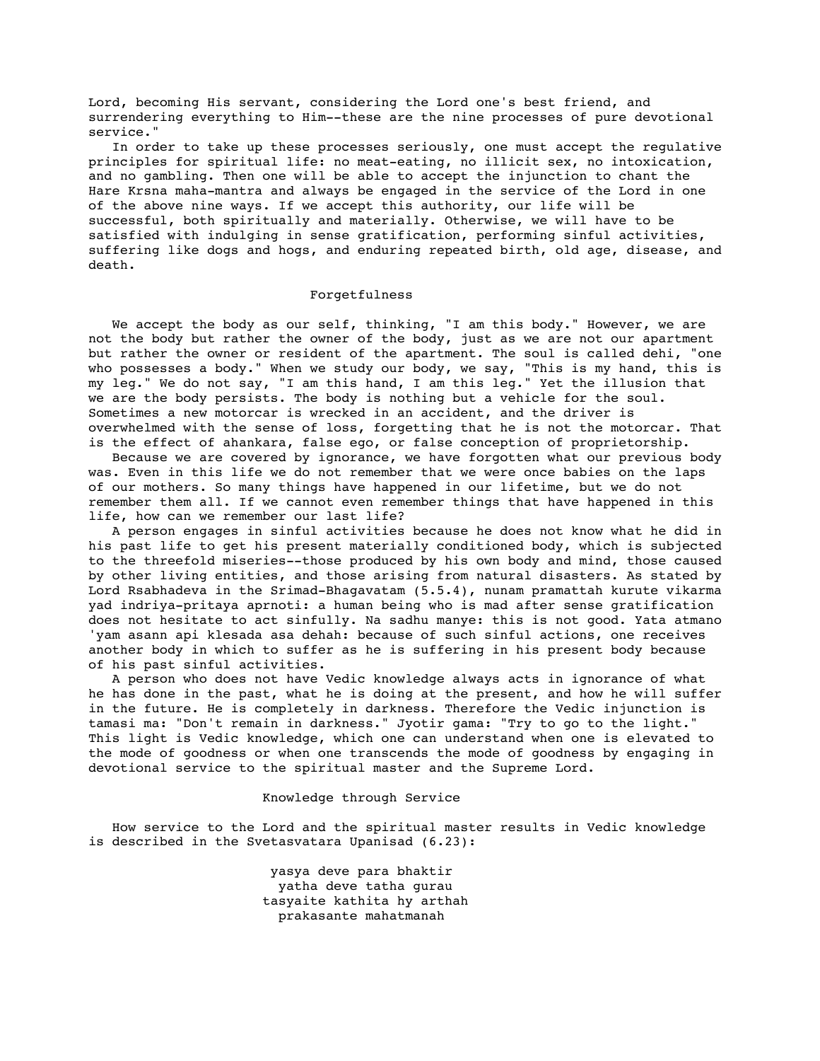Lord, becoming His servant, considering the Lord one's best friend, and surrendering everything to Him--these are the nine processes of pure devotional service."

In order to take up these processes seriously, one must accept the regulative principles for spiritual life: no meat-eating, no illicit sex, no intoxication, and no gambling. Then one will be able to accept the injunction to chant the Hare Krsna maha-mantra and always be engaged in the service of the Lord in one of the above nine ways. If we accept this authority, our life will be successful, both spiritually and materially. Otherwise, we will have to be satisfied with indulging in sense gratification, performing sinful activities, suffering like dogs and hogs, and enduring repeated birth, old age, disease, and death.

## Forgetfulness

We accept the body as our self, thinking, "I am this body." However, we are not the body but rather the owner of the body, just as we are not our apartment but rather the owner or resident of the apartment. The soul is called dehi, "one who possesses a body." When we study our body, we say, "This is my hand, this is my leg." We do not say, "I am this hand, I am this leg." Yet the illusion that we are the body persists. The body is nothing but a vehicle for the soul. Sometimes a new motorcar is wrecked in an accident, and the driver is overwhelmed with the sense of loss, forgetting that he is not the motorcar. That is the effect of ahankara, false ego, or false conception of proprietorship.

Because we are covered by ignorance, we have forgotten what our previous body was. Even in this life we do not remember that we were once babies on the laps of our mothers. So many things have happened in our lifetime, but we do not remember them all. If we cannot even remember things that have happened in this life, how can we remember our last life?

A person engages in sinful activities because he does not know what he did in his past life to get his present materially conditioned body, which is subjected to the threefold miseries--those produced by his own body and mind, those caused by other living entities, and those arising from natural disasters. As stated by Lord Rsabhadeva in the Srimad-Bhagavatam (5.5.4), nunam pramattah kurute vikarma yad indriya-pritaya aprnoti: a human being who is mad after sense gratification does not hesitate to act sinfully. Na sadhu manye: this is not good. Yata atmano 'yam asann api klesada asa dehah: because of such sinful actions, one receives another body in which to suffer as he is suffering in his present body because of his past sinful activities.

A person who does not have Vedic knowledge always acts in ignorance of what he has done in the past, what he is doing at the present, and how he will suffer in the future. He is completely in darkness. Therefore the Vedic injunction is tamasi ma: "Don't remain in darkness." Jyotir gama: "Try to go to the light." This light is Vedic knowledge, which one can understand when one is elevated to the mode of goodness or when one transcends the mode of goodness by engaging in devotional service to the spiritual master and the Supreme Lord.

## Knowledge through Service

How service to the Lord and the spiritual master results in Vedic knowledge is described in the Svetasvatara Upanisad (6.23):

yasya deve para bhaktir
yatha deve tatha gurau
tasyaite kathita hy arthah
prakasante mahatmanah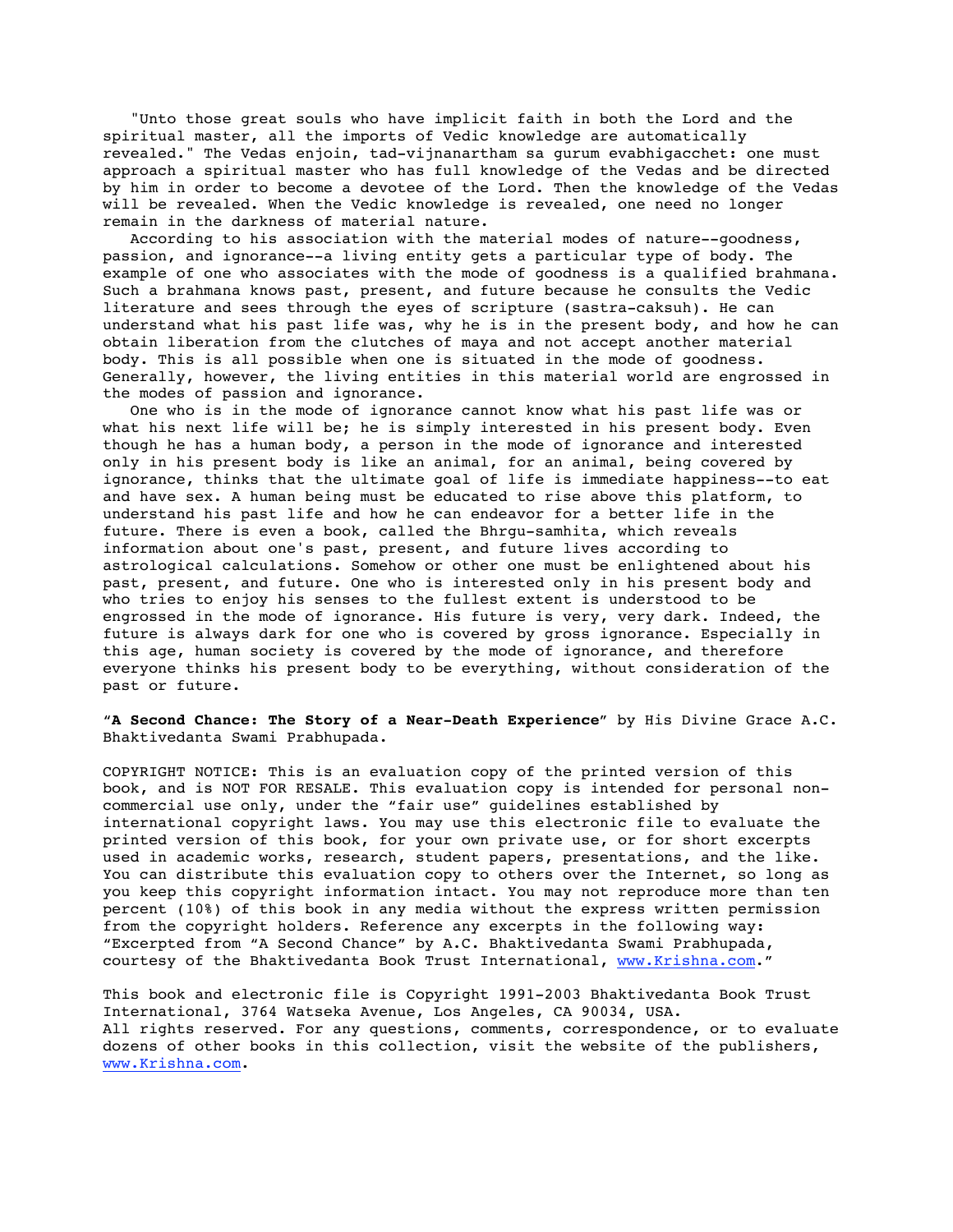"Unto those great souls who have implicit faith in both the Lord and the spiritual master, all the imports of Vedic knowledge are automatically revealed." The Vedas enjoin, tad-vijnanartham sa gurum evabhigacchet: one must approach a spiritual master who has full knowledge of the Vedas and be directed by him in order to become a devotee of the Lord. Then the knowledge of the Vedas will be revealed. When the Vedic knowledge is revealed, one need no longer remain in the darkness of material nature.

According to his association with the material modes of nature--goodness, passion, and ignorance--a living entity gets a particular type of body. The example of one who associates with the mode of goodness is a qualified brahmana. Such a brahmana knows past, present, and future because he consults the Vedic literature and sees through the eyes of scripture (sastra-caksuh). He can understand what his past life was, why he is in the present body, and how he can obtain liberation from the clutches of maya and not accept another material body. This is all possible when one is situated in the mode of goodness. Generally, however, the living entities in this material world are engrossed in the modes of passion and ignorance.

One who is in the mode of ignorance cannot know what his past life was or what his next life will be; he is simply interested in his present body. Even though he has a human body, a person in the mode of ignorance and interested only in his present body is like an animal, for an animal, being covered by ignorance, thinks that the ultimate goal of life is immediate happiness--to eat and have sex. A human being must be educated to rise above this platform, to understand his past life and how he can endeavor for a better life in the future. There is even a book, called the Bhrgu-samhita, which reveals information about one's past, present, and future lives according to astrological calculations. Somehow or other one must be enlightened about his past, present, and future. One who is interested only in his present body and who tries to enjoy his senses to the fullest extent is understood to be engrossed in the mode of ignorance. His future is very, very dark. Indeed, the future is always dark for one who is covered by gross ignorance. Especially in this age, human society is covered by the mode of ignorance, and therefore everyone thinks his present body to be everything, without consideration of the past or future.

"**A Second Chance: The Story of a Near-Death Experience**" by His Divine Grace A.C. Bhaktivedanta Swami Prabhupada.

COPYRIGHT NOTICE: This is an evaluation copy of the printed version of this book, and is NOT FOR RESALE. This evaluation copy is intended for personal non-commercial use only, under the "fair use" guidelines established by international copyright laws. You may use this electronic file to evaluate the printed version of this book, for your own private use, or for short excerpts used in academic works, research, student papers, presentations, and the like. You can distribute this evaluation copy to others over the Internet, so long as you keep this copyright information intact. You may not reproduce more than ten percent (10%) of this book in any media without the express written permission from the copyright holders. Reference any excerpts in the following way: "Excerpted from "A Second Chance" by A.C. Bhaktivedanta Swami Prabhupada, courtesy of the Bhaktivedanta Book Trust International, www.Krishna.com."

This book and electronic file is Copyright 1991-2003 Bhaktivedanta Book Trust International, 3764 Watseka Avenue, Los Angeles, CA 90034, USA. All rights reserved. For any questions, comments, correspondence, or to evaluate dozens of other books in this collection, visit the website of the publishers, www.Krishna.com.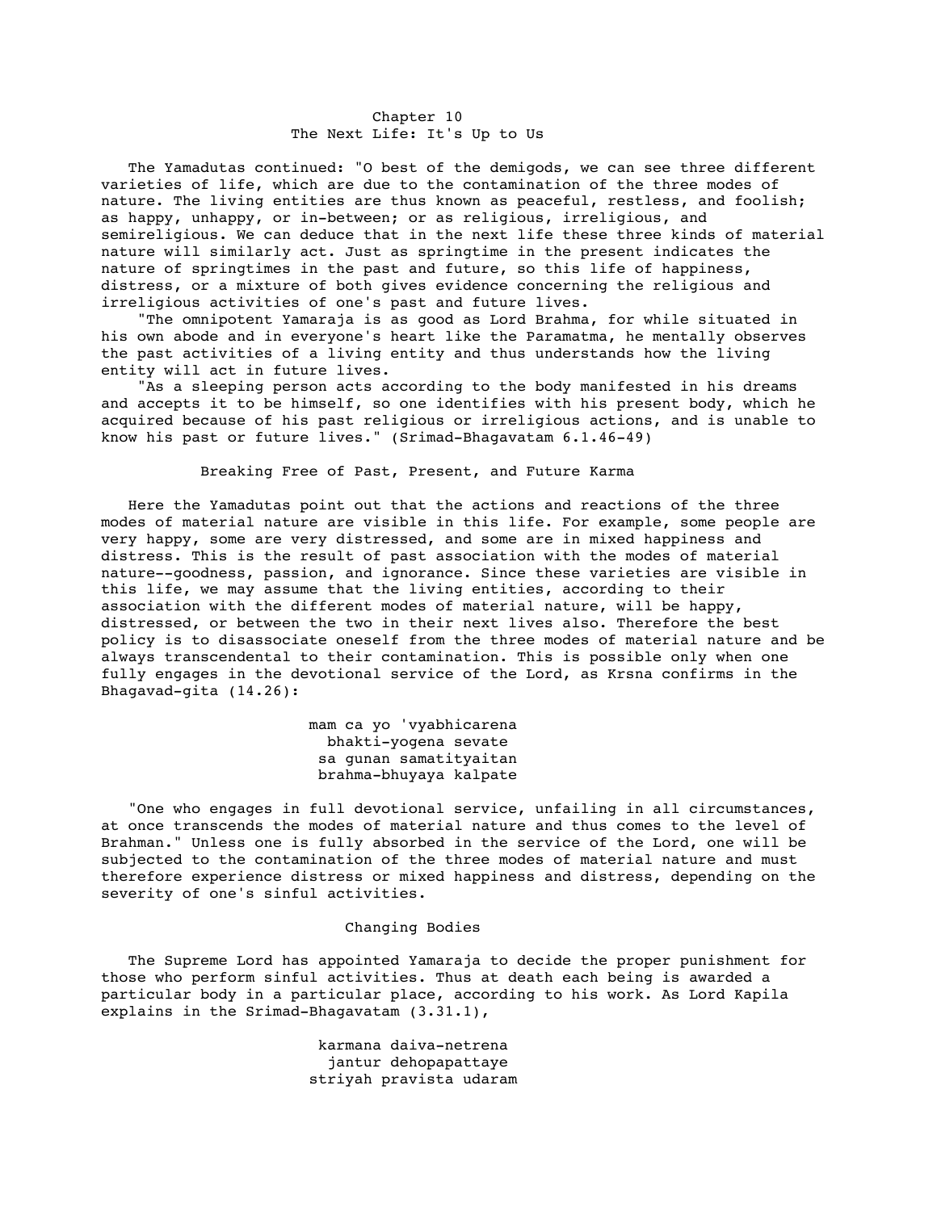# Chapter 10
## The Next Life: It's Up to Us

The Yamadutas continued: "O best of the demigods, we can see three different varieties of life, which are due to the contamination of the three modes of nature. The living entities are thus known as peaceful, restless, and foolish; as happy, unhappy, or in-between; or as religious, irreligious, and semireligious. We can deduce that in the next life these three kinds of material nature will similarly act. Just as springtime in the present indicates the nature of springtimes in the past and future, so this life of happiness, distress, or a mixture of both gives evidence concerning the religious and irreligious activities of one's past and future lives.

"The omnipotent Yamaraja is as good as Lord Brahma, for while situated in his own abode and in everyone's heart like the Paramatma, he mentally observes the past activities of a living entity and thus understands how the living entity will act in future lives.

"As a sleeping person acts according to the body manifested in his dreams and accepts it to be himself, so one identifies with his present body, which he acquired because of his past religious or irreligious actions, and is unable to know his past or future lives." (Srimad-Bhagavatam 6.1.46-49)

### Breaking Free of Past, Present, and Future Karma

Here the Yamadutas point out that the actions and reactions of the three modes of material nature are visible in this life. For example, some people are very happy, some are very distressed, and some are in mixed happiness and distress. This is the result of past association with the modes of material nature--goodness, passion, and ignorance. Since these varieties are visible in this life, we may assume that the living entities, according to their association with the different modes of material nature, will be happy, distressed, or between the two in their next lives also. Therefore the best policy is to disassociate oneself from the three modes of material nature and be always transcendental to their contamination. This is possible only when one fully engages in the devotional service of the Lord, as Krsna confirms in the Bhagavad-gita (14.26):

> mam ca yo 'vyabhicarena
> bhakti-yogena sevate
> sa gunan samatityaitan
> brahma-bhuyaya kalpate

"One who engages in full devotional service, unfailing in all circumstances, at once transcends the modes of material nature and thus comes to the level of Brahman." Unless one is fully absorbed in the service of the Lord, one will be subjected to the contamination of the three modes of material nature and must therefore experience distress or mixed happiness and distress, depending on the severity of one's sinful activities.

### Changing Bodies

The Supreme Lord has appointed Yamaraja to decide the proper punishment for those who perform sinful activities. Thus at death each being is awarded a particular body in a particular place, according to his work. As Lord Kapila explains in the Srimad-Bhagavatam (3.31.1),

> karmana daiva-netrena
> jantur dehopapattaye
> striyah pravista udaram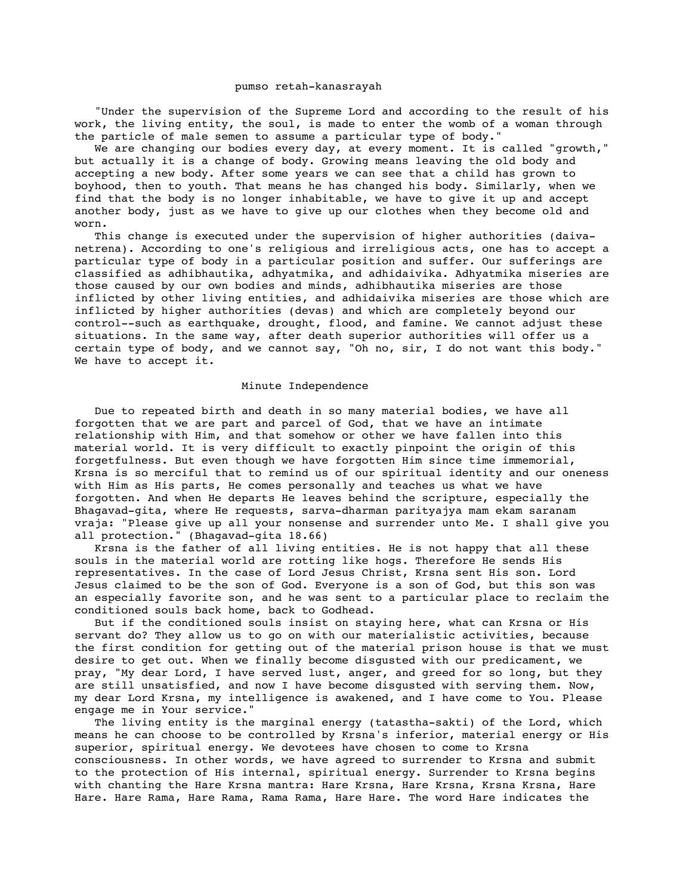pumso retah-kanasrayah

"Under the supervision of the Supreme Lord and according to the result of his work, the living entity, the soul, is made to enter the womb of a woman through the particle of male semen to assume a particular type of body."

We are changing our bodies every day, at every moment. It is called "growth," but actually it is a change of body. Growing means leaving the old body and accepting a new body. After some years we can see that a child has grown to boyhood, then to youth. That means he has changed his body. Similarly, when we find that the body is no longer inhabitable, we have to give it up and accept another body, just as we have to give up our clothes when they become old and worn.

This change is executed under the supervision of higher authorities (daiva-netrena). According to one's religious and irreligious acts, one has to accept a particular type of body in a particular position and suffer. Our sufferings are classified as adhibhautika, adhyatmika, and adhidaivika. Adhyatmika miseries are those caused by our own bodies and minds, adhibhautika miseries are those inflicted by other living entities, and adhidaivika miseries are those which are inflicted by higher authorities (devas) and which are completely beyond our control--such as earthquake, drought, flood, and famine. We cannot adjust these situations. In the same way, after death superior authorities will offer us a certain type of body, and we cannot say, "Oh no, sir, I do not want this body." We have to accept it.

## Minute Independence

Due to repeated birth and death in so many material bodies, we have all forgotten that we are part and parcel of God, that we have an intimate relationship with Him, and that somehow or other we have fallen into this material world. It is very difficult to exactly pinpoint the origin of this forgetfulness. But even though we have forgotten Him since time immemorial, Krsna is so merciful that to remind us of our spiritual identity and our oneness with Him as His parts, He comes personally and teaches us what we have forgotten. And when He departs He leaves behind the scripture, especially the Bhagavad-gita, where He requests, sarva-dharman parityajya mam ekam saranam vraja: "Please give up all your nonsense and surrender unto Me. I shall give you all protection." (Bhagavad-gita 18.66)

Krsna is the father of all living entities. He is not happy that all these souls in the material world are rotting like hogs. Therefore He sends His representatives. In the case of Lord Jesus Christ, Krsna sent His son. Lord Jesus claimed to be the son of God. Everyone is a son of God, but this son was an especially favorite son, and he was sent to a particular place to reclaim the conditioned souls back home, back to Godhead.

But if the conditioned souls insist on staying here, what can Krsna or His servant do? They allow us to go on with our materialistic activities, because the first condition for getting out of the material prison house is that we must desire to get out. When we finally become disgusted with our predicament, we pray, "My dear Lord, I have served lust, anger, and greed for so long, but they are still unsatisfied, and now I have become disgusted with serving them. Now, my dear Lord Krsna, my intelligence is awakened, and I have come to You. Please engage me in Your service."

The living entity is the marginal energy (tatastha-sakti) of the Lord, which means he can choose to be controlled by Krsna's inferior, material energy or His superior, spiritual energy. We devotees have chosen to come to Krsna consciousness. In other words, we have agreed to surrender to Krsna and submit to the protection of His internal, spiritual energy. Surrender to Krsna begins with chanting the Hare Krsna mantra: Hare Krsna, Hare Krsna, Krsna Krsna, Hare Hare. Hare Rama, Hare Rama, Rama Rama, Hare Hare. The word Hare indicates the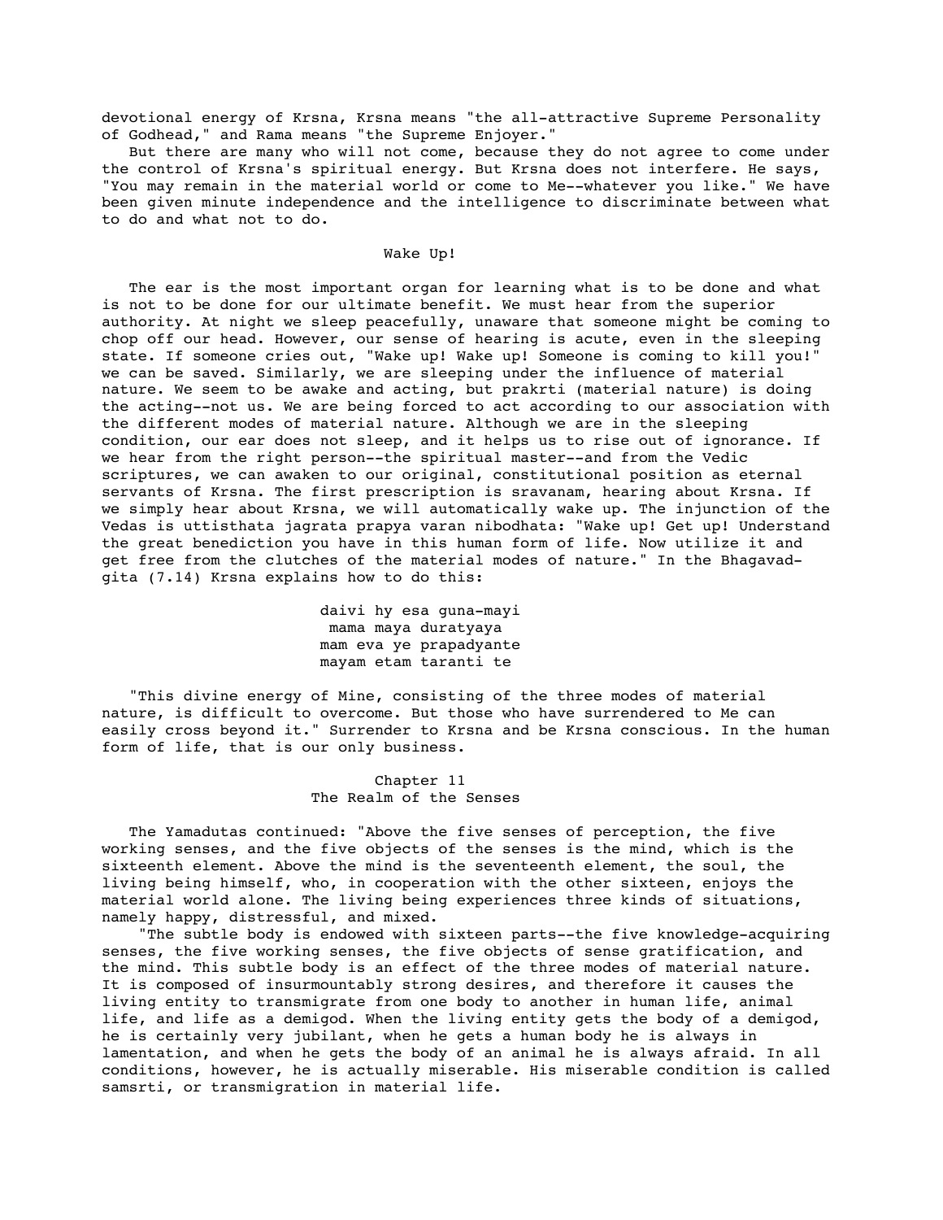devotional energy of Krsna, Krsna means "the all-attractive Supreme Personality of Godhead," and Rama means "the Supreme Enjoyer."

But there are many who will not come, because they do not agree to come under the control of Krsna's spiritual energy. But Krsna does not interfere. He says, "You may remain in the material world or come to Me--whatever you like." We have been given minute independence and the intelligence to discriminate between what to do and what not to do.

### Wake Up!

The ear is the most important organ for learning what is to be done and what is not to be done for our ultimate benefit. We must hear from the superior authority. At night we sleep peacefully, unaware that someone might be coming to chop off our head. However, our sense of hearing is acute, even in the sleeping state. If someone cries out, "Wake up! Wake up! Someone is coming to kill you!" we can be saved. Similarly, we are sleeping under the influence of material nature. We seem to be awake and acting, but prakrti (material nature) is doing the acting--not us. We are being forced to act according to our association with the different modes of material nature. Although we are in the sleeping condition, our ear does not sleep, and it helps us to rise out of ignorance. If we hear from the right person--the spiritual master--and from the Vedic scriptures, we can awaken to our original, constitutional position as eternal servants of Krsna. The first prescription is sravanam, hearing about Krsna. If we simply hear about Krsna, we will automatically wake up. The injunction of the Vedas is uttisthata jagrata prapya varan nibodhata: "Wake up! Get up! Understand the great benediction you have in this human form of life. Now utilize it and get free from the clutches of the material modes of nature." In the Bhagavad-gita (7.14) Krsna explains how to do this:

> daivi hy esa guna-mayi
> mama maya duratyaya
> mam eva ye prapadyante
> mayam etam taranti te

"This divine energy of Mine, consisting of the three modes of material nature, is difficult to overcome. But those who have surrendered to Me can easily cross beyond it." Surrender to Krsna and be Krsna conscious. In the human form of life, that is our only business.

## Chapter 11
## The Realm of the Senses

The Yamadutas continued: "Above the five senses of perception, the five working senses, and the five objects of the senses is the mind, which is the sixteenth element. Above the mind is the seventeenth element, the soul, the living being himself, who, in cooperation with the other sixteen, enjoys the material world alone. The living being experiences three kinds of situations, namely happy, distressful, and mixed.

"The subtle body is endowed with sixteen parts--the five knowledge-acquiring senses, the five working senses, the five objects of sense gratification, and the mind. This subtle body is an effect of the three modes of material nature. It is composed of insurmountably strong desires, and therefore it causes the living entity to transmigrate from one body to another in human life, animal life, and life as a demigod. When the living entity gets the body of a demigod, he is certainly very jubilant, when he gets a human body he is always in lamentation, and when he gets the body of an animal he is always afraid. In all conditions, however, he is actually miserable. His miserable condition is called samsrti, or transmigration in material life.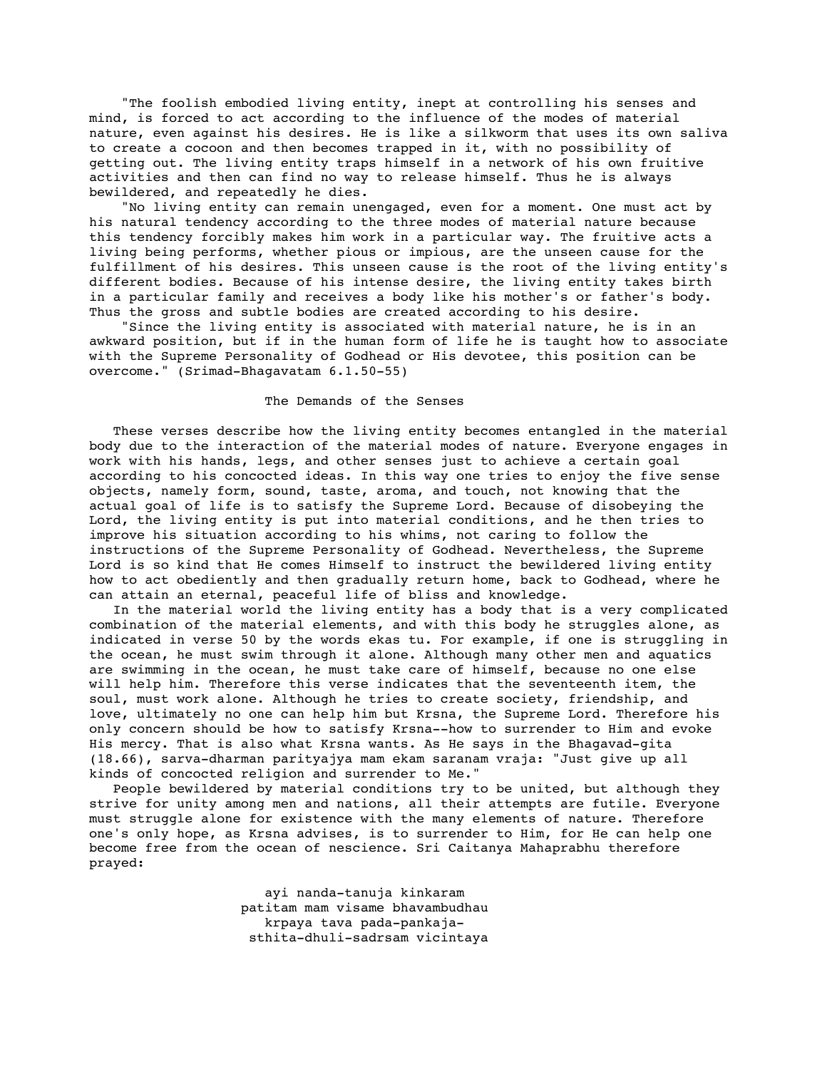"The foolish embodied living entity, inept at controlling his senses and mind, is forced to act according to the influence of the modes of material nature, even against his desires. He is like a silkworm that uses its own saliva to create a cocoon and then becomes trapped in it, with no possibility of getting out. The living entity traps himself in a network of his own fruitive activities and then can find no way to release himself. Thus he is always bewildered, and repeatedly he dies.

"No living entity can remain unengaged, even for a moment. One must act by his natural tendency according to the three modes of material nature because this tendency forcibly makes him work in a particular way. The fruitive acts a living being performs, whether pious or impious, are the unseen cause for the fulfillment of his desires. This unseen cause is the root of the living entity's different bodies. Because of his intense desire, the living entity takes birth in a particular family and receives a body like his mother's or father's body. Thus the gross and subtle bodies are created according to his desire.

"Since the living entity is associated with material nature, he is in an awkward position, but if in the human form of life he is taught how to associate with the Supreme Personality of Godhead or His devotee, this position can be overcome." (Srimad-Bhagavatam 6.1.50-55)

## The Demands of the Senses

These verses describe how the living entity becomes entangled in the material body due to the interaction of the material modes of nature. Everyone engages in work with his hands, legs, and other senses just to achieve a certain goal according to his concocted ideas. In this way one tries to enjoy the five sense objects, namely form, sound, taste, aroma, and touch, not knowing that the actual goal of life is to satisfy the Supreme Lord. Because of disobeying the Lord, the living entity is put into material conditions, and he then tries to improve his situation according to his whims, not caring to follow the instructions of the Supreme Personality of Godhead. Nevertheless, the Supreme Lord is so kind that He comes Himself to instruct the bewildered living entity how to act obediently and then gradually return home, back to Godhead, where he can attain an eternal, peaceful life of bliss and knowledge.

In the material world the living entity has a body that is a very complicated combination of the material elements, and with this body he struggles alone, as indicated in verse 50 by the words ekas tu. For example, if one is struggling in the ocean, he must swim through it alone. Although many other men and aquatics are swimming in the ocean, he must take care of himself, because no one else will help him. Therefore this verse indicates that the seventeenth item, the soul, must work alone. Although he tries to create society, friendship, and love, ultimately no one can help him but Krsna, the Supreme Lord. Therefore his only concern should be how to satisfy Krsna--how to surrender to Him and evoke His mercy. That is also what Krsna wants. As He says in the Bhagavad-gita (18.66), sarva-dharman parityajya mam ekam saranam vraja: "Just give up all kinds of concocted religion and surrender to Me."

People bewildered by material conditions try to be united, but although they strive for unity among men and nations, all their attempts are futile. Everyone must struggle alone for existence with the many elements of nature. Therefore one's only hope, as Krsna advises, is to surrender to Him, for He can help one become free from the ocean of nescience. Sri Caitanya Mahaprabhu therefore prayed:

> ayi nanda-tanuja kinkaram
> patitam mam visame bhavambudhau
> krpaya tava pada-pankaja-
> sthita-dhuli-sadrsam vicintaya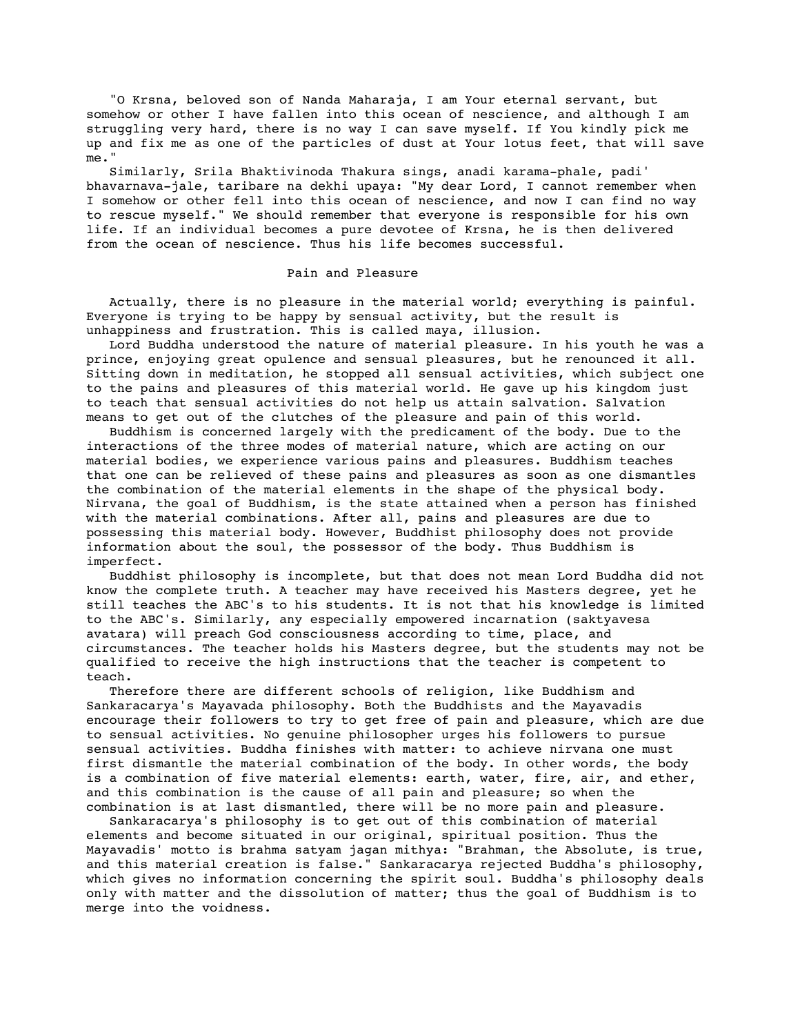"O Krsna, beloved son of Nanda Maharaja, I am Your eternal servant, but somehow or other I have fallen into this ocean of nescience, and although I am struggling very hard, there is no way I can save myself. If You kindly pick me up and fix me as one of the particles of dust at Your lotus feet, that will save me."

Similarly, Srila Bhaktivinoda Thakura sings, anadi karama-phale, padi' bhavarnava-jale, taribare na dekhi upaya: "My dear Lord, I cannot remember when I somehow or other fell into this ocean of nescience, and now I can find no way to rescue myself." We should remember that everyone is responsible for his own life. If an individual becomes a pure devotee of Krsna, he is then delivered from the ocean of nescience. Thus his life becomes successful.

## Pain and Pleasure

Actually, there is no pleasure in the material world; everything is painful. Everyone is trying to be happy by sensual activity, but the result is unhappiness and frustration. This is called maya, illusion.

Lord Buddha understood the nature of material pleasure. In his youth he was a prince, enjoying great opulence and sensual pleasures, but he renounced it all. Sitting down in meditation, he stopped all sensual activities, which subject one to the pains and pleasures of this material world. He gave up his kingdom just to teach that sensual activities do not help us attain salvation. Salvation means to get out of the clutches of the pleasure and pain of this world.

Buddhism is concerned largely with the predicament of the body. Due to the interactions of the three modes of material nature, which are acting on our material bodies, we experience various pains and pleasures. Buddhism teaches that one can be relieved of these pains and pleasures as soon as one dismantles the combination of the material elements in the shape of the physical body. Nirvana, the goal of Buddhism, is the state attained when a person has finished with the material combinations. After all, pains and pleasures are due to possessing this material body. However, Buddhist philosophy does not provide information about the soul, the possessor of the body. Thus Buddhism is imperfect.

Buddhist philosophy is incomplete, but that does not mean Lord Buddha did not know the complete truth. A teacher may have received his Masters degree, yet he still teaches the ABC's to his students. It is not that his knowledge is limited to the ABC's. Similarly, any especially empowered incarnation (saktyavesa avatara) will preach God consciousness according to time, place, and circumstances. The teacher holds his Masters degree, but the students may not be qualified to receive the high instructions that the teacher is competent to teach.

Therefore there are different schools of religion, like Buddhism and Sankaracarya's Mayavada philosophy. Both the Buddhists and the Mayavadis encourage their followers to try to get free of pain and pleasure, which are due to sensual activities. No genuine philosopher urges his followers to pursue sensual activities. Buddha finishes with matter: to achieve nirvana one must first dismantle the material combination of the body. In other words, the body is a combination of five material elements: earth, water, fire, air, and ether, and this combination is the cause of all pain and pleasure; so when the combination is at last dismantled, there will be no more pain and pleasure.

Sankaracarya's philosophy is to get out of this combination of material elements and become situated in our original, spiritual position. Thus the Mayavadis' motto is brahma satyam jagan mithya: "Brahman, the Absolute, is true, and this material creation is false." Sankaracarya rejected Buddha's philosophy, which gives no information concerning the spirit soul. Buddha's philosophy deals only with matter and the dissolution of matter; thus the goal of Buddhism is to merge into the voidness.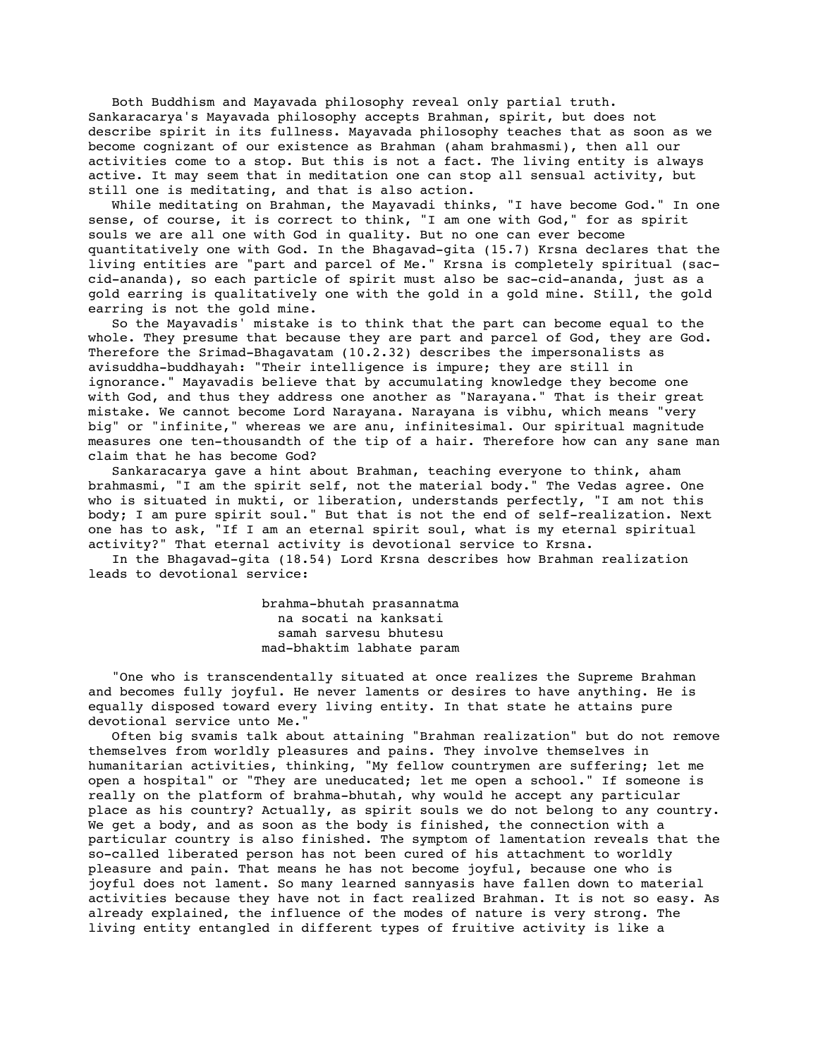Both Buddhism and Mayavada philosophy reveal only partial truth. Sankaracarya's Mayavada philosophy accepts Brahman, spirit, but does not describe spirit in its fullness. Mayavada philosophy teaches that as soon as we become cognizant of our existence as Brahman (aham brahmasmi), then all our activities come to a stop. But this is not a fact. The living entity is always active. It may seem that in meditation one can stop all sensual activity, but still one is meditating, and that is also action.

While meditating on Brahman, the Mayavadi thinks, "I have become God." In one sense, of course, it is correct to think, "I am one with God," for as spirit souls we are all one with God in quality. But no one can ever become quantitatively one with God. In the Bhagavad-gita (15.7) Krsna declares that the living entities are "part and parcel of Me." Krsna is completely spiritual (sac-cid-ananda), so each particle of spirit must also be sac-cid-ananda, just as a gold earring is qualitatively one with the gold in a gold mine. Still, the gold earring is not the gold mine.

So the Mayavadis' mistake is to think that the part can become equal to the whole. They presume that because they are part and parcel of God, they are God. Therefore the Srimad-Bhagavatam (10.2.32) describes the impersonalists as avisuddha-buddhayah: "Their intelligence is impure; they are still in ignorance." Mayavadis believe that by accumulating knowledge they become one with God, and thus they address one another as "Narayana." That is their great mistake. We cannot become Lord Narayana. Narayana is vibhu, which means "very big" or "infinite," whereas we are anu, infinitesimal. Our spiritual magnitude measures one ten-thousandth of the tip of a hair. Therefore how can any sane man claim that he has become God?

Sankaracarya gave a hint about Brahman, teaching everyone to think, aham brahmasmi, "I am the spirit self, not the material body." The Vedas agree. One who is situated in mukti, or liberation, understands perfectly, "I am not this body; I am pure spirit soul." But that is not the end of self-realization. Next one has to ask, "If I am an eternal spirit soul, what is my eternal spiritual activity?" That eternal activity is devotional service to Krsna.

In the Bhagavad-gita (18.54) Lord Krsna describes how Brahman realization leads to devotional service:

brahma-bhutah prasannatma  
na socati na kanksati  
samah sarvesu bhutesu  
mad-bhaktim labhate param

"One who is transcendentally situated at once realizes the Supreme Brahman and becomes fully joyful. He never laments or desires to have anything. He is equally disposed toward every living entity. In that state he attains pure devotional service unto Me."

Often big svamis talk about attaining "Brahman realization" but do not remove themselves from worldly pleasures and pains. They involve themselves in humanitarian activities, thinking, "My fellow countrymen are suffering; let me open a hospital" or "They are uneducated; let me open a school." If someone is really on the platform of brahma-bhutah, why would he accept any particular place as his country? Actually, as spirit souls we do not belong to any country. We get a body, and as soon as the body is finished, the connection with a particular country is also finished. The symptom of lamentation reveals that the so-called liberated person has not been cured of his attachment to worldly pleasure and pain. That means he has not become joyful, because one who is joyful does not lament. So many learned sannyasis have fallen down to material activities because they have not in fact realized Brahman. It is not so easy. As already explained, the influence of the modes of nature is very strong. The living entity entangled in different types of fruitive activity is like a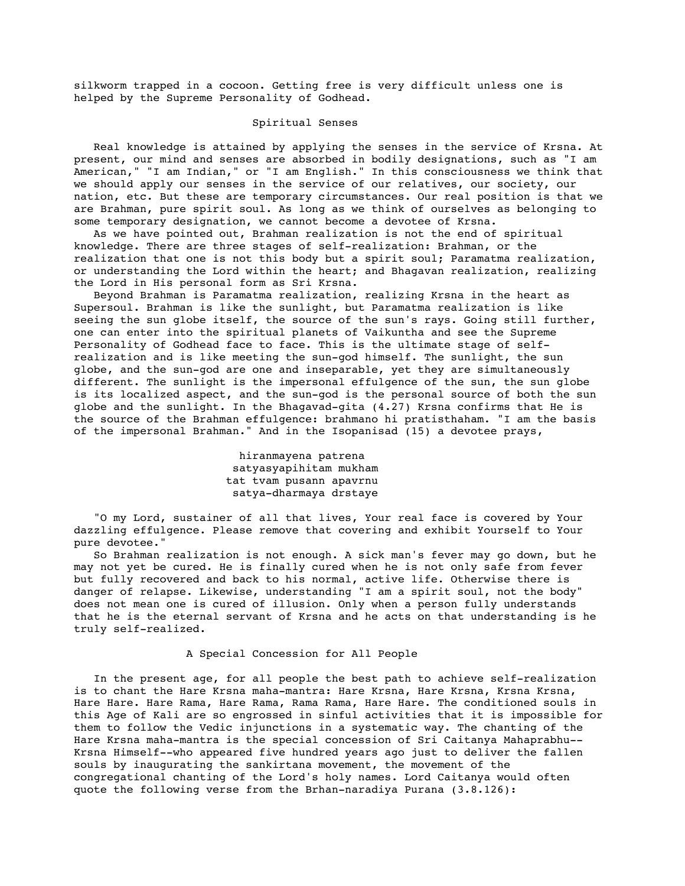silkworm trapped in a cocoon. Getting free is very difficult unless one is helped by the Supreme Personality of Godhead.

## Spiritual Senses

Real knowledge is attained by applying the senses in the service of Krsna. At present, our mind and senses are absorbed in bodily designations, such as "I am American," "I am Indian," or "I am English." In this consciousness we think that we should apply our senses in the service of our relatives, our society, our nation, etc. But these are temporary circumstances. Our real position is that we are Brahman, pure spirit soul. As long as we think of ourselves as belonging to some temporary designation, we cannot become a devotee of Krsna.

As we have pointed out, Brahman realization is not the end of spiritual knowledge. There are three stages of self-realization: Brahman, or the realization that one is not this body but a spirit soul; Paramatma realization, or understanding the Lord within the heart; and Bhagavan realization, realizing the Lord in His personal form as Sri Krsna.

Beyond Brahman is Paramatma realization, realizing Krsna in the heart as Supersoul. Brahman is like the sunlight, but Paramatma realization is like seeing the sun globe itself, the source of the sun's rays. Going still further, one can enter into the spiritual planets of Vaikuntha and see the Supreme Personality of Godhead face to face. This is the ultimate stage of self-realization and is like meeting the sun-god himself. The sunlight, the sun globe, and the sun-god are one and inseparable, yet they are simultaneously different. The sunlight is the impersonal effulgence of the sun, the sun globe is its localized aspect, and the sun-god is the personal source of both the sun globe and the sunlight. In the Bhagavad-gita (4.27) Krsna confirms that He is the source of the Brahman effulgence: brahmano hi pratisthaham. "I am the basis of the impersonal Brahman." And in the Isopanisad (15) a devotee prays,

> hiranmayena patrena
> satyasyapihitam mukham
> tat tvam pusann apavrnu
> satya-dharmaya drstaye

"O my Lord, sustainer of all that lives, Your real face is covered by Your dazzling effulgence. Please remove that covering and exhibit Yourself to Your pure devotee."

So Brahman realization is not enough. A sick man's fever may go down, but he may not yet be cured. He is finally cured when he is not only safe from fever but fully recovered and back to his normal, active life. Otherwise there is danger of relapse. Likewise, understanding "I am a spirit soul, not the body" does not mean one is cured of illusion. Only when a person fully understands that he is the eternal servant of Krsna and he acts on that understanding is he truly self-realized.

## A Special Concession for All People

In the present age, for all people the best path to achieve self-realization is to chant the Hare Krsna maha-mantra: Hare Krsna, Hare Krsna, Krsna Krsna, Hare Hare. Hare Rama, Hare Rama, Rama Rama, Hare Hare. The conditioned souls in this Age of Kali are so engrossed in sinful activities that it is impossible for them to follow the Vedic injunctions in a systematic way. The chanting of the Hare Krsna maha-mantra is the special concession of Sri Caitanya Mahaprabhu--Krsna Himself--who appeared five hundred years ago just to deliver the fallen souls by inaugurating the sankirtana movement, the movement of the congregational chanting of the Lord's holy names. Lord Caitanya would often quote the following verse from the Brhan-naradiya Purana (3.8.126):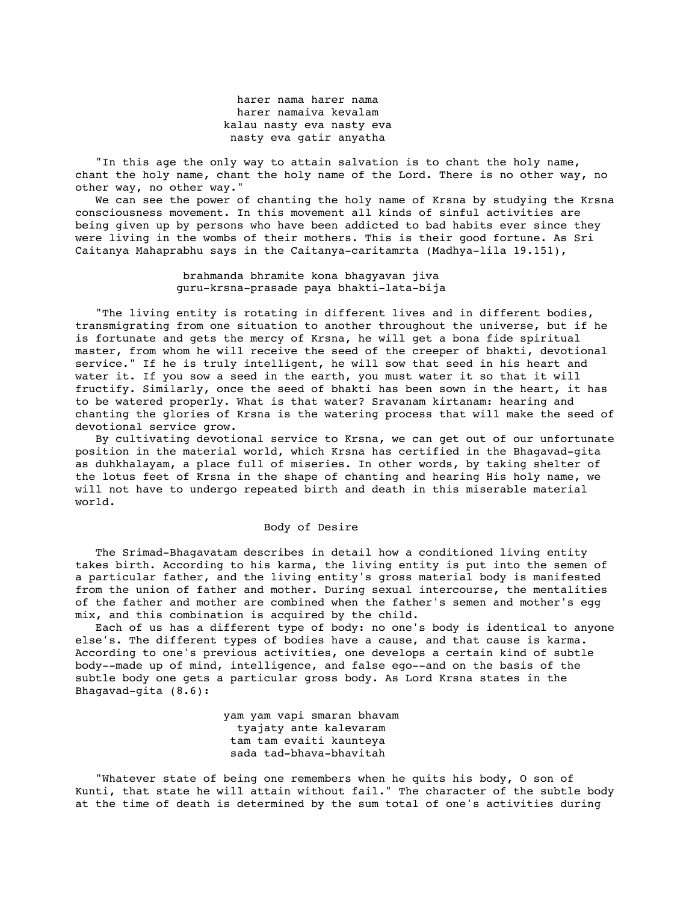harer nama harer nama
harer namaiva kevalam
kalau nasty eva nasty eva
nasty eva gatir anyatha

"In this age the only way to attain salvation is to chant the holy name, chant the holy name, chant the holy name of the Lord. There is no other way, no other way, no other way."

We can see the power of chanting the holy name of Krsna by studying the Krsna consciousness movement. In this movement all kinds of sinful activities are being given up by persons who have been addicted to bad habits ever since they were living in the wombs of their mothers. This is their good fortune. As Sri Caitanya Mahaprabhu says in the Caitanya-caritamrta (Madhya-lila 19.151),

brahmanda bhramite kona bhagyavan jiva
guru-krsna-prasade paya bhakti-lata-bija

"The living entity is rotating in different lives and in different bodies, transmigrating from one situation to another throughout the universe, but if he is fortunate and gets the mercy of Krsna, he will get a bona fide spiritual master, from whom he will receive the seed of the creeper of bhakti, devotional service." If he is truly intelligent, he will sow that seed in his heart and water it. If you sow a seed in the earth, you must water it so that it will fructify. Similarly, once the seed of bhakti has been sown in the heart, it has to be watered properly. What is that water? Sravanam kirtanam: hearing and chanting the glories of Krsna is the watering process that will make the seed of devotional service grow.

By cultivating devotional service to Krsna, we can get out of our unfortunate position in the material world, which Krsna has certified in the Bhagavad-gita as duhkhalayam, a place full of miseries. In other words, by taking shelter of the lotus feet of Krsna in the shape of chanting and hearing His holy name, we will not have to undergo repeated birth and death in this miserable material world.

## Body of Desire

The Srimad-Bhagavatam describes in detail how a conditioned living entity takes birth. According to his karma, the living entity is put into the semen of a particular father, and the living entity's gross material body is manifested from the union of father and mother. During sexual intercourse, the mentalities of the father and mother are combined when the father's semen and mother's egg mix, and this combination is acquired by the child.

Each of us has a different type of body: no one's body is identical to anyone else's. The different types of bodies have a cause, and that cause is karma. According to one's previous activities, one develops a certain kind of subtle body--made up of mind, intelligence, and false ego--and on the basis of the subtle body one gets a particular gross body. As Lord Krsna states in the Bhagavad-gita (8.6):

yam yam vapi smaran bhavam
tyajaty ante kalevaram
tam tam evaiti kaunteya
sada tad-bhava-bhavitah

"Whatever state of being one remembers when he quits his body, O son of Kunti, that state he will attain without fail." The character of the subtle body at the time of death is determined by the sum total of one's activities during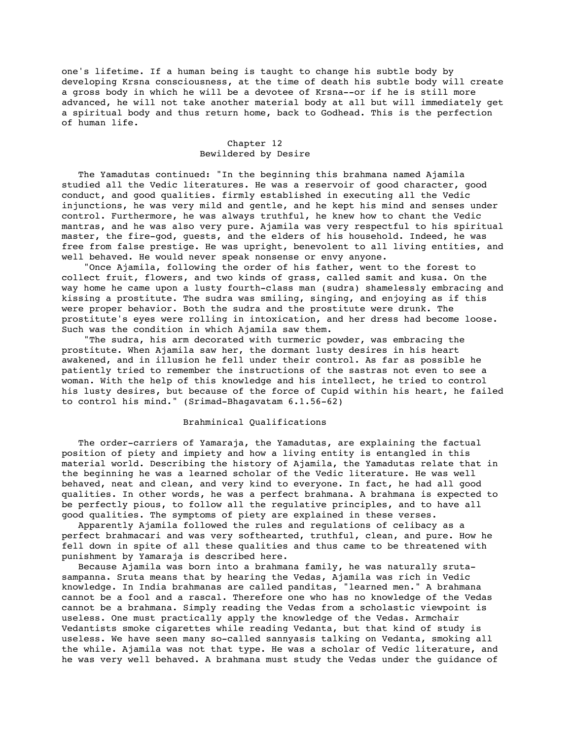one's lifetime. If a human being is taught to change his subtle body by developing Krsna consciousness, at the time of death his subtle body will create a gross body in which he will be a devotee of Krsna--or if he is still more advanced, he will not take another material body at all but will immediately get a spiritual body and thus return home, back to Godhead. This is the perfection of human life.

## Chapter 12
## Bewildered by Desire

The Yamadutas continued: "In the beginning this brahmana named Ajamila studied all the Vedic literatures. He was a reservoir of good character, good conduct, and good qualities. firmly established in executing all the Vedic injunctions, he was very mild and gentle, and he kept his mind and senses under control. Furthermore, he was always truthful, he knew how to chant the Vedic mantras, and he was also very pure. Ajamila was very respectful to his spiritual master, the fire-god, guests, and the elders of his household. Indeed, he was free from false prestige. He was upright, benevolent to all living entities, and well behaved. He would never speak nonsense or envy anyone.

"Once Ajamila, following the order of his father, went to the forest to collect fruit, flowers, and two kinds of grass, called samit and kusa. On the way home he came upon a lusty fourth-class man (sudra) shamelessly embracing and kissing a prostitute. The sudra was smiling, singing, and enjoying as if this were proper behavior. Both the sudra and the prostitute were drunk. The prostitute's eyes were rolling in intoxication, and her dress had become loose. Such was the condition in which Ajamila saw them.

"The sudra, his arm decorated with turmeric powder, was embracing the prostitute. When Ajamila saw her, the dormant lusty desires in his heart awakened, and in illusion he fell under their control. As far as possible he patiently tried to remember the instructions of the sastras not even to see a woman. With the help of this knowledge and his intellect, he tried to control his lusty desires, but because of the force of Cupid within his heart, he failed to control his mind." (Srimad-Bhagavatam 6.1.56-62)

### Brahminical Qualifications

The order-carriers of Yamaraja, the Yamadutas, are explaining the factual position of piety and impiety and how a living entity is entangled in this material world. Describing the history of Ajamila, the Yamadutas relate that in the beginning he was a learned scholar of the Vedic literature. He was well behaved, neat and clean, and very kind to everyone. In fact, he had all good qualities. In other words, he was a perfect brahmana. A brahmana is expected to be perfectly pious, to follow all the regulative principles, and to have all good qualities. The symptoms of piety are explained in these verses.

Apparently Ajamila followed the rules and regulations of celibacy as a perfect brahmacari and was very softhearted, truthful, clean, and pure. How he fell down in spite of all these qualities and thus came to be threatened with punishment by Yamaraja is described here.

Because Ajamila was born into a brahmana family, he was naturally sruta-sampanna. Sruta means that by hearing the Vedas, Ajamila was rich in Vedic knowledge. In India brahmanas are called panditas, "learned men." A brahmana cannot be a fool and a rascal. Therefore one who has no knowledge of the Vedas cannot be a brahmana. Simply reading the Vedas from a scholastic viewpoint is useless. One must practically apply the knowledge of the Vedas. Armchair Vedantists smoke cigarettes while reading Vedanta, but that kind of study is useless. We have seen many so-called sannyasis talking on Vedanta, smoking all the while. Ajamila was not that type. He was a scholar of Vedic literature, and he was very well behaved. A brahmana must study the Vedas under the guidance of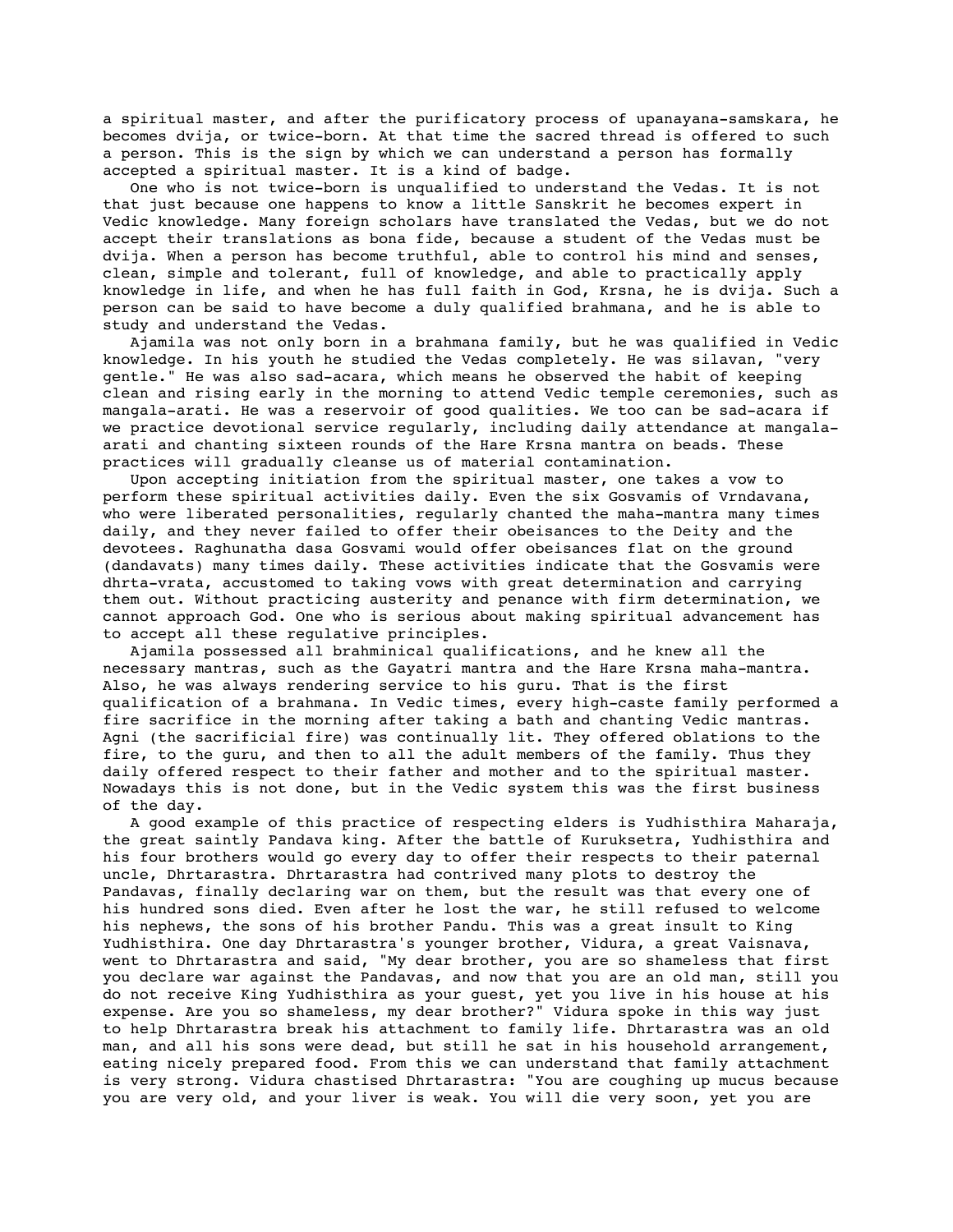a spiritual master, and after the purificatory process of upanayana-samskara, he becomes dvija, or twice-born. At that time the sacred thread is offered to such a person. This is the sign by which we can understand a person has formally accepted a spiritual master. It is a kind of badge.

One who is not twice-born is unqualified to understand the Vedas. It is not that just because one happens to know a little Sanskrit he becomes expert in Vedic knowledge. Many foreign scholars have translated the Vedas, but we do not accept their translations as bona fide, because a student of the Vedas must be dvija. When a person has become truthful, able to control his mind and senses, clean, simple and tolerant, full of knowledge, and able to practically apply knowledge in life, and when he has full faith in God, Krsna, he is dvija. Such a person can be said to have become a duly qualified brahmana, and he is able to study and understand the Vedas.

Ajamila was not only born in a brahmana family, but he was qualified in Vedic knowledge. In his youth he studied the Vedas completely. He was silavan, "very gentle." He was also sad-acara, which means he observed the habit of keeping clean and rising early in the morning to attend Vedic temple ceremonies, such as mangala-arati. He was a reservoir of good qualities. We too can be sad-acara if we practice devotional service regularly, including daily attendance at mangala-arati and chanting sixteen rounds of the Hare Krsna mantra on beads. These practices will gradually cleanse us of material contamination.

Upon accepting initiation from the spiritual master, one takes a vow to perform these spiritual activities daily. Even the six Gosvamis of Vrndavana, who were liberated personalities, regularly chanted the maha-mantra many times daily, and they never failed to offer their obeisances to the Deity and the devotees. Raghunatha dasa Gosvami would offer obeisances flat on the ground (dandavats) many times daily. These activities indicate that the Gosvamis were dhrta-vrata, accustomed to taking vows with great determination and carrying them out. Without practicing austerity and penance with firm determination, we cannot approach God. One who is serious about making spiritual advancement has to accept all these regulative principles.

Ajamila possessed all brahminical qualifications, and he knew all the necessary mantras, such as the Gayatri mantra and the Hare Krsna maha-mantra. Also, he was always rendering service to his guru. That is the first qualification of a brahmana. In Vedic times, every high-caste family performed a fire sacrifice in the morning after taking a bath and chanting Vedic mantras. Agni (the sacrificial fire) was continually lit. They offered oblations to the fire, to the guru, and then to all the adult members of the family. Thus they daily offered respect to their father and mother and to the spiritual master. Nowadays this is not done, but in the Vedic system this was the first business of the day.

A good example of this practice of respecting elders is Yudhisthira Maharaja, the great saintly Pandava king. After the battle of Kuruksetra, Yudhisthira and his four brothers would go every day to offer their respects to their paternal uncle, Dhrtarastra. Dhrtarastra had contrived many plots to destroy the Pandavas, finally declaring war on them, but the result was that every one of his hundred sons died. Even after he lost the war, he still refused to welcome his nephews, the sons of his brother Pandu. This was a great insult to King Yudhisthira. One day Dhrtarastra's younger brother, Vidura, a great Vaisnava, went to Dhrtarastra and said, "My dear brother, you are so shameless that first you declare war against the Pandavas, and now that you are an old man, still you do not receive King Yudhisthira as your guest, yet you live in his house at his expense. Are you so shameless, my dear brother?" Vidura spoke in this way just to help Dhrtarastra break his attachment to family life. Dhrtarastra was an old man, and all his sons were dead, but still he sat in his household arrangement, eating nicely prepared food. From this we can understand that family attachment is very strong. Vidura chastised Dhrtarastra: "You are coughing up mucus because you are very old, and your liver is weak. You will die very soon, yet you are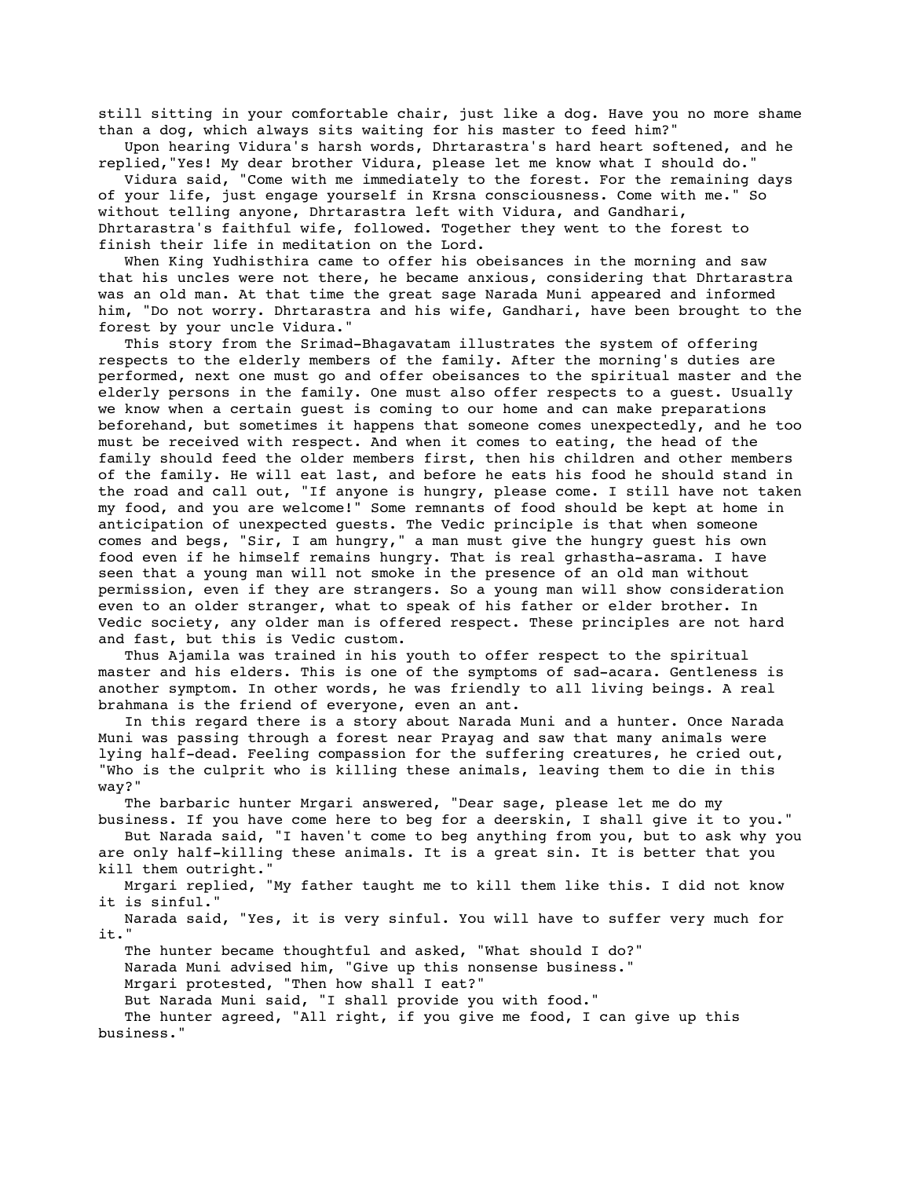still sitting in your comfortable chair, just like a dog. Have you no more shame than a dog, which always sits waiting for his master to feed him?"

Upon hearing Vidura's harsh words, Dhrtarastra's hard heart softened, and he replied,"Yes! My dear brother Vidura, please let me know what I should do."

Vidura said, "Come with me immediately to the forest. For the remaining days of your life, just engage yourself in Krsna consciousness. Come with me." So without telling anyone, Dhrtarastra left with Vidura, and Gandhari, Dhrtarastra's faithful wife, followed. Together they went to the forest to finish their life in meditation on the Lord.

When King Yudhisthira came to offer his obeisances in the morning and saw that his uncles were not there, he became anxious, considering that Dhrtarastra was an old man. At that time the great sage Narada Muni appeared and informed him, "Do not worry. Dhrtarastra and his wife, Gandhari, have been brought to the forest by your uncle Vidura."

This story from the Srimad-Bhagavatam illustrates the system of offering respects to the elderly members of the family. After the morning's duties are performed, next one must go and offer obeisances to the spiritual master and the elderly persons in the family. One must also offer respects to a guest. Usually we know when a certain guest is coming to our home and can make preparations beforehand, but sometimes it happens that someone comes unexpectedly, and he too must be received with respect. And when it comes to eating, the head of the family should feed the older members first, then his children and other members of the family. He will eat last, and before he eats his food he should stand in the road and call out, "If anyone is hungry, please come. I still have not taken my food, and you are welcome!" Some remnants of food should be kept at home in anticipation of unexpected guests. The Vedic principle is that when someone comes and begs, "Sir, I am hungry," a man must give the hungry guest his own food even if he himself remains hungry. That is real grhastha-asrama. I have seen that a young man will not smoke in the presence of an old man without permission, even if they are strangers. So a young man will show consideration even to an older stranger, what to speak of his father or elder brother. In Vedic society, any older man is offered respect. These principles are not hard and fast, but this is Vedic custom.

Thus Ajamila was trained in his youth to offer respect to the spiritual master and his elders. This is one of the symptoms of sad-acara. Gentleness is another symptom. In other words, he was friendly to all living beings. A real brahmana is the friend of everyone, even an ant.

In this regard there is a story about Narada Muni and a hunter. Once Narada Muni was passing through a forest near Prayag and saw that many animals were lying half-dead. Feeling compassion for the suffering creatures, he cried out, "Who is the culprit who is killing these animals, leaving them to die in this way?"

The barbaric hunter Mrgari answered, "Dear sage, please let me do my business. If you have come here to beg for a deerskin, I shall give it to you."

But Narada said, "I haven't come to beg anything from you, but to ask why you are only half-killing these animals. It is a great sin. It is better that you kill them outright."

Mrgari replied, "My father taught me to kill them like this. I did not know it is sinful."

Narada said, "Yes, it is very sinful. You will have to suffer very much for it."

The hunter became thoughtful and asked, "What should I do?"

Narada Muni advised him, "Give up this nonsense business."

Mrgari protested, "Then how shall I eat?"

But Narada Muni said, "I shall provide you with food."

The hunter agreed, "All right, if you give me food, I can give up this business."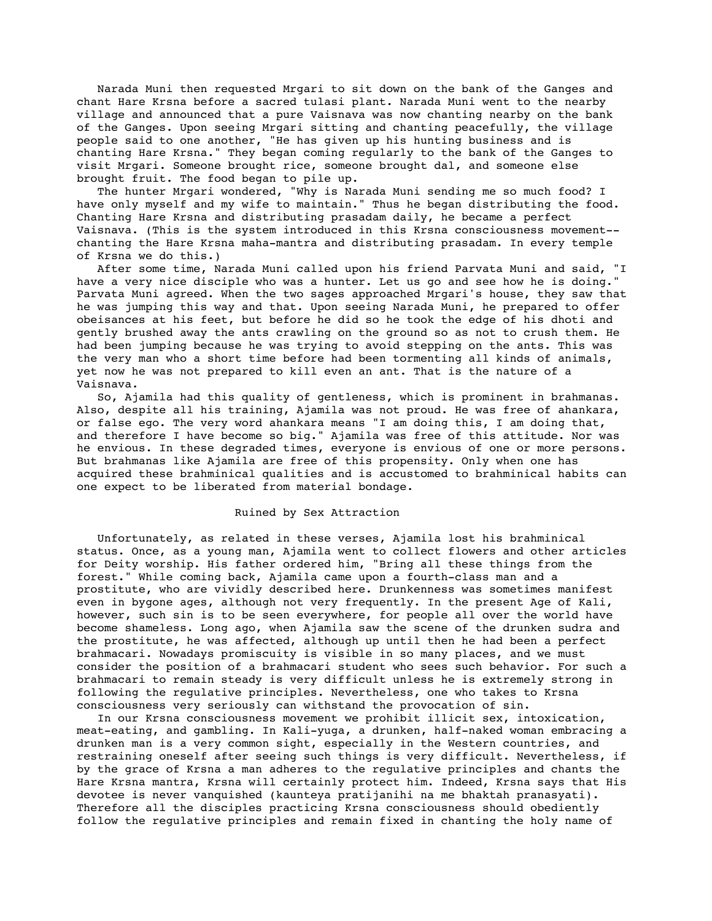Narada Muni then requested Mrgari to sit down on the bank of the Ganges and chant Hare Krsna before a sacred tulasi plant. Narada Muni went to the nearby village and announced that a pure Vaisnava was now chanting nearby on the bank of the Ganges. Upon seeing Mrgari sitting and chanting peacefully, the village people said to one another, "He has given up his hunting business and is chanting Hare Krsna." They began coming regularly to the bank of the Ganges to visit Mrgari. Someone brought rice, someone brought dal, and someone else brought fruit. The food began to pile up.

The hunter Mrgari wondered, "Why is Narada Muni sending me so much food? I have only myself and my wife to maintain." Thus he began distributing the food. Chanting Hare Krsna and distributing prasadam daily, he became a perfect Vaisnava. (This is the system introduced in this Krsna consciousness movement--chanting the Hare Krsna maha-mantra and distributing prasadam. In every temple of Krsna we do this.)

After some time, Narada Muni called upon his friend Parvata Muni and said, "I have a very nice disciple who was a hunter. Let us go and see how he is doing." Parvata Muni agreed. When the two sages approached Mrgari's house, they saw that he was jumping this way and that. Upon seeing Narada Muni, he prepared to offer obeisances at his feet, but before he did so he took the edge of his dhoti and gently brushed away the ants crawling on the ground so as not to crush them. He had been jumping because he was trying to avoid stepping on the ants. This was the very man who a short time before had been tormenting all kinds of animals, yet now he was not prepared to kill even an ant. That is the nature of a Vaisnava.

So, Ajamila had this quality of gentleness, which is prominent in brahmanas. Also, despite all his training, Ajamila was not proud. He was free of ahankara, or false ego. The very word ahankara means "I am doing this, I am doing that, and therefore I have become so big." Ajamila was free of this attitude. Nor was he envious. In these degraded times, everyone is envious of one or more persons. But brahmanas like Ajamila are free of this propensity. Only when one has acquired these brahminical qualities and is accustomed to brahminical habits can one expect to be liberated from material bondage.

## Ruined by Sex Attraction

Unfortunately, as related in these verses, Ajamila lost his brahminical status. Once, as a young man, Ajamila went to collect flowers and other articles for Deity worship. His father ordered him, "Bring all these things from the forest." While coming back, Ajamila came upon a fourth-class man and a prostitute, who are vividly described here. Drunkenness was sometimes manifest even in bygone ages, although not very frequently. In the present Age of Kali, however, such sin is to be seen everywhere, for people all over the world have become shameless. Long ago, when Ajamila saw the scene of the drunken sudra and the prostitute, he was affected, although up until then he had been a perfect brahmacari. Nowadays promiscuity is visible in so many places, and we must consider the position of a brahmacari student who sees such behavior. For such a brahmacari to remain steady is very difficult unless he is extremely strong in following the regulative principles. Nevertheless, one who takes to Krsna consciousness very seriously can withstand the provocation of sin.

In our Krsna consciousness movement we prohibit illicit sex, intoxication, meat-eating, and gambling. In Kali-yuga, a drunken, half-naked woman embracing a drunken man is a very common sight, especially in the Western countries, and restraining oneself after seeing such things is very difficult. Nevertheless, if by the grace of Krsna a man adheres to the regulative principles and chants the Hare Krsna mantra, Krsna will certainly protect him. Indeed, Krsna says that His devotee is never vanquished (kaunteya pratijanihi na me bhaktah pranasyati). Therefore all the disciples practicing Krsna consciousness should obediently follow the regulative principles and remain fixed in chanting the holy name of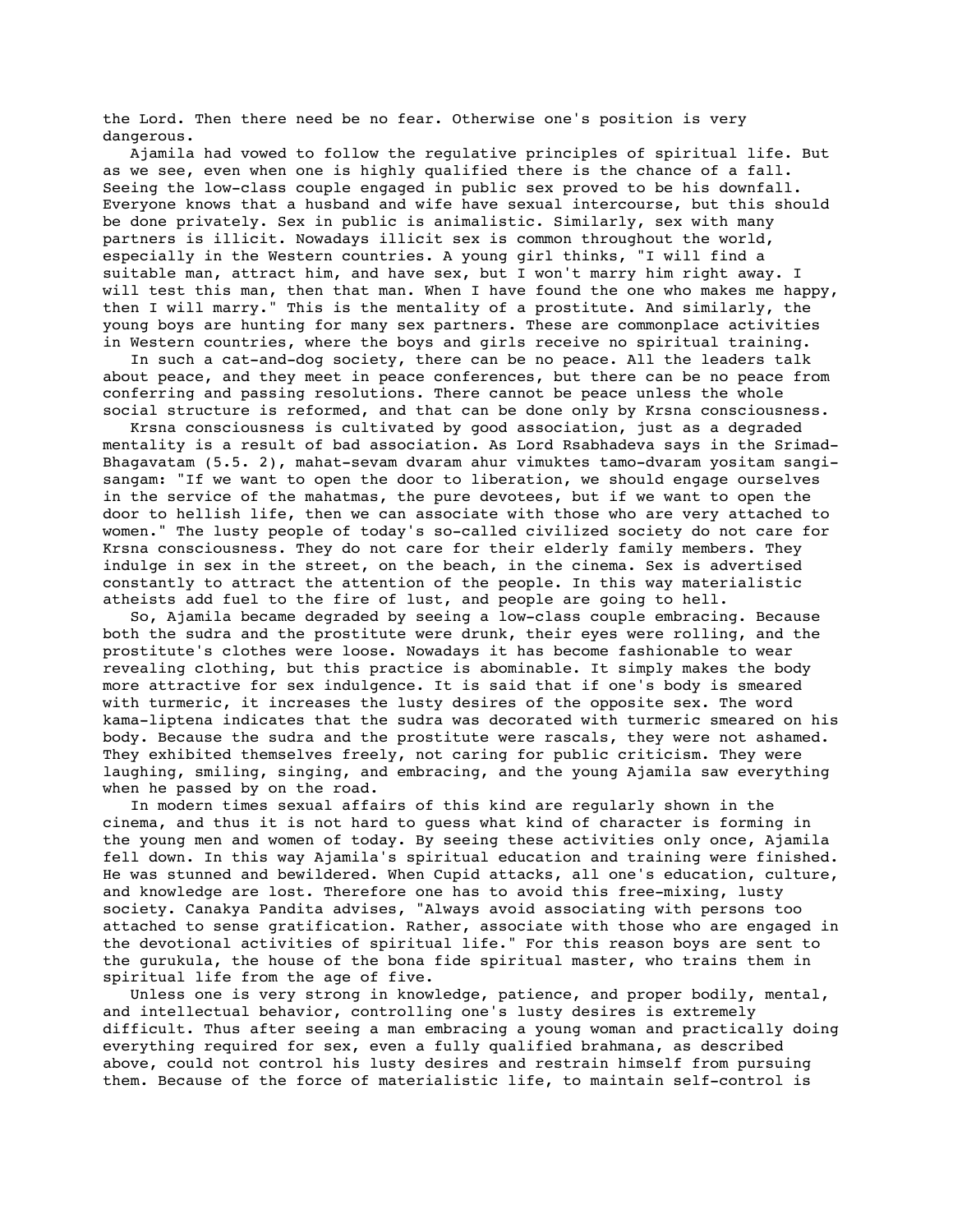the Lord. Then there need be no fear. Otherwise one's position is very dangerous.

Ajamila had vowed to follow the regulative principles of spiritual life. But as we see, even when one is highly qualified there is the chance of a fall. Seeing the low-class couple engaged in public sex proved to be his downfall. Everyone knows that a husband and wife have sexual intercourse, but this should be done privately. Sex in public is animalistic. Similarly, sex with many partners is illicit. Nowadays illicit sex is common throughout the world, especially in the Western countries. A young girl thinks, "I will find a suitable man, attract him, and have sex, but I won't marry him right away. I will test this man, then that man. When I have found the one who makes me happy, then I will marry." This is the mentality of a prostitute. And similarly, the young boys are hunting for many sex partners. These are commonplace activities in Western countries, where the boys and girls receive no spiritual training.

In such a cat-and-dog society, there can be no peace. All the leaders talk about peace, and they meet in peace conferences, but there can be no peace from conferring and passing resolutions. There cannot be peace unless the whole social structure is reformed, and that can be done only by Krsna consciousness.

Krsna consciousness is cultivated by good association, just as a degraded mentality is a result of bad association. As Lord Rsabhadeva says in the Srimad-Bhagavatam (5.5. 2), mahat-sevam dvaram ahur vimuktes tamo-dvaram yositam sangi-sangam: "If we want to open the door to liberation, we should engage ourselves in the service of the mahatmas, the pure devotees, but if we want to open the door to hellish life, then we can associate with those who are very attached to women." The lusty people of today's so-called civilized society do not care for Krsna consciousness. They do not care for their elderly family members. They indulge in sex in the street, on the beach, in the cinema. Sex is advertised constantly to attract the attention of the people. In this way materialistic atheists add fuel to the fire of lust, and people are going to hell.

So, Ajamila became degraded by seeing a low-class couple embracing. Because both the sudra and the prostitute were drunk, their eyes were rolling, and the prostitute's clothes were loose. Nowadays it has become fashionable to wear revealing clothing, but this practice is abominable. It simply makes the body more attractive for sex indulgence. It is said that if one's body is smeared with turmeric, it increases the lusty desires of the opposite sex. The word kama-liptena indicates that the sudra was decorated with turmeric smeared on his body. Because the sudra and the prostitute were rascals, they were not ashamed. They exhibited themselves freely, not caring for public criticism. They were laughing, smiling, singing, and embracing, and the young Ajamila saw everything when he passed by on the road.

In modern times sexual affairs of this kind are regularly shown in the cinema, and thus it is not hard to guess what kind of character is forming in the young men and women of today. By seeing these activities only once, Ajamila fell down. In this way Ajamila's spiritual education and training were finished. He was stunned and bewildered. When Cupid attacks, all one's education, culture, and knowledge are lost. Therefore one has to avoid this free-mixing, lusty society. Canakya Pandita advises, "Always avoid associating with persons too attached to sense gratification. Rather, associate with those who are engaged in the devotional activities of spiritual life." For this reason boys are sent to the gurukula, the house of the bona fide spiritual master, who trains them in spiritual life from the age of five.

Unless one is very strong in knowledge, patience, and proper bodily, mental, and intellectual behavior, controlling one's lusty desires is extremely difficult. Thus after seeing a man embracing a young woman and practically doing everything required for sex, even a fully qualified brahmana, as described above, could not control his lusty desires and restrain himself from pursuing them. Because of the force of materialistic life, to maintain self-control is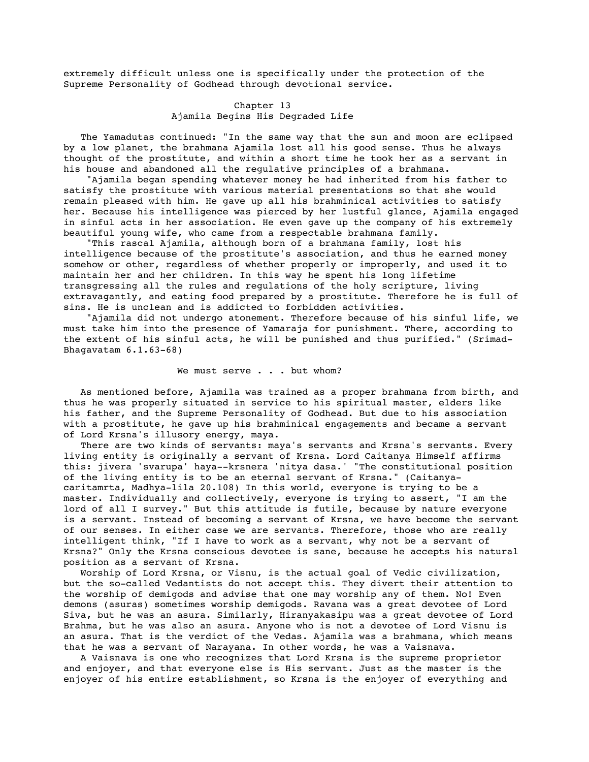extremely difficult unless one is specifically under the protection of the Supreme Personality of Godhead through devotional service.

## Chapter 13
## Ajamila Begins His Degraded Life

The Yamadutas continued: "In the same way that the sun and moon are eclipsed by a low planet, the brahmana Ajamila lost all his good sense. Thus he always thought of the prostitute, and within a short time he took her as a servant in his house and abandoned all the regulative principles of a brahmana.

"Ajamila began spending whatever money he had inherited from his father to satisfy the prostitute with various material presentations so that she would remain pleased with him. He gave up all his brahminical activities to satisfy her. Because his intelligence was pierced by her lustful glance, Ajamila engaged in sinful acts in her association. He even gave up the company of his extremely beautiful young wife, who came from a respectable brahmana family.

"This rascal Ajamila, although born of a brahmana family, lost his intelligence because of the prostitute's association, and thus he earned money somehow or other, regardless of whether properly or improperly, and used it to maintain her and her children. In this way he spent his long lifetime transgressing all the rules and regulations of the holy scripture, living extravagantly, and eating food prepared by a prostitute. Therefore he is full of sins. He is unclean and is addicted to forbidden activities.

"Ajamila did not undergo atonement. Therefore because of his sinful life, we must take him into the presence of Yamaraja for punishment. There, according to the extent of his sinful acts, he will be punished and thus purified." (Srimad-Bhagavatam 6.1.63-68)

### We must serve . . . but whom?

As mentioned before, Ajamila was trained as a proper brahmana from birth, and thus he was properly situated in service to his spiritual master, elders like his father, and the Supreme Personality of Godhead. But due to his association with a prostitute, he gave up his brahminical engagements and became a servant of Lord Krsna's illusory energy, maya.

There are two kinds of servants: maya's servants and Krsna's servants. Every living entity is originally a servant of Krsna. Lord Caitanya Himself affirms this: jivera 'svarupa' haya--krsnera 'nitya dasa.' "The constitutional position of the living entity is to be an eternal servant of Krsna." (Caitanya-caritamrta, Madhya-lila 20.108) In this world, everyone is trying to be a master. Individually and collectively, everyone is trying to assert, "I am the lord of all I survey." But this attitude is futile, because by nature everyone is a servant. Instead of becoming a servant of Krsna, we have become the servant of our senses. In either case we are servants. Therefore, those who are really intelligent think, "If I have to work as a servant, why not be a servant of Krsna?" Only the Krsna conscious devotee is sane, because he accepts his natural position as a servant of Krsna.

Worship of Lord Krsna, or Visnu, is the actual goal of Vedic civilization, but the so-called Vedantists do not accept this. They divert their attention to the worship of demigods and advise that one may worship any of them. No! Even demons (asuras) sometimes worship demigods. Ravana was a great devotee of Lord Siva, but he was an asura. Similarly, Hiranyakasipu was a great devotee of Lord Brahma, but he was also an asura. Anyone who is not a devotee of Lord Visnu is an asura. That is the verdict of the Vedas. Ajamila was a brahmana, which means that he was a servant of Narayana. In other words, he was a Vaisnava.

A Vaisnava is one who recognizes that Lord Krsna is the supreme proprietor and enjoyer, and that everyone else is His servant. Just as the master is the enjoyer of his entire establishment, so Krsna is the enjoyer of everything and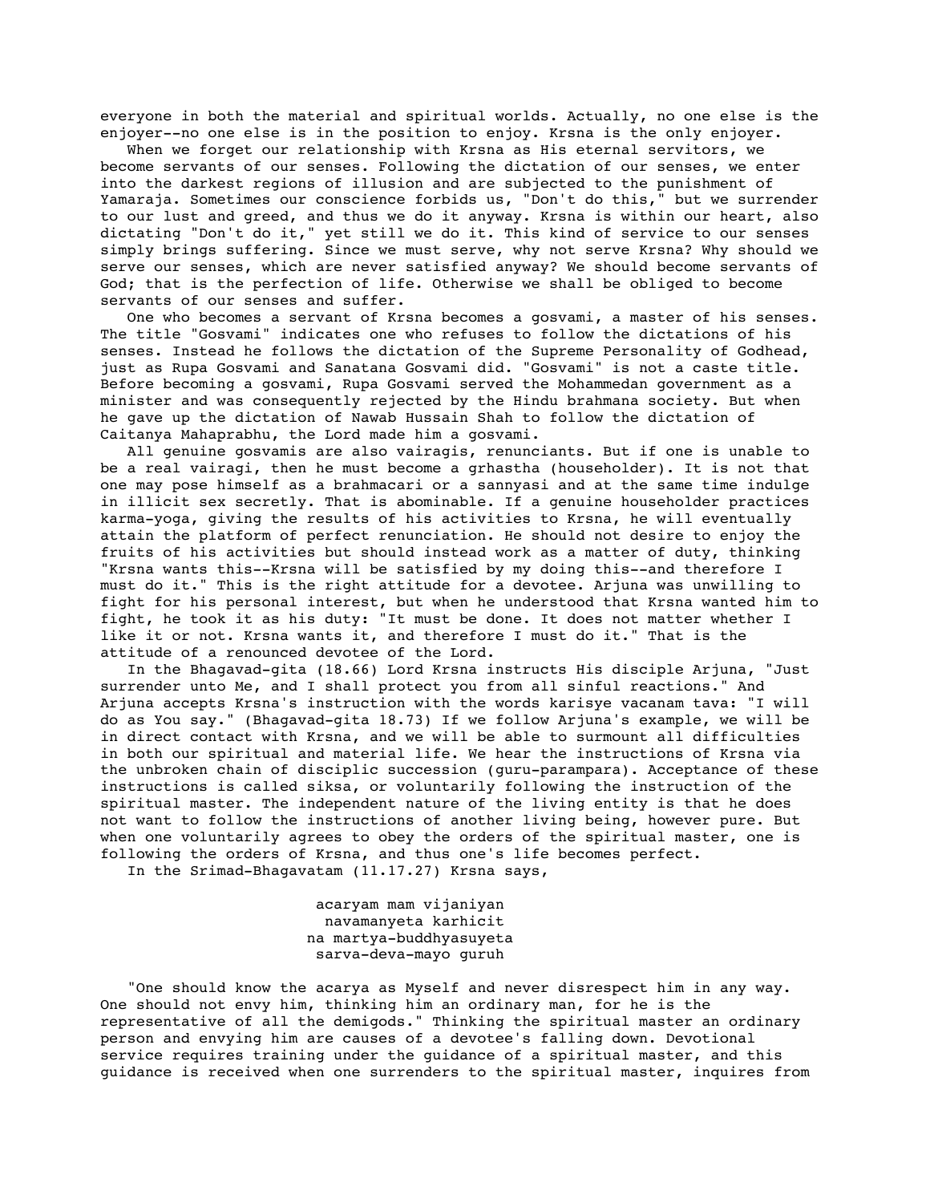everyone in both the material and spiritual worlds. Actually, no one else is the enjoyer--no one else is in the position to enjoy. Krsna is the only enjoyer.

When we forget our relationship with Krsna as His eternal servitors, we become servants of our senses. Following the dictation of our senses, we enter into the darkest regions of illusion and are subjected to the punishment of Yamaraja. Sometimes our conscience forbids us, "Don't do this," but we surrender to our lust and greed, and thus we do it anyway. Krsna is within our heart, also dictating "Don't do it," yet still we do it. This kind of service to our senses simply brings suffering. Since we must serve, why not serve Krsna? Why should we serve our senses, which are never satisfied anyway? We should become servants of God; that is the perfection of life. Otherwise we shall be obliged to become servants of our senses and suffer.

One who becomes a servant of Krsna becomes a gosvami, a master of his senses. The title "Gosvami" indicates one who refuses to follow the dictations of his senses. Instead he follows the dictation of the Supreme Personality of Godhead, just as Rupa Gosvami and Sanatana Gosvami did. "Gosvami" is not a caste title. Before becoming a gosvami, Rupa Gosvami served the Mohammedan government as a minister and was consequently rejected by the Hindu brahmana society. But when he gave up the dictation of Nawab Hussain Shah to follow the dictation of Caitanya Mahaprabhu, the Lord made him a gosvami.

All genuine gosvamis are also vairagis, renunciants. But if one is unable to be a real vairagi, then he must become a grhastha (householder). It is not that one may pose himself as a brahmacari or a sannyasi and at the same time indulge in illicit sex secretly. That is abominable. If a genuine householder practices karma-yoga, giving the results of his activities to Krsna, he will eventually attain the platform of perfect renunciation. He should not desire to enjoy the fruits of his activities but should instead work as a matter of duty, thinking "Krsna wants this--Krsna will be satisfied by my doing this--and therefore I must do it." This is the right attitude for a devotee. Arjuna was unwilling to fight for his personal interest, but when he understood that Krsna wanted him to fight, he took it as his duty: "It must be done. It does not matter whether I like it or not. Krsna wants it, and therefore I must do it." That is the attitude of a renounced devotee of the Lord.

In the Bhagavad-gita (18.66) Lord Krsna instructs His disciple Arjuna, "Just surrender unto Me, and I shall protect you from all sinful reactions." And Arjuna accepts Krsna's instruction with the words karisye vacanam tava: "I will do as You say." (Bhagavad-gita 18.73) If we follow Arjuna's example, we will be in direct contact with Krsna, and we will be able to surmount all difficulties in both our spiritual and material life. We hear the instructions of Krsna via the unbroken chain of disciplic succession (guru-parampara). Acceptance of these instructions is called siksa, or voluntarily following the instruction of the spiritual master. The independent nature of the living entity is that he does not want to follow the instructions of another living being, however pure. But when one voluntarily agrees to obey the orders of the spiritual master, one is following the orders of Krsna, and thus one's life becomes perfect.

In the Srimad-Bhagavatam (11.17.27) Krsna says,

> acaryam mam vijaniyan  
> navamanyeta karhicit  
> na martya-buddhyasuyeta  
> sarva-deva-mayo guruh

"One should know the acarya as Myself and never disrespect him in any way. One should not envy him, thinking him an ordinary man, for he is the representative of all the demigods." Thinking the spiritual master an ordinary person and envying him are causes of a devotee's falling down. Devotional service requires training under the guidance of a spiritual master, and this guidance is received when one surrenders to the spiritual master, inquires from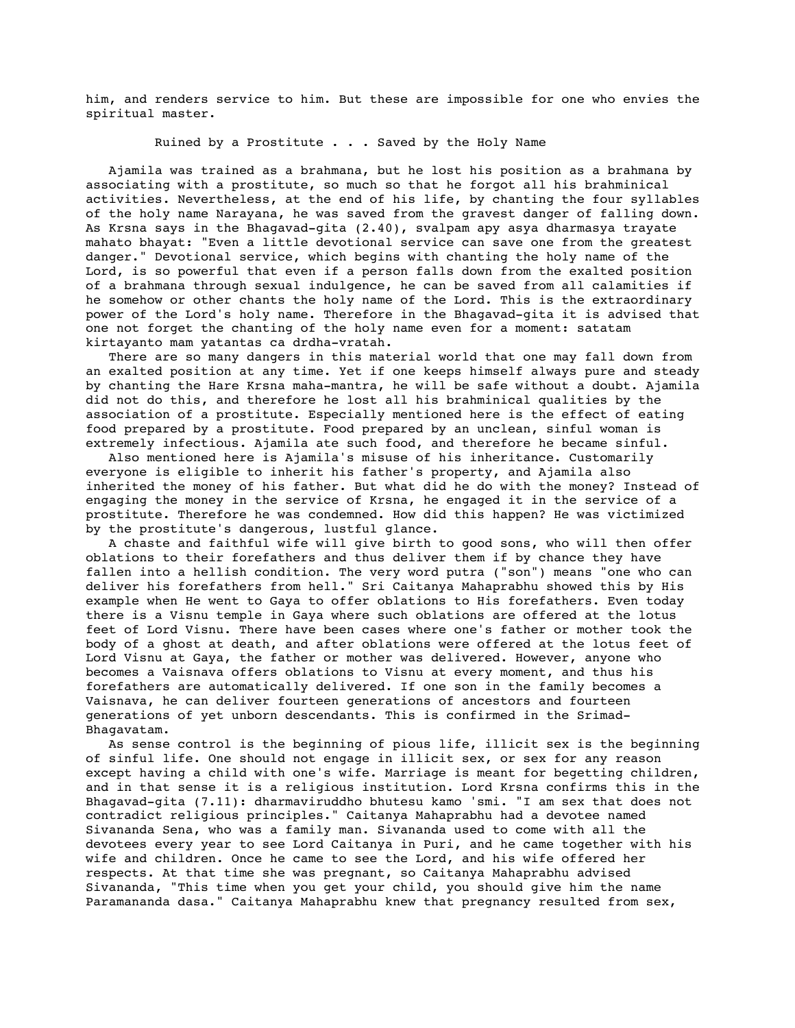him, and renders service to him. But these are impossible for one who envies the spiritual master.

## Ruined by a Prostitute . . . Saved by the Holy Name

Ajamila was trained as a brahmana, but he lost his position as a brahmana by associating with a prostitute, so much so that he forgot all his brahminical activities. Nevertheless, at the end of his life, by chanting the four syllables of the holy name Narayana, he was saved from the gravest danger of falling down. As Krsna says in the Bhagavad-gita (2.40), svalpam apy asya dharmasya trayate mahato bhayat: "Even a little devotional service can save one from the greatest danger." Devotional service, which begins with chanting the holy name of the Lord, is so powerful that even if a person falls down from the exalted position of a brahmana through sexual indulgence, he can be saved from all calamities if he somehow or other chants the holy name of the Lord. This is the extraordinary power of the Lord's holy name. Therefore in the Bhagavad-gita it is advised that one not forget the chanting of the holy name even for a moment: satatam kirtayanto mam yatantas ca drdha-vratah.

There are so many dangers in this material world that one may fall down from an exalted position at any time. Yet if one keeps himself always pure and steady by chanting the Hare Krsna maha-mantra, he will be safe without a doubt. Ajamila did not do this, and therefore he lost all his brahminical qualities by the association of a prostitute. Especially mentioned here is the effect of eating food prepared by a prostitute. Food prepared by an unclean, sinful woman is extremely infectious. Ajamila ate such food, and therefore he became sinful.

Also mentioned here is Ajamila's misuse of his inheritance. Customarily everyone is eligible to inherit his father's property, and Ajamila also inherited the money of his father. But what did he do with the money? Instead of engaging the money in the service of Krsna, he engaged it in the service of a prostitute. Therefore he was condemned. How did this happen? He was victimized by the prostitute's dangerous, lustful glance.

A chaste and faithful wife will give birth to good sons, who will then offer oblations to their forefathers and thus deliver them if by chance they have fallen into a hellish condition. The very word putra ("son") means "one who can deliver his forefathers from hell." Sri Caitanya Mahaprabhu showed this by His example when He went to Gaya to offer oblations to His forefathers. Even today there is a Visnu temple in Gaya where such oblations are offered at the lotus feet of Lord Visnu. There have been cases where one's father or mother took the body of a ghost at death, and after oblations were offered at the lotus feet of Lord Visnu at Gaya, the father or mother was delivered. However, anyone who becomes a Vaisnava offers oblations to Visnu at every moment, and thus his forefathers are automatically delivered. If one son in the family becomes a Vaisnava, he can deliver fourteen generations of ancestors and fourteen generations of yet unborn descendants. This is confirmed in the Srimad-Bhagavatam.

As sense control is the beginning of pious life, illicit sex is the beginning of sinful life. One should not engage in illicit sex, or sex for any reason except having a child with one's wife. Marriage is meant for begetting children, and in that sense it is a religious institution. Lord Krsna confirms this in the Bhagavad-gita (7.11): dharmaviruddho bhutesu kamo 'smi. "I am sex that does not contradict religious principles." Caitanya Mahaprabhu had a devotee named Sivananda Sena, who was a family man. Sivananda used to come with all the devotees every year to see Lord Caitanya in Puri, and he came together with his wife and children. Once he came to see the Lord, and his wife offered her respects. At that time she was pregnant, so Caitanya Mahaprabhu advised Sivananda, "This time when you get your child, you should give him the name Paramananda dasa." Caitanya Mahaprabhu knew that pregnancy resulted from sex,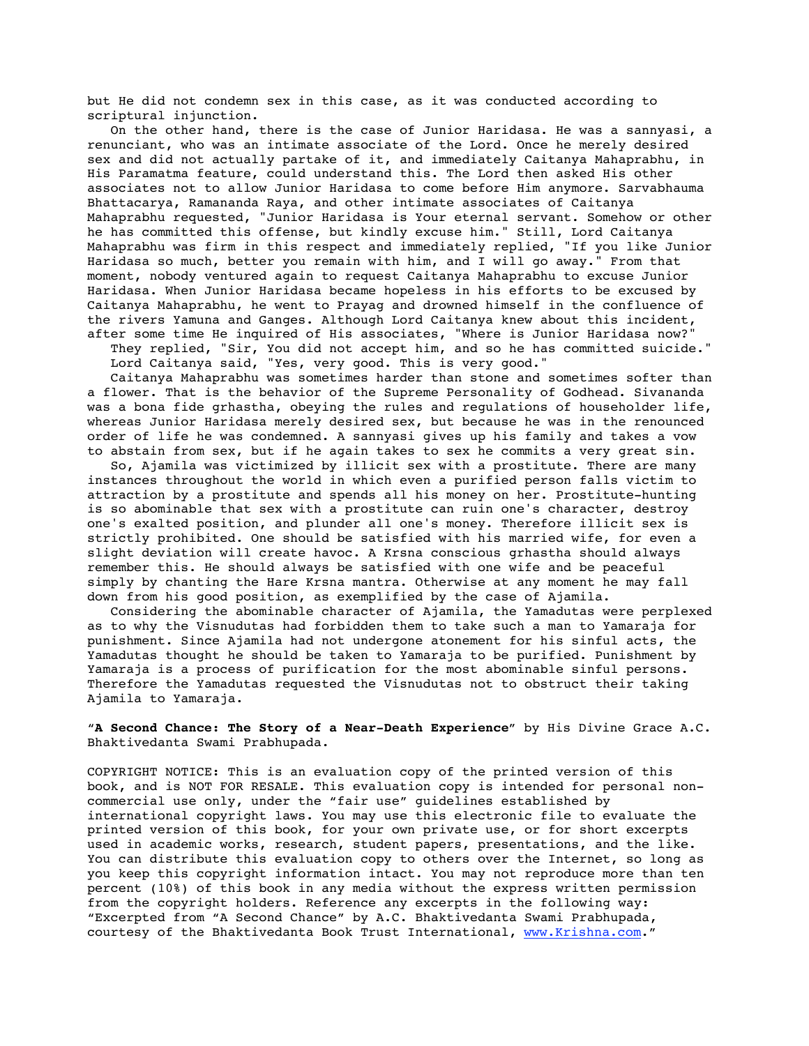but He did not condemn sex in this case, as it was conducted according to scriptural injunction.

On the other hand, there is the case of Junior Haridasa. He was a sannyasi, a renunciant, who was an intimate associate of the Lord. Once he merely desired sex and did not actually partake of it, and immediately Caitanya Mahaprabhu, in His Paramatma feature, could understand this. The Lord then asked His other associates not to allow Junior Haridasa to come before Him anymore. Sarvabhauma Bhattacarya, Ramananda Raya, and other intimate associates of Caitanya Mahaprabhu requested, "Junior Haridasa is Your eternal servant. Somehow or other he has committed this offense, but kindly excuse him." Still, Lord Caitanya Mahaprabhu was firm in this respect and immediately replied, "If you like Junior Haridasa so much, better you remain with him, and I will go away." From that moment, nobody ventured again to request Caitanya Mahaprabhu to excuse Junior Haridasa. When Junior Haridasa became hopeless in his efforts to be excused by Caitanya Mahaprabhu, he went to Prayag and drowned himself in the confluence of the rivers Yamuna and Ganges. Although Lord Caitanya knew about this incident, after some time He inquired of His associates, "Where is Junior Haridasa now?"

They replied, "Sir, You did not accept him, and so he has committed suicide."

Lord Caitanya said, "Yes, very good. This is very good."

Caitanya Mahaprabhu was sometimes harder than stone and sometimes softer than a flower. That is the behavior of the Supreme Personality of Godhead. Sivananda was a bona fide grhastha, obeying the rules and regulations of householder life, whereas Junior Haridasa merely desired sex, but because he was in the renounced order of life he was condemned. A sannyasi gives up his family and takes a vow to abstain from sex, but if he again takes to sex he commits a very great sin.

So, Ajamila was victimized by illicit sex with a prostitute. There are many instances throughout the world in which even a purified person falls victim to attraction by a prostitute and spends all his money on her. Prostitute-hunting is so abominable that sex with a prostitute can ruin one's character, destroy one's exalted position, and plunder all one's money. Therefore illicit sex is strictly prohibited. One should be satisfied with his married wife, for even a slight deviation will create havoc. A Krsna conscious grhastha should always remember this. He should always be satisfied with one wife and be peaceful simply by chanting the Hare Krsna mantra. Otherwise at any moment he may fall down from his good position, as exemplified by the case of Ajamila.

Considering the abominable character of Ajamila, the Yamadutas were perplexed as to why the Visnudutas had forbidden them to take such a man to Yamaraja for punishment. Since Ajamila had not undergone atonement for his sinful acts, the Yamadutas thought he should be taken to Yamaraja to be purified. Punishment by Yamaraja is a process of purification for the most abominable sinful persons. Therefore the Yamadutas requested the Visnudutas not to obstruct their taking Ajamila to Yamaraja.

"**A Second Chance: The Story of a Near-Death Experience**" by His Divine Grace A.C. Bhaktivedanta Swami Prabhupada.

COPYRIGHT NOTICE: This is an evaluation copy of the printed version of this book, and is NOT FOR RESALE. This evaluation copy is intended for personal non-commercial use only, under the "fair use" guidelines established by international copyright laws. You may use this electronic file to evaluate the printed version of this book, for your own private use, or for short excerpts used in academic works, research, student papers, presentations, and the like. You can distribute this evaluation copy to others over the Internet, so long as you keep this copyright information intact. You may not reproduce more than ten percent (10%) of this book in any media without the express written permission from the copyright holders. Reference any excerpts in the following way: "Excerpted from "A Second Chance" by A.C. Bhaktivedanta Swami Prabhupada, courtesy of the Bhaktivedanta Book Trust International, www.Krishna.com."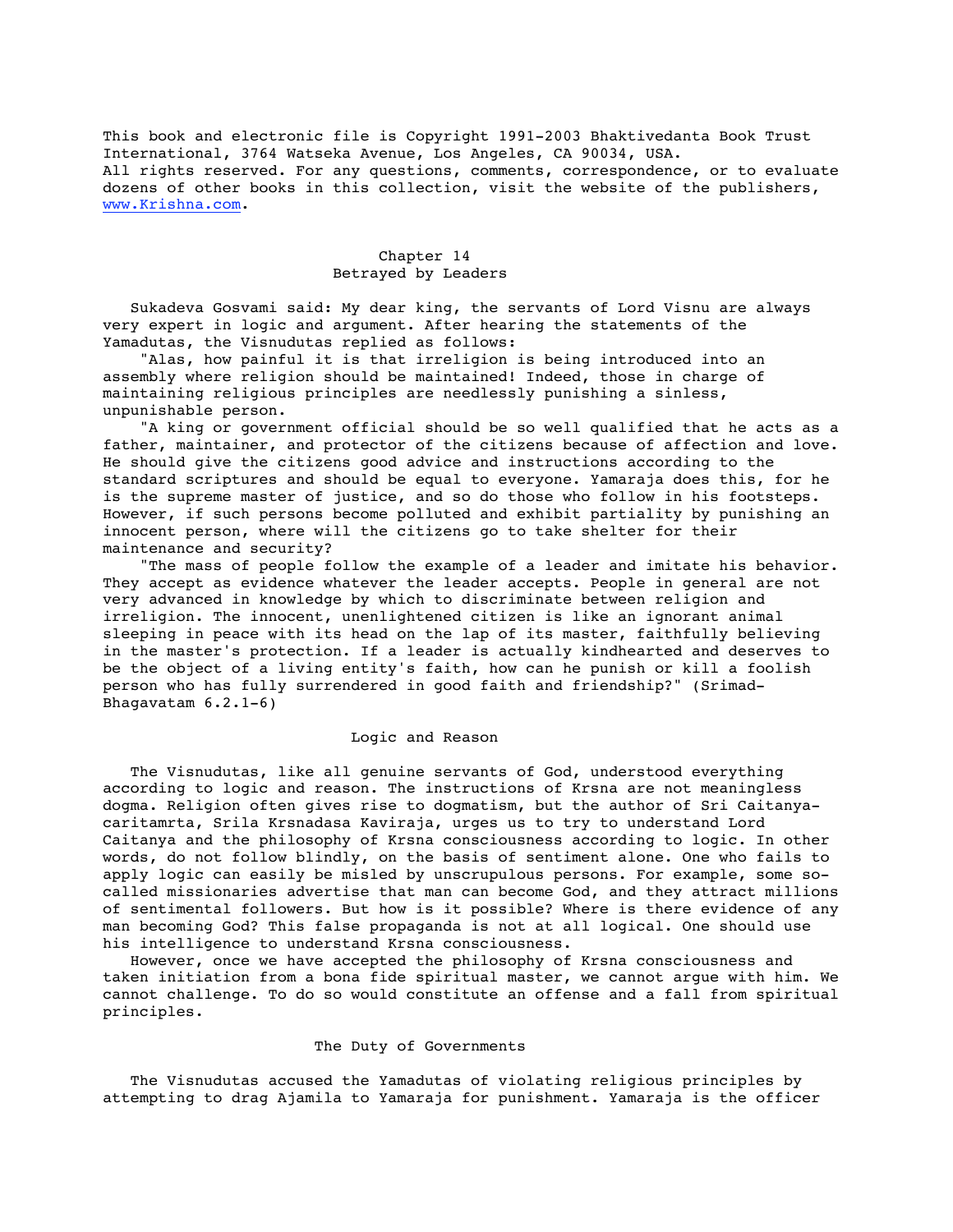This book and electronic file is Copyright 1991-2003 Bhaktivedanta Book Trust International, 3764 Watseka Avenue, Los Angeles, CA 90034, USA. All rights reserved. For any questions, comments, correspondence, or to evaluate dozens of other books in this collection, visit the website of the publishers, www.Krishna.com.

# Chapter 14
# Betrayed by Leaders

Sukadeva Gosvami said: My dear king, the servants of Lord Visnu are always very expert in logic and argument. After hearing the statements of the Yamadutas, the Visnudutas replied as follows:

"Alas, how painful it is that irreligion is being introduced into an assembly where religion should be maintained! Indeed, those in charge of maintaining religious principles are needlessly punishing a sinless, unpunishable person.

"A king or government official should be so well qualified that he acts as a father, maintainer, and protector of the citizens because of affection and love. He should give the citizens good advice and instructions according to the standard scriptures and should be equal to everyone. Yamaraja does this, for he is the supreme master of justice, and so do those who follow in his footsteps. However, if such persons become polluted and exhibit partiality by punishing an innocent person, where will the citizens go to take shelter for their maintenance and security?

"The mass of people follow the example of a leader and imitate his behavior. They accept as evidence whatever the leader accepts. People in general are not very advanced in knowledge by which to discriminate between religion and irreligion. The innocent, unenlightened citizen is like an ignorant animal sleeping in peace with its head on the lap of its master, faithfully believing in the master's protection. If a leader is actually kindhearted and deserves to be the object of a living entity's faith, how can he punish or kill a foolish person who has fully surrendered in good faith and friendship?" (Srimad-Bhagavatam 6.2.1-6)

## Logic and Reason

The Visnudutas, like all genuine servants of God, understood everything according to logic and reason. The instructions of Krsna are not meaningless dogma. Religion often gives rise to dogmatism, but the author of Sri Caitanya-caritamrta, Srila Krsnadasa Kaviraja, urges us to try to understand Lord Caitanya and the philosophy of Krsna consciousness according to logic. In other words, do not follow blindly, on the basis of sentiment alone. One who fails to apply logic can easily be misled by unscrupulous persons. For example, some so-called missionaries advertise that man can become God, and they attract millions of sentimental followers. But how is it possible? Where is there evidence of any man becoming God? This false propaganda is not at all logical. One should use his intelligence to understand Krsna consciousness.

However, once we have accepted the philosophy of Krsna consciousness and taken initiation from a bona fide spiritual master, we cannot argue with him. We cannot challenge. To do so would constitute an offense and a fall from spiritual principles.

## The Duty of Governments

The Visnudutas accused the Yamadutas of violating religious principles by attempting to drag Ajamila to Yamaraja for punishment. Yamaraja is the officer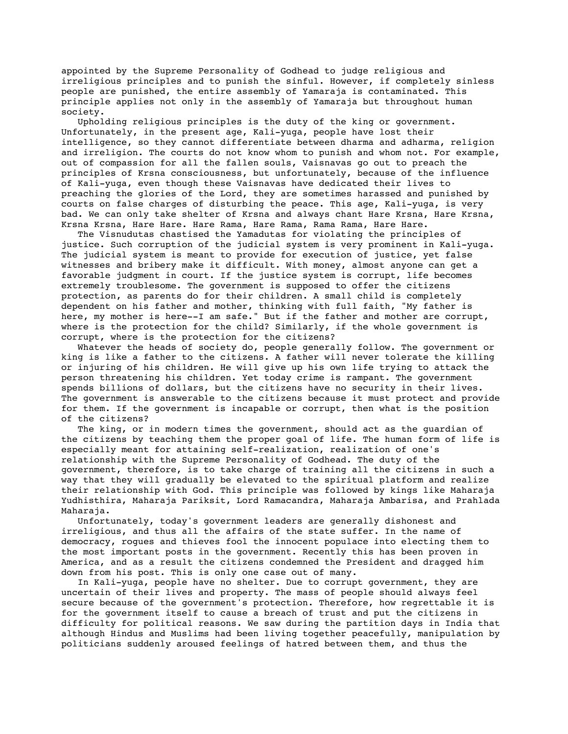appointed by the Supreme Personality of Godhead to judge religious and irreligious principles and to punish the sinful. However, if completely sinless people are punished, the entire assembly of Yamaraja is contaminated. This principle applies not only in the assembly of Yamaraja but throughout human society.

Upholding religious principles is the duty of the king or government. Unfortunately, in the present age, Kali-yuga, people have lost their intelligence, so they cannot differentiate between dharma and adharma, religion and irreligion. The courts do not know whom to punish and whom not. For example, out of compassion for all the fallen souls, Vaisnavas go out to preach the principles of Krsna consciousness, but unfortunately, because of the influence of Kali-yuga, even though these Vaisnavas have dedicated their lives to preaching the glories of the Lord, they are sometimes harassed and punished by courts on false charges of disturbing the peace. This age, Kali-yuga, is very bad. We can only take shelter of Krsna and always chant Hare Krsna, Hare Krsna, Krsna Krsna, Hare Hare. Hare Rama, Hare Rama, Rama Rama, Hare Hare.

The Visnudutas chastised the Yamadutas for violating the principles of justice. Such corruption of the judicial system is very prominent in Kali-yuga. The judicial system is meant to provide for execution of justice, yet false witnesses and bribery make it difficult. With money, almost anyone can get a favorable judgment in court. If the justice system is corrupt, life becomes extremely troublesome. The government is supposed to offer the citizens protection, as parents do for their children. A small child is completely dependent on his father and mother, thinking with full faith, "My father is here, my mother is here--I am safe." But if the father and mother are corrupt, where is the protection for the child? Similarly, if the whole government is corrupt, where is the protection for the citizens?

Whatever the heads of society do, people generally follow. The government or king is like a father to the citizens. A father will never tolerate the killing or injuring of his children. He will give up his own life trying to attack the person threatening his children. Yet today crime is rampant. The government spends billions of dollars, but the citizens have no security in their lives. The government is answerable to the citizens because it must protect and provide for them. If the government is incapable or corrupt, then what is the position of the citizens?

The king, or in modern times the government, should act as the guardian of the citizens by teaching them the proper goal of life. The human form of life is especially meant for attaining self-realization, realization of one's relationship with the Supreme Personality of Godhead. The duty of the government, therefore, is to take charge of training all the citizens in such a way that they will gradually be elevated to the spiritual platform and realize their relationship with God. This principle was followed by kings like Maharaja Yudhisthira, Maharaja Pariksit, Lord Ramacandra, Maharaja Ambarisa, and Prahlada Maharaja.

Unfortunately, today's government leaders are generally dishonest and irreligious, and thus all the affairs of the state suffer. In the name of democracy, rogues and thieves fool the innocent populace into electing them to the most important posts in the government. Recently this has been proven in America, and as a result the citizens condemned the President and dragged him down from his post. This is only one case out of many.

In Kali-yuga, people have no shelter. Due to corrupt government, they are uncertain of their lives and property. The mass of people should always feel secure because of the government's protection. Therefore, how regrettable it is for the government itself to cause a breach of trust and put the citizens in difficulty for political reasons. We saw during the partition days in India that although Hindus and Muslims had been living together peacefully, manipulation by politicians suddenly aroused feelings of hatred between them, and thus the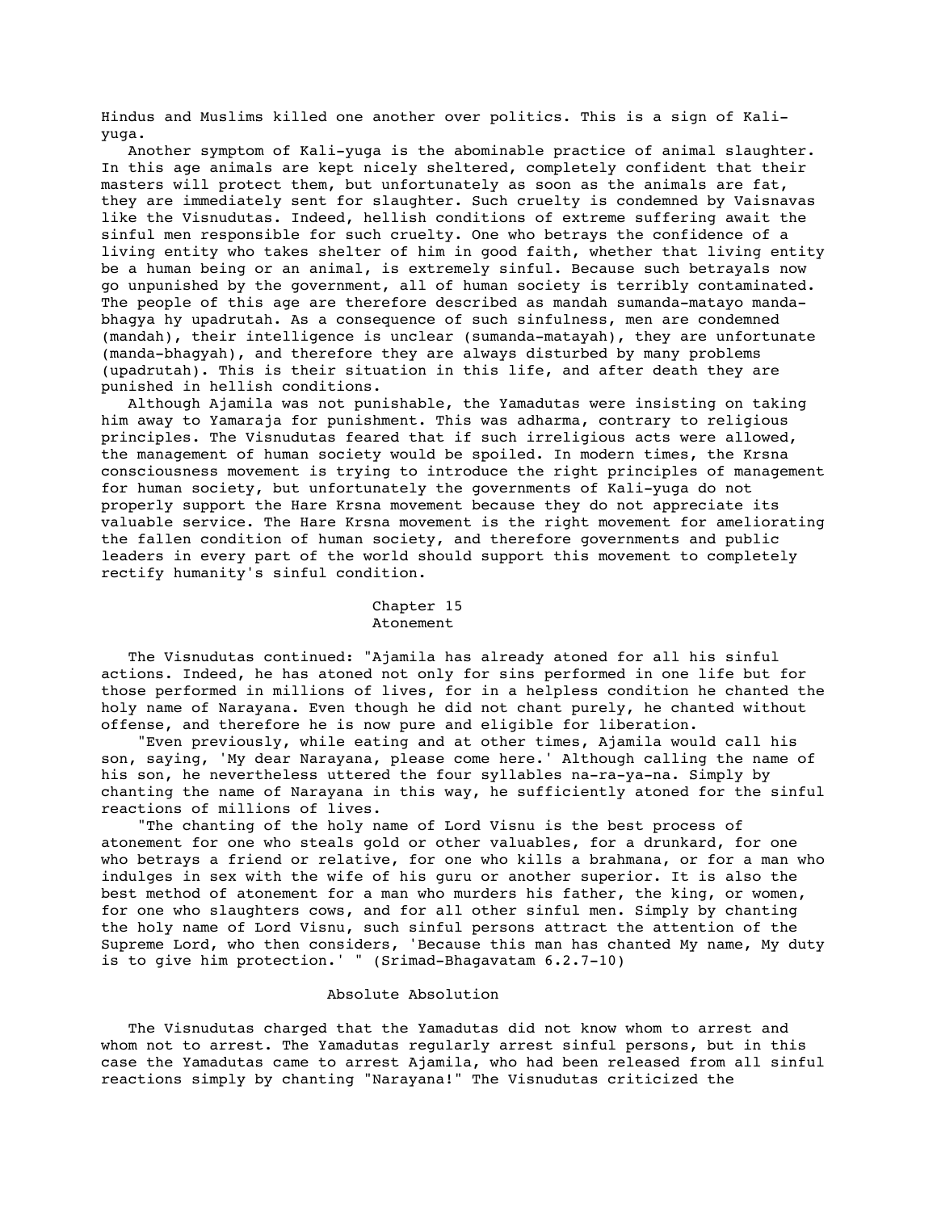Hindus and Muslims killed one another over politics. This is a sign of Kali-yuga.

Another symptom of Kali-yuga is the abominable practice of animal slaughter. In this age animals are kept nicely sheltered, completely confident that their masters will protect them, but unfortunately as soon as the animals are fat, they are immediately sent for slaughter. Such cruelty is condemned by Vaisnavas like the Visnudutas. Indeed, hellish conditions of extreme suffering await the sinful men responsible for such cruelty. One who betrays the confidence of a living entity who takes shelter of him in good faith, whether that living entity be a human being or an animal, is extremely sinful. Because such betrayals now go unpunished by the government, all of human society is terribly contaminated. The people of this age are therefore described as mandah sumanda-matayo manda-bhagya hy upadrutah. As a consequence of such sinfulness, men are condemned (mandah), their intelligence is unclear (sumanda-matayah), they are unfortunate (manda-bhagyah), and therefore they are always disturbed by many problems (upadrutah). This is their situation in this life, and after death they are punished in hellish conditions.

Although Ajamila was not punishable, the Yamadutas were insisting on taking him away to Yamaraja for punishment. This was adharma, contrary to religious principles. The Visnudutas feared that if such irreligious acts were allowed, the management of human society would be spoiled. In modern times, the Krsna consciousness movement is trying to introduce the right principles of management for human society, but unfortunately the governments of Kali-yuga do not properly support the Hare Krsna movement because they do not appreciate its valuable service. The Hare Krsna movement is the right movement for ameliorating the fallen condition of human society, and therefore governments and public leaders in every part of the world should support this movement to completely rectify humanity's sinful condition.

## Chapter 15
## Atonement

The Visnudutas continued: "Ajamila has already atoned for all his sinful actions. Indeed, he has atoned not only for sins performed in one life but for those performed in millions of lives, for in a helpless condition he chanted the holy name of Narayana. Even though he did not chant purely, he chanted without offense, and therefore he is now pure and eligible for liberation.

"Even previously, while eating and at other times, Ajamila would call his son, saying, 'My dear Narayana, please come here.' Although calling the name of his son, he nevertheless uttered the four syllables na-ra-ya-na. Simply by chanting the name of Narayana in this way, he sufficiently atoned for the sinful reactions of millions of lives.

"The chanting of the holy name of Lord Visnu is the best process of atonement for one who steals gold or other valuables, for a drunkard, for one who betrays a friend or relative, for one who kills a brahmana, or for a man who indulges in sex with the wife of his guru or another superior. It is also the best method of atonement for a man who murders his father, the king, or women, for one who slaughters cows, and for all other sinful men. Simply by chanting the holy name of Lord Visnu, such sinful persons attract the attention of the Supreme Lord, who then considers, 'Because this man has chanted My name, My duty is to give him protection.' " (Srimad-Bhagavatam 6.2.7-10)

### Absolute Absolution

The Visnudutas charged that the Yamadutas did not know whom to arrest and whom not to arrest. The Yamadutas regularly arrest sinful persons, but in this case the Yamadutas came to arrest Ajamila, who had been released from all sinful reactions simply by chanting "Narayana!" The Visnudutas criticized the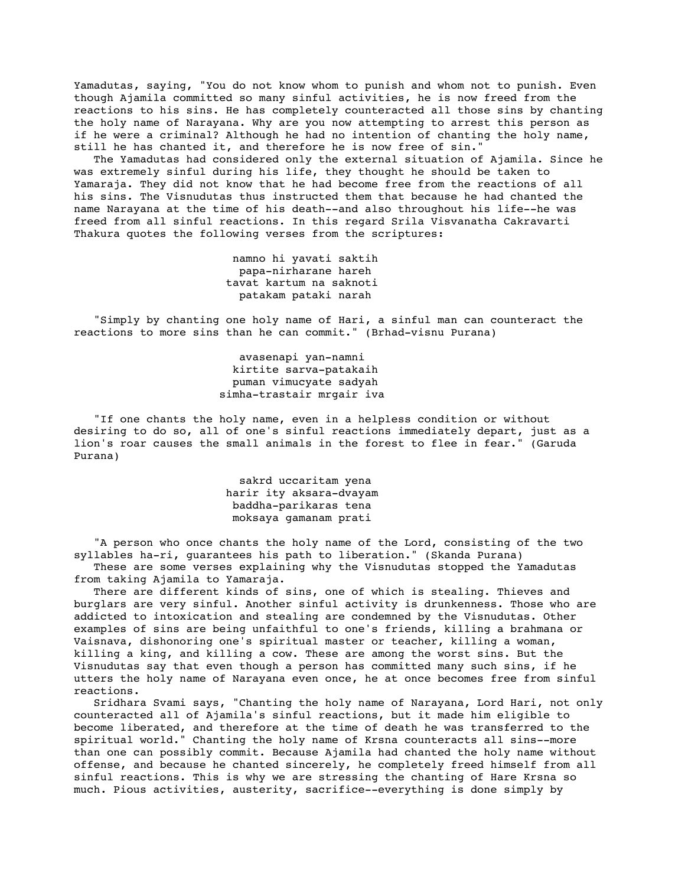Yamadutas, saying, "You do not know whom to punish and whom not to punish. Even though Ajamila committed so many sinful activities, he is now freed from the reactions to his sins. He has completely counteracted all those sins by chanting the holy name of Narayana. Why are you now attempting to arrest this person as if he were a criminal? Although he had no intention of chanting the holy name, still he has chanted it, and therefore he is now free of sin."

The Yamadutas had considered only the external situation of Ajamila. Since he was extremely sinful during his life, they thought he should be taken to Yamaraja. They did not know that he had become free from the reactions of all his sins. The Visnudutas thus instructed them that because he had chanted the name Narayana at the time of his death--and also throughout his life--he was freed from all sinful reactions. In this regard Srila Visvanatha Cakravarti Thakura quotes the following verses from the scriptures:

namno hi yavati saktih
papa-nirharane hareh
tavat kartum na saknoti
patakam pataki narah

"Simply by chanting one holy name of Hari, a sinful man can counteract the reactions to more sins than he can commit." (Brhad-visnu Purana)

avasenapi yan-namni
kirtite sarva-patakaih
puman vimucyate sadyah
simha-trastair mrgair iva

"If one chants the holy name, even in a helpless condition or without desiring to do so, all of one's sinful reactions immediately depart, just as a lion's roar causes the small animals in the forest to flee in fear." (Garuda Purana)

sakrd uccaritam yena
harir ity aksara-dvayam
baddha-parikaras tena
moksaya gamanam prati

"A person who once chants the holy name of the Lord, consisting of the two syllables ha-ri, guarantees his path to liberation." (Skanda Purana)

These are some verses explaining why the Visnudutas stopped the Yamadutas from taking Ajamila to Yamaraja.

There are different kinds of sins, one of which is stealing. Thieves and burglars are very sinful. Another sinful activity is drunkenness. Those who are addicted to intoxication and stealing are condemned by the Visnudutas. Other examples of sins are being unfaithful to one's friends, killing a brahmana or Vaisnava, dishonoring one's spiritual master or teacher, killing a woman, killing a king, and killing a cow. These are among the worst sins. But the Visnudutas say that even though a person has committed many such sins, if he utters the holy name of Narayana even once, he at once becomes free from sinful reactions.

Sridhara Svami says, "Chanting the holy name of Narayana, Lord Hari, not only counteracted all of Ajamila's sinful reactions, but it made him eligible to become liberated, and therefore at the time of death he was transferred to the spiritual world." Chanting the holy name of Krsna counteracts all sins--more than one can possibly commit. Because Ajamila had chanted the holy name without offense, and because he chanted sincerely, he completely freed himself from all sinful reactions. This is why we are stressing the chanting of Hare Krsna so much. Pious activities, austerity, sacrifice--everything is done simply by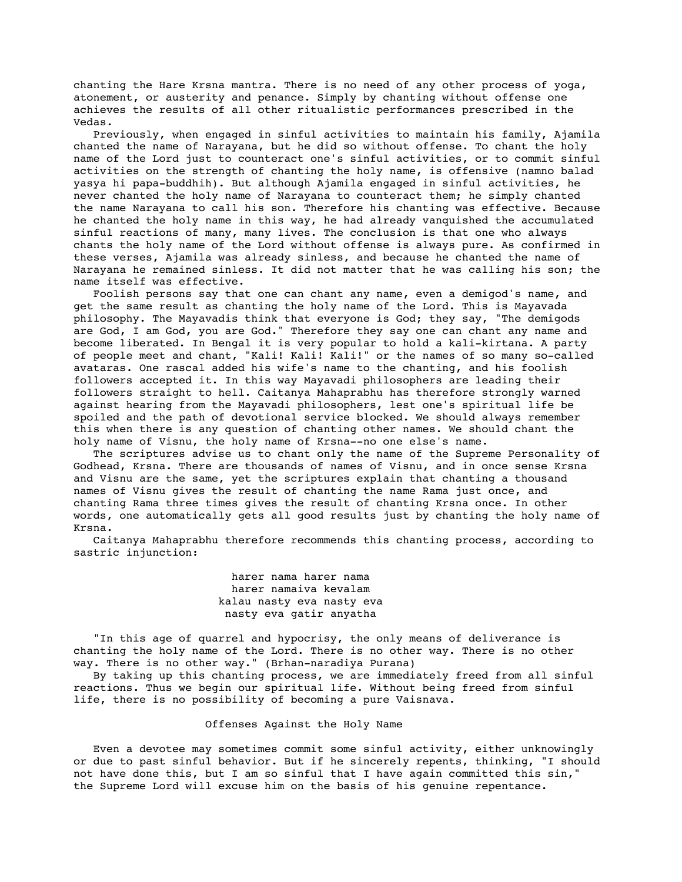chanting the Hare Krsna mantra. There is no need of any other process of yoga, atonement, or austerity and penance. Simply by chanting without offense one achieves the results of all other ritualistic performances prescribed in the Vedas.

Previously, when engaged in sinful activities to maintain his family, Ajamila chanted the name of Narayana, but he did so without offense. To chant the holy name of the Lord just to counteract one's sinful activities, or to commit sinful activities on the strength of chanting the holy name, is offensive (namno balad yasya hi papa-buddhih). But although Ajamila engaged in sinful activities, he never chanted the holy name of Narayana to counteract them; he simply chanted the name Narayana to call his son. Therefore his chanting was effective. Because he chanted the holy name in this way, he had already vanquished the accumulated sinful reactions of many, many lives. The conclusion is that one who always chants the holy name of the Lord without offense is always pure. As confirmed in these verses, Ajamila was already sinless, and because he chanted the name of Narayana he remained sinless. It did not matter that he was calling his son; the name itself was effective.

Foolish persons say that one can chant any name, even a demigod's name, and get the same result as chanting the holy name of the Lord. This is Mayavada philosophy. The Mayavadis think that everyone is God; they say, "The demigods are God, I am God, you are God." Therefore they say one can chant any name and become liberated. In Bengal it is very popular to hold a kali-kirtana. A party of people meet and chant, "Kali! Kali! Kali!" or the names of so many so-called avataras. One rascal added his wife's name to the chanting, and his foolish followers accepted it. In this way Mayavadi philosophers are leading their followers straight to hell. Caitanya Mahaprabhu has therefore strongly warned against hearing from the Mayavadi philosophers, lest one's spiritual life be spoiled and the path of devotional service blocked. We should always remember this when there is any question of chanting other names. We should chant the holy name of Visnu, the holy name of Krsna--no one else's name.

The scriptures advise us to chant only the name of the Supreme Personality of Godhead, Krsna. There are thousands of names of Visnu, and in once sense Krsna and Visnu are the same, yet the scriptures explain that chanting a thousand names of Visnu gives the result of chanting the name Rama just once, and chanting Rama three times gives the result of chanting Krsna once. In other words, one automatically gets all good results just by chanting the holy name of Krsna.

Caitanya Mahaprabhu therefore recommends this chanting process, according to sastric injunction:

> harer nama harer nama
> harer namaiva kevalam
> kalau nasty eva nasty eva
> nasty eva gatir anyatha

"In this age of quarrel and hypocrisy, the only means of deliverance is chanting the holy name of the Lord. There is no other way. There is no other way. There is no other way." (Brhan-naradiya Purana)

By taking up this chanting process, we are immediately freed from all sinful reactions. Thus we begin our spiritual life. Without being freed from sinful life, there is no possibility of becoming a pure Vaisnava.

## Offenses Against the Holy Name

Even a devotee may sometimes commit some sinful activity, either unknowingly or due to past sinful behavior. But if he sincerely repents, thinking, "I should not have done this, but I am so sinful that I have again committed this sin," the Supreme Lord will excuse him on the basis of his genuine repentance.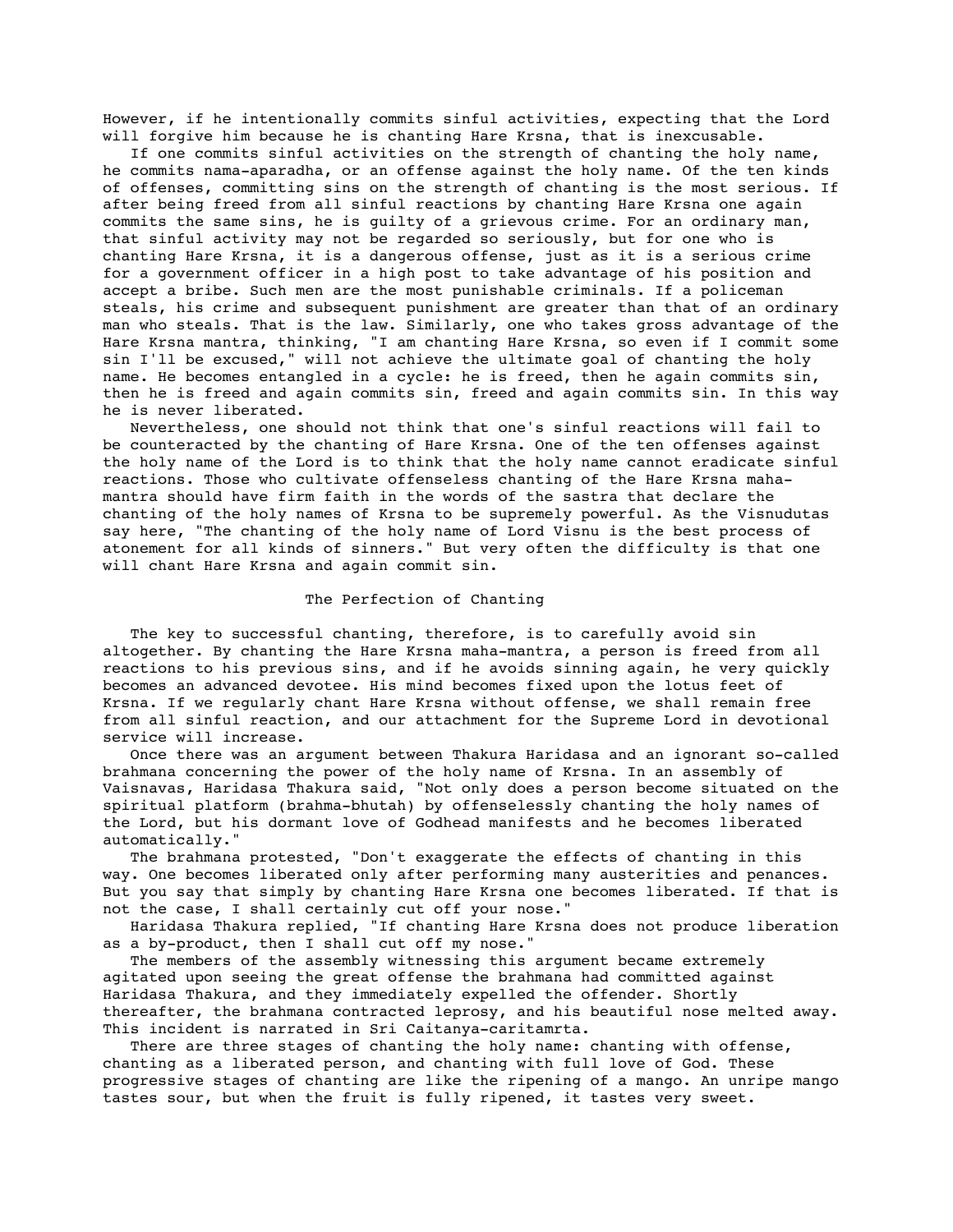However, if he intentionally commits sinful activities, expecting that the Lord will forgive him because he is chanting Hare Krsna, that is inexcusable.

If one commits sinful activities on the strength of chanting the holy name, he commits nama-aparadha, or an offense against the holy name. Of the ten kinds of offenses, committing sins on the strength of chanting is the most serious. If after being freed from all sinful reactions by chanting Hare Krsna one again commits the same sins, he is guilty of a grievous crime. For an ordinary man, that sinful activity may not be regarded so seriously, but for one who is chanting Hare Krsna, it is a dangerous offense, just as it is a serious crime for a government officer in a high post to take advantage of his position and accept a bribe. Such men are the most punishable criminals. If a policeman steals, his crime and subsequent punishment are greater than that of an ordinary man who steals. That is the law. Similarly, one who takes gross advantage of the Hare Krsna mantra, thinking, "I am chanting Hare Krsna, so even if I commit some sin I'll be excused," will not achieve the ultimate goal of chanting the holy name. He becomes entangled in a cycle: he is freed, then he again commits sin, then he is freed and again commits sin, freed and again commits sin. In this way he is never liberated.

Nevertheless, one should not think that one's sinful reactions will fail to be counteracted by the chanting of Hare Krsna. One of the ten offenses against the holy name of the Lord is to think that the holy name cannot eradicate sinful reactions. Those who cultivate offenseless chanting of the Hare Krsna maha-mantra should have firm faith in the words of the sastra that declare the chanting of the holy names of Krsna to be supremely powerful. As the Visnudutas say here, "The chanting of the holy name of Lord Visnu is the best process of atonement for all kinds of sinners." But very often the difficulty is that one will chant Hare Krsna and again commit sin.

## The Perfection of Chanting

The key to successful chanting, therefore, is to carefully avoid sin altogether. By chanting the Hare Krsna maha-mantra, a person is freed from all reactions to his previous sins, and if he avoids sinning again, he very quickly becomes an advanced devotee. His mind becomes fixed upon the lotus feet of Krsna. If we regularly chant Hare Krsna without offense, we shall remain free from all sinful reaction, and our attachment for the Supreme Lord in devotional service will increase.

Once there was an argument between Thakura Haridasa and an ignorant so-called brahmana concerning the power of the holy name of Krsna. In an assembly of Vaisnavas, Haridasa Thakura said, "Not only does a person become situated on the spiritual platform (brahma-bhutah) by offenselessly chanting the holy names of the Lord, but his dormant love of Godhead manifests and he becomes liberated automatically."

The brahmana protested, "Don't exaggerate the effects of chanting in this way. One becomes liberated only after performing many austerities and penances. But you say that simply by chanting Hare Krsna one becomes liberated. If that is not the case, I shall certainly cut off your nose."

Haridasa Thakura replied, "If chanting Hare Krsna does not produce liberation as a by-product, then I shall cut off my nose."

The members of the assembly witnessing this argument became extremely agitated upon seeing the great offense the brahmana had committed against Haridasa Thakura, and they immediately expelled the offender. Shortly thereafter, the brahmana contracted leprosy, and his beautiful nose melted away. This incident is narrated in Sri Caitanya-caritamrta.

There are three stages of chanting the holy name: chanting with offense, chanting as a liberated person, and chanting with full love of God. These progressive stages of chanting are like the ripening of a mango. An unripe mango tastes sour, but when the fruit is fully ripened, it tastes very sweet.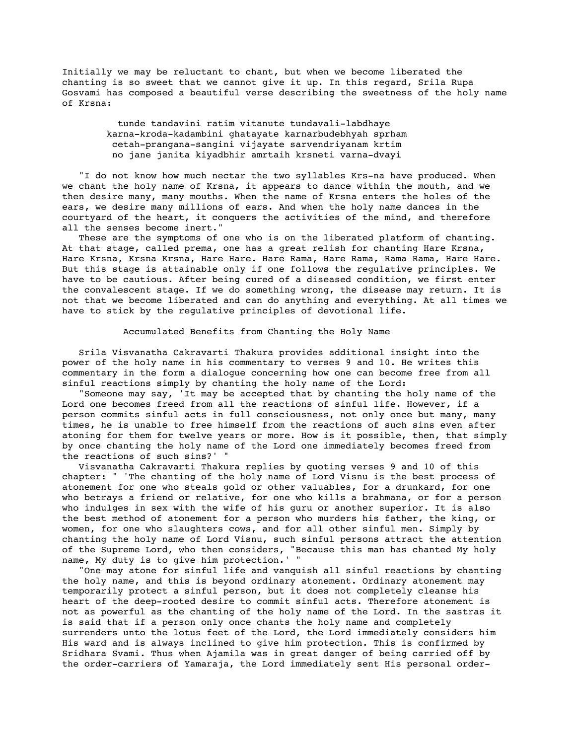Initially we may be reluctant to chant, but when we become liberated the chanting is so sweet that we cannot give it up. In this regard, Srila Rupa Gosvami has composed a beautiful verse describing the sweetness of the holy name of Krsna:

> tunde tandavini ratim vitanute tundavali-labdhaye
> karna-kroda-kadambini ghatayate karnarbudebhyah sprham
> cetah-prangana-sangini vijayate sarvendriyanam krtim
> no jane janita kiyadbhir amrtaih krsneti varna-dvayi

"I do not know how much nectar the two syllables Krs-na have produced. When we chant the holy name of Krsna, it appears to dance within the mouth, and we then desire many, many mouths. When the name of Krsna enters the holes of the ears, we desire many millions of ears. And when the holy name dances in the courtyard of the heart, it conquers the activities of the mind, and therefore all the senses become inert."

These are the symptoms of one who is on the liberated platform of chanting. At that stage, called prema, one has a great relish for chanting Hare Krsna, Hare Krsna, Krsna Krsna, Hare Hare. Hare Rama, Hare Rama, Rama Rama, Hare Hare. But this stage is attainable only if one follows the regulative principles. We have to be cautious. After being cured of a diseased condition, we first enter the convalescent stage. If we do something wrong, the disease may return. It is not that we become liberated and can do anything and everything. At all times we have to stick by the regulative principles of devotional life.

## Accumulated Benefits from Chanting the Holy Name

Srila Visvanatha Cakravarti Thakura provides additional insight into the power of the holy name in his commentary to verses 9 and 10. He writes this commentary in the form a dialogue concerning how one can become free from all sinful reactions simply by chanting the holy name of the Lord:

"Someone may say, 'It may be accepted that by chanting the holy name of the Lord one becomes freed from all the reactions of sinful life. However, if a person commits sinful acts in full consciousness, not only once but many, many times, he is unable to free himself from the reactions of such sins even after atoning for them for twelve years or more. How is it possible, then, that simply by once chanting the holy name of the Lord one immediately becomes freed from the reactions of such sins?' "

Visvanatha Cakravarti Thakura replies by quoting verses 9 and 10 of this chapter: " 'The chanting of the holy name of Lord Visnu is the best process of atonement for one who steals gold or other valuables, for a drunkard, for one who betrays a friend or relative, for one who kills a brahmana, or for a person who indulges in sex with the wife of his guru or another superior. It is also the best method of atonement for a person who murders his father, the king, or women, for one who slaughters cows, and for all other sinful men. Simply by chanting the holy name of Lord Visnu, such sinful persons attract the attention of the Supreme Lord, who then considers, "Because this man has chanted My holy name, My duty is to give him protection.' "

"One may atone for sinful life and vanquish all sinful reactions by chanting the holy name, and this is beyond ordinary atonement. Ordinary atonement may temporarily protect a sinful person, but it does not completely cleanse his heart of the deep-rooted desire to commit sinful acts. Therefore atonement is not as powerful as the chanting of the holy name of the Lord. In the sastras it is said that if a person only once chants the holy name and completely surrenders unto the lotus feet of the Lord, the Lord immediately considers him His ward and is always inclined to give him protection. This is confirmed by Sridhara Svami. Thus when Ajamila was in great danger of being carried off by the order-carriers of Yamaraja, the Lord immediately sent His personal order-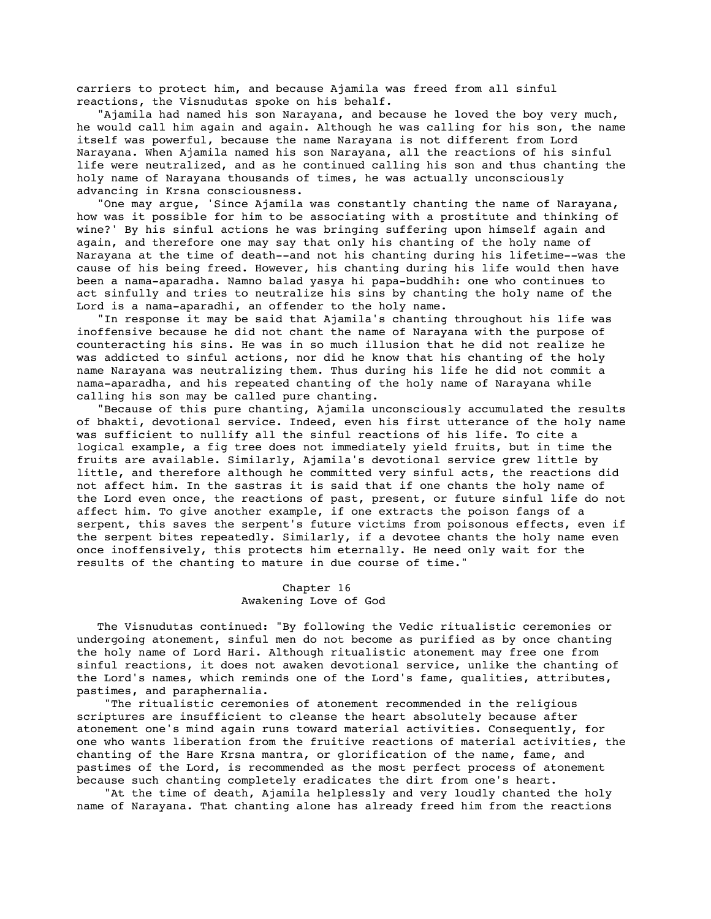carriers to protect him, and because Ajamila was freed from all sinful reactions, the Visnudutas spoke on his behalf.

"Ajamila had named his son Narayana, and because he loved the boy very much, he would call him again and again. Although he was calling for his son, the name itself was powerful, because the name Narayana is not different from Lord Narayana. When Ajamila named his son Narayana, all the reactions of his sinful life were neutralized, and as he continued calling his son and thus chanting the holy name of Narayana thousands of times, he was actually unconsciously advancing in Krsna consciousness.

"One may argue, 'Since Ajamila was constantly chanting the name of Narayana, how was it possible for him to be associating with a prostitute and thinking of wine?' By his sinful actions he was bringing suffering upon himself again and again, and therefore one may say that only his chanting of the holy name of Narayana at the time of death--and not his chanting during his lifetime--was the cause of his being freed. However, his chanting during his life would then have been a nama-aparadha. Namno balad yasya hi papa-buddhih: one who continues to act sinfully and tries to neutralize his sins by chanting the holy name of the Lord is a nama-aparadhi, an offender to the holy name.

"In response it may be said that Ajamila's chanting throughout his life was inoffensive because he did not chant the name of Narayana with the purpose of counteracting his sins. He was in so much illusion that he did not realize he was addicted to sinful actions, nor did he know that his chanting of the holy name Narayana was neutralizing them. Thus during his life he did not commit a nama-aparadha, and his repeated chanting of the holy name of Narayana while calling his son may be called pure chanting.

"Because of this pure chanting, Ajamila unconsciously accumulated the results of bhakti, devotional service. Indeed, even his first utterance of the holy name was sufficient to nullify all the sinful reactions of his life. To cite a logical example, a fig tree does not immediately yield fruits, but in time the fruits are available. Similarly, Ajamila's devotional service grew little by little, and therefore although he committed very sinful acts, the reactions did not affect him. In the sastras it is said that if one chants the holy name of the Lord even once, the reactions of past, present, or future sinful life do not affect him. To give another example, if one extracts the poison fangs of a serpent, this saves the serpent's future victims from poisonous effects, even if the serpent bites repeatedly. Similarly, if a devotee chants the holy name even once inoffensively, this protects him eternally. He need only wait for the results of the chanting to mature in due course of time."

## Chapter 16
## Awakening Love of God

The Visnudutas continued: "By following the Vedic ritualistic ceremonies or undergoing atonement, sinful men do not become as purified as by once chanting the holy name of Lord Hari. Although ritualistic atonement may free one from sinful reactions, it does not awaken devotional service, unlike the chanting of the Lord's names, which reminds one of the Lord's fame, qualities, attributes, pastimes, and paraphernalia.

"The ritualistic ceremonies of atonement recommended in the religious scriptures are insufficient to cleanse the heart absolutely because after atonement one's mind again runs toward material activities. Consequently, for one who wants liberation from the fruitive reactions of material activities, the chanting of the Hare Krsna mantra, or glorification of the name, fame, and pastimes of the Lord, is recommended as the most perfect process of atonement because such chanting completely eradicates the dirt from one's heart.

"At the time of death, Ajamila helplessly and very loudly chanted the holy name of Narayana. That chanting alone has already freed him from the reactions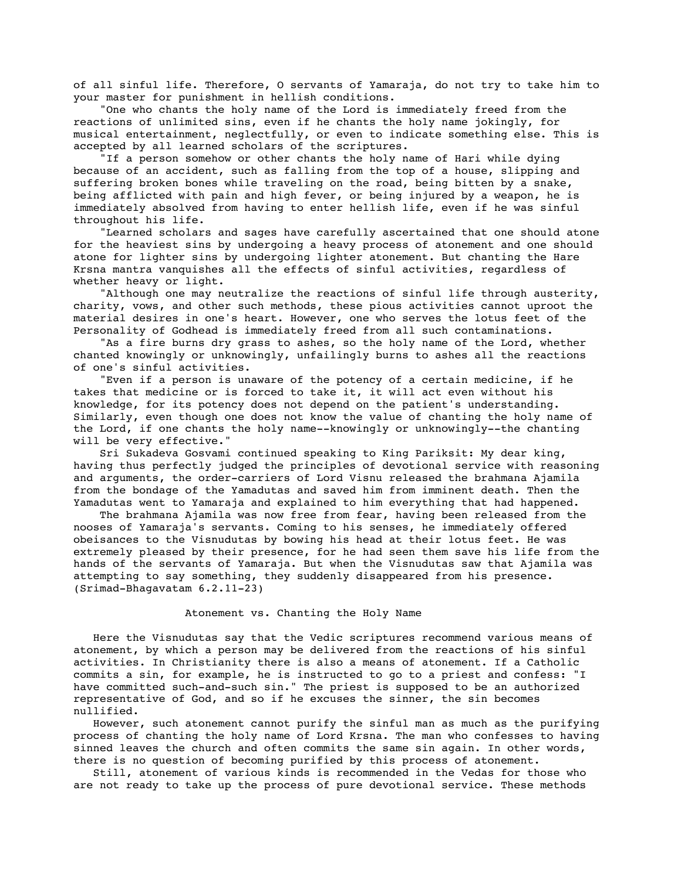of all sinful life. Therefore, O servants of Yamaraja, do not try to take him to your master for punishment in hellish conditions.

"One who chants the holy name of the Lord is immediately freed from the reactions of unlimited sins, even if he chants the holy name jokingly, for musical entertainment, neglectfully, or even to indicate something else. This is accepted by all learned scholars of the scriptures.

"If a person somehow or other chants the holy name of Hari while dying because of an accident, such as falling from the top of a house, slipping and suffering broken bones while traveling on the road, being bitten by a snake, being afflicted with pain and high fever, or being injured by a weapon, he is immediately absolved from having to enter hellish life, even if he was sinful throughout his life.

"Learned scholars and sages have carefully ascertained that one should atone for the heaviest sins by undergoing a heavy process of atonement and one should atone for lighter sins by undergoing lighter atonement. But chanting the Hare Krsna mantra vanquishes all the effects of sinful activities, regardless of whether heavy or light.

"Although one may neutralize the reactions of sinful life through austerity, charity, vows, and other such methods, these pious activities cannot uproot the material desires in one's heart. However, one who serves the lotus feet of the Personality of Godhead is immediately freed from all such contaminations.

"As a fire burns dry grass to ashes, so the holy name of the Lord, whether chanted knowingly or unknowingly, unfailingly burns to ashes all the reactions of one's sinful activities.

"Even if a person is unaware of the potency of a certain medicine, if he takes that medicine or is forced to take it, it will act even without his knowledge, for its potency does not depend on the patient's understanding. Similarly, even though one does not know the value of chanting the holy name of the Lord, if one chants the holy name--knowingly or unknowingly--the chanting will be very effective."

Sri Sukadeva Gosvami continued speaking to King Pariksit: My dear king, having thus perfectly judged the principles of devotional service with reasoning and arguments, the order-carriers of Lord Visnu released the brahmana Ajamila from the bondage of the Yamadutas and saved him from imminent death. Then the Yamadutas went to Yamaraja and explained to him everything that had happened.

The brahmana Ajamila was now free from fear, having been released from the nooses of Yamaraja's servants. Coming to his senses, he immediately offered obeisances to the Visnudutas by bowing his head at their lotus feet. He was extremely pleased by their presence, for he had seen them save his life from the hands of the servants of Yamaraja. But when the Visnudutas saw that Ajamila was attempting to say something, they suddenly disappeared from his presence. (Srimad-Bhagavatam 6.2.11-23)

## Atonement vs. Chanting the Holy Name

Here the Visnudutas say that the Vedic scriptures recommend various means of atonement, by which a person may be delivered from the reactions of his sinful activities. In Christianity there is also a means of atonement. If a Catholic commits a sin, for example, he is instructed to go to a priest and confess: "I have committed such-and-such sin." The priest is supposed to be an authorized representative of God, and so if he excuses the sinner, the sin becomes nullified.

However, such atonement cannot purify the sinful man as much as the purifying process of chanting the holy name of Lord Krsna. The man who confesses to having sinned leaves the church and often commits the same sin again. In other words, there is no question of becoming purified by this process of atonement.

Still, atonement of various kinds is recommended in the Vedas for those who are not ready to take up the process of pure devotional service. These methods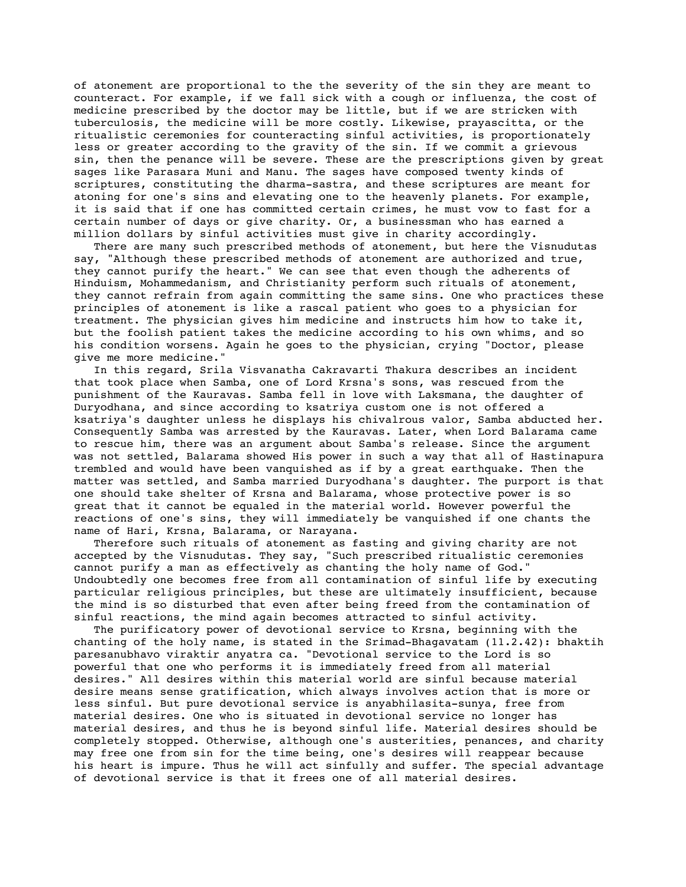of atonement are proportional to the the severity of the sin they are meant to counteract. For example, if we fall sick with a cough or influenza, the cost of medicine prescribed by the doctor may be little, but if we are stricken with tuberculosis, the medicine will be more costly. Likewise, prayascitta, or the ritualistic ceremonies for counteracting sinful activities, is proportionately less or greater according to the gravity of the sin. If we commit a grievous sin, then the penance will be severe. These are the prescriptions given by great sages like Parasara Muni and Manu. The sages have composed twenty kinds of scriptures, constituting the dharma-sastra, and these scriptures are meant for atoning for one's sins and elevating one to the heavenly planets. For example, it is said that if one has committed certain crimes, he must vow to fast for a certain number of days or give charity. Or, a businessman who has earned a million dollars by sinful activities must give in charity accordingly.

There are many such prescribed methods of atonement, but here the Visnudutas say, "Although these prescribed methods of atonement are authorized and true, they cannot purify the heart." We can see that even though the adherents of Hinduism, Mohammedanism, and Christianity perform such rituals of atonement, they cannot refrain from again committing the same sins. One who practices these principles of atonement is like a rascal patient who goes to a physician for treatment. The physician gives him medicine and instructs him how to take it, but the foolish patient takes the medicine according to his own whims, and so his condition worsens. Again he goes to the physician, crying "Doctor, please give me more medicine."

In this regard, Srila Visvanatha Cakravarti Thakura describes an incident that took place when Samba, one of Lord Krsna's sons, was rescued from the punishment of the Kauravas. Samba fell in love with Laksmana, the daughter of Duryodhana, and since according to ksatriya custom one is not offered a ksatriya's daughter unless he displays his chivalrous valor, Samba abducted her. Consequently Samba was arrested by the Kauravas. Later, when Lord Balarama came to rescue him, there was an argument about Samba's release. Since the argument was not settled, Balarama showed His power in such a way that all of Hastinapura trembled and would have been vanquished as if by a great earthquake. Then the matter was settled, and Samba married Duryodhana's daughter. The purport is that one should take shelter of Krsna and Balarama, whose protective power is so great that it cannot be equaled in the material world. However powerful the reactions of one's sins, they will immediately be vanquished if one chants the name of Hari, Krsna, Balarama, or Narayana.

Therefore such rituals of atonement as fasting and giving charity are not accepted by the Visnudutas. They say, "Such prescribed ritualistic ceremonies cannot purify a man as effectively as chanting the holy name of God." Undoubtedly one becomes free from all contamination of sinful life by executing particular religious principles, but these are ultimately insufficient, because the mind is so disturbed that even after being freed from the contamination of sinful reactions, the mind again becomes attracted to sinful activity.

The purificatory power of devotional service to Krsna, beginning with the chanting of the holy name, is stated in the Srimad-Bhagavatam (11.2.42): bhaktih paresanubhavo viraktir anyatra ca. "Devotional service to the Lord is so powerful that one who performs it is immediately freed from all material desires." All desires within this material world are sinful because material desire means sense gratification, which always involves action that is more or less sinful. But pure devotional service is anyabhilasita-sunya, free from material desires. One who is situated in devotional service no longer has material desires, and thus he is beyond sinful life. Material desires should be completely stopped. Otherwise, although one's austerities, penances, and charity may free one from sin for the time being, one's desires will reappear because his heart is impure. Thus he will act sinfully and suffer. The special advantage of devotional service is that it frees one of all material desires.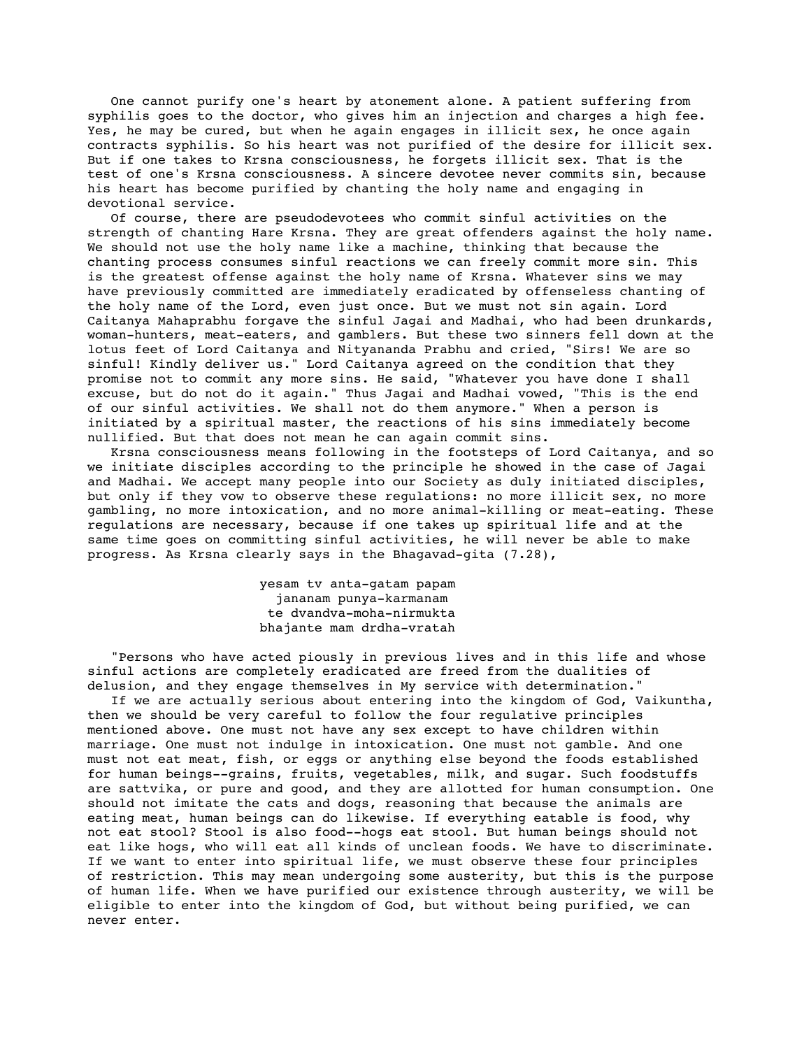One cannot purify one's heart by atonement alone. A patient suffering from syphilis goes to the doctor, who gives him an injection and charges a high fee. Yes, he may be cured, but when he again engages in illicit sex, he once again contracts syphilis. So his heart was not purified of the desire for illicit sex. But if one takes to Krsna consciousness, he forgets illicit sex. That is the test of one's Krsna consciousness. A sincere devotee never commits sin, because his heart has become purified by chanting the holy name and engaging in devotional service.

Of course, there are pseudodevotees who commit sinful activities on the strength of chanting Hare Krsna. They are great offenders against the holy name. We should not use the holy name like a machine, thinking that because the chanting process consumes sinful reactions we can freely commit more sin. This is the greatest offense against the holy name of Krsna. Whatever sins we may have previously committed are immediately eradicated by offenseless chanting of the holy name of the Lord, even just once. But we must not sin again. Lord Caitanya Mahaprabhu forgave the sinful Jagai and Madhai, who had been drunkards, woman-hunters, meat-eaters, and gamblers. But these two sinners fell down at the lotus feet of Lord Caitanya and Nityananda Prabhu and cried, "Sirs! We are so sinful! Kindly deliver us." Lord Caitanya agreed on the condition that they promise not to commit any more sins. He said, "Whatever you have done I shall excuse, but do not do it again." Thus Jagai and Madhai vowed, "This is the end of our sinful activities. We shall not do them anymore." When a person is initiated by a spiritual master, the reactions of his sins immediately become nullified. But that does not mean he can again commit sins.

Krsna consciousness means following in the footsteps of Lord Caitanya, and so we initiate disciples according to the principle he showed in the case of Jagai and Madhai. We accept many people into our Society as duly initiated disciples, but only if they vow to observe these regulations: no more illicit sex, no more gambling, no more intoxication, and no more animal-killing or meat-eating. These regulations are necessary, because if one takes up spiritual life and at the same time goes on committing sinful activities, he will never be able to make progress. As Krsna clearly says in the Bhagavad-gita (7.28),

> yesam tv anta-gatam papam
> jananam punya-karmanam
> te dvandva-moha-nirmukta
> bhajante mam drdha-vratah

"Persons who have acted piously in previous lives and in this life and whose sinful actions are completely eradicated are freed from the dualities of delusion, and they engage themselves in My service with determination."

If we are actually serious about entering into the kingdom of God, Vaikuntha, then we should be very careful to follow the four regulative principles mentioned above. One must not have any sex except to have children within marriage. One must not indulge in intoxication. One must not gamble. And one must not eat meat, fish, or eggs or anything else beyond the foods established for human beings--grains, fruits, vegetables, milk, and sugar. Such foodstuffs are sattvika, or pure and good, and they are allotted for human consumption. One should not imitate the cats and dogs, reasoning that because the animals are eating meat, human beings can do likewise. If everything eatable is food, why not eat stool? Stool is also food--hogs eat stool. But human beings should not eat like hogs, who will eat all kinds of unclean foods. We have to discriminate. If we want to enter into spiritual life, we must observe these four principles of restriction. This may mean undergoing some austerity, but this is the purpose of human life. When we have purified our existence through austerity, we will be eligible to enter into the kingdom of God, but without being purified, we can never enter.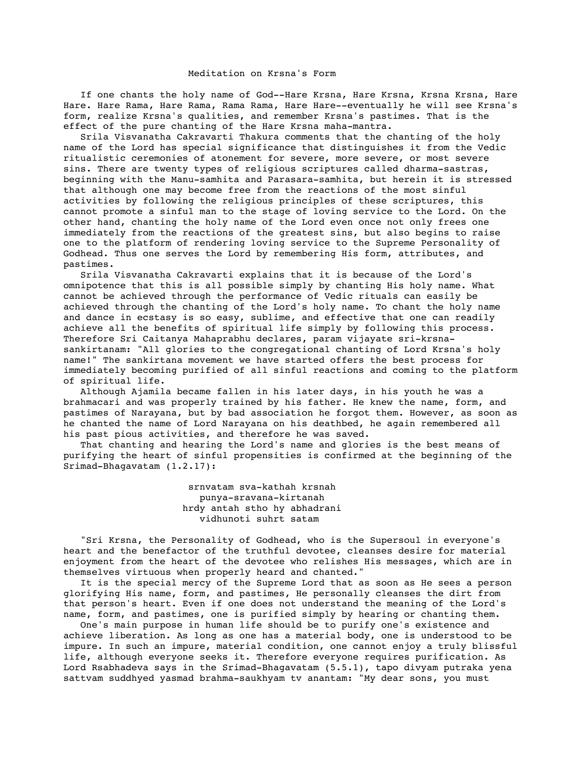# Meditation on Krsna's Form

If one chants the holy name of God--Hare Krsna, Hare Krsna, Krsna Krsna, Hare Hare. Hare Rama, Hare Rama, Rama Rama, Hare Hare--eventually he will see Krsna's form, realize Krsna's qualities, and remember Krsna's pastimes. That is the effect of the pure chanting of the Hare Krsna maha-mantra.

Srila Visvanatha Cakravarti Thakura comments that the chanting of the holy name of the Lord has special significance that distinguishes it from the Vedic ritualistic ceremonies of atonement for severe, more severe, or most severe sins. There are twenty types of religious scriptures called dharma-sastras, beginning with the Manu-samhita and Parasara-samhita, but herein it is stressed that although one may become free from the reactions of the most sinful activities by following the religious principles of these scriptures, this cannot promote a sinful man to the stage of loving service to the Lord. On the other hand, chanting the holy name of the Lord even once not only frees one immediately from the reactions of the greatest sins, but also begins to raise one to the platform of rendering loving service to the Supreme Personality of Godhead. Thus one serves the Lord by remembering His form, attributes, and pastimes.

Srila Visvanatha Cakravarti explains that it is because of the Lord's omnipotence that this is all possible simply by chanting His holy name. What cannot be achieved through the performance of Vedic rituals can easily be achieved through the chanting of the Lord's holy name. To chant the holy name and dance in ecstasy is so easy, sublime, and effective that one can readily achieve all the benefits of spiritual life simply by following this process. Therefore Sri Caitanya Mahaprabhu declares, param vijayate sri-krsna-sankirtanam: "All glories to the congregational chanting of Lord Krsna's holy name!" The sankirtana movement we have started offers the best process for immediately becoming purified of all sinful reactions and coming to the platform of spiritual life.

Although Ajamila became fallen in his later days, in his youth he was a brahmacari and was properly trained by his father. He knew the name, form, and pastimes of Narayana, but by bad association he forgot them. However, as soon as he chanted the name of Lord Narayana on his deathbed, he again remembered all his past pious activities, and therefore he was saved.

That chanting and hearing the Lord's name and glories is the best means of purifying the heart of sinful propensities is confirmed at the beginning of the Srimad-Bhagavatam (1.2.17):

> srnvatam sva-kathah krsnah
> punya-sravana-kirtanah
> hrdy antah stho hy abhadrani
> vidhunoti suhrt satam

"Sri Krsna, the Personality of Godhead, who is the Supersoul in everyone's heart and the benefactor of the truthful devotee, cleanses desire for material enjoyment from the heart of the devotee who relishes His messages, which are in themselves virtuous when properly heard and chanted."

It is the special mercy of the Supreme Lord that as soon as He sees a person glorifying His name, form, and pastimes, He personally cleanses the dirt from that person's heart. Even if one does not understand the meaning of the Lord's name, form, and pastimes, one is purified simply by hearing or chanting them.

One's main purpose in human life should be to purify one's existence and achieve liberation. As long as one has a material body, one is understood to be impure. In such an impure, material condition, one cannot enjoy a truly blissful life, although everyone seeks it. Therefore everyone requires purification. As Lord Rsabhadeva says in the Srimad-Bhagavatam (5.5.1), tapo divyam putraka yena sattvam suddhyed yasmad brahma-saukhyam tv anantam: "My dear sons, you must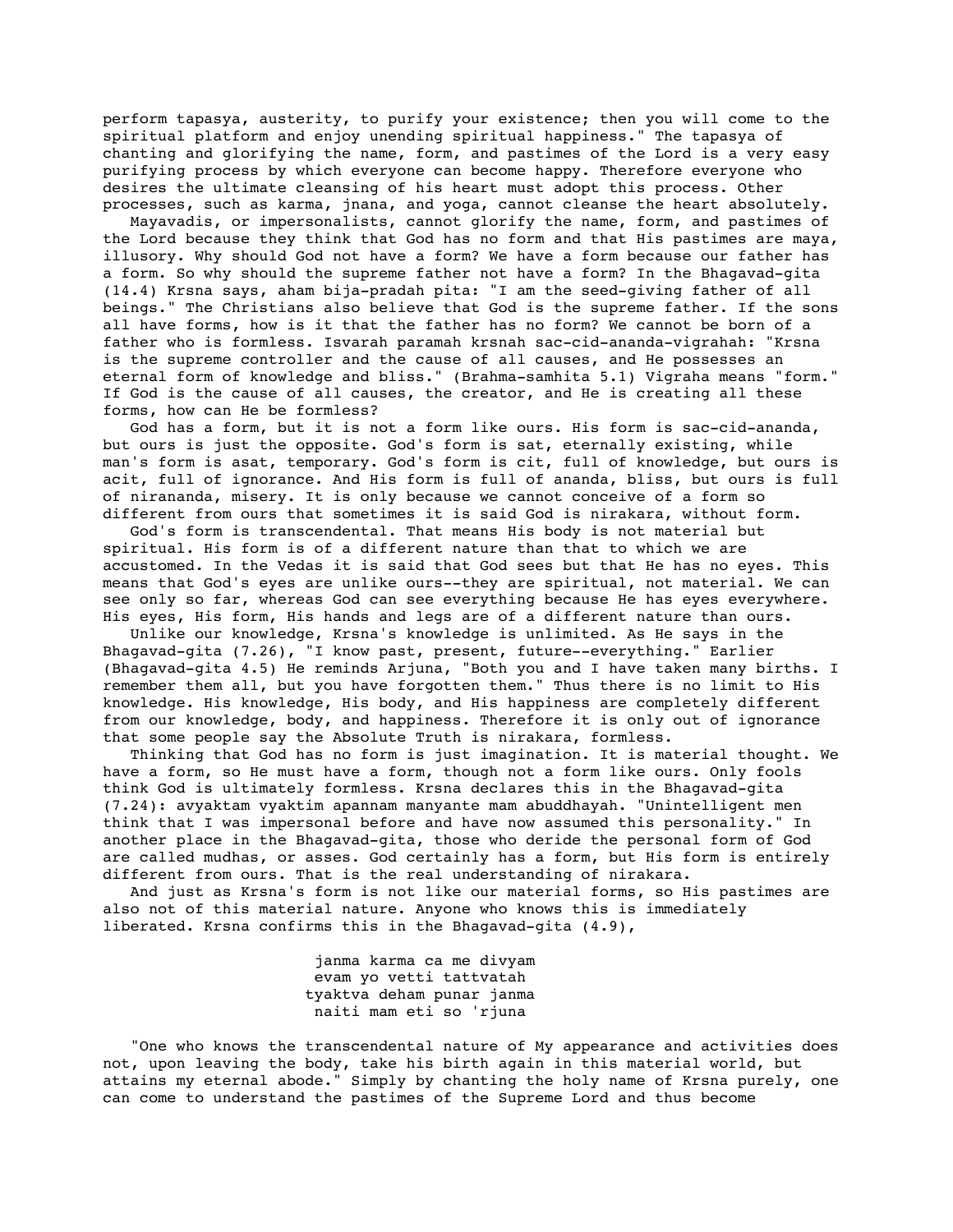perform tapasya, austerity, to purify your existence; then you will come to the spiritual platform and enjoy unending spiritual happiness." The tapasya of chanting and glorifying the name, form, and pastimes of the Lord is a very easy purifying process by which everyone can become happy. Therefore everyone who desires the ultimate cleansing of his heart must adopt this process. Other processes, such as karma, jnana, and yoga, cannot cleanse the heart absolutely.

Mayavadis, or impersonalists, cannot glorify the name, form, and pastimes of the Lord because they think that God has no form and that His pastimes are maya, illusory. Why should God not have a form? We have a form because our father has a form. So why should the supreme father not have a form? In the Bhagavad-gita (14.4) Krsna says, aham bija-pradah pita: "I am the seed-giving father of all beings." The Christians also believe that God is the supreme father. If the sons all have forms, how is it that the father has no form? We cannot be born of a father who is formless. Isvarah paramah krsnah sac-cid-ananda-vigrahah: "Krsna is the supreme controller and the cause of all causes, and He possesses an eternal form of knowledge and bliss." (Brahma-samhita 5.1) Vigraha means "form." If God is the cause of all causes, the creator, and He is creating all these forms, how can He be formless?

God has a form, but it is not a form like ours. His form is sac-cid-ananda, but ours is just the opposite. God's form is sat, eternally existing, while man's form is asat, temporary. God's form is cit, full of knowledge, but ours is acit, full of ignorance. And His form is full of ananda, bliss, but ours is full of nirananda, misery. It is only because we cannot conceive of a form so different from ours that sometimes it is said God is nirakara, without form.

God's form is transcendental. That means His body is not material but spiritual. His form is of a different nature than that to which we are accustomed. In the Vedas it is said that God sees but that He has no eyes. This means that God's eyes are unlike ours--they are spiritual, not material. We can see only so far, whereas God can see everything because He has eyes everywhere. His eyes, His form, His hands and legs are of a different nature than ours.

Unlike our knowledge, Krsna's knowledge is unlimited. As He says in the Bhagavad-gita (7.26), "I know past, present, future--everything." Earlier (Bhagavad-gita 4.5) He reminds Arjuna, "Both you and I have taken many births. I remember them all, but you have forgotten them." Thus there is no limit to His knowledge. His knowledge, His body, and His happiness are completely different from our knowledge, body, and happiness. Therefore it is only out of ignorance that some people say the Absolute Truth is nirakara, formless.

Thinking that God has no form is just imagination. It is material thought. We have a form, so He must have a form, though not a form like ours. Only fools think God is ultimately formless. Krsna declares this in the Bhagavad-gita (7.24): avyaktam vyaktim apannam manyante mam abuddhayah. "Unintelligent men think that I was impersonal before and have now assumed this personality." In another place in the Bhagavad-gita, those who deride the personal form of God are called mudhas, or asses. God certainly has a form, but His form is entirely different from ours. That is the real understanding of nirakara.

And just as Krsna's form is not like our material forms, so His pastimes are also not of this material nature. Anyone who knows this is immediately liberated. Krsna confirms this in the Bhagavad-gita (4.9),

> janma karma ca me divyam
> evam yo vetti tattvatah
> tyaktva deham punar janma
> naiti mam eti so 'rjuna

"One who knows the transcendental nature of My appearance and activities does not, upon leaving the body, take his birth again in this material world, but attains my eternal abode." Simply by chanting the holy name of Krsna purely, one can come to understand the pastimes of the Supreme Lord and thus become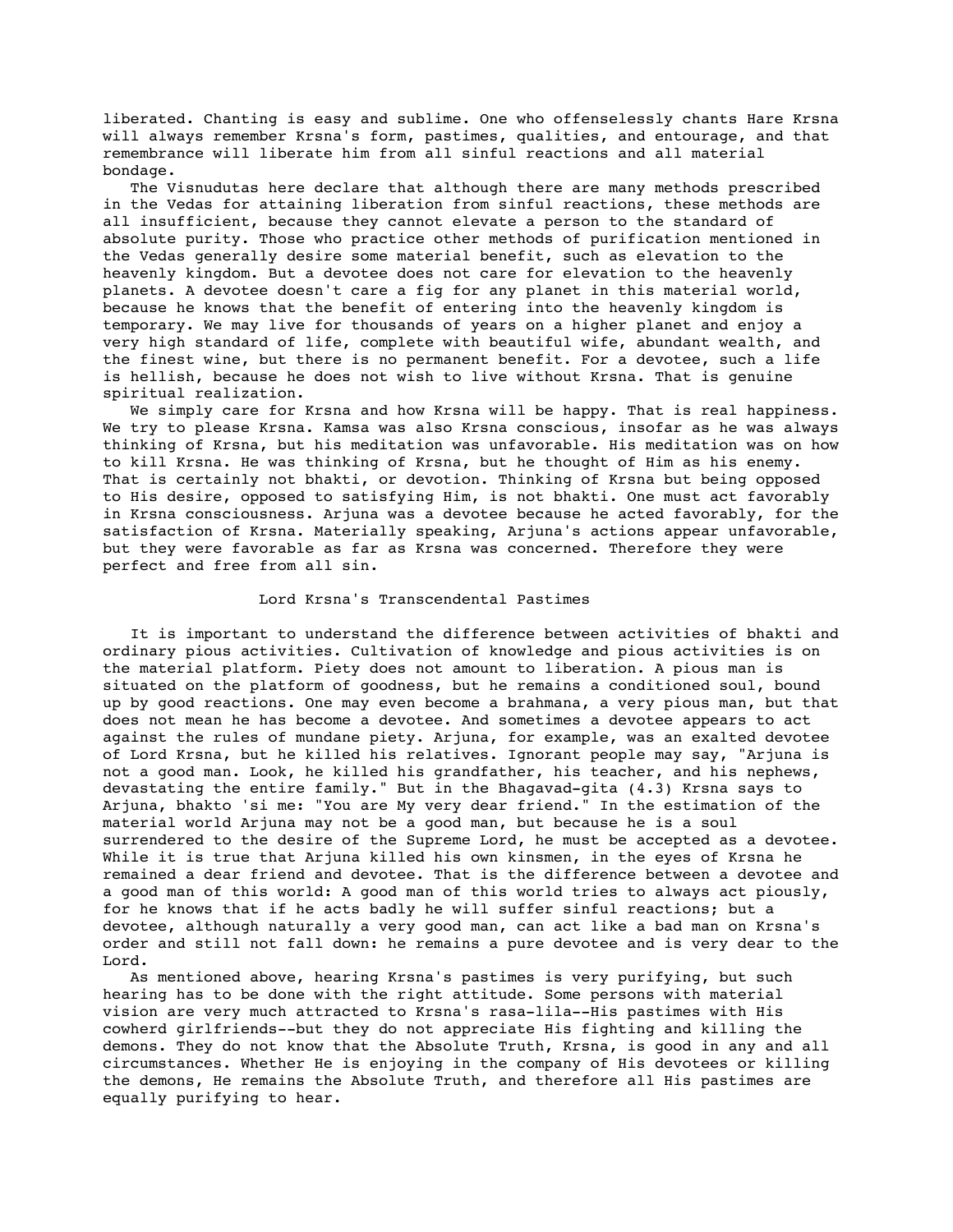liberated. Chanting is easy and sublime. One who offenselessly chants Hare Krsna will always remember Krsna's form, pastimes, qualities, and entourage, and that remembrance will liberate him from all sinful reactions and all material bondage.

The Visnudutas here declare that although there are many methods prescribed in the Vedas for attaining liberation from sinful reactions, these methods are all insufficient, because they cannot elevate a person to the standard of absolute purity. Those who practice other methods of purification mentioned in the Vedas generally desire some material benefit, such as elevation to the heavenly kingdom. But a devotee does not care for elevation to the heavenly planets. A devotee doesn't care a fig for any planet in this material world, because he knows that the benefit of entering into the heavenly kingdom is temporary. We may live for thousands of years on a higher planet and enjoy a very high standard of life, complete with beautiful wife, abundant wealth, and the finest wine, but there is no permanent benefit. For a devotee, such a life is hellish, because he does not wish to live without Krsna. That is genuine spiritual realization.

We simply care for Krsna and how Krsna will be happy. That is real happiness. We try to please Krsna. Kamsa was also Krsna conscious, insofar as he was always thinking of Krsna, but his meditation was unfavorable. His meditation was on how to kill Krsna. He was thinking of Krsna, but he thought of Him as his enemy. That is certainly not bhakti, or devotion. Thinking of Krsna but being opposed to His desire, opposed to satisfying Him, is not bhakti. One must act favorably in Krsna consciousness. Arjuna was a devotee because he acted favorably, for the satisfaction of Krsna. Materially speaking, Arjuna's actions appear unfavorable, but they were favorable as far as Krsna was concerned. Therefore they were perfect and free from all sin.

## Lord Krsna's Transcendental Pastimes

It is important to understand the difference between activities of bhakti and ordinary pious activities. Cultivation of knowledge and pious activities is on the material platform. Piety does not amount to liberation. A pious man is situated on the platform of goodness, but he remains a conditioned soul, bound up by good reactions. One may even become a brahmana, a very pious man, but that does not mean he has become a devotee. And sometimes a devotee appears to act against the rules of mundane piety. Arjuna, for example, was an exalted devotee of Lord Krsna, but he killed his relatives. Ignorant people may say, "Arjuna is not a good man. Look, he killed his grandfather, his teacher, and his nephews, devastating the entire family." But in the Bhagavad-gita (4.3) Krsna says to Arjuna, bhakto 'si me: "You are My very dear friend." In the estimation of the material world Arjuna may not be a good man, but because he is a soul surrendered to the desire of the Supreme Lord, he must be accepted as a devotee. While it is true that Arjuna killed his own kinsmen, in the eyes of Krsna he remained a dear friend and devotee. That is the difference between a devotee and a good man of this world: A good man of this world tries to always act piously, for he knows that if he acts badly he will suffer sinful reactions; but a devotee, although naturally a very good man, can act like a bad man on Krsna's order and still not fall down: he remains a pure devotee and is very dear to the Lord.

As mentioned above, hearing Krsna's pastimes is very purifying, but such hearing has to be done with the right attitude. Some persons with material vision are very much attracted to Krsna's rasa-lila--His pastimes with His cowherd girlfriends--but they do not appreciate His fighting and killing the demons. They do not know that the Absolute Truth, Krsna, is good in any and all circumstances. Whether He is enjoying in the company of His devotees or killing the demons, He remains the Absolute Truth, and therefore all His pastimes are equally purifying to hear.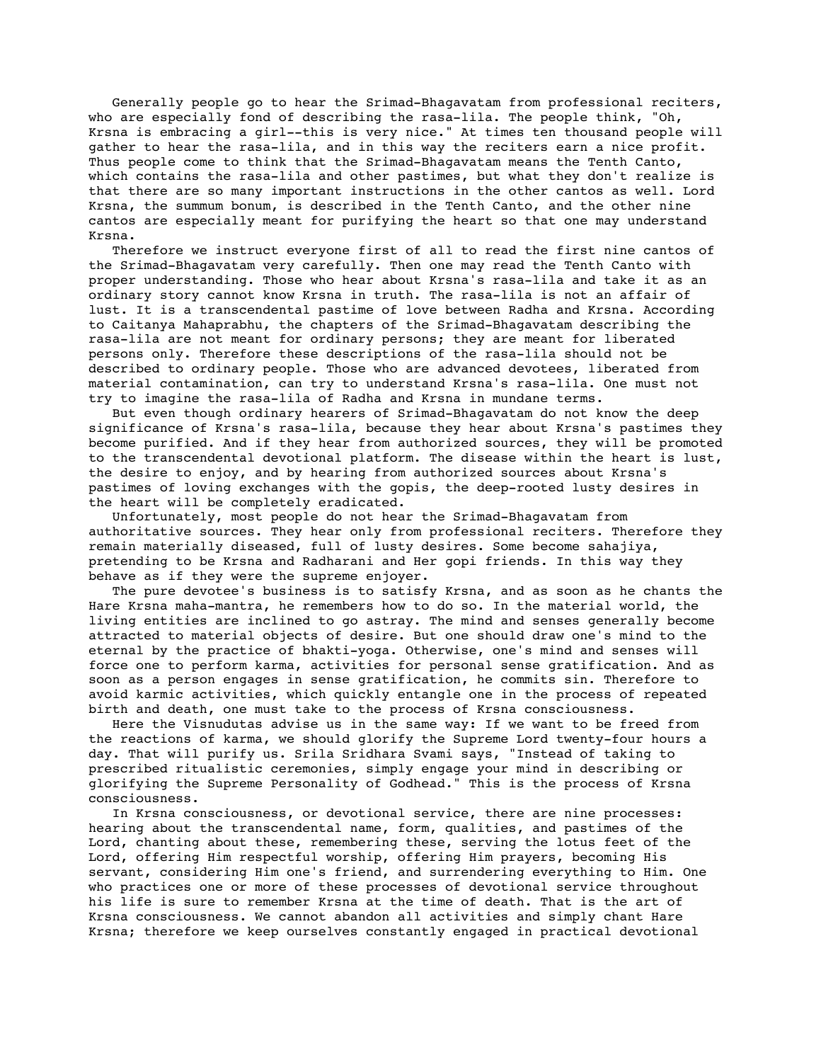Generally people go to hear the Srimad-Bhagavatam from professional reciters, who are especially fond of describing the rasa-lila. The people think, "Oh, Krsna is embracing a girl--this is very nice." At times ten thousand people will gather to hear the rasa-lila, and in this way the reciters earn a nice profit. Thus people come to think that the Srimad-Bhagavatam means the Tenth Canto, which contains the rasa-lila and other pastimes, but what they don't realize is that there are so many important instructions in the other cantos as well. Lord Krsna, the summum bonum, is described in the Tenth Canto, and the other nine cantos are especially meant for purifying the heart so that one may understand Krsna.

Therefore we instruct everyone first of all to read the first nine cantos of the Srimad-Bhagavatam very carefully. Then one may read the Tenth Canto with proper understanding. Those who hear about Krsna's rasa-lila and take it as an ordinary story cannot know Krsna in truth. The rasa-lila is not an affair of lust. It is a transcendental pastime of love between Radha and Krsna. According to Caitanya Mahaprabhu, the chapters of the Srimad-Bhagavatam describing the rasa-lila are not meant for ordinary persons; they are meant for liberated persons only. Therefore these descriptions of the rasa-lila should not be described to ordinary people. Those who are advanced devotees, liberated from material contamination, can try to understand Krsna's rasa-lila. One must not try to imagine the rasa-lila of Radha and Krsna in mundane terms.

But even though ordinary hearers of Srimad-Bhagavatam do not know the deep significance of Krsna's rasa-lila, because they hear about Krsna's pastimes they become purified. And if they hear from authorized sources, they will be promoted to the transcendental devotional platform. The disease within the heart is lust, the desire to enjoy, and by hearing from authorized sources about Krsna's pastimes of loving exchanges with the gopis, the deep-rooted lusty desires in the heart will be completely eradicated.

Unfortunately, most people do not hear the Srimad-Bhagavatam from authoritative sources. They hear only from professional reciters. Therefore they remain materially diseased, full of lusty desires. Some become sahajiya, pretending to be Krsna and Radharani and Her gopi friends. In this way they behave as if they were the supreme enjoyer.

The pure devotee's business is to satisfy Krsna, and as soon as he chants the Hare Krsna maha-mantra, he remembers how to do so. In the material world, the living entities are inclined to go astray. The mind and senses generally become attracted to material objects of desire. But one should draw one's mind to the eternal by the practice of bhakti-yoga. Otherwise, one's mind and senses will force one to perform karma, activities for personal sense gratification. And as soon as a person engages in sense gratification, he commits sin. Therefore to avoid karmic activities, which quickly entangle one in the process of repeated birth and death, one must take to the process of Krsna consciousness.

Here the Visnudutas advise us in the same way: If we want to be freed from the reactions of karma, we should glorify the Supreme Lord twenty-four hours a day. That will purify us. Srila Sridhara Svami says, "Instead of taking to prescribed ritualistic ceremonies, simply engage your mind in describing or glorifying the Supreme Personality of Godhead." This is the process of Krsna consciousness.

In Krsna consciousness, or devotional service, there are nine processes: hearing about the transcendental name, form, qualities, and pastimes of the Lord, chanting about these, remembering these, serving the lotus feet of the Lord, offering Him respectful worship, offering Him prayers, becoming His servant, considering Him one's friend, and surrendering everything to Him. One who practices one or more of these processes of devotional service throughout his life is sure to remember Krsna at the time of death. That is the art of Krsna consciousness. We cannot abandon all activities and simply chant Hare Krsna; therefore we keep ourselves constantly engaged in practical devotional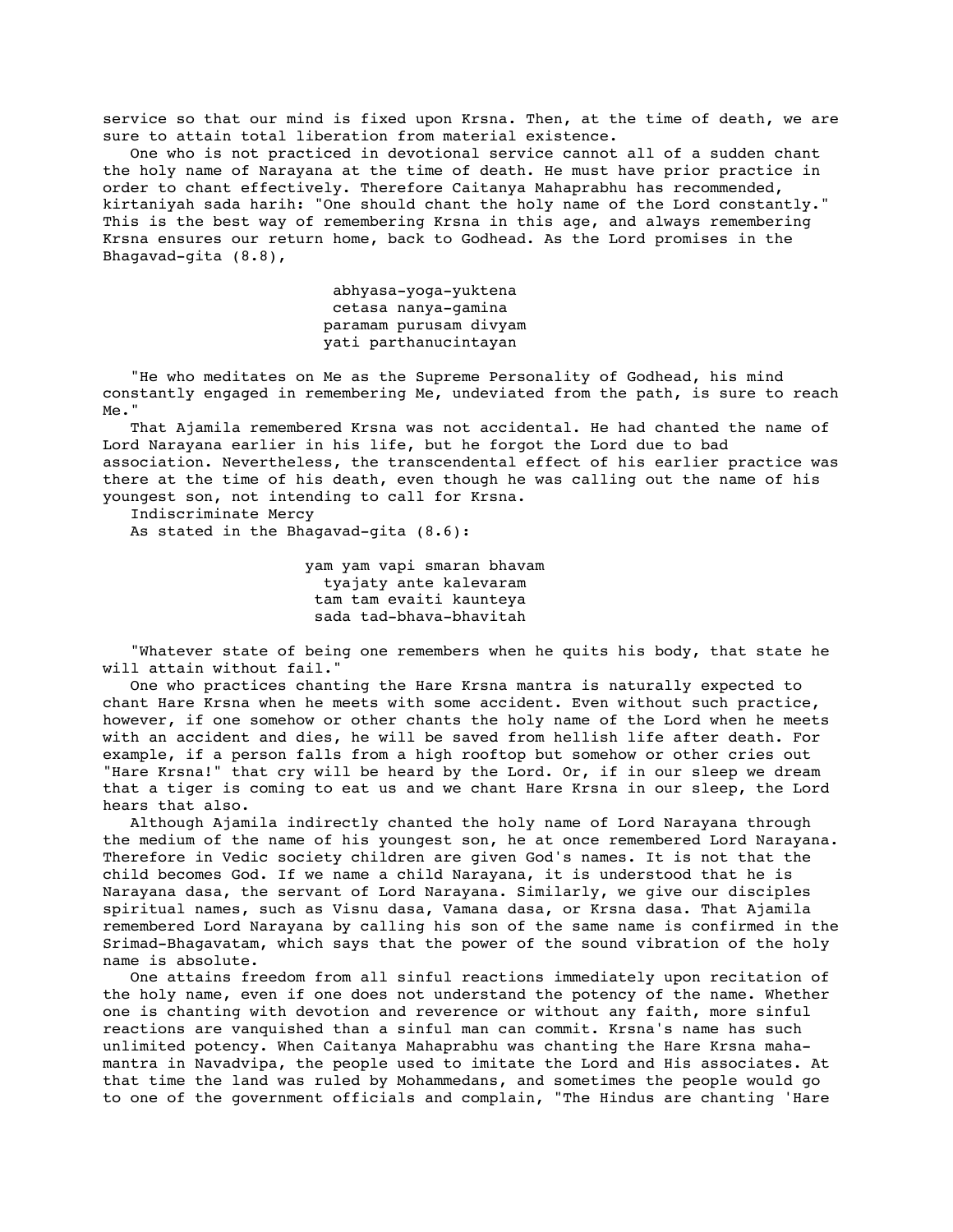service so that our mind is fixed upon Krsna. Then, at the time of death, we are sure to attain total liberation from material existence.

One who is not practiced in devotional service cannot all of a sudden chant the holy name of Narayana at the time of death. He must have prior practice in order to chant effectively. Therefore Caitanya Mahaprabhu has recommended, kirtaniyah sada harih: "One should chant the holy name of the Lord constantly." This is the best way of remembering Krsna in this age, and always remembering Krsna ensures our return home, back to Godhead. As the Lord promises in the Bhagavad-gita (8.8),

> abhyasa-yoga-yuktena
> cetasa nanya-gamina
> paramam purusam divyam
> yati parthanucintayan

"He who meditates on Me as the Supreme Personality of Godhead, his mind constantly engaged in remembering Me, undeviated from the path, is sure to reach Me."

That Ajamila remembered Krsna was not accidental. He had chanted the name of Lord Narayana earlier in his life, but he forgot the Lord due to bad association. Nevertheless, the transcendental effect of his earlier practice was there at the time of his death, even though he was calling out the name of his youngest son, not intending to call for Krsna.

## Indiscriminate Mercy

As stated in the Bhagavad-gita (8.6):

> yam yam vapi smaran bhavam
> tyajaty ante kalevaram
> tam tam evaiti kaunteya
> sada tad-bhava-bhavitah

"Whatever state of being one remembers when he quits his body, that state he will attain without fail."

One who practices chanting the Hare Krsna mantra is naturally expected to chant Hare Krsna when he meets with some accident. Even without such practice, however, if one somehow or other chants the holy name of the Lord when he meets with an accident and dies, he will be saved from hellish life after death. For example, if a person falls from a high rooftop but somehow or other cries out "Hare Krsna!" that cry will be heard by the Lord. Or, if in our sleep we dream that a tiger is coming to eat us and we chant Hare Krsna in our sleep, the Lord hears that also.

Although Ajamila indirectly chanted the holy name of Lord Narayana through the medium of the name of his youngest son, he at once remembered Lord Narayana. Therefore in Vedic society children are given God's names. It is not that the child becomes God. If we name a child Narayana, it is understood that he is Narayana dasa, the servant of Lord Narayana. Similarly, we give our disciples spiritual names, such as Visnu dasa, Vamana dasa, or Krsna dasa. That Ajamila remembered Lord Narayana by calling his son of the same name is confirmed in the Srimad-Bhagavatam, which says that the power of the sound vibration of the holy name is absolute.

One attains freedom from all sinful reactions immediately upon recitation of the holy name, even if one does not understand the potency of the name. Whether one is chanting with devotion and reverence or without any faith, more sinful reactions are vanquished than a sinful man can commit. Krsna's name has such unlimited potency. When Caitanya Mahaprabhu was chanting the Hare Krsna maha-mantra in Navadvipa, the people used to imitate the Lord and His associates. At that time the land was ruled by Mohammedans, and sometimes the people would go to one of the government officials and complain, "The Hindus are chanting 'Hare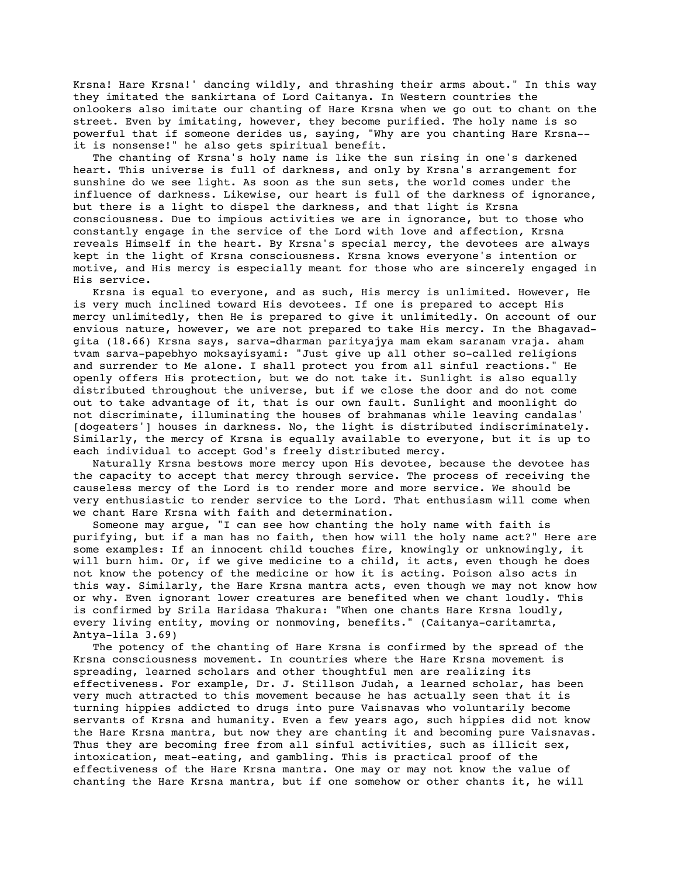Krsna! Hare Krsna!' dancing wildly, and thrashing their arms about." In this way they imitated the sankirtana of Lord Caitanya. In Western countries the onlookers also imitate our chanting of Hare Krsna when we go out to chant on the street. Even by imitating, however, they become purified. The holy name is so powerful that if someone derides us, saying, "Why are you chanting Hare Krsna--it is nonsense!" he also gets spiritual benefit.

The chanting of Krsna's holy name is like the sun rising in one's darkened heart. This universe is full of darkness, and only by Krsna's arrangement for sunshine do we see light. As soon as the sun sets, the world comes under the influence of darkness. Likewise, our heart is full of the darkness of ignorance, but there is a light to dispel the darkness, and that light is Krsna consciousness. Due to impious activities we are in ignorance, but to those who constantly engage in the service of the Lord with love and affection, Krsna reveals Himself in the heart. By Krsna's special mercy, the devotees are always kept in the light of Krsna consciousness. Krsna knows everyone's intention or motive, and His mercy is especially meant for those who are sincerely engaged in His service.

Krsna is equal to everyone, and as such, His mercy is unlimited. However, He is very much inclined toward His devotees. If one is prepared to accept His mercy unlimitedly, then He is prepared to give it unlimitedly. On account of our envious nature, however, we are not prepared to take His mercy. In the Bhagavad-gita (18.66) Krsna says, sarva-dharman parityajya mam ekam saranam vraja. aham tvam sarva-papebhyo moksayisyami: "Just give up all other so-called religions and surrender to Me alone. I shall protect you from all sinful reactions." He openly offers His protection, but we do not take it. Sunlight is also equally distributed throughout the universe, but if we close the door and do not come out to take advantage of it, that is our own fault. Sunlight and moonlight do not discriminate, illuminating the houses of brahmanas while leaving candalas' [dogeaters'] houses in darkness. No, the light is distributed indiscriminately. Similarly, the mercy of Krsna is equally available to everyone, but it is up to each individual to accept God's freely distributed mercy.

Naturally Krsna bestows more mercy upon His devotee, because the devotee has the capacity to accept that mercy through service. The process of receiving the causeless mercy of the Lord is to render more and more service. We should be very enthusiastic to render service to the Lord. That enthusiasm will come when we chant Hare Krsna with faith and determination.

Someone may argue, "I can see how chanting the holy name with faith is purifying, but if a man has no faith, then how will the holy name act?" Here are some examples: If an innocent child touches fire, knowingly or unknowingly, it will burn him. Or, if we give medicine to a child, it acts, even though he does not know the potency of the medicine or how it is acting. Poison also acts in this way. Similarly, the Hare Krsna mantra acts, even though we may not know how or why. Even ignorant lower creatures are benefited when we chant loudly. This is confirmed by Srila Haridasa Thakura: "When one chants Hare Krsna loudly, every living entity, moving or nonmoving, benefits." (Caitanya-caritamrta, Antya-lila 3.69)

The potency of the chanting of Hare Krsna is confirmed by the spread of the Krsna consciousness movement. In countries where the Hare Krsna movement is spreading, learned scholars and other thoughtful men are realizing its effectiveness. For example, Dr. J. Stillson Judah, a learned scholar, has been very much attracted to this movement because he has actually seen that it is turning hippies addicted to drugs into pure Vaisnavas who voluntarily become servants of Krsna and humanity. Even a few years ago, such hippies did not know the Hare Krsna mantra, but now they are chanting it and becoming pure Vaisnavas. Thus they are becoming free from all sinful activities, such as illicit sex, intoxication, meat-eating, and gambling. This is practical proof of the effectiveness of the Hare Krsna mantra. One may or may not know the value of chanting the Hare Krsna mantra, but if one somehow or other chants it, he will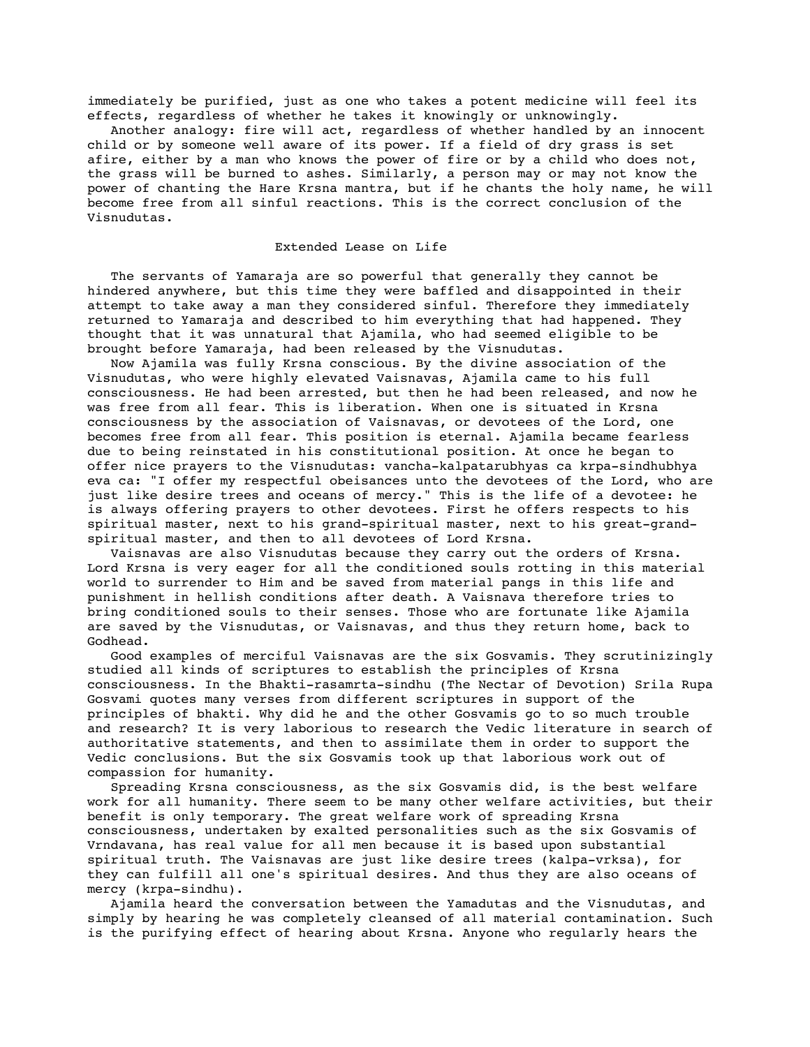immediately be purified, just as one who takes a potent medicine will feel its effects, regardless of whether he takes it knowingly or unknowingly.

Another analogy: fire will act, regardless of whether handled by an innocent child or by someone well aware of its power. If a field of dry grass is set afire, either by a man who knows the power of fire or by a child who does not, the grass will be burned to ashes. Similarly, a person may or may not know the power of chanting the Hare Krsna mantra, but if he chants the holy name, he will become free from all sinful reactions. This is the correct conclusion of the Visnudutas.

## Extended Lease on Life

The servants of Yamaraja are so powerful that generally they cannot be hindered anywhere, but this time they were baffled and disappointed in their attempt to take away a man they considered sinful. Therefore they immediately returned to Yamaraja and described to him everything that had happened. They thought that it was unnatural that Ajamila, who had seemed eligible to be brought before Yamaraja, had been released by the Visnudutas.

Now Ajamila was fully Krsna conscious. By the divine association of the Visnudutas, who were highly elevated Vaisnavas, Ajamila came to his full consciousness. He had been arrested, but then he had been released, and now he was free from all fear. This is liberation. When one is situated in Krsna consciousness by the association of Vaisnavas, or devotees of the Lord, one becomes free from all fear. This position is eternal. Ajamila became fearless due to being reinstated in his constitutional position. At once he began to offer nice prayers to the Visnudutas: vancha-kalpatarubhyas ca krpa-sindhubhya eva ca: "I offer my respectful obeisances unto the devotees of the Lord, who are just like desire trees and oceans of mercy." This is the life of a devotee: he is always offering prayers to other devotees. First he offers respects to his spiritual master, next to his grand-spiritual master, next to his great-grand-spiritual master, and then to all devotees of Lord Krsna.

Vaisnavas are also Visnudutas because they carry out the orders of Krsna. Lord Krsna is very eager for all the conditioned souls rotting in this material world to surrender to Him and be saved from material pangs in this life and punishment in hellish conditions after death. A Vaisnava therefore tries to bring conditioned souls to their senses. Those who are fortunate like Ajamila are saved by the Visnudutas, or Vaisnavas, and thus they return home, back to Godhead.

Good examples of merciful Vaisnavas are the six Gosvamis. They scrutinizingly studied all kinds of scriptures to establish the principles of Krsna consciousness. In the Bhakti-rasamrta-sindhu (The Nectar of Devotion) Srila Rupa Gosvami quotes many verses from different scriptures in support of the principles of bhakti. Why did he and the other Gosvamis go to so much trouble and research? It is very laborious to research the Vedic literature in search of authoritative statements, and then to assimilate them in order to support the Vedic conclusions. But the six Gosvamis took up that laborious work out of compassion for humanity.

Spreading Krsna consciousness, as the six Gosvamis did, is the best welfare work for all humanity. There seem to be many other welfare activities, but their benefit is only temporary. The great welfare work of spreading Krsna consciousness, undertaken by exalted personalities such as the six Gosvamis of Vrndavana, has real value for all men because it is based upon substantial spiritual truth. The Vaisnavas are just like desire trees (kalpa-vrksa), for they can fulfill all one's spiritual desires. And thus they are also oceans of mercy (krpa-sindhu).

Ajamila heard the conversation between the Yamadutas and the Visnudutas, and simply by hearing he was completely cleansed of all material contamination. Such is the purifying effect of hearing about Krsna. Anyone who regularly hears the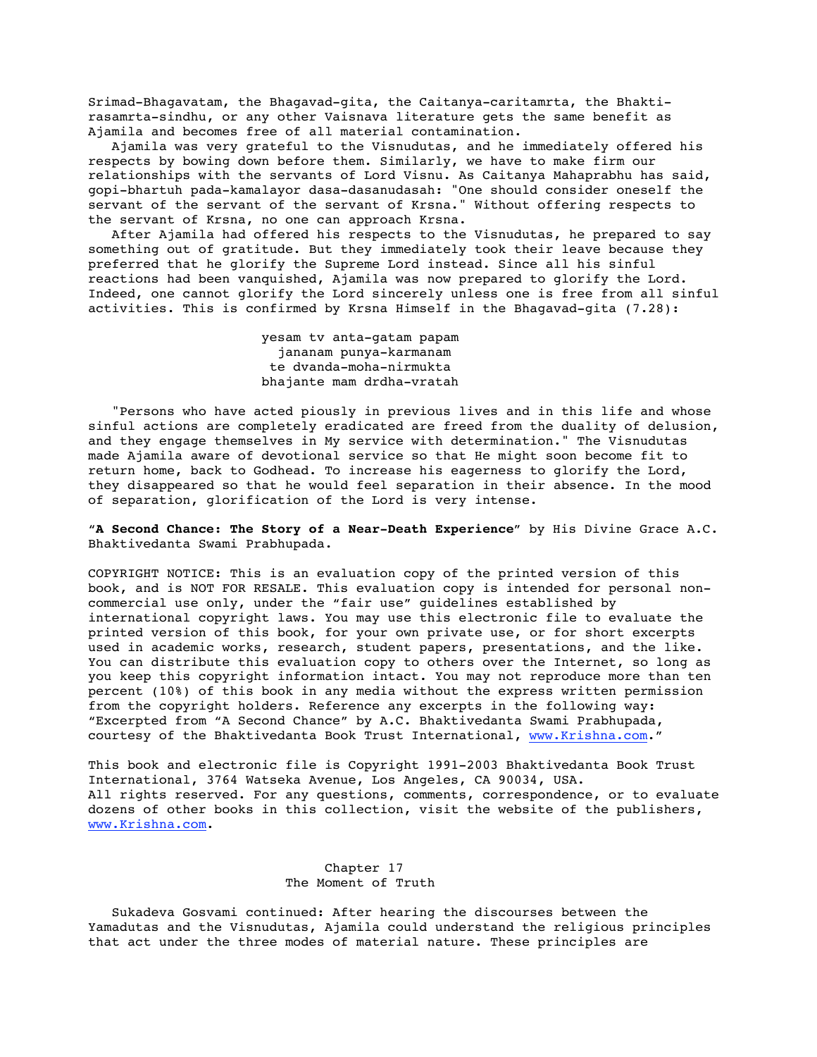Srimad-Bhagavatam, the Bhagavad-gita, the Caitanya-caritamrta, the Bhakti-rasamrta-sindhu, or any other Vaisnava literature gets the same benefit as Ajamila and becomes free of all material contamination.

Ajamila was very grateful to the Visnudutas, and he immediately offered his respects by bowing down before them. Similarly, we have to make firm our relationships with the servants of Lord Visnu. As Caitanya Mahaprabhu has said, gopi-bhartuh pada-kamalayor dasa-dasanudasah: "One should consider oneself the servant of the servant of the servant of Krsna." Without offering respects to the servant of Krsna, no one can approach Krsna.

After Ajamila had offered his respects to the Visnudutas, he prepared to say something out of gratitude. But they immediately took their leave because they preferred that he glorify the Supreme Lord instead. Since all his sinful reactions had been vanquished, Ajamila was now prepared to glorify the Lord. Indeed, one cannot glorify the Lord sincerely unless one is free from all sinful activities. This is confirmed by Krsna Himself in the Bhagavad-gita (7.28):

> yesam tv anta-gatam papam
> jananam punya-karmanam
> te dvanda-moha-nirmukta
> bhajante mam drdha-vratah

"Persons who have acted piously in previous lives and in this life and whose sinful actions are completely eradicated are freed from the duality of delusion, and they engage themselves in My service with determination." The Visnudutas made Ajamila aware of devotional service so that He might soon become fit to return home, back to Godhead. To increase his eagerness to glorify the Lord, they disappeared so that he would feel separation in their absence. In the mood of separation, glorification of the Lord is very intense.

"**A Second Chance: The Story of a Near-Death Experience**" by His Divine Grace A.C. Bhaktivedanta Swami Prabhupada.

COPYRIGHT NOTICE: This is an evaluation copy of the printed version of this book, and is NOT FOR RESALE. This evaluation copy is intended for personal non-commercial use only, under the "fair use" guidelines established by international copyright laws. You may use this electronic file to evaluate the printed version of this book, for your own private use, or for short excerpts used in academic works, research, student papers, presentations, and the like. You can distribute this evaluation copy to others over the Internet, so long as you keep this copyright information intact. You may not reproduce more than ten percent (10%) of this book in any media without the express written permission from the copyright holders. Reference any excerpts in the following way: "Excerpted from "A Second Chance" by A.C. Bhaktivedanta Swami Prabhupada, courtesy of the Bhaktivedanta Book Trust International, www.Krishna.com."

This book and electronic file is Copyright 1991-2003 Bhaktivedanta Book Trust International, 3764 Watseka Avenue, Los Angeles, CA 90034, USA.
All rights reserved. For any questions, comments, correspondence, or to evaluate dozens of other books in this collection, visit the website of the publishers, www.Krishna.com.

## Chapter 17
## The Moment of Truth

Sukadeva Gosvami continued: After hearing the discourses between the Yamadutas and the Visnudutas, Ajamila could understand the religious principles that act under the three modes of material nature. These principles are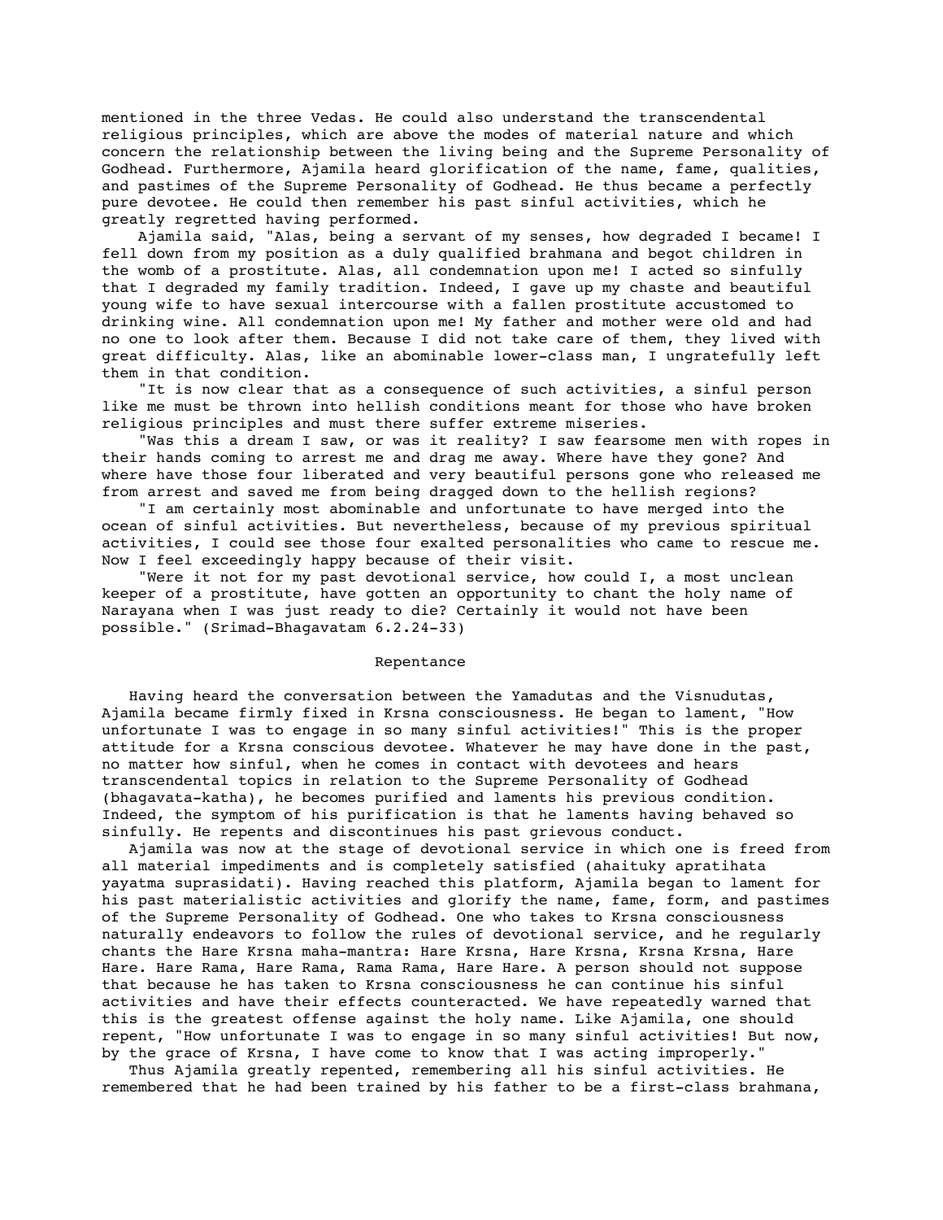mentioned in the three Vedas. He could also understand the transcendental religious principles, which are above the modes of material nature and which concern the relationship between the living being and the Supreme Personality of Godhead. Furthermore, Ajamila heard glorification of the name, fame, qualities, and pastimes of the Supreme Personality of Godhead. He thus became a perfectly pure devotee. He could then remember his past sinful activities, which he greatly regretted having performed.

Ajamila said, "Alas, being a servant of my senses, how degraded I became! I fell down from my position as a duly qualified brahmana and begot children in the womb of a prostitute. Alas, all condemnation upon me! I acted so sinfully that I degraded my family tradition. Indeed, I gave up my chaste and beautiful young wife to have sexual intercourse with a fallen prostitute accustomed to drinking wine. All condemnation upon me! My father and mother were old and had no one to look after them. Because I did not take care of them, they lived with great difficulty. Alas, like an abominable lower-class man, I ungratefully left them in that condition.

"It is now clear that as a consequence of such activities, a sinful person like me must be thrown into hellish conditions meant for those who have broken religious principles and must there suffer extreme miseries.

"Was this a dream I saw, or was it reality? I saw fearsome men with ropes in their hands coming to arrest me and drag me away. Where have they gone? And where have those four liberated and very beautiful persons gone who released me from arrest and saved me from being dragged down to the hellish regions?

"I am certainly most abominable and unfortunate to have merged into the ocean of sinful activities. But nevertheless, because of my previous spiritual activities, I could see those four exalted personalities who came to rescue me. Now I feel exceedingly happy because of their visit.

"Were it not for my past devotional service, how could I, a most unclean keeper of a prostitute, have gotten an opportunity to chant the holy name of Narayana when I was just ready to die? Certainly it would not have been possible." (Srimad-Bhagavatam 6.2.24-33)

## Repentance

Having heard the conversation between the Yamadutas and the Visnudutas, Ajamila became firmly fixed in Krsna consciousness. He began to lament, "How unfortunate I was to engage in so many sinful activities!" This is the proper attitude for a Krsna conscious devotee. Whatever he may have done in the past, no matter how sinful, when he comes in contact with devotees and hears transcendental topics in relation to the Supreme Personality of Godhead (bhagavata-katha), he becomes purified and laments his previous condition. Indeed, the symptom of his purification is that he laments having behaved so sinfully. He repents and discontinues his past grievous conduct.

Ajamila was now at the stage of devotional service in which one is freed from all material impediments and is completely satisfied (ahaituky apratihata yayatma suprasidati). Having reached this platform, Ajamila began to lament for his past materialistic activities and glorify the name, fame, form, and pastimes of the Supreme Personality of Godhead. One who takes to Krsna consciousness naturally endeavors to follow the rules of devotional service, and he regularly chants the Hare Krsna maha-mantra: Hare Krsna, Hare Krsna, Krsna Krsna, Hare Hare. Hare Rama, Hare Rama, Rama Rama, Hare Hare. A person should not suppose that because he has taken to Krsna consciousness he can continue his sinful activities and have their effects counteracted. We have repeatedly warned that this is the greatest offense against the holy name. Like Ajamila, one should repent, "How unfortunate I was to engage in so many sinful activities! But now, by the grace of Krsna, I have come to know that I was acting improperly."

Thus Ajamila greatly repented, remembering all his sinful activities. He remembered that he had been trained by his father to be a first-class brahmana,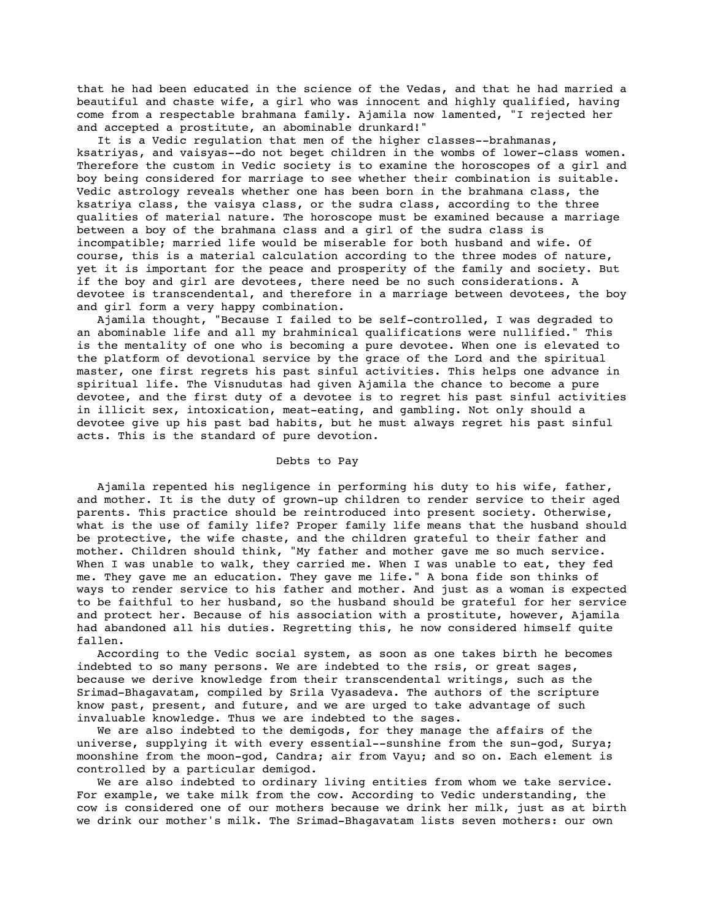that he had been educated in the science of the Vedas, and that he had married a beautiful and chaste wife, a girl who was innocent and highly qualified, having come from a respectable brahmana family. Ajamila now lamented, "I rejected her and accepted a prostitute, an abominable drunkard!"

It is a Vedic regulation that men of the higher classes--brahmanas, ksatriyas, and vaisyas--do not beget children in the wombs of lower-class women. Therefore the custom in Vedic society is to examine the horoscopes of a girl and boy being considered for marriage to see whether their combination is suitable. Vedic astrology reveals whether one has been born in the brahmana class, the ksatriya class, the vaisya class, or the sudra class, according to the three qualities of material nature. The horoscope must be examined because a marriage between a boy of the brahmana class and a girl of the sudra class is incompatible; married life would be miserable for both husband and wife. Of course, this is a material calculation according to the three modes of nature, yet it is important for the peace and prosperity of the family and society. But if the boy and girl are devotees, there need be no such considerations. A devotee is transcendental, and therefore in a marriage between devotees, the boy and girl form a very happy combination.

Ajamila thought, "Because I failed to be self-controlled, I was degraded to an abominable life and all my brahminical qualifications were nullified." This is the mentality of one who is becoming a pure devotee. When one is elevated to the platform of devotional service by the grace of the Lord and the spiritual master, one first regrets his past sinful activities. This helps one advance in spiritual life. The Visnudutas had given Ajamila the chance to become a pure devotee, and the first duty of a devotee is to regret his past sinful activities in illicit sex, intoxication, meat-eating, and gambling. Not only should a devotee give up his past bad habits, but he must always regret his past sinful acts. This is the standard of pure devotion.

## Debts to Pay

Ajamila repented his negligence in performing his duty to his wife, father, and mother. It is the duty of grown-up children to render service to their aged parents. This practice should be reintroduced into present society. Otherwise, what is the use of family life? Proper family life means that the husband should be protective, the wife chaste, and the children grateful to their father and mother. Children should think, "My father and mother gave me so much service. When I was unable to walk, they carried me. When I was unable to eat, they fed me. They gave me an education. They gave me life." A bona fide son thinks of ways to render service to his father and mother. And just as a woman is expected to be faithful to her husband, so the husband should be grateful for her service and protect her. Because of his association with a prostitute, however, Ajamila had abandoned all his duties. Regretting this, he now considered himself quite fallen.

According to the Vedic social system, as soon as one takes birth he becomes indebted to so many persons. We are indebted to the rsis, or great sages, because we derive knowledge from their transcendental writings, such as the Srimad-Bhagavatam, compiled by Srila Vyasadeva. The authors of the scripture know past, present, and future, and we are urged to take advantage of such invaluable knowledge. Thus we are indebted to the sages.

We are also indebted to the demigods, for they manage the affairs of the universe, supplying it with every essential--sunshine from the sun-god, Surya; moonshine from the moon-god, Candra; air from Vayu; and so on. Each element is controlled by a particular demigod.

We are also indebted to ordinary living entities from whom we take service. For example, we take milk from the cow. According to Vedic understanding, the cow is considered one of our mothers because we drink her milk, just as at birth we drink our mother's milk. The Srimad-Bhagavatam lists seven mothers: our own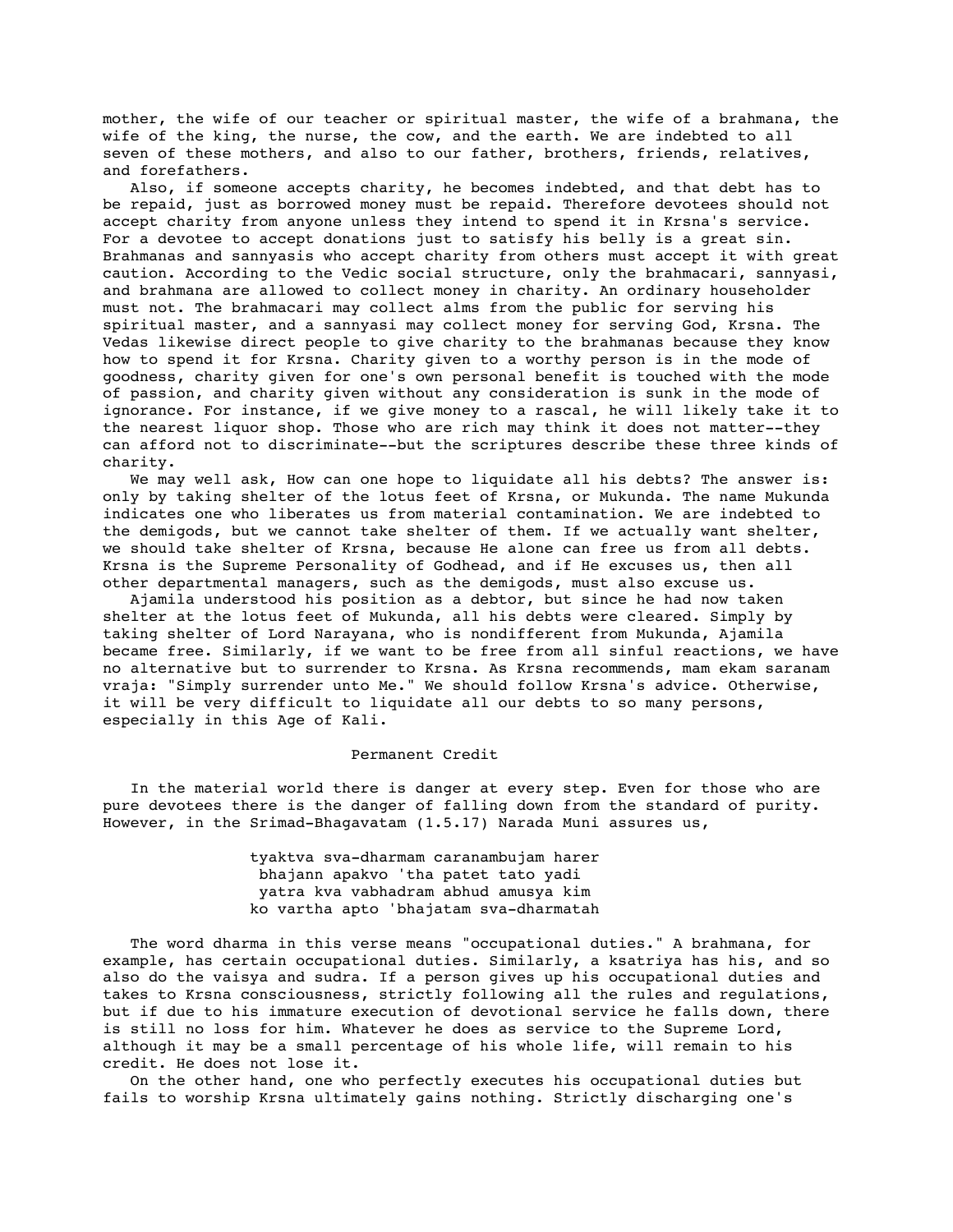mother, the wife of our teacher or spiritual master, the wife of a brahmana, the wife of the king, the nurse, the cow, and the earth. We are indebted to all seven of these mothers, and also to our father, brothers, friends, relatives, and forefathers.

Also, if someone accepts charity, he becomes indebted, and that debt has to be repaid, just as borrowed money must be repaid. Therefore devotees should not accept charity from anyone unless they intend to spend it in Krsna's service. For a devotee to accept donations just to satisfy his belly is a great sin. Brahmanas and sannyasis who accept charity from others must accept it with great caution. According to the Vedic social structure, only the brahmacari, sannyasi, and brahmana are allowed to collect money in charity. An ordinary householder must not. The brahmacari may collect alms from the public for serving his spiritual master, and a sannyasi may collect money for serving God, Krsna. The Vedas likewise direct people to give charity to the brahmanas because they know how to spend it for Krsna. Charity given to a worthy person is in the mode of goodness, charity given for one's own personal benefit is touched with the mode of passion, and charity given without any consideration is sunk in the mode of ignorance. For instance, if we give money to a rascal, he will likely take it to the nearest liquor shop. Those who are rich may think it does not matter--they can afford not to discriminate--but the scriptures describe these three kinds of charity.

We may well ask, How can one hope to liquidate all his debts? The answer is: only by taking shelter of the lotus feet of Krsna, or Mukunda. The name Mukunda indicates one who liberates us from material contamination. We are indebted to the demigods, but we cannot take shelter of them. If we actually want shelter, we should take shelter of Krsna, because He alone can free us from all debts. Krsna is the Supreme Personality of Godhead, and if He excuses us, then all other departmental managers, such as the demigods, must also excuse us.

Ajamila understood his position as a debtor, but since he had now taken shelter at the lotus feet of Mukunda, all his debts were cleared. Simply by taking shelter of Lord Narayana, who is nondifferent from Mukunda, Ajamila became free. Similarly, if we want to be free from all sinful reactions, we have no alternative but to surrender to Krsna. As Krsna recommends, mam ekam saranam vraja: "Simply surrender unto Me." We should follow Krsna's advice. Otherwise, it will be very difficult to liquidate all our debts to so many persons, especially in this Age of Kali.

## Permanent Credit

In the material world there is danger at every step. Even for those who are pure devotees there is the danger of falling down from the standard of purity. However, in the Srimad-Bhagavatam (1.5.17) Narada Muni assures us,

> tyaktva sva-dharmam caranambujam harer
> bhajann apakvo 'tha patet tato yadi
> yatra kva vabhadram abhud amusya kim
> ko vartha apto 'bhajatam sva-dharmatah

The word dharma in this verse means "occupational duties." A brahmana, for example, has certain occupational duties. Similarly, a ksatriya has his, and so also do the vaisya and sudra. If a person gives up his occupational duties and takes to Krsna consciousness, strictly following all the rules and regulations, but if due to his immature execution of devotional service he falls down, there is still no loss for him. Whatever he does as service to the Supreme Lord, although it may be a small percentage of his whole life, will remain to his credit. He does not lose it.

On the other hand, one who perfectly executes his occupational duties but fails to worship Krsna ultimately gains nothing. Strictly discharging one's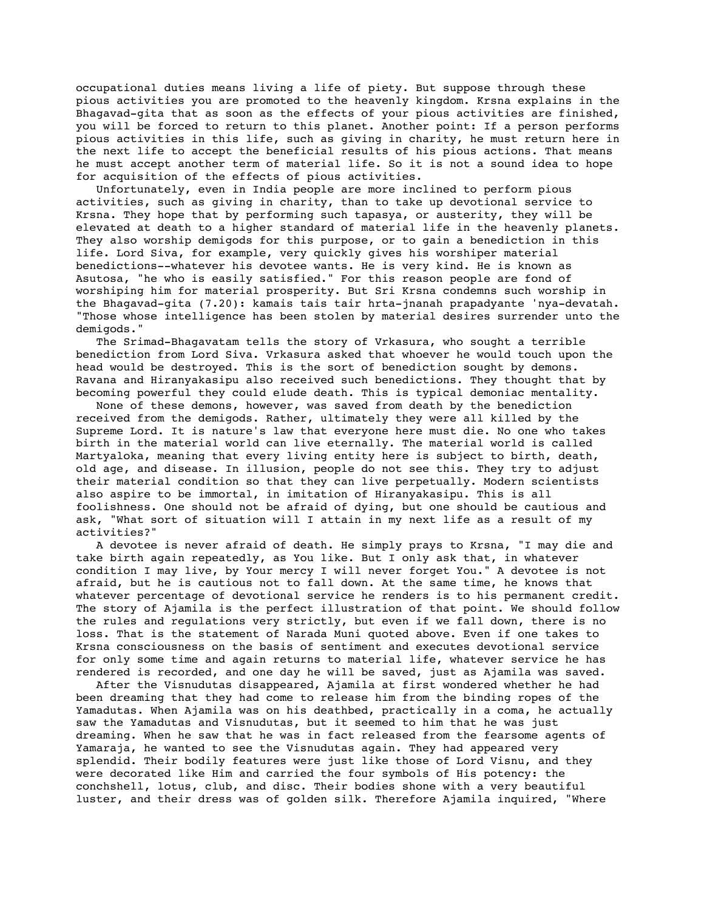occupational duties means living a life of piety. But suppose through these pious activities you are promoted to the heavenly kingdom. Krsna explains in the Bhagavad-gita that as soon as the effects of your pious activities are finished, you will be forced to return to this planet. Another point: If a person performs pious activities in this life, such as giving in charity, he must return here in the next life to accept the beneficial results of his pious actions. That means he must accept another term of material life. So it is not a sound idea to hope for acquisition of the effects of pious activities.

Unfortunately, even in India people are more inclined to perform pious activities, such as giving in charity, than to take up devotional service to Krsna. They hope that by performing such tapasya, or austerity, they will be elevated at death to a higher standard of material life in the heavenly planets. They also worship demigods for this purpose, or to gain a benediction in this life. Lord Siva, for example, very quickly gives his worshiper material benedictions--whatever his devotee wants. He is very kind. He is known as Asutosa, "he who is easily satisfied." For this reason people are fond of worshiping him for material prosperity. But Sri Krsna condemns such worship in the Bhagavad-gita (7.20): kamais tais tair hrta-jnanah prapadyante 'nya-devatah. "Those whose intelligence has been stolen by material desires surrender unto the demigods."

The Srimad-Bhagavatam tells the story of Vrkasura, who sought a terrible benediction from Lord Siva. Vrkasura asked that whoever he would touch upon the head would be destroyed. This is the sort of benediction sought by demons. Ravana and Hiranyakasipu also received such benedictions. They thought that by becoming powerful they could elude death. This is typical demoniac mentality.

None of these demons, however, was saved from death by the benediction received from the demigods. Rather, ultimately they were all killed by the Supreme Lord. It is nature's law that everyone here must die. No one who takes birth in the material world can live eternally. The material world is called Martyaloka, meaning that every living entity here is subject to birth, death, old age, and disease. In illusion, people do not see this. They try to adjust their material condition so that they can live perpetually. Modern scientists also aspire to be immortal, in imitation of Hiranyakasipu. This is all foolishness. One should not be afraid of dying, but one should be cautious and ask, "What sort of situation will I attain in my next life as a result of my activities?"

A devotee is never afraid of death. He simply prays to Krsna, "I may die and take birth again repeatedly, as You like. But I only ask that, in whatever condition I may live, by Your mercy I will never forget You." A devotee is not afraid, but he is cautious not to fall down. At the same time, he knows that whatever percentage of devotional service he renders is to his permanent credit. The story of Ajamila is the perfect illustration of that point. We should follow the rules and regulations very strictly, but even if we fall down, there is no loss. That is the statement of Narada Muni quoted above. Even if one takes to Krsna consciousness on the basis of sentiment and executes devotional service for only some time and again returns to material life, whatever service he has rendered is recorded, and one day he will be saved, just as Ajamila was saved.

After the Visnudutas disappeared, Ajamila at first wondered whether he had been dreaming that they had come to release him from the binding ropes of the Yamadutas. When Ajamila was on his deathbed, practically in a coma, he actually saw the Yamadutas and Visnudutas, but it seemed to him that he was just dreaming. When he saw that he was in fact released from the fearsome agents of Yamaraja, he wanted to see the Visnudutas again. They had appeared very splendid. Their bodily features were just like those of Lord Visnu, and they were decorated like Him and carried the four symbols of His potency: the conchshell, lotus, club, and disc. Their bodies shone with a very beautiful luster, and their dress was of golden silk. Therefore Ajamila inquired, "Where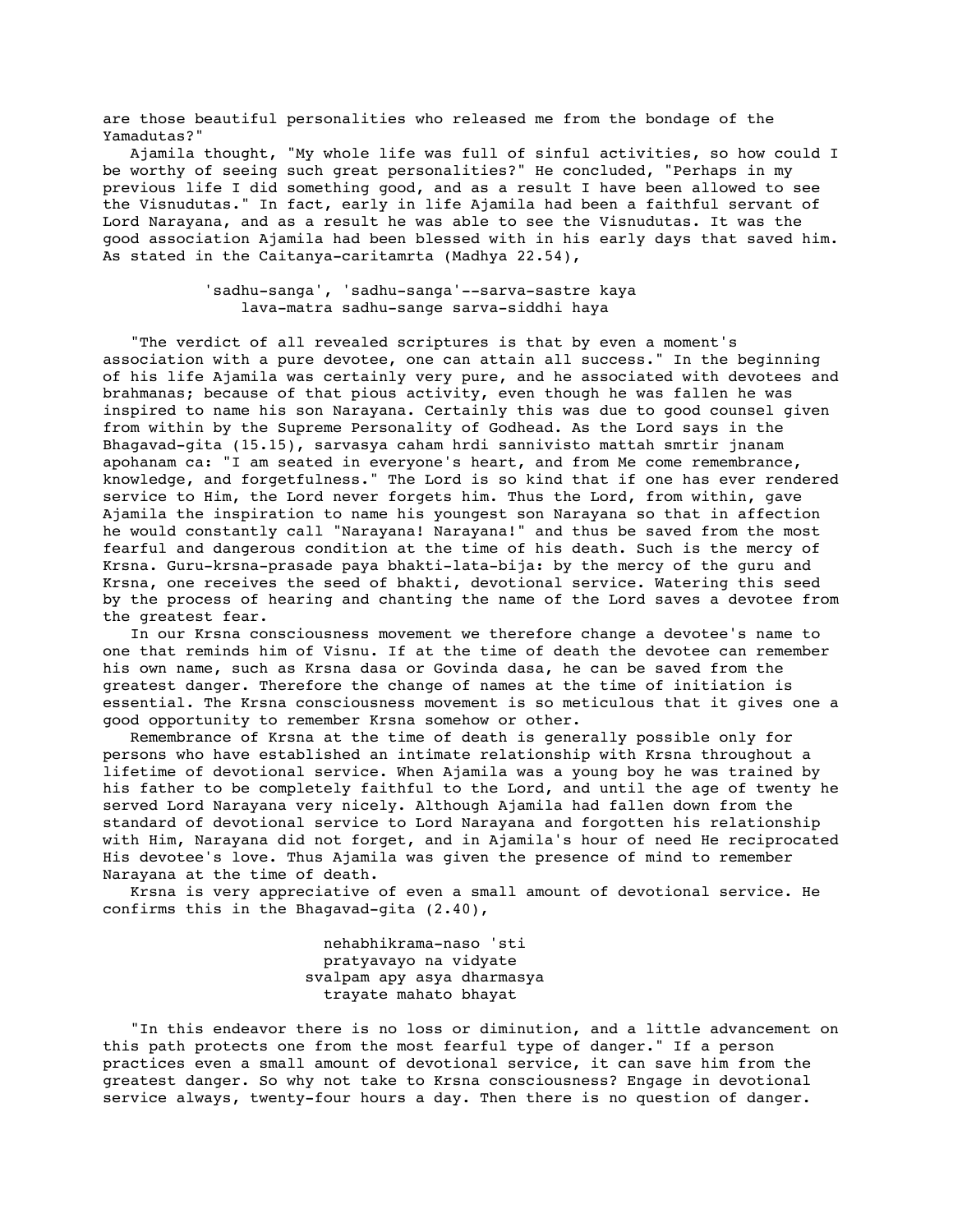are those beautiful personalities who released me from the bondage of the Yamadutas?"

Ajamila thought, "My whole life was full of sinful activities, so how could I be worthy of seeing such great personalities?" He concluded, "Perhaps in my previous life I did something good, and as a result I have been allowed to see the Visnudutas." In fact, early in life Ajamila had been a faithful servant of Lord Narayana, and as a result he was able to see the Visnudutas. It was the good association Ajamila had been blessed with in his early days that saved him. As stated in the Caitanya-caritamrta (Madhya 22.54),

> 'sadhu-sanga', 'sadhu-sanga'--sarva-sastre kaya
> lava-matra sadhu-sange sarva-siddhi haya

"The verdict of all revealed scriptures is that by even a moment's association with a pure devotee, one can attain all success." In the beginning of his life Ajamila was certainly very pure, and he associated with devotees and brahmanas; because of that pious activity, even though he was fallen he was inspired to name his son Narayana. Certainly this was due to good counsel given from within by the Supreme Personality of Godhead. As the Lord says in the Bhagavad-gita (15.15), sarvasya caham hrdi sannivisto mattah smrtir jnanam apohanam ca: "I am seated in everyone's heart, and from Me come remembrance, knowledge, and forgetfulness." The Lord is so kind that if one has ever rendered service to Him, the Lord never forgets him. Thus the Lord, from within, gave Ajamila the inspiration to name his youngest son Narayana so that in affection he would constantly call "Narayana! Narayana!" and thus be saved from the most fearful and dangerous condition at the time of his death. Such is the mercy of Krsna. Guru-krsna-prasade paya bhakti-lata-bija: by the mercy of the guru and Krsna, one receives the seed of bhakti, devotional service. Watering this seed by the process of hearing and chanting the name of the Lord saves a devotee from the greatest fear.

In our Krsna consciousness movement we therefore change a devotee's name to one that reminds him of Visnu. If at the time of death the devotee can remember his own name, such as Krsna dasa or Govinda dasa, he can be saved from the greatest danger. Therefore the change of names at the time of initiation is essential. The Krsna consciousness movement is so meticulous that it gives one a good opportunity to remember Krsna somehow or other.

Remembrance of Krsna at the time of death is generally possible only for persons who have established an intimate relationship with Krsna throughout a lifetime of devotional service. When Ajamila was a young boy he was trained by his father to be completely faithful to the Lord, and until the age of twenty he served Lord Narayana very nicely. Although Ajamila had fallen down from the standard of devotional service to Lord Narayana and forgotten his relationship with Him, Narayana did not forget, and in Ajamila's hour of need He reciprocated His devotee's love. Thus Ajamila was given the presence of mind to remember Narayana at the time of death.

Krsna is very appreciative of even a small amount of devotional service. He confirms this in the Bhagavad-gita (2.40),

> nehabhikrama-naso 'sti
> pratyavayo na vidyate
> svalpam apy asya dharmasya
> trayate mahato bhayat

"In this endeavor there is no loss or diminution, and a little advancement on this path protects one from the most fearful type of danger." If a person practices even a small amount of devotional service, it can save him from the greatest danger. So why not take to Krsna consciousness? Engage in devotional service always, twenty-four hours a day. Then there is no question of danger.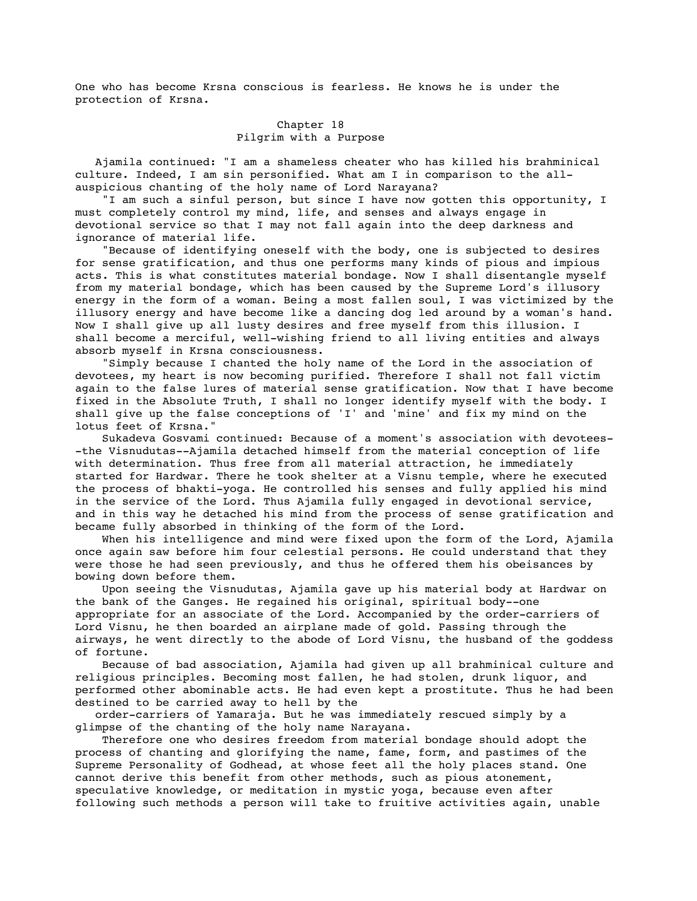One who has become Krsna conscious is fearless. He knows he is under the protection of Krsna.

## Chapter 18
### Pilgrim with a Purpose

Ajamila continued: "I am a shameless cheater who has killed his brahminical culture. Indeed, I am sin personified. What am I in comparison to the all-auspicious chanting of the holy name of Lord Narayana?

"I am such a sinful person, but since I have now gotten this opportunity, I must completely control my mind, life, and senses and always engage in devotional service so that I may not fall again into the deep darkness and ignorance of material life.

"Because of identifying oneself with the body, one is subjected to desires for sense gratification, and thus one performs many kinds of pious and impious acts. This is what constitutes material bondage. Now I shall disentangle myself from my material bondage, which has been caused by the Supreme Lord's illusory energy in the form of a woman. Being a most fallen soul, I was victimized by the illusory energy and have become like a dancing dog led around by a woman's hand. Now I shall give up all lusty desires and free myself from this illusion. I shall become a merciful, well-wishing friend to all living entities and always absorb myself in Krsna consciousness.

"Simply because I chanted the holy name of the Lord in the association of devotees, my heart is now becoming purified. Therefore I shall not fall victim again to the false lures of material sense gratification. Now that I have become fixed in the Absolute Truth, I shall no longer identify myself with the body. I shall give up the false conceptions of 'I' and 'mine' and fix my mind on the lotus feet of Krsna."

Sukadeva Gosvami continued: Because of a moment's association with devotees--the Visnudutas--Ajamila detached himself from the material conception of life with determination. Thus free from all material attraction, he immediately started for Hardwar. There he took shelter at a Visnu temple, where he executed the process of bhakti-yoga. He controlled his senses and fully applied his mind in the service of the Lord. Thus Ajamila fully engaged in devotional service, and in this way he detached his mind from the process of sense gratification and became fully absorbed in thinking of the form of the Lord.

When his intelligence and mind were fixed upon the form of the Lord, Ajamila once again saw before him four celestial persons. He could understand that they were those he had seen previously, and thus he offered them his obeisances by bowing down before them.

Upon seeing the Visnudutas, Ajamila gave up his material body at Hardwar on the bank of the Ganges. He regained his original, spiritual body--one appropriate for an associate of the Lord. Accompanied by the order-carriers of Lord Visnu, he then boarded an airplane made of gold. Passing through the airways, he went directly to the abode of Lord Visnu, the husband of the goddess of fortune.

Because of bad association, Ajamila had given up all brahminical culture and religious principles. Becoming most fallen, he had stolen, drunk liquor, and performed other abominable acts. He had even kept a prostitute. Thus he had been destined to be carried away to hell by the order-carriers of Yamaraja. But he was immediately rescued simply by a glimpse of the chanting of the holy name Narayana.

Therefore one who desires freedom from material bondage should adopt the process of chanting and glorifying the name, fame, form, and pastimes of the Supreme Personality of Godhead, at whose feet all the holy places stand. One cannot derive this benefit from other methods, such as pious atonement, speculative knowledge, or meditation in mystic yoga, because even after following such methods a person will take to fruitive activities again, unable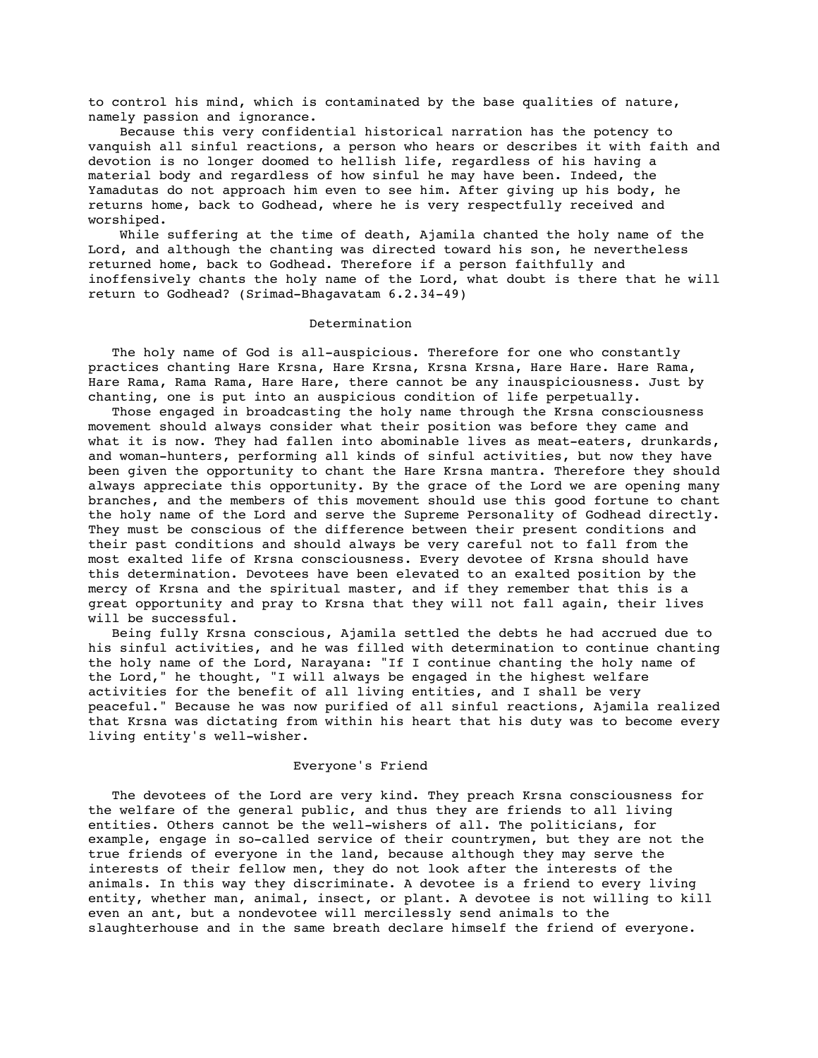to control his mind, which is contaminated by the base qualities of nature, namely passion and ignorance.

Because this very confidential historical narration has the potency to vanquish all sinful reactions, a person who hears or describes it with faith and devotion is no longer doomed to hellish life, regardless of his having a material body and regardless of how sinful he may have been. Indeed, the Yamadutas do not approach him even to see him. After giving up his body, he returns home, back to Godhead, where he is very respectfully received and worshiped.

While suffering at the time of death, Ajamila chanted the holy name of the Lord, and although the chanting was directed toward his son, he nevertheless returned home, back to Godhead. Therefore if a person faithfully and inoffensively chants the holy name of the Lord, what doubt is there that he will return to Godhead? (Srimad-Bhagavatam 6.2.34-49)

## Determination

The holy name of God is all-auspicious. Therefore for one who constantly practices chanting Hare Krsna, Hare Krsna, Krsna Krsna, Hare Hare. Hare Rama, Hare Rama, Rama Rama, Hare Hare, there cannot be any inauspiciousness. Just by chanting, one is put into an auspicious condition of life perpetually.

Those engaged in broadcasting the holy name through the Krsna consciousness movement should always consider what their position was before they came and what it is now. They had fallen into abominable lives as meat-eaters, drunkards, and woman-hunters, performing all kinds of sinful activities, but now they have been given the opportunity to chant the Hare Krsna mantra. Therefore they should always appreciate this opportunity. By the grace of the Lord we are opening many branches, and the members of this movement should use this good fortune to chant the holy name of the Lord and serve the Supreme Personality of Godhead directly. They must be conscious of the difference between their present conditions and their past conditions and should always be very careful not to fall from the most exalted life of Krsna consciousness. Every devotee of Krsna should have this determination. Devotees have been elevated to an exalted position by the mercy of Krsna and the spiritual master, and if they remember that this is a great opportunity and pray to Krsna that they will not fall again, their lives will be successful.

Being fully Krsna conscious, Ajamila settled the debts he had accrued due to his sinful activities, and he was filled with determination to continue chanting the holy name of the Lord, Narayana: "If I continue chanting the holy name of the Lord," he thought, "I will always be engaged in the highest welfare activities for the benefit of all living entities, and I shall be very peaceful." Because he was now purified of all sinful reactions, Ajamila realized that Krsna was dictating from within his heart that his duty was to become every living entity's well-wisher.

## Everyone's Friend

The devotees of the Lord are very kind. They preach Krsna consciousness for the welfare of the general public, and thus they are friends to all living entities. Others cannot be the well-wishers of all. The politicians, for example, engage in so-called service of their countrymen, but they are not the true friends of everyone in the land, because although they may serve the interests of their fellow men, they do not look after the interests of the animals. In this way they discriminate. A devotee is a friend to every living entity, whether man, animal, insect, or plant. A devotee is not willing to kill even an ant, but a nondevotee will mercilessly send animals to the slaughterhouse and in the same breath declare himself the friend of everyone.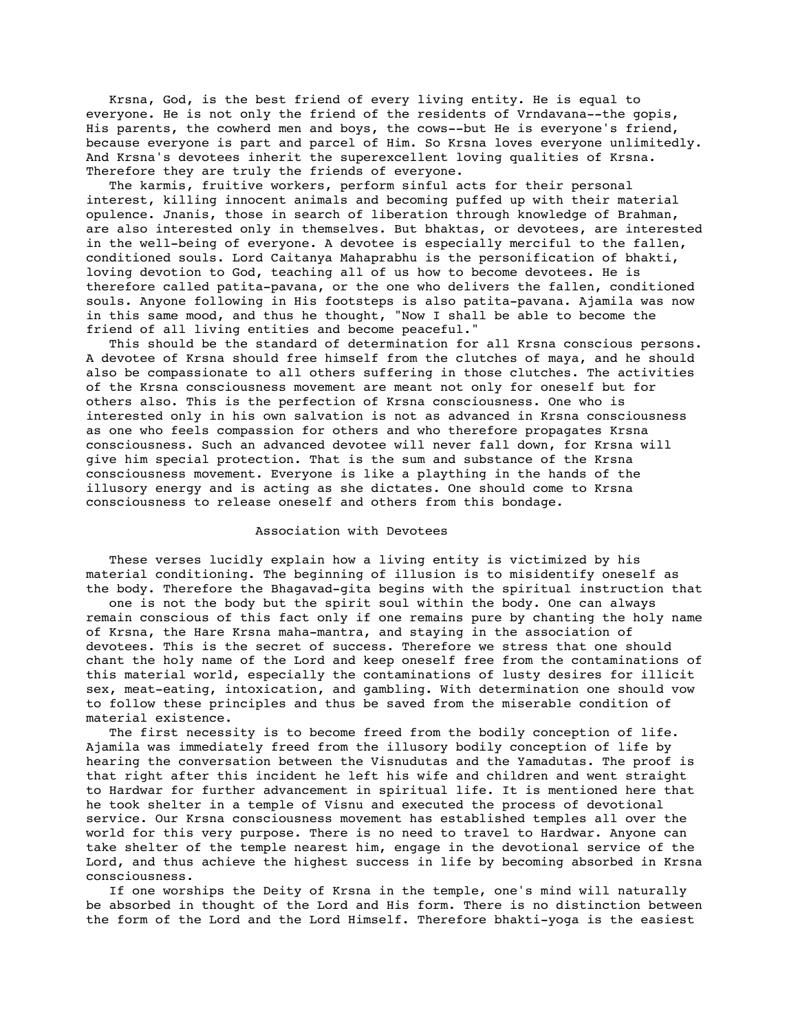Krsna, God, is the best friend of every living entity. He is equal to everyone. He is not only the friend of the residents of Vrndavana--the gopis, His parents, the cowherd men and boys, the cows--but He is everyone's friend, because everyone is part and parcel of Him. So Krsna loves everyone unlimitedly. And Krsna's devotees inherit the superexcellent loving qualities of Krsna. Therefore they are truly the friends of everyone.

The karmis, fruitive workers, perform sinful acts for their personal interest, killing innocent animals and becoming puffed up with their material opulence. Jnanis, those in search of liberation through knowledge of Brahman, are also interested only in themselves. But bhaktas, or devotees, are interested in the well-being of everyone. A devotee is especially merciful to the fallen, conditioned souls. Lord Caitanya Mahaprabhu is the personification of bhakti, loving devotion to God, teaching all of us how to become devotees. He is therefore called patita-pavana, or the one who delivers the fallen, conditioned souls. Anyone following in His footsteps is also patita-pavana. Ajamila was now in this same mood, and thus he thought, "Now I shall be able to become the friend of all living entities and become peaceful."

This should be the standard of determination for all Krsna conscious persons. A devotee of Krsna should free himself from the clutches of maya, and he should also be compassionate to all others suffering in those clutches. The activities of the Krsna consciousness movement are meant not only for oneself but for others also. This is the perfection of Krsna consciousness. One who is interested only in his own salvation is not as advanced in Krsna consciousness as one who feels compassion for others and who therefore propagates Krsna consciousness. Such an advanced devotee will never fall down, for Krsna will give him special protection. That is the sum and substance of the Krsna consciousness movement. Everyone is like a plaything in the hands of the illusory energy and is acting as she dictates. One should come to Krsna consciousness to release oneself and others from this bondage.

## Association with Devotees

These verses lucidly explain how a living entity is victimized by his material conditioning. The beginning of illusion is to misidentify oneself as the body. Therefore the Bhagavad-gita begins with the spiritual instruction that one is not the body but the spirit soul within the body. One can always remain conscious of this fact only if one remains pure by chanting the holy name of Krsna, the Hare Krsna maha-mantra, and staying in the association of devotees. This is the secret of success. Therefore we stress that one should chant the holy name of the Lord and keep oneself free from the contaminations of this material world, especially the contaminations of lusty desires for illicit sex, meat-eating, intoxication, and gambling. With determination one should vow to follow these principles and thus be saved from the miserable condition of material existence.

The first necessity is to become freed from the bodily conception of life. Ajamila was immediately freed from the illusory bodily conception of life by hearing the conversation between the Visnudutas and the Yamadutas. The proof is that right after this incident he left his wife and children and went straight to Hardwar for further advancement in spiritual life. It is mentioned here that he took shelter in a temple of Visnu and executed the process of devotional service. Our Krsna consciousness movement has established temples all over the world for this very purpose. There is no need to travel to Hardwar. Anyone can take shelter of the temple nearest him, engage in the devotional service of the Lord, and thus achieve the highest success in life by becoming absorbed in Krsna consciousness.

If one worships the Deity of Krsna in the temple, one's mind will naturally be absorbed in thought of the Lord and His form. There is no distinction between the form of the Lord and the Lord Himself. Therefore bhakti-yoga is the easiest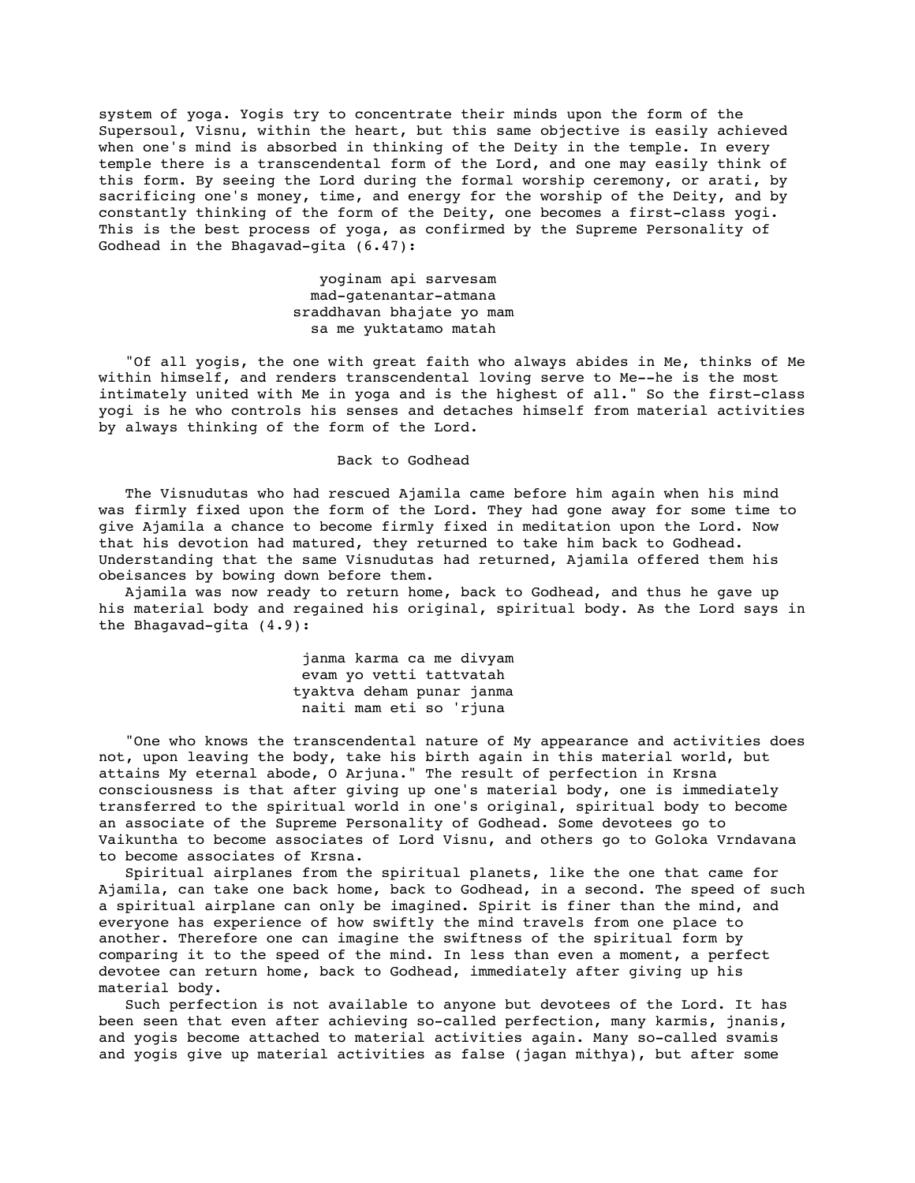system of yoga. Yogis try to concentrate their minds upon the form of the Supersoul, Visnu, within the heart, but this same objective is easily achieved when one's mind is absorbed in thinking of the Deity in the temple. In every temple there is a transcendental form of the Lord, and one may easily think of this form. By seeing the Lord during the formal worship ceremony, or arati, by sacrificing one's money, time, and energy for the worship of the Deity, and by constantly thinking of the form of the Deity, one becomes a first-class yogi. This is the best process of yoga, as confirmed by the Supreme Personality of Godhead in the Bhagavad-gita (6.47):

> yoginam api sarvesam
> mad-gatenantar-atmana
> sraddhavan bhajate yo mam
> sa me yuktatamo matah

"Of all yogis, the one with great faith who always abides in Me, thinks of Me within himself, and renders transcendental loving serve to Me--he is the most intimately united with Me in yoga and is the highest of all." So the first-class yogi is he who controls his senses and detaches himself from material activities by always thinking of the form of the Lord.

## Back to Godhead

The Visnudutas who had rescued Ajamila came before him again when his mind was firmly fixed upon the form of the Lord. They had gone away for some time to give Ajamila a chance to become firmly fixed in meditation upon the Lord. Now that his devotion had matured, they returned to take him back to Godhead. Understanding that the same Visnudutas had returned, Ajamila offered them his obeisances by bowing down before them.

Ajamila was now ready to return home, back to Godhead, and thus he gave up his material body and regained his original, spiritual body. As the Lord says in the Bhagavad-gita (4.9):

> janma karma ca me divyam
> evam yo vetti tattvatah
> tyaktva deham punar janma
> naiti mam eti so 'rjuna

"One who knows the transcendental nature of My appearance and activities does not, upon leaving the body, take his birth again in this material world, but attains My eternal abode, O Arjuna." The result of perfection in Krsna consciousness is that after giving up one's material body, one is immediately transferred to the spiritual world in one's original, spiritual body to become an associate of the Supreme Personality of Godhead. Some devotees go to Vaikuntha to become associates of Lord Visnu, and others go to Goloka Vrndavana to become associates of Krsna.

Spiritual airplanes from the spiritual planets, like the one that came for Ajamila, can take one back home, back to Godhead, in a second. The speed of such a spiritual airplane can only be imagined. Spirit is finer than the mind, and everyone has experience of how swiftly the mind travels from one place to another. Therefore one can imagine the swiftness of the spiritual form by comparing it to the speed of the mind. In less than even a moment, a perfect devotee can return home, back to Godhead, immediately after giving up his material body.

Such perfection is not available to anyone but devotees of the Lord. It has been seen that even after achieving so-called perfection, many karmis, jnanis, and yogis become attached to material activities again. Many so-called svamis and yogis give up material activities as false (jagan mithya), but after some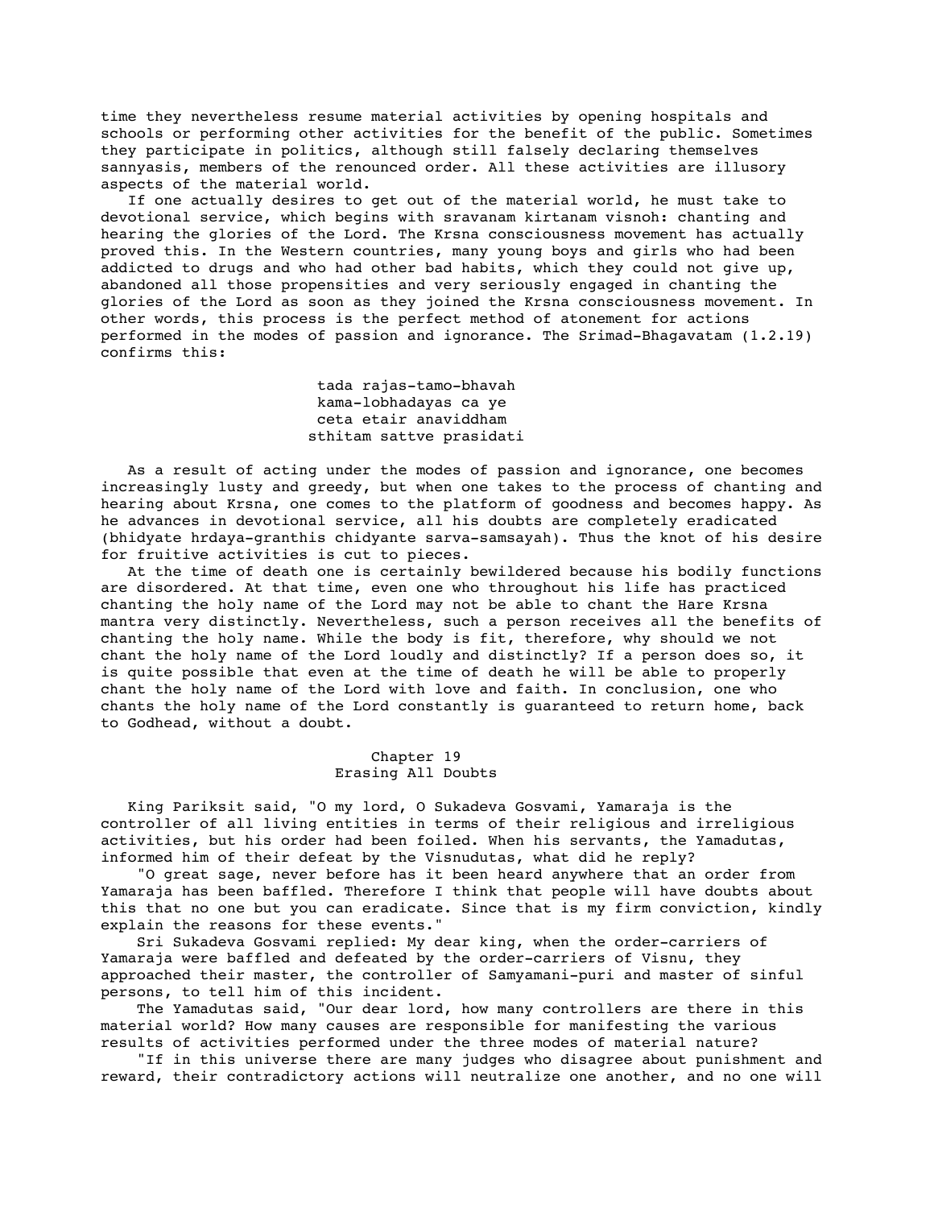time they nevertheless resume material activities by opening hospitals and schools or performing other activities for the benefit of the public. Sometimes they participate in politics, although still falsely declaring themselves sannyasis, members of the renounced order. All these activities are illusory aspects of the material world.

If one actually desires to get out of the material world, he must take to devotional service, which begins with sravanam kirtanam visnoh: chanting and hearing the glories of the Lord. The Krsna consciousness movement has actually proved this. In the Western countries, many young boys and girls who had been addicted to drugs and who had other bad habits, which they could not give up, abandoned all those propensities and very seriously engaged in chanting the glories of the Lord as soon as they joined the Krsna consciousness movement. In other words, this process is the perfect method of atonement for actions performed in the modes of passion and ignorance. The Srimad-Bhagavatam (1.2.19) confirms this:

> tada rajas-tamo-bhavah
> kama-lobhadayas ca ye
> ceta etair anaviddham
> sthitam sattve prasidati

As a result of acting under the modes of passion and ignorance, one becomes increasingly lusty and greedy, but when one takes to the process of chanting and hearing about Krsna, one comes to the platform of goodness and becomes happy. As he advances in devotional service, all his doubts are completely eradicated (bhidyate hrdaya-granthis chidyante sarva-samsayah). Thus the knot of his desire for fruitive activities is cut to pieces.

At the time of death one is certainly bewildered because his bodily functions are disordered. At that time, even one who throughout his life has practiced chanting the holy name of the Lord may not be able to chant the Hare Krsna mantra very distinctly. Nevertheless, such a person receives all the benefits of chanting the holy name. While the body is fit, therefore, why should we not chant the holy name of the Lord loudly and distinctly? If a person does so, it is quite possible that even at the time of death he will be able to properly chant the holy name of the Lord with love and faith. In conclusion, one who chants the holy name of the Lord constantly is guaranteed to return home, back to Godhead, without a doubt.

## Chapter 19
## Erasing All Doubts

King Pariksit said, "O my lord, O Sukadeva Gosvami, Yamaraja is the controller of all living entities in terms of their religious and irreligious activities, but his order had been foiled. When his servants, the Yamadutas, informed him of their defeat by the Visnudutas, what did he reply?

"O great sage, never before has it been heard anywhere that an order from Yamaraja has been baffled. Therefore I think that people will have doubts about this that no one but you can eradicate. Since that is my firm conviction, kindly explain the reasons for these events."

Sri Sukadeva Gosvami replied: My dear king, when the order-carriers of Yamaraja were baffled and defeated by the order-carriers of Visnu, they approached their master, the controller of Samyamani-puri and master of sinful persons, to tell him of this incident.

The Yamadutas said, "Our dear lord, how many controllers are there in this material world? How many causes are responsible for manifesting the various results of activities performed under the three modes of material nature?

"If in this universe there are many judges who disagree about punishment and reward, their contradictory actions will neutralize one another, and no one will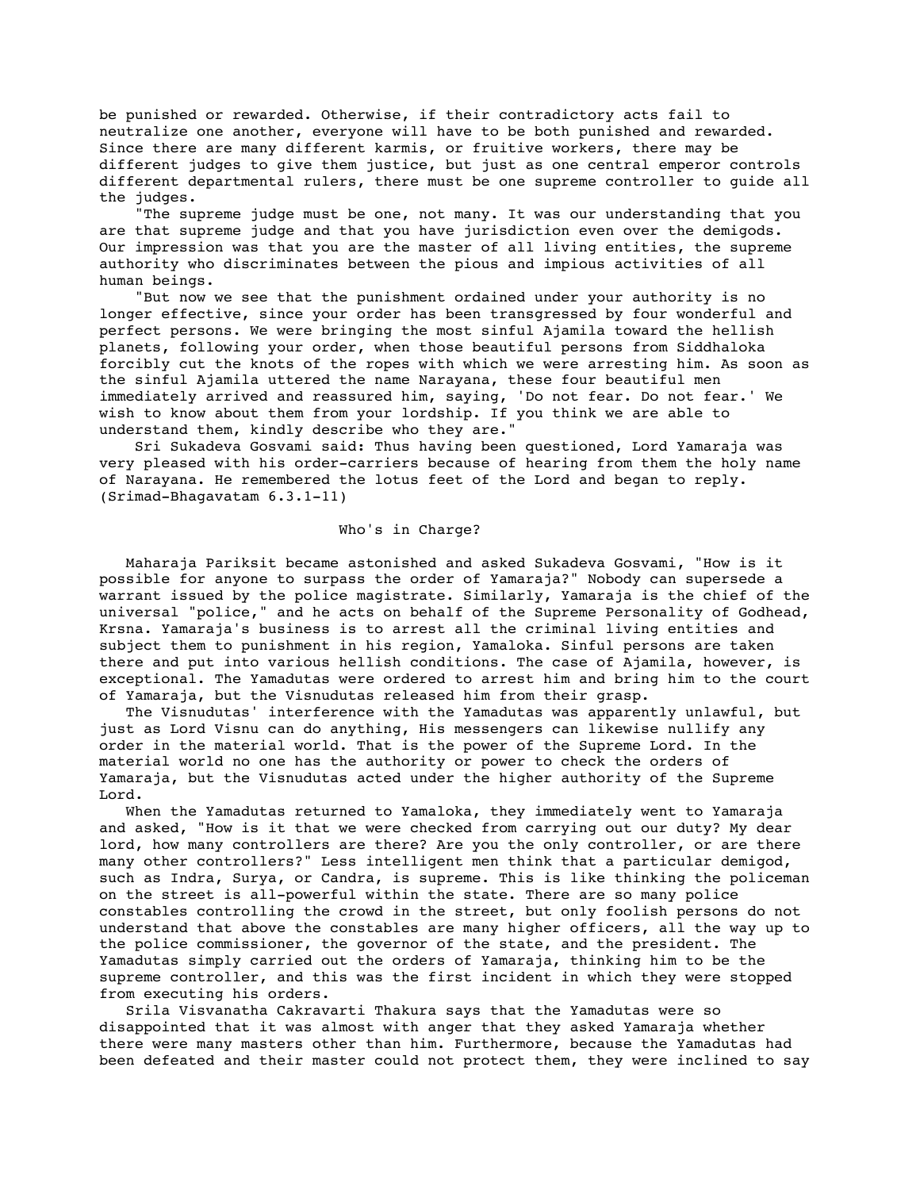be punished or rewarded. Otherwise, if their contradictory acts fail to neutralize one another, everyone will have to be both punished and rewarded. Since there are many different karmis, or fruitive workers, there may be different judges to give them justice, but just as one central emperor controls different departmental rulers, there must be one supreme controller to guide all the judges.

"The supreme judge must be one, not many. It was our understanding that you are that supreme judge and that you have jurisdiction even over the demigods. Our impression was that you are the master of all living entities, the supreme authority who discriminates between the pious and impious activities of all human beings.

"But now we see that the punishment ordained under your authority is no longer effective, since your order has been transgressed by four wonderful and perfect persons. We were bringing the most sinful Ajamila toward the hellish planets, following your order, when those beautiful persons from Siddhaloka forcibly cut the knots of the ropes with which we were arresting him. As soon as the sinful Ajamila uttered the name Narayana, these four beautiful men immediately arrived and reassured him, saying, 'Do not fear. Do not fear.' We wish to know about them from your lordship. If you think we are able to understand them, kindly describe who they are."

Sri Sukadeva Gosvami said: Thus having been questioned, Lord Yamaraja was very pleased with his order-carriers because of hearing from them the holy name of Narayana. He remembered the lotus feet of the Lord and began to reply. (Srimad-Bhagavatam 6.3.1-11)

## Who's in Charge?

Maharaja Pariksit became astonished and asked Sukadeva Gosvami, "How is it possible for anyone to surpass the order of Yamaraja?" Nobody can supersede a warrant issued by the police magistrate. Similarly, Yamaraja is the chief of the universal "police," and he acts on behalf of the Supreme Personality of Godhead, Krsna. Yamaraja's business is to arrest all the criminal living entities and subject them to punishment in his region, Yamaloka. Sinful persons are taken there and put into various hellish conditions. The case of Ajamila, however, is exceptional. The Yamadutas were ordered to arrest him and bring him to the court of Yamaraja, but the Visnudutas released him from their grasp.

The Visnudutas' interference with the Yamadutas was apparently unlawful, but just as Lord Visnu can do anything, His messengers can likewise nullify any order in the material world. That is the power of the Supreme Lord. In the material world no one has the authority or power to check the orders of Yamaraja, but the Visnudutas acted under the higher authority of the Supreme Lord.

When the Yamadutas returned to Yamaloka, they immediately went to Yamaraja and asked, "How is it that we were checked from carrying out our duty? My dear lord, how many controllers are there? Are you the only controller, or are there many other controllers?" Less intelligent men think that a particular demigod, such as Indra, Surya, or Candra, is supreme. This is like thinking the policeman on the street is all-powerful within the state. There are so many police constables controlling the crowd in the street, but only foolish persons do not understand that above the constables are many higher officers, all the way up to the police commissioner, the governor of the state, and the president. The Yamadutas simply carried out the orders of Yamaraja, thinking him to be the supreme controller, and this was the first incident in which they were stopped from executing his orders.

Srila Visvanatha Cakravarti Thakura says that the Yamadutas were so disappointed that it was almost with anger that they asked Yamaraja whether there were many masters other than him. Furthermore, because the Yamadutas had been defeated and their master could not protect them, they were inclined to say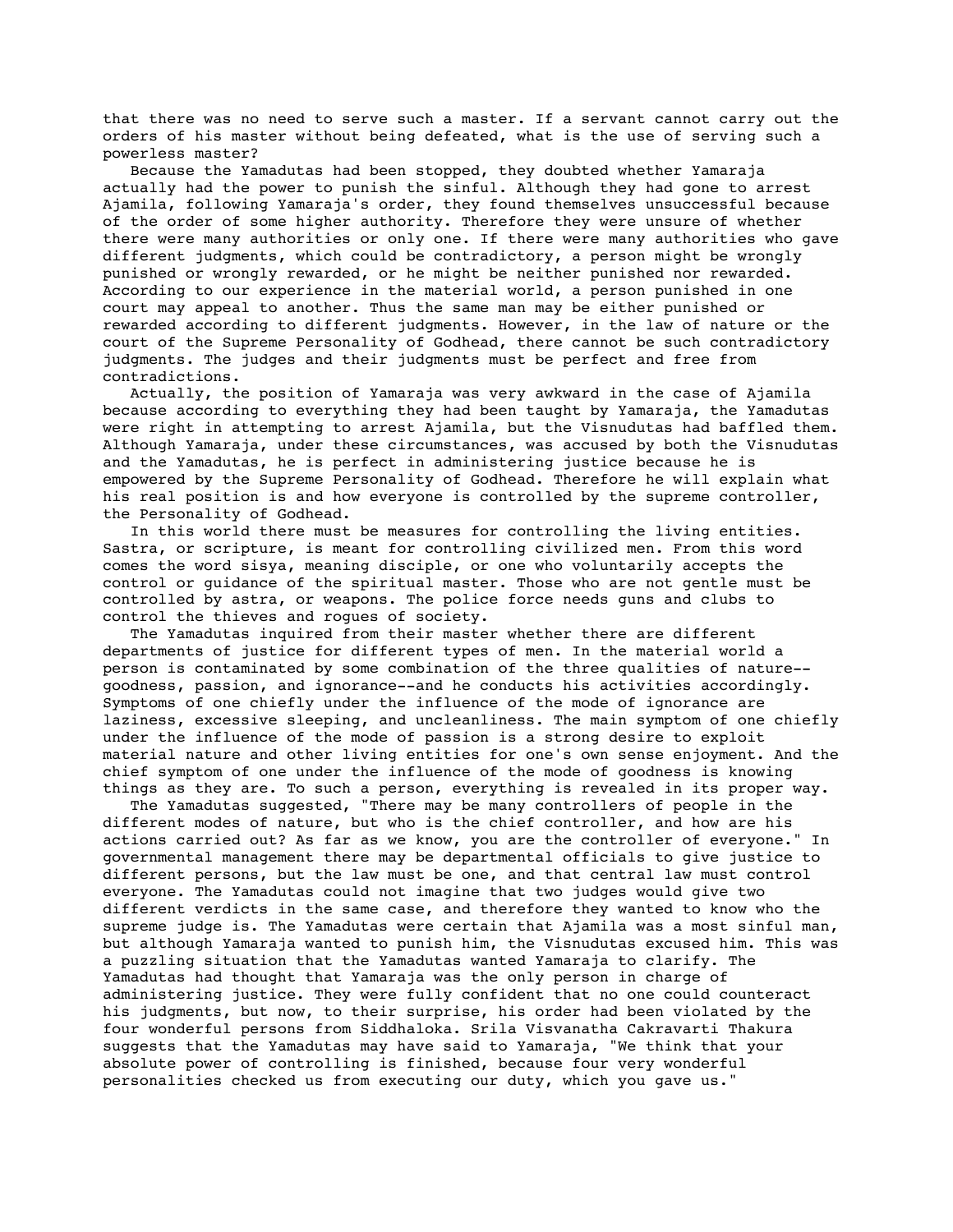that there was no need to serve such a master. If a servant cannot carry out the orders of his master without being defeated, what is the use of serving such a powerless master?

Because the Yamadutas had been stopped, they doubted whether Yamaraja actually had the power to punish the sinful. Although they had gone to arrest Ajamila, following Yamaraja's order, they found themselves unsuccessful because of the order of some higher authority. Therefore they were unsure of whether there were many authorities or only one. If there were many authorities who gave different judgments, which could be contradictory, a person might be wrongly punished or wrongly rewarded, or he might be neither punished nor rewarded. According to our experience in the material world, a person punished in one court may appeal to another. Thus the same man may be either punished or rewarded according to different judgments. However, in the law of nature or the court of the Supreme Personality of Godhead, there cannot be such contradictory judgments. The judges and their judgments must be perfect and free from contradictions.

Actually, the position of Yamaraja was very awkward in the case of Ajamila because according to everything they had been taught by Yamaraja, the Yamadutas were right in attempting to arrest Ajamila, but the Visnudutas had baffled them. Although Yamaraja, under these circumstances, was accused by both the Visnudutas and the Yamadutas, he is perfect in administering justice because he is empowered by the Supreme Personality of Godhead. Therefore he will explain what his real position is and how everyone is controlled by the supreme controller, the Personality of Godhead.

In this world there must be measures for controlling the living entities. Sastra, or scripture, is meant for controlling civilized men. From this word comes the word sisya, meaning disciple, or one who voluntarily accepts the control or guidance of the spiritual master. Those who are not gentle must be controlled by astra, or weapons. The police force needs guns and clubs to control the thieves and rogues of society.

The Yamadutas inquired from their master whether there are different departments of justice for different types of men. In the material world a person is contaminated by some combination of the three qualities of nature--goodness, passion, and ignorance--and he conducts his activities accordingly. Symptoms of one chiefly under the influence of the mode of ignorance are laziness, excessive sleeping, and uncleanliness. The main symptom of one chiefly under the influence of the mode of passion is a strong desire to exploit material nature and other living entities for one's own sense enjoyment. And the chief symptom of one under the influence of the mode of goodness is knowing things as they are. To such a person, everything is revealed in its proper way.

The Yamadutas suggested, "There may be many controllers of people in the different modes of nature, but who is the chief controller, and how are his actions carried out? As far as we know, you are the controller of everyone." In governmental management there may be departmental officials to give justice to different persons, but the law must be one, and that central law must control everyone. The Yamadutas could not imagine that two judges would give two different verdicts in the same case, and therefore they wanted to know who the supreme judge is. The Yamadutas were certain that Ajamila was a most sinful man, but although Yamaraja wanted to punish him, the Visnudutas excused him. This was a puzzling situation that the Yamadutas wanted Yamaraja to clarify. The Yamadutas had thought that Yamaraja was the only person in charge of administering justice. They were fully confident that no one could counteract his judgments, but now, to their surprise, his order had been violated by the four wonderful persons from Siddhaloka. Srila Visvanatha Cakravarti Thakura suggests that the Yamadutas may have said to Yamaraja, "We think that your absolute power of controlling is finished, because four very wonderful personalities checked us from executing our duty, which you gave us."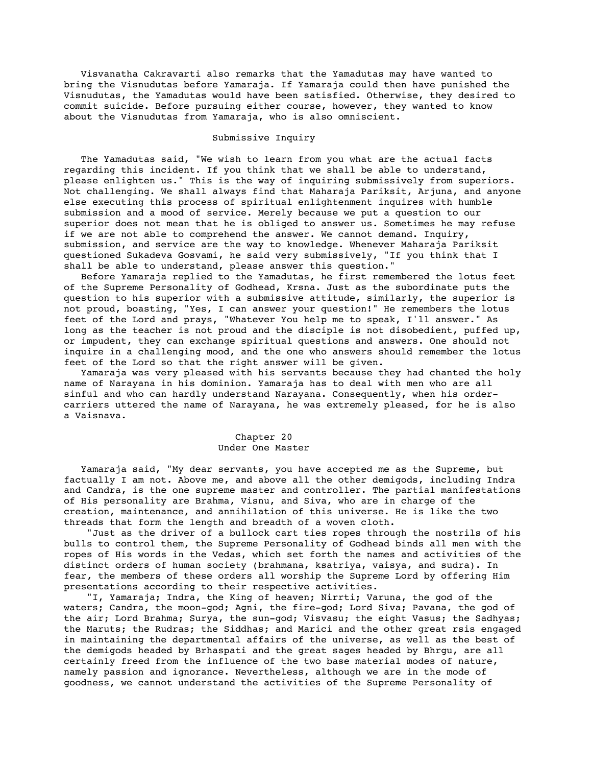Visvanatha Cakravarti also remarks that the Yamadutas may have wanted to bring the Visnudutas before Yamaraja. If Yamaraja could then have punished the Visnudutas, the Yamadutas would have been satisfied. Otherwise, they desired to commit suicide. Before pursuing either course, however, they wanted to know about the Visnudutas from Yamaraja, who is also omniscient.

### Submissive Inquiry

The Yamadutas said, "We wish to learn from you what are the actual facts regarding this incident. If you think that we shall be able to understand, please enlighten us." This is the way of inquiring submissively from superiors. Not challenging. We shall always find that Maharaja Pariksit, Arjuna, and anyone else executing this process of spiritual enlightenment inquires with humble submission and a mood of service. Merely because we put a question to our superior does not mean that he is obliged to answer us. Sometimes he may refuse if we are not able to comprehend the answer. We cannot demand. Inquiry, submission, and service are the way to knowledge. Whenever Maharaja Pariksit questioned Sukadeva Gosvami, he said very submissively, "If you think that I shall be able to understand, please answer this question."

Before Yamaraja replied to the Yamadutas, he first remembered the lotus feet of the Supreme Personality of Godhead, Krsna. Just as the subordinate puts the question to his superior with a submissive attitude, similarly, the superior is not proud, boasting, "Yes, I can answer your question!" He remembers the lotus feet of the Lord and prays, "Whatever You help me to speak, I'll answer." As long as the teacher is not proud and the disciple is not disobedient, puffed up, or impudent, they can exchange spiritual questions and answers. One should not inquire in a challenging mood, and the one who answers should remember the lotus feet of the Lord so that the right answer will be given.

Yamaraja was very pleased with his servants because they had chanted the holy name of Narayana in his dominion. Yamaraja has to deal with men who are all sinful and who can hardly understand Narayana. Consequently, when his order-carriers uttered the name of Narayana, he was extremely pleased, for he is also a Vaisnava.

## Chapter 20
## Under One Master

Yamaraja said, "My dear servants, you have accepted me as the Supreme, but factually I am not. Above me, and above all the other demigods, including Indra and Candra, is the one supreme master and controller. The partial manifestations of His personality are Brahma, Visnu, and Siva, who are in charge of the creation, maintenance, and annihilation of this universe. He is like the two threads that form the length and breadth of a woven cloth.

"Just as the driver of a bullock cart ties ropes through the nostrils of his bulls to control them, the Supreme Personality of Godhead binds all men with the ropes of His words in the Vedas, which set forth the names and activities of the distinct orders of human society (brahmana, ksatriya, vaisya, and sudra). In fear, the members of these orders all worship the Supreme Lord by offering Him presentations according to their respective activities.

"I, Yamaraja; Indra, the King of heaven; Nirrti; Varuna, the god of the waters; Candra, the moon-god; Agni, the fire-god; Lord Siva; Pavana, the god of the air; Lord Brahma; Surya, the sun-god; Visvasu; the eight Vasus; the Sadhyas; the Maruts; the Rudras; the Siddhas; and Marici and the other great rsis engaged in maintaining the departmental affairs of the universe, as well as the best of the demigods headed by Brhaspati and the great sages headed by Bhrgu, are all certainly freed from the influence of the two base material modes of nature, namely passion and ignorance. Nevertheless, although we are in the mode of goodness, we cannot understand the activities of the Supreme Personality of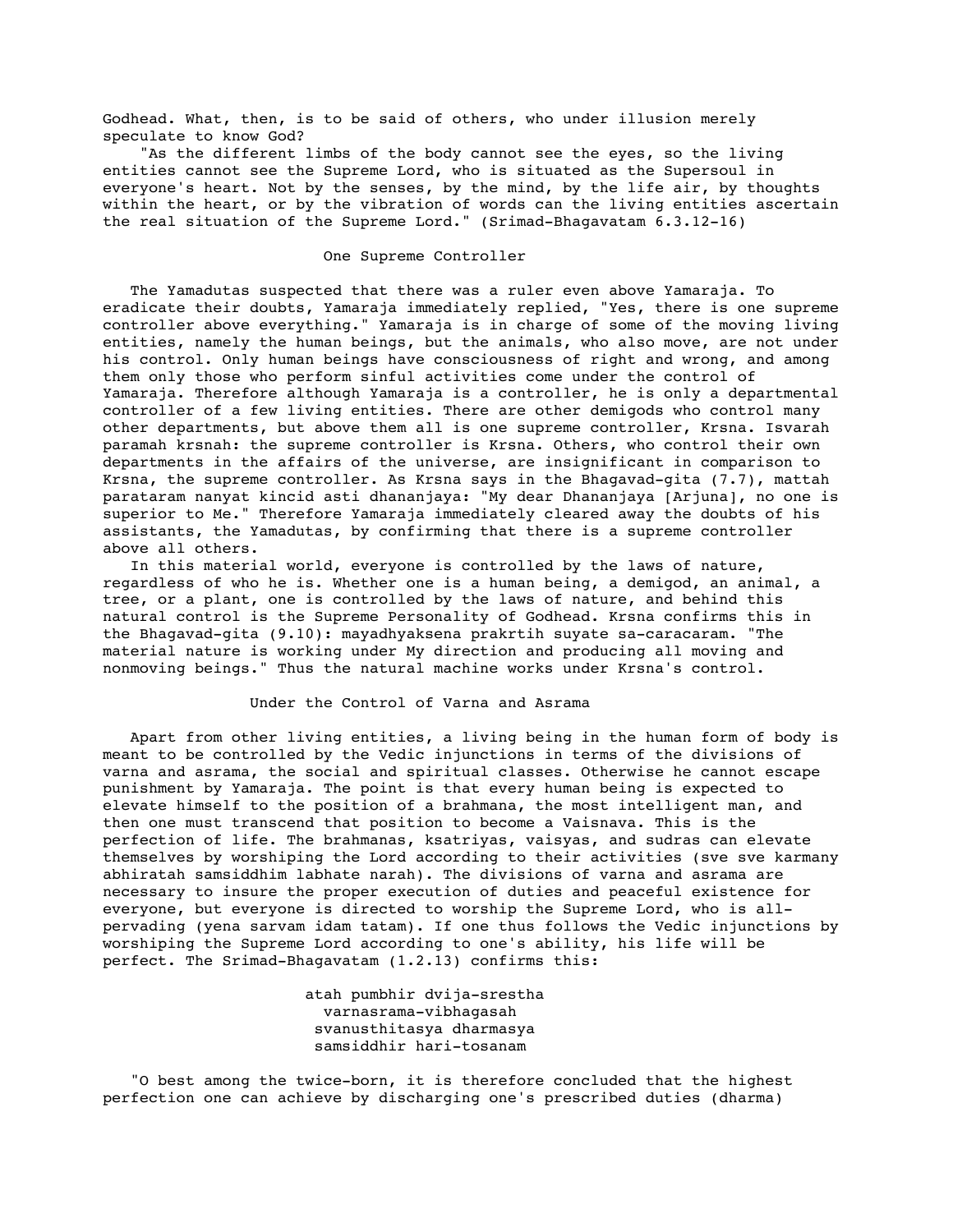Godhead. What, then, is to be said of others, who under illusion merely speculate to know God?

"As the different limbs of the body cannot see the eyes, so the living entities cannot see the Supreme Lord, who is situated as the Supersoul in everyone's heart. Not by the senses, by the mind, by the life air, by thoughts within the heart, or by the vibration of words can the living entities ascertain the real situation of the Supreme Lord." (Srimad-Bhagavatam 6.3.12-16)

## One Supreme Controller

The Yamadutas suspected that there was a ruler even above Yamaraja. To eradicate their doubts, Yamaraja immediately replied, "Yes, there is one supreme controller above everything." Yamaraja is in charge of some of the moving living entities, namely the human beings, but the animals, who also move, are not under his control. Only human beings have consciousness of right and wrong, and among them only those who perform sinful activities come under the control of Yamaraja. Therefore although Yamaraja is a controller, he is only a departmental controller of a few living entities. There are other demigods who control many other departments, but above them all is one supreme controller, Krsna. Isvarah paramah krsnah: the supreme controller is Krsna. Others, who control their own departments in the affairs of the universe, are insignificant in comparison to Krsna, the supreme controller. As Krsna says in the Bhagavad-gita (7.7), mattah parataram nanyat kincid asti dhananjaya: "My dear Dhananjaya [Arjuna], no one is superior to Me." Therefore Yamaraja immediately cleared away the doubts of his assistants, the Yamadutas, by confirming that there is a supreme controller above all others.

In this material world, everyone is controlled by the laws of nature, regardless of who he is. Whether one is a human being, a demigod, an animal, a tree, or a plant, one is controlled by the laws of nature, and behind this natural control is the Supreme Personality of Godhead. Krsna confirms this in the Bhagavad-gita (9.10): mayadhyaksena prakrtih suyate sa-caracaram. "The material nature is working under My direction and producing all moving and nonmoving beings." Thus the natural machine works under Krsna's control.

## Under the Control of Varna and Asrama

Apart from other living entities, a living being in the human form of body is meant to be controlled by the Vedic injunctions in terms of the divisions of varna and asrama, the social and spiritual classes. Otherwise he cannot escape punishment by Yamaraja. The point is that every human being is expected to elevate himself to the position of a brahmana, the most intelligent man, and then one must transcend that position to become a Vaisnava. This is the perfection of life. The brahmanas, ksatriyas, vaisyas, and sudras can elevate themselves by worshiping the Lord according to their activities (sve sve karmany abhiratah samsiddhim labhate narah). The divisions of varna and asrama are necessary to insure the proper execution of duties and peaceful existence for everyone, but everyone is directed to worship the Supreme Lord, who is all-pervading (yena sarvam idam tatam). If one thus follows the Vedic injunctions by worshiping the Supreme Lord according to one's ability, his life will be perfect. The Srimad-Bhagavatam (1.2.13) confirms this:

> atah pumbhir dvija-srestha
> varnasrama-vibhagasah
> svanusthitasya dharmasya
> samsiddhir hari-tosanam

"O best among the twice-born, it is therefore concluded that the highest perfection one can achieve by discharging one's prescribed duties (dharma)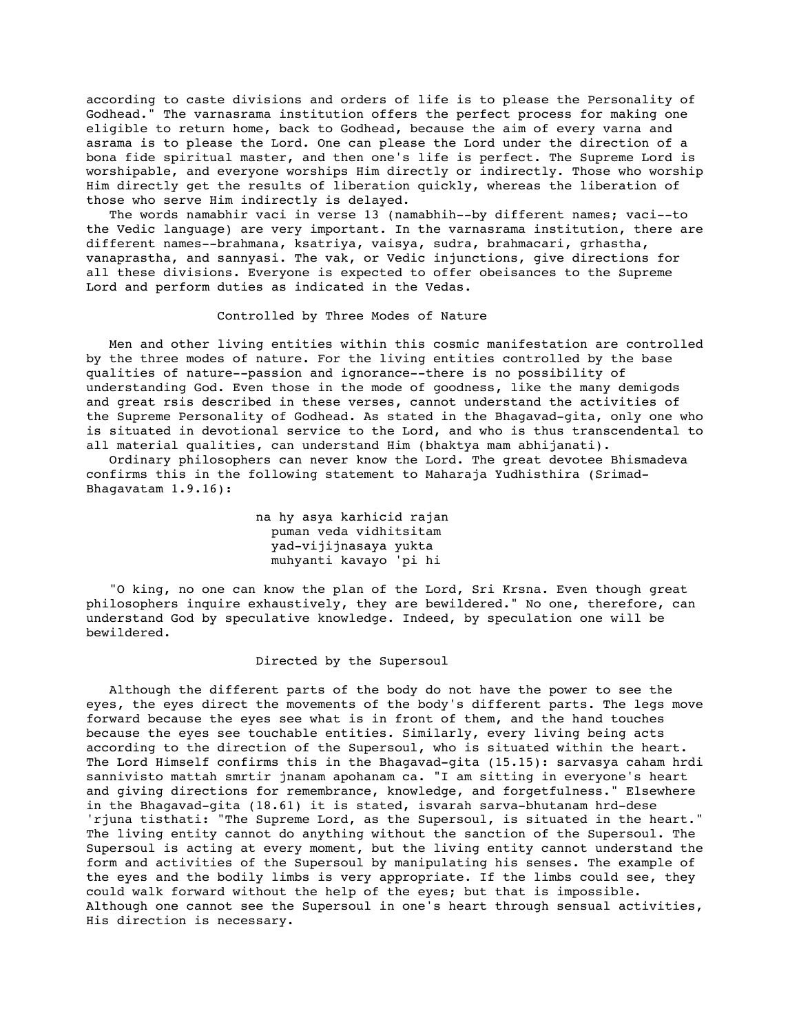according to caste divisions and orders of life is to please the Personality of Godhead." The varnasrama institution offers the perfect process for making one eligible to return home, back to Godhead, because the aim of every varna and asrama is to please the Lord. One can please the Lord under the direction of a bona fide spiritual master, and then one's life is perfect. The Supreme Lord is worshipable, and everyone worships Him directly or indirectly. Those who worship Him directly get the results of liberation quickly, whereas the liberation of those who serve Him indirectly is delayed.

The words namabhir vaci in verse 13 (namabhih--by different names; vaci--to the Vedic language) are very important. In the varnasrama institution, there are different names--brahmana, ksatriya, vaisya, sudra, brahmacari, grhastha, vanaprastha, and sannyasi. The vak, or Vedic injunctions, give directions for all these divisions. Everyone is expected to offer obeisances to the Supreme Lord and perform duties as indicated in the Vedas.

## Controlled by Three Modes of Nature

Men and other living entities within this cosmic manifestation are controlled by the three modes of nature. For the living entities controlled by the base qualities of nature--passion and ignorance--there is no possibility of understanding God. Even those in the mode of goodness, like the many demigods and great rsis described in these verses, cannot understand the activities of the Supreme Personality of Godhead. As stated in the Bhagavad-gita, only one who is situated in devotional service to the Lord, and who is thus transcendental to all material qualities, can understand Him (bhaktya mam abhijanati).

Ordinary philosophers can never know the Lord. The great devotee Bhismadeva confirms this in the following statement to Maharaja Yudhisthira (Srimad-Bhagavatam 1.9.16):

> na hy asya karhicid rajan
> puman veda vidhitsitam
> yad-vijijnasaya yukta
> muhyanti kavayo 'pi hi

"O king, no one can know the plan of the Lord, Sri Krsna. Even though great philosophers inquire exhaustively, they are bewildered." No one, therefore, can understand God by speculative knowledge. Indeed, by speculation one will be bewildered.

## Directed by the Supersoul

Although the different parts of the body do not have the power to see the eyes, the eyes direct the movements of the body's different parts. The legs move forward because the eyes see what is in front of them, and the hand touches because the eyes see touchable entities. Similarly, every living being acts according to the direction of the Supersoul, who is situated within the heart. The Lord Himself confirms this in the Bhagavad-gita (15.15): sarvasya caham hrdi sannivisto mattah smrtir jnanam apohanam ca. "I am sitting in everyone's heart and giving directions for remembrance, knowledge, and forgetfulness." Elsewhere in the Bhagavad-gita (18.61) it is stated, isvarah sarva-bhutanam hrd-dese 'rjuna tisthati: "The Supreme Lord, as the Supersoul, is situated in the heart." The living entity cannot do anything without the sanction of the Supersoul. The Supersoul is acting at every moment, but the living entity cannot understand the form and activities of the Supersoul by manipulating his senses. The example of the eyes and the bodily limbs is very appropriate. If the limbs could see, they could walk forward without the help of the eyes; but that is impossible. Although one cannot see the Supersoul in one's heart through sensual activities, His direction is necessary.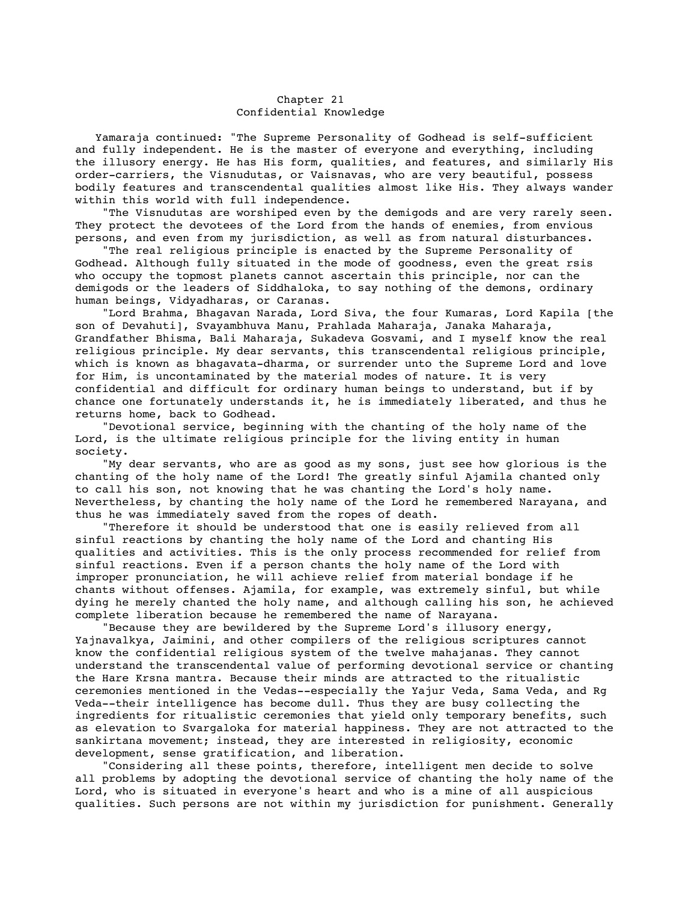# Chapter 21
## Confidential Knowledge

Yamaraja continued: "The Supreme Personality of Godhead is self-sufficient and fully independent. He is the master of everyone and everything, including the illusory energy. He has His form, qualities, and features, and similarly His order-carriers, the Visnudutas, or Vaisnavas, who are very beautiful, possess bodily features and transcendental qualities almost like His. They always wander within this world with full independence.

"The Visnudutas are worshiped even by the demigods and are very rarely seen. They protect the devotees of the Lord from the hands of enemies, from envious persons, and even from my jurisdiction, as well as from natural disturbances.

"The real religious principle is enacted by the Supreme Personality of Godhead. Although fully situated in the mode of goodness, even the great rsis who occupy the topmost planets cannot ascertain this principle, nor can the demigods or the leaders of Siddhaloka, to say nothing of the demons, ordinary human beings, Vidyadharas, or Caranas.

"Lord Brahma, Bhagavan Narada, Lord Siva, the four Kumaras, Lord Kapila [the son of Devahuti], Svayambhuva Manu, Prahlada Maharaja, Janaka Maharaja, Grandfather Bhisma, Bali Maharaja, Sukadeva Gosvami, and I myself know the real religious principle. My dear servants, this transcendental religious principle, which is known as bhagavata-dharma, or surrender unto the Supreme Lord and love for Him, is uncontaminated by the material modes of nature. It is very confidential and difficult for ordinary human beings to understand, but if by chance one fortunately understands it, he is immediately liberated, and thus he returns home, back to Godhead.

"Devotional service, beginning with the chanting of the holy name of the Lord, is the ultimate religious principle for the living entity in human society.

"My dear servants, who are as good as my sons, just see how glorious is the chanting of the holy name of the Lord! The greatly sinful Ajamila chanted only to call his son, not knowing that he was chanting the Lord's holy name. Nevertheless, by chanting the holy name of the Lord he remembered Narayana, and thus he was immediately saved from the ropes of death.

"Therefore it should be understood that one is easily relieved from all sinful reactions by chanting the holy name of the Lord and chanting His qualities and activities. This is the only process recommended for relief from sinful reactions. Even if a person chants the holy name of the Lord with improper pronunciation, he will achieve relief from material bondage if he chants without offenses. Ajamila, for example, was extremely sinful, but while dying he merely chanted the holy name, and although calling his son, he achieved complete liberation because he remembered the name of Narayana.

"Because they are bewildered by the Supreme Lord's illusory energy, Yajnavalkya, Jaimini, and other compilers of the religious scriptures cannot know the confidential religious system of the twelve mahajanas. They cannot understand the transcendental value of performing devotional service or chanting the Hare Krsna mantra. Because their minds are attracted to the ritualistic ceremonies mentioned in the Vedas--especially the Yajur Veda, Sama Veda, and Rg Veda--their intelligence has become dull. Thus they are busy collecting the ingredients for ritualistic ceremonies that yield only temporary benefits, such as elevation to Svargaloka for material happiness. They are not attracted to the sankirtana movement; instead, they are interested in religiosity, economic development, sense gratification, and liberation.

"Considering all these points, therefore, intelligent men decide to solve all problems by adopting the devotional service of chanting the holy name of the Lord, who is situated in everyone's heart and who is a mine of all auspicious qualities. Such persons are not within my jurisdiction for punishment. Generally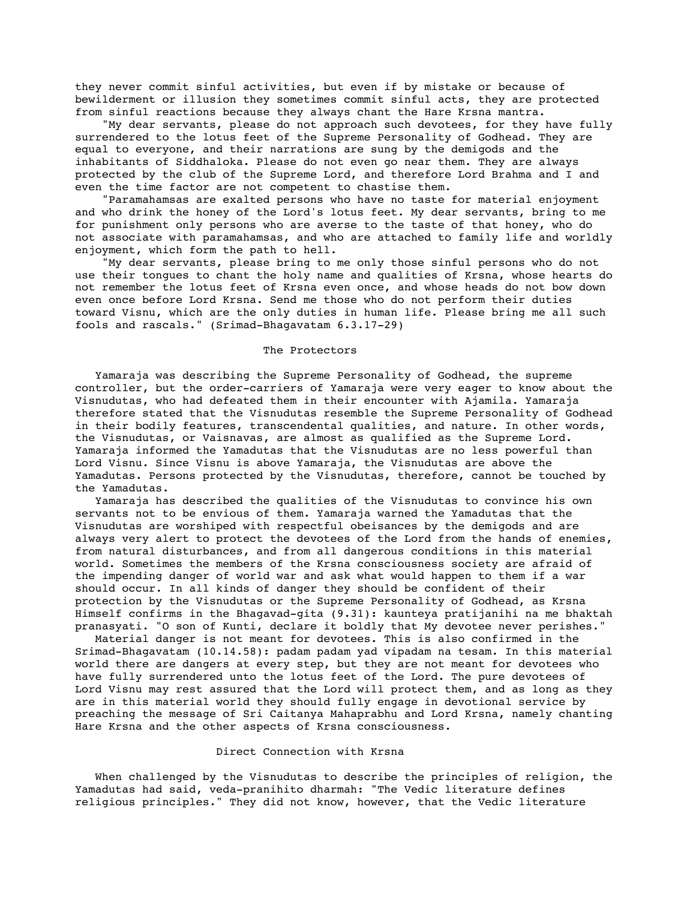they never commit sinful activities, but even if by mistake or because of bewilderment or illusion they sometimes commit sinful acts, they are protected from sinful reactions because they always chant the Hare Krsna mantra.

"My dear servants, please do not approach such devotees, for they have fully surrendered to the lotus feet of the Supreme Personality of Godhead. They are equal to everyone, and their narrations are sung by the demigods and the inhabitants of Siddhaloka. Please do not even go near them. They are always protected by the club of the Supreme Lord, and therefore Lord Brahma and I and even the time factor are not competent to chastise them.

"Paramahamsas are exalted persons who have no taste for material enjoyment and who drink the honey of the Lord's lotus feet. My dear servants, bring to me for punishment only persons who are averse to the taste of that honey, who do not associate with paramahamsas, and who are attached to family life and worldly enjoyment, which form the path to hell.

"My dear servants, please bring to me only those sinful persons who do not use their tongues to chant the holy name and qualities of Krsna, whose hearts do not remember the lotus feet of Krsna even once, and whose heads do not bow down even once before Lord Krsna. Send me those who do not perform their duties toward Visnu, which are the only duties in human life. Please bring me all such fools and rascals." (Srimad-Bhagavatam 6.3.17-29)

## The Protectors

Yamaraja was describing the Supreme Personality of Godhead, the supreme controller, but the order-carriers of Yamaraja were very eager to know about the Visnudutas, who had defeated them in their encounter with Ajamila. Yamaraja therefore stated that the Visnudutas resemble the Supreme Personality of Godhead in their bodily features, transcendental qualities, and nature. In other words, the Visnudutas, or Vaisnavas, are almost as qualified as the Supreme Lord. Yamaraja informed the Yamadutas that the Visnudutas are no less powerful than Lord Visnu. Since Visnu is above Yamaraja, the Visnudutas are above the Yamadutas. Persons protected by the Visnudutas, therefore, cannot be touched by the Yamadutas.

Yamaraja has described the qualities of the Visnudutas to convince his own servants not to be envious of them. Yamaraja warned the Yamadutas that the Visnudutas are worshiped with respectful obeisances by the demigods and are always very alert to protect the devotees of the Lord from the hands of enemies, from natural disturbances, and from all dangerous conditions in this material world. Sometimes the members of the Krsna consciousness society are afraid of the impending danger of world war and ask what would happen to them if a war should occur. In all kinds of danger they should be confident of their protection by the Visnudutas or the Supreme Personality of Godhead, as Krsna Himself confirms in the Bhagavad-gita (9.31): kaunteya pratijanihi na me bhaktah pranasyati. "O son of Kunti, declare it boldly that My devotee never perishes."

Material danger is not meant for devotees. This is also confirmed in the Srimad-Bhagavatam (10.14.58): padam padam yad vipadam na tesam. In this material world there are dangers at every step, but they are not meant for devotees who have fully surrendered unto the lotus feet of the Lord. The pure devotees of Lord Visnu may rest assured that the Lord will protect them, and as long as they are in this material world they should fully engage in devotional service by preaching the message of Sri Caitanya Mahaprabhu and Lord Krsna, namely chanting Hare Krsna and the other aspects of Krsna consciousness.

## Direct Connection with Krsna

When challenged by the Visnudutas to describe the principles of religion, the Yamadutas had said, veda-pranihito dharmah: "The Vedic literature defines religious principles." They did not know, however, that the Vedic literature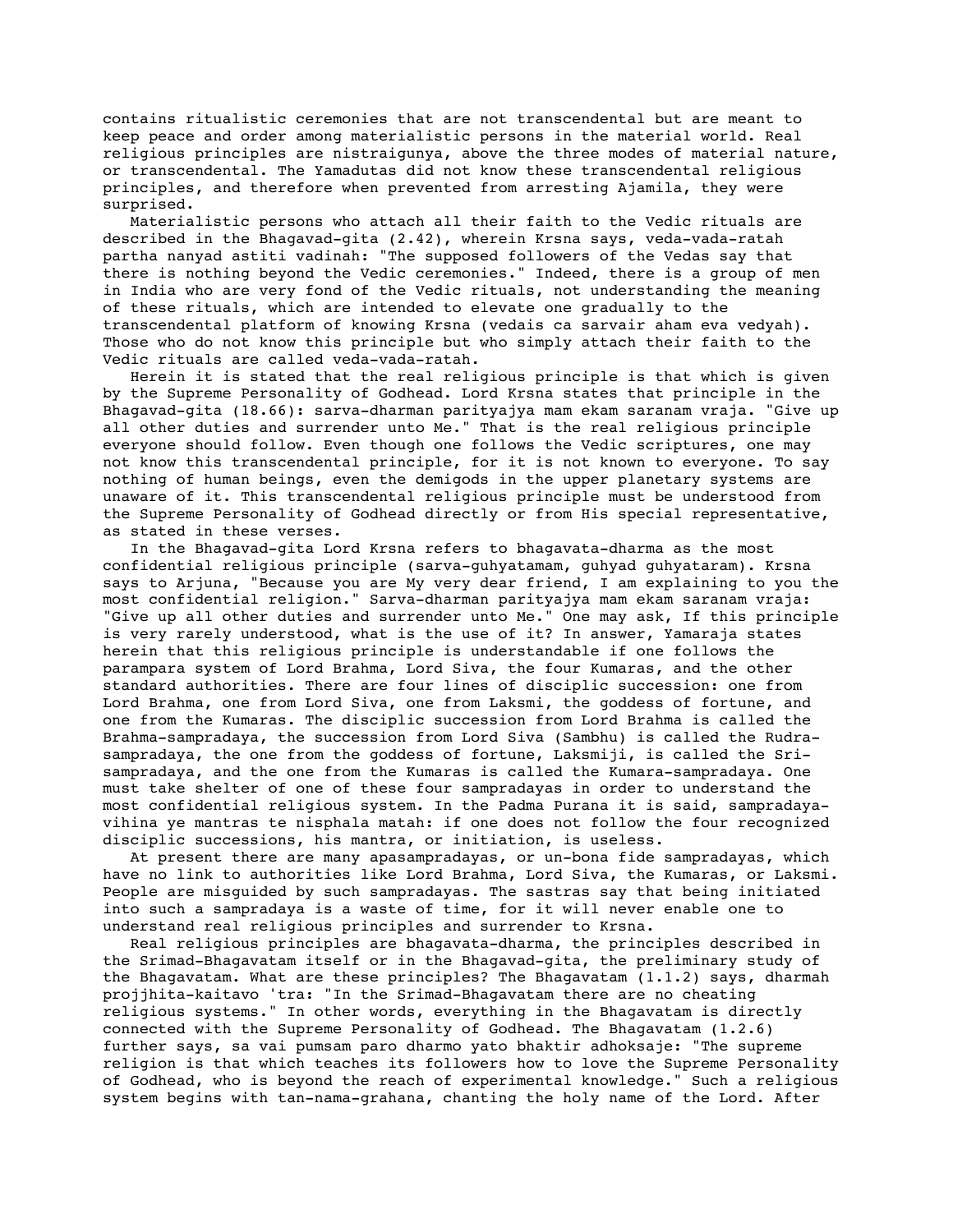contains ritualistic ceremonies that are not transcendental but are meant to keep peace and order among materialistic persons in the material world. Real religious principles are nistraigunya, above the three modes of material nature, or transcendental. The Yamadutas did not know these transcendental religious principles, and therefore when prevented from arresting Ajamila, they were surprised.

Materialistic persons who attach all their faith to the Vedic rituals are described in the Bhagavad-gita (2.42), wherein Krsna says, veda-vada-ratah partha nanyad astiti vadinah: "The supposed followers of the Vedas say that there is nothing beyond the Vedic ceremonies." Indeed, there is a group of men in India who are very fond of the Vedic rituals, not understanding the meaning of these rituals, which are intended to elevate one gradually to the transcendental platform of knowing Krsna (vedais ca sarvair aham eva vedyah). Those who do not know this principle but who simply attach their faith to the Vedic rituals are called veda-vada-ratah.

Herein it is stated that the real religious principle is that which is given by the Supreme Personality of Godhead. Lord Krsna states that principle in the Bhagavad-gita (18.66): sarva-dharman parityajya mam ekam saranam vraja. "Give up all other duties and surrender unto Me." That is the real religious principle everyone should follow. Even though one follows the Vedic scriptures, one may not know this transcendental principle, for it is not known to everyone. To say nothing of human beings, even the demigods in the upper planetary systems are unaware of it. This transcendental religious principle must be understood from the Supreme Personality of Godhead directly or from His special representative, as stated in these verses.

In the Bhagavad-gita Lord Krsna refers to bhagavata-dharma as the most confidential religious principle (sarva-guhyatamam, guhyad guhyataram). Krsna says to Arjuna, "Because you are My very dear friend, I am explaining to you the most confidential religion." Sarva-dharman parityajya mam ekam saranam vraja: "Give up all other duties and surrender unto Me." One may ask, If this principle is very rarely understood, what is the use of it? In answer, Yamaraja states herein that this religious principle is understandable if one follows the parampara system of Lord Brahma, Lord Siva, the four Kumaras, and the other standard authorities. There are four lines of disciplic succession: one from Lord Brahma, one from Lord Siva, one from Laksmi, the goddess of fortune, and one from the Kumaras. The disciplic succession from Lord Brahma is called the Brahma-sampradaya, the succession from Lord Siva (Sambhu) is called the Rudra-sampradaya, the one from the goddess of fortune, Laksmiji, is called the Sri-sampradaya, and the one from the Kumaras is called the Kumara-sampradaya. One must take shelter of one of these four sampradayas in order to understand the most confidential religious system. In the Padma Purana it is said, sampradaya-vihina ye mantras te nisphala matah: if one does not follow the four recognized disciplic successions, his mantra, or initiation, is useless.

At present there are many apasampradayas, or un-bona fide sampradayas, which have no link to authorities like Lord Brahma, Lord Siva, the Kumaras, or Laksmi. People are misguided by such sampradayas. The sastras say that being initiated into such a sampradaya is a waste of time, for it will never enable one to understand real religious principles and surrender to Krsna.

Real religious principles are bhagavata-dharma, the principles described in the Srimad-Bhagavatam itself or in the Bhagavad-gita, the preliminary study of the Bhagavatam. What are these principles? The Bhagavatam (1.1.2) says, dharmah projjhita-kaitavo 'tra: "In the Srimad-Bhagavatam there are no cheating religious systems." In other words, everything in the Bhagavatam is directly connected with the Supreme Personality of Godhead. The Bhagavatam (1.2.6) further says, sa vai pumsam paro dharmo yato bhaktir adhoksaje: "The supreme religion is that which teaches its followers how to love the Supreme Personality of Godhead, who is beyond the reach of experimental knowledge." Such a religious system begins with tan-nama-grahana, chanting the holy name of the Lord. After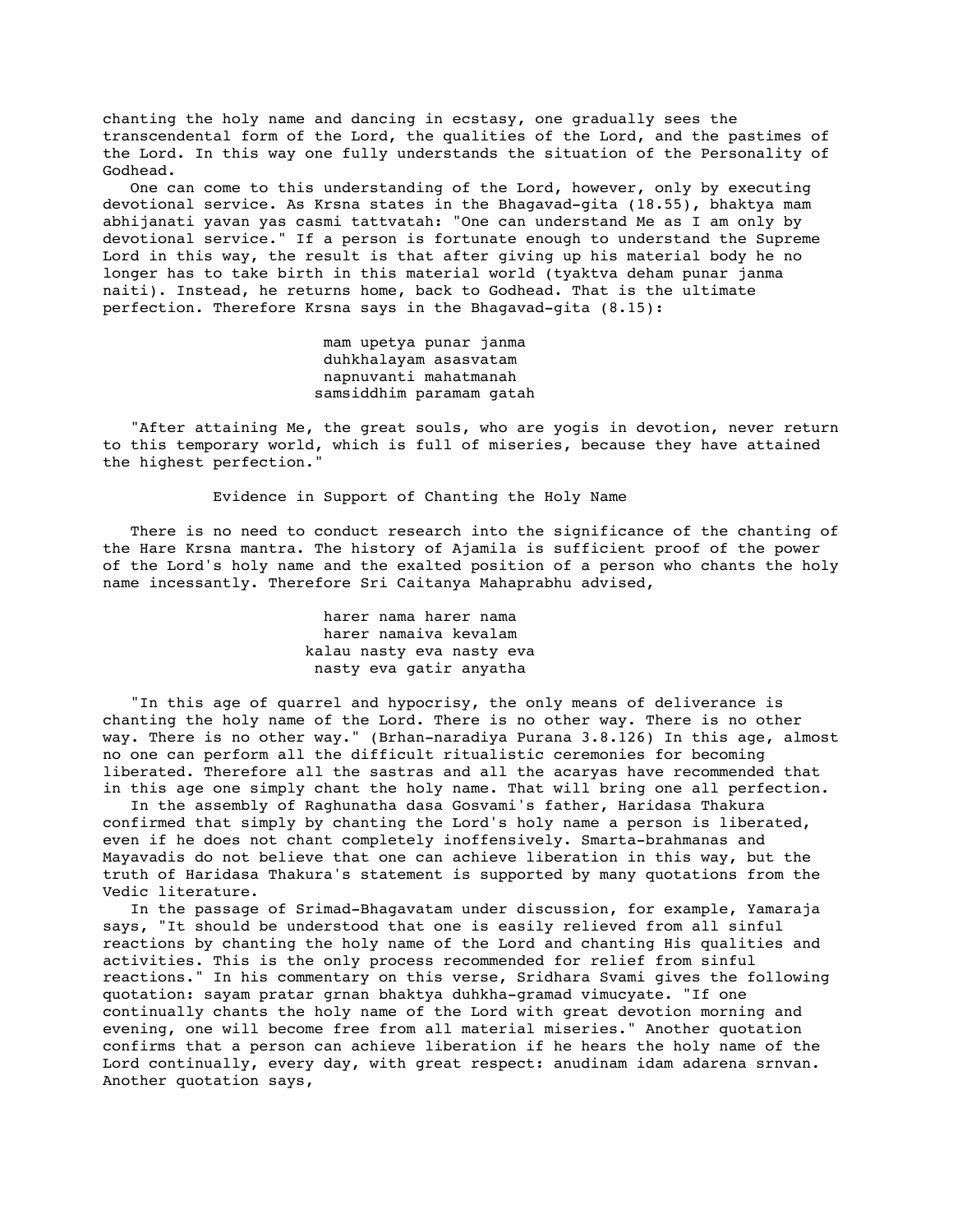chanting the holy name and dancing in ecstasy, one gradually sees the transcendental form of the Lord, the qualities of the Lord, and the pastimes of the Lord. In this way one fully understands the situation of the Personality of Godhead.

One can come to this understanding of the Lord, however, only by executing devotional service. As Krsna states in the Bhagavad-gita (18.55), bhaktya mam abhijanati yavan yas casmi tattvatah: "One can understand Me as I am only by devotional service." If a person is fortunate enough to understand the Supreme Lord in this way, the result is that after giving up his material body he no longer has to take birth in this material world (tyaktva deham punar janma naiti). Instead, he returns home, back to Godhead. That is the ultimate perfection. Therefore Krsna says in the Bhagavad-gita (8.15):

> mam upetya punar janma
> duhkhalayam asasvatam
> napnuvanti mahatmanah
> samsiddhim paramam gatah

"After attaining Me, the great souls, who are yogis in devotion, never return to this temporary world, which is full of miseries, because they have attained the highest perfection."

## Evidence in Support of Chanting the Holy Name

There is no need to conduct research into the significance of the chanting of the Hare Krsna mantra. The history of Ajamila is sufficient proof of the power of the Lord's holy name and the exalted position of a person who chants the holy name incessantly. Therefore Sri Caitanya Mahaprabhu advised,

> harer nama harer nama
> harer namaiva kevalam
> kalau nasty eva nasty eva
> nasty eva gatir anyatha

"In this age of quarrel and hypocrisy, the only means of deliverance is chanting the holy name of the Lord. There is no other way. There is no other way. There is no other way." (Brhan-naradiya Purana 3.8.126) In this age, almost no one can perform all the difficult ritualistic ceremonies for becoming liberated. Therefore all the sastras and all the acaryas have recommended that in this age one simply chant the holy name. That will bring one all perfection.

In the assembly of Raghunatha dasa Gosvami's father, Haridasa Thakura confirmed that simply by chanting the Lord's holy name a person is liberated, even if he does not chant completely inoffensively. Smarta-brahmanas and Mayavadis do not believe that one can achieve liberation in this way, but the truth of Haridasa Thakura's statement is supported by many quotations from the Vedic literature.

In the passage of Srimad-Bhagavatam under discussion, for example, Yamaraja says, "It should be understood that one is easily relieved from all sinful reactions by chanting the holy name of the Lord and chanting His qualities and activities. This is the only process recommended for relief from sinful reactions." In his commentary on this verse, Sridhara Svami gives the following quotation: sayam pratar grnan bhaktya duhkha-gramad vimucyate. "If one continually chants the holy name of the Lord with great devotion morning and evening, one will become free from all material miseries." Another quotation confirms that a person can achieve liberation if he hears the holy name of the Lord continually, every day, with great respect: anudinam idam adarena srnvan. Another quotation says,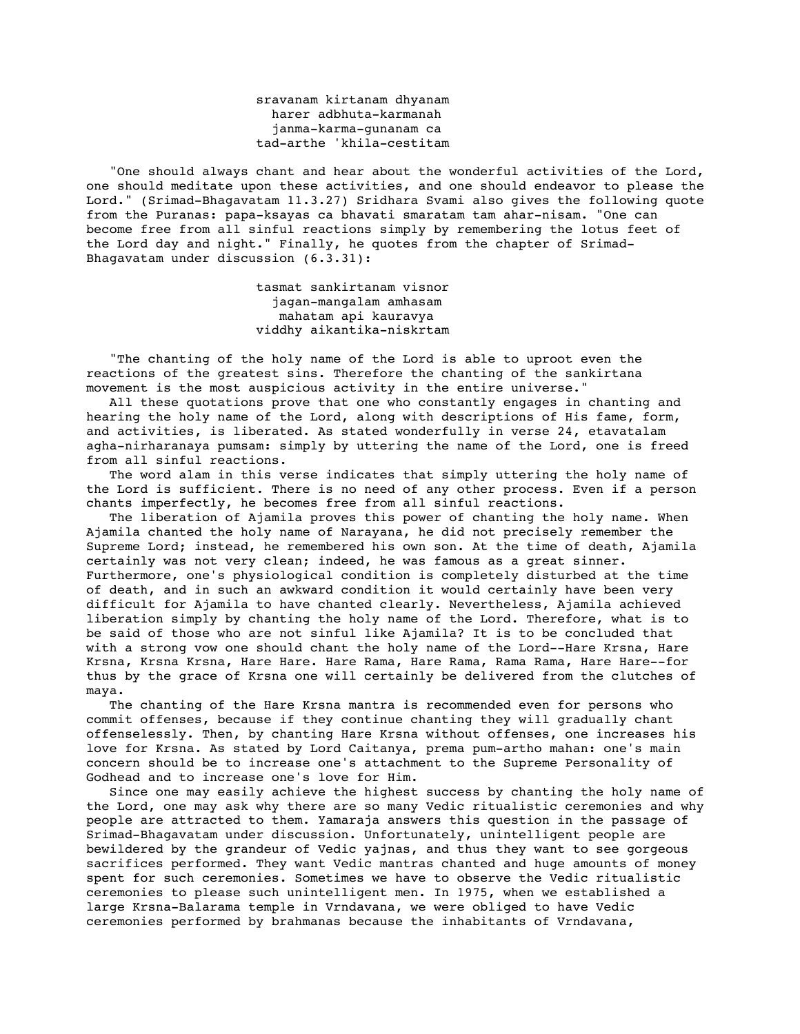sravanam kirtanam dhyanam  
harer adbhuta-karmanah  
janma-karma-gunanam ca  
tad-arthe 'khila-cestitam

"One should always chant and hear about the wonderful activities of the Lord, one should meditate upon these activities, and one should endeavor to please the Lord." (Srimad-Bhagavatam 11.3.27) Sridhara Svami also gives the following quote from the Puranas: papa-ksayas ca bhavati smaratam tam ahar-nisam. "One can become free from all sinful reactions simply by remembering the lotus feet of the Lord day and night." Finally, he quotes from the chapter of Srimad-Bhagavatam under discussion (6.3.31):

tasmat sankirtanam visnor  
jagan-mangalam amhasam  
mahatam api kauravya  
viddhy aikantika-niskrtam

"The chanting of the holy name of the Lord is able to uproot even the reactions of the greatest sins. Therefore the chanting of the sankirtana movement is the most auspicious activity in the entire universe."

All these quotations prove that one who constantly engages in chanting and hearing the holy name of the Lord, along with descriptions of His fame, form, and activities, is liberated. As stated wonderfully in verse 24, etavatalam agha-nirharanaya pumsam: simply by uttering the name of the Lord, one is freed from all sinful reactions.

The word alam in this verse indicates that simply uttering the holy name of the Lord is sufficient. There is no need of any other process. Even if a person chants imperfectly, he becomes free from all sinful reactions.

The liberation of Ajamila proves this power of chanting the holy name. When Ajamila chanted the holy name of Narayana, he did not precisely remember the Supreme Lord; instead, he remembered his own son. At the time of death, Ajamila certainly was not very clean; indeed, he was famous as a great sinner. Furthermore, one's physiological condition is completely disturbed at the time of death, and in such an awkward condition it would certainly have been very difficult for Ajamila to have chanted clearly. Nevertheless, Ajamila achieved liberation simply by chanting the holy name of the Lord. Therefore, what is to be said of those who are not sinful like Ajamila? It is to be concluded that with a strong vow one should chant the holy name of the Lord--Hare Krsna, Hare Krsna, Krsna Krsna, Hare Hare. Hare Rama, Hare Rama, Rama Rama, Hare Hare--for thus by the grace of Krsna one will certainly be delivered from the clutches of maya.

The chanting of the Hare Krsna mantra is recommended even for persons who commit offenses, because if they continue chanting they will gradually chant offenselessly. Then, by chanting Hare Krsna without offenses, one increases his love for Krsna. As stated by Lord Caitanya, prema pum-artho mahan: one's main concern should be to increase one's attachment to the Supreme Personality of Godhead and to increase one's love for Him.

Since one may easily achieve the highest success by chanting the holy name of the Lord, one may ask why there are so many Vedic ritualistic ceremonies and why people are attracted to them. Yamaraja answers this question in the passage of Srimad-Bhagavatam under discussion. Unfortunately, unintelligent people are bewildered by the grandeur of Vedic yajnas, and thus they want to see gorgeous sacrifices performed. They want Vedic mantras chanted and huge amounts of money spent for such ceremonies. Sometimes we have to observe the Vedic ritualistic ceremonies to please such unintelligent men. In 1975, when we established a large Krsna-Balarama temple in Vrndavana, we were obliged to have Vedic ceremonies performed by brahmanas because the inhabitants of Vrndavana,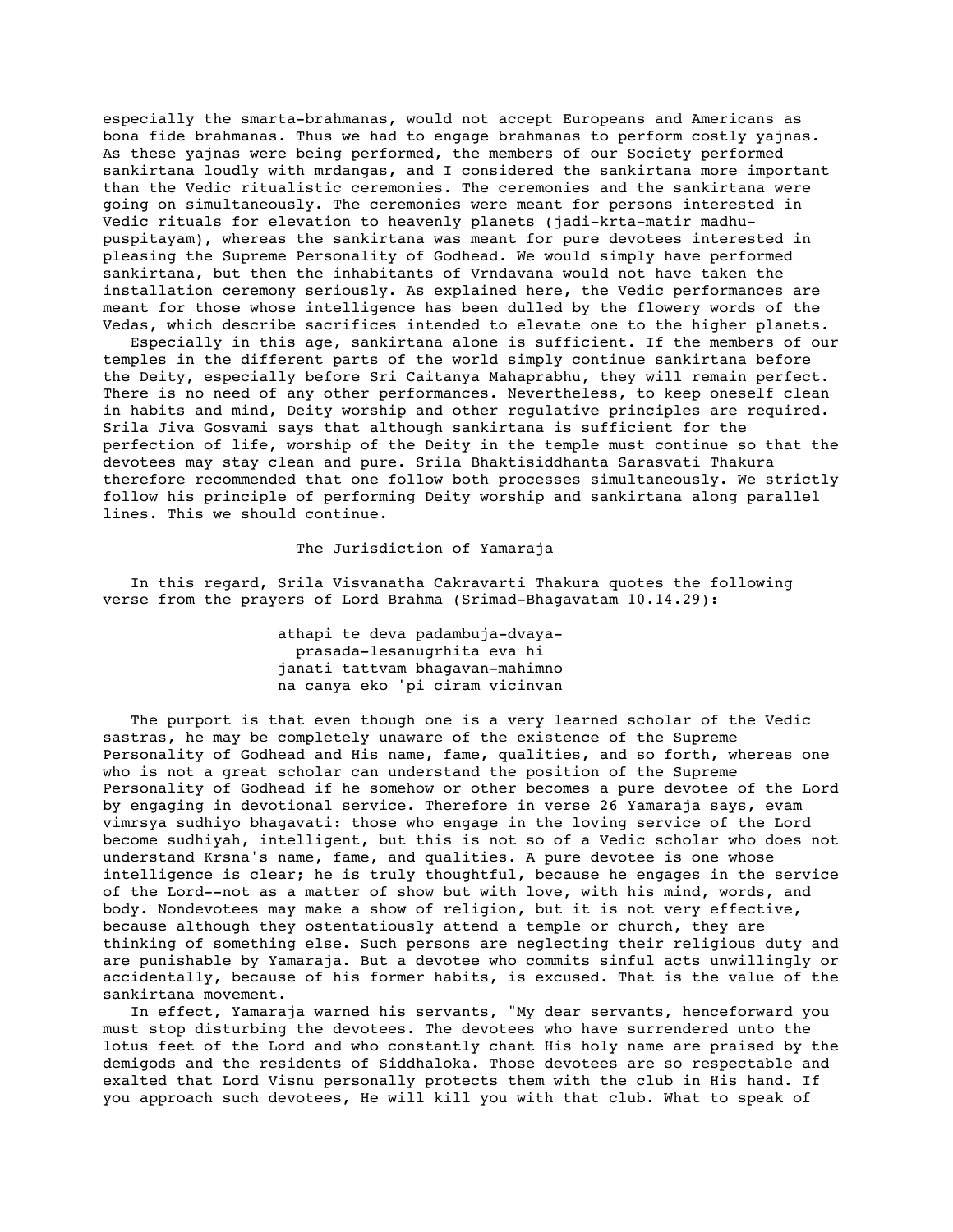especially the smarta-brahmanas, would not accept Europeans and Americans as bona fide brahmanas. Thus we had to engage brahmanas to perform costly yajnas. As these yajnas were being performed, the members of our Society performed sankirtana loudly with mrdangas, and I considered the sankirtana more important than the Vedic ritualistic ceremonies. The ceremonies and the sankirtana were going on simultaneously. The ceremonies were meant for persons interested in Vedic rituals for elevation to heavenly planets (jadi-krta-matir madhu-puspitayam), whereas the sankirtana was meant for pure devotees interested in pleasing the Supreme Personality of Godhead. We would simply have performed sankirtana, but then the inhabitants of Vrndavana would not have taken the installation ceremony seriously. As explained here, the Vedic performances are meant for those whose intelligence has been dulled by the flowery words of the Vedas, which describe sacrifices intended to elevate one to the higher planets.

Especially in this age, sankirtana alone is sufficient. If the members of our temples in the different parts of the world simply continue sankirtana before the Deity, especially before Sri Caitanya Mahaprabhu, they will remain perfect. There is no need of any other performances. Nevertheless, to keep oneself clean in habits and mind, Deity worship and other regulative principles are required. Srila Jiva Gosvami says that although sankirtana is sufficient for the perfection of life, worship of the Deity in the temple must continue so that the devotees may stay clean and pure. Srila Bhaktisiddhanta Sarasvati Thakura therefore recommended that one follow both processes simultaneously. We strictly follow his principle of performing Deity worship and sankirtana along parallel lines. This we should continue.

## The Jurisdiction of Yamaraja

In this regard, Srila Visvanatha Cakravarti Thakura quotes the following verse from the prayers of Lord Brahma (Srimad-Bhagavatam 10.14.29):

> athapi te deva padambuja-dvaya-
> prasada-lesanugrhita eva hi
> janati tattvam bhagavan-mahimno
> na canya eko 'pi ciram vicinvan

The purport is that even though one is a very learned scholar of the Vedic sastras, he may be completely unaware of the existence of the Supreme Personality of Godhead and His name, fame, qualities, and so forth, whereas one who is not a great scholar can understand the position of the Supreme Personality of Godhead if he somehow or other becomes a pure devotee of the Lord by engaging in devotional service. Therefore in verse 26 Yamaraja says, evam vimrsya sudhiyo bhagavati: those who engage in the loving service of the Lord become sudhiyah, intelligent, but this is not so of a Vedic scholar who does not understand Krsna's name, fame, and qualities. A pure devotee is one whose intelligence is clear; he is truly thoughtful, because he engages in the service of the Lord--not as a matter of show but with love, with his mind, words, and body. Nondevotees may make a show of religion, but it is not very effective, because although they ostentatiously attend a temple or church, they are thinking of something else. Such persons are neglecting their religious duty and are punishable by Yamaraja. But a devotee who commits sinful acts unwillingly or accidentally, because of his former habits, is excused. That is the value of the sankirtana movement.

In effect, Yamaraja warned his servants, "My dear servants, henceforward you must stop disturbing the devotees. The devotees who have surrendered unto the lotus feet of the Lord and who constantly chant His holy name are praised by the demigods and the residents of Siddhaloka. Those devotees are so respectable and exalted that Lord Visnu personally protects them with the club in His hand. If you approach such devotees, He will kill you with that club. What to speak of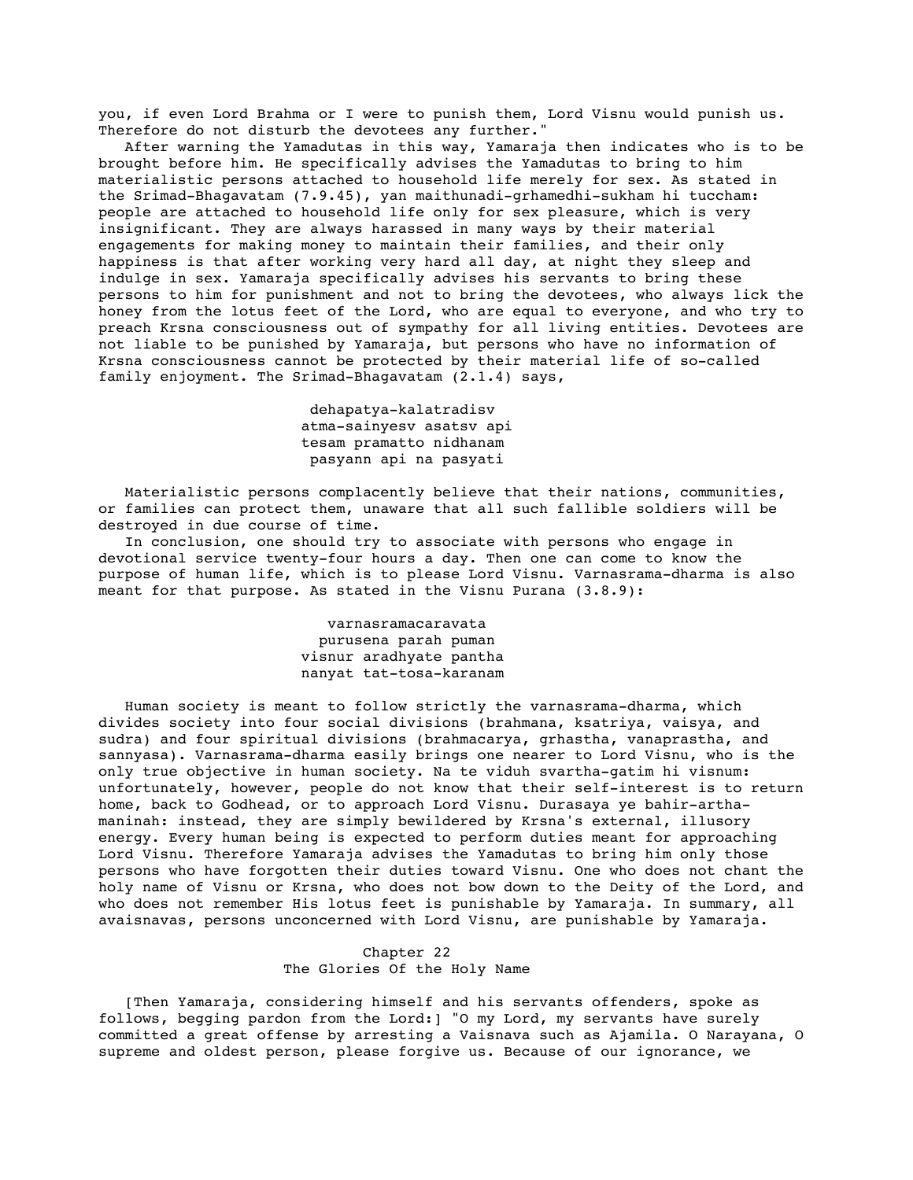you, if even Lord Brahma or I were to punish them, Lord Visnu would punish us. Therefore do not disturb the devotees any further."

After warning the Yamadutas in this way, Yamaraja then indicates who is to be brought before him. He specifically advises the Yamadutas to bring to him materialistic persons attached to household life merely for sex. As stated in the Srimad-Bhagavatam (7.9.45), yan maithunadi-grhamedhi-sukham hi tuccham: people are attached to household life only for sex pleasure, which is very insignificant. They are always harassed in many ways by their material engagements for making money to maintain their families, and their only happiness is that after working very hard all day, at night they sleep and indulge in sex. Yamaraja specifically advises his servants to bring these persons to him for punishment and not to bring the devotees, who always lick the honey from the lotus feet of the Lord, who are equal to everyone, and who try to preach Krsna consciousness out of sympathy for all living entities. Devotees are not liable to be punished by Yamaraja, but persons who have no information of Krsna consciousness cannot be protected by their material life of so-called family enjoyment. The Srimad-Bhagavatam (2.1.4) says,

> dehapatya-kalatradisv
> atma-sainyesv asatsv api
> tesam pramatto nidhanam
> pasyann api na pasyati

Materialistic persons complacently believe that their nations, communities, or families can protect them, unaware that all such fallible soldiers will be destroyed in due course of time.

In conclusion, one should try to associate with persons who engage in devotional service twenty-four hours a day. Then one can come to know the purpose of human life, which is to please Lord Visnu. Varnasrama-dharma is also meant for that purpose. As stated in the Visnu Purana (3.8.9):

> varnasramacaravata
> purusena parah puman
> visnur aradhyate pantha
> nanyat tat-tosa-karanam

Human society is meant to follow strictly the varnasrama-dharma, which divides society into four social divisions (brahmana, ksatriya, vaisya, and sudra) and four spiritual divisions (brahmacarya, grhastha, vanaprastha, and sannyasa). Varnasrama-dharma easily brings one nearer to Lord Visnu, who is the only true objective in human society. Na te viduh svartha-gatim hi visnum: unfortunately, however, people do not know that their self-interest is to return home, back to Godhead, or to approach Lord Visnu. Durasaya ye bahir-artha-maninah: instead, they are simply bewildered by Krsna's external, illusory energy. Every human being is expected to perform duties meant for approaching Lord Visnu. Therefore Yamaraja advises the Yamadutas to bring him only those persons who have forgotten their duties toward Visnu. One who does not chant the holy name of Visnu or Krsna, who does not bow down to the Deity of the Lord, and who does not remember His lotus feet is punishable by Yamaraja. In summary, all avaisnavas, persons unconcerned with Lord Visnu, are punishable by Yamaraja.

## Chapter 22
## The Glories Of the Holy Name

[Then Yamaraja, considering himself and his servants offenders, spoke as follows, begging pardon from the Lord:] "O my Lord, my servants have surely committed a great offense by arresting a Vaisnava such as Ajamila. O Narayana, O supreme and oldest person, please forgive us. Because of our ignorance, we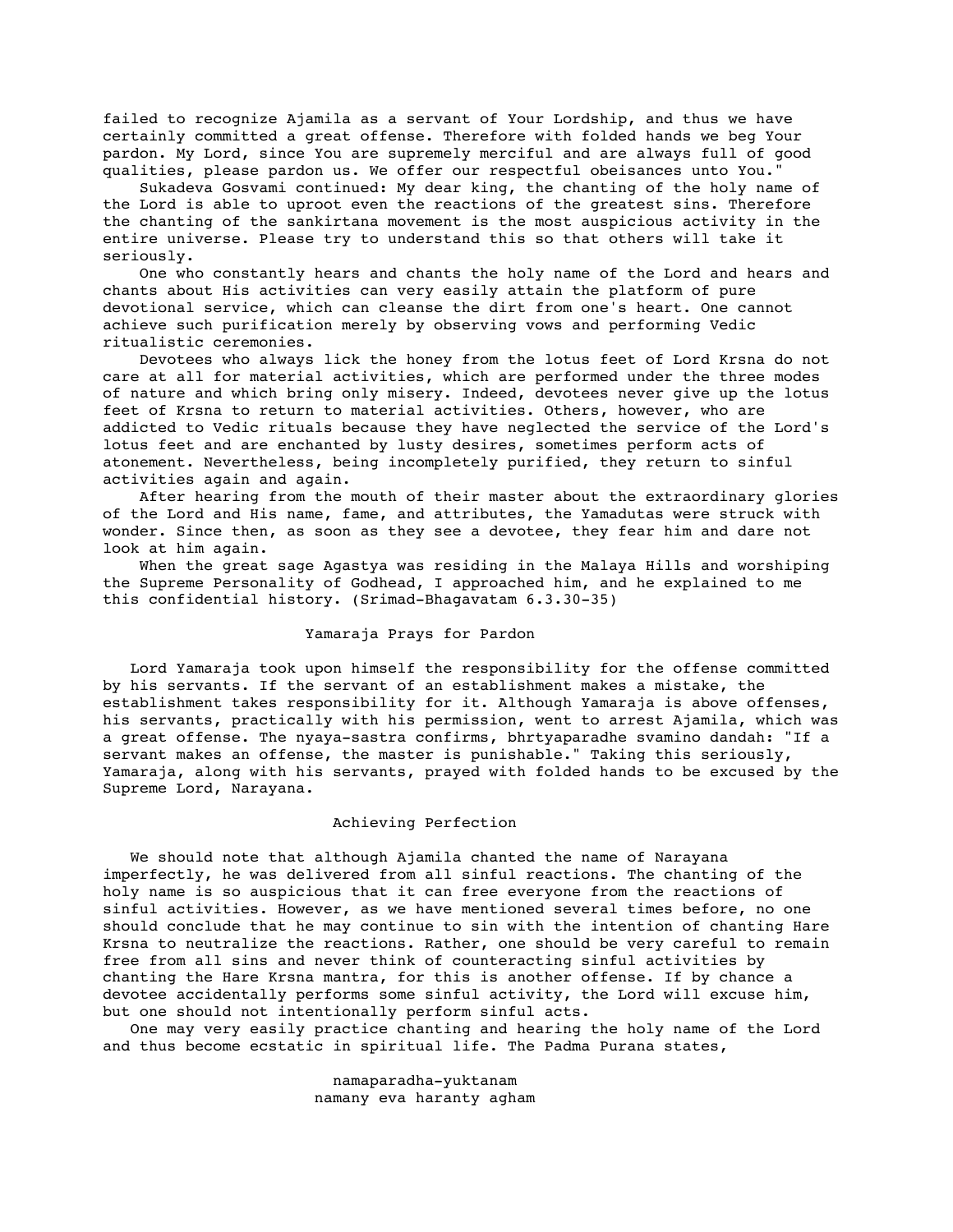failed to recognize Ajamila as a servant of Your Lordship, and thus we have certainly committed a great offense. Therefore with folded hands we beg Your pardon. My Lord, since You are supremely merciful and are always full of good qualities, please pardon us. We offer our respectful obeisances unto You."

Sukadeva Gosvami continued: My dear king, the chanting of the holy name of the Lord is able to uproot even the reactions of the greatest sins. Therefore the chanting of the sankirtana movement is the most auspicious activity in the entire universe. Please try to understand this so that others will take it seriously.

One who constantly hears and chants the holy name of the Lord and hears and chants about His activities can very easily attain the platform of pure devotional service, which can cleanse the dirt from one's heart. One cannot achieve such purification merely by observing vows and performing Vedic ritualistic ceremonies.

Devotees who always lick the honey from the lotus feet of Lord Krsna do not care at all for material activities, which are performed under the three modes of nature and which bring only misery. Indeed, devotees never give up the lotus feet of Krsna to return to material activities. Others, however, who are addicted to Vedic rituals because they have neglected the service of the Lord's lotus feet and are enchanted by lusty desires, sometimes perform acts of atonement. Nevertheless, being incompletely purified, they return to sinful activities again and again.

After hearing from the mouth of their master about the extraordinary glories of the Lord and His name, fame, and attributes, the Yamadutas were struck with wonder. Since then, as soon as they see a devotee, they fear him and dare not look at him again.

When the great sage Agastya was residing in the Malaya Hills and worshiping the Supreme Personality of Godhead, I approached him, and he explained to me this confidential history. (Srimad-Bhagavatam 6.3.30-35)

## Yamaraja Prays for Pardon

Lord Yamaraja took upon himself the responsibility for the offense committed by his servants. If the servant of an establishment makes a mistake, the establishment takes responsibility for it. Although Yamaraja is above offenses, his servants, practically with his permission, went to arrest Ajamila, which was a great offense. The nyaya-sastra confirms, bhrtyaparadhe svamino dandah: "If a servant makes an offense, the master is punishable." Taking this seriously, Yamaraja, along with his servants, prayed with folded hands to be excused by the Supreme Lord, Narayana.

## Achieving Perfection

We should note that although Ajamila chanted the name of Narayana imperfectly, he was delivered from all sinful reactions. The chanting of the holy name is so auspicious that it can free everyone from the reactions of sinful activities. However, as we have mentioned several times before, no one should conclude that he may continue to sin with the intention of chanting Hare Krsna to neutralize the reactions. Rather, one should be very careful to remain free from all sins and never think of counteracting sinful activities by chanting the Hare Krsna mantra, for this is another offense. If by chance a devotee accidentally performs some sinful activity, the Lord will excuse him, but one should not intentionally perform sinful acts.

One may very easily practice chanting and hearing the holy name of the Lord and thus become ecstatic in spiritual life. The Padma Purana states,

namaparadha-yuktanam
namany eva haranty agham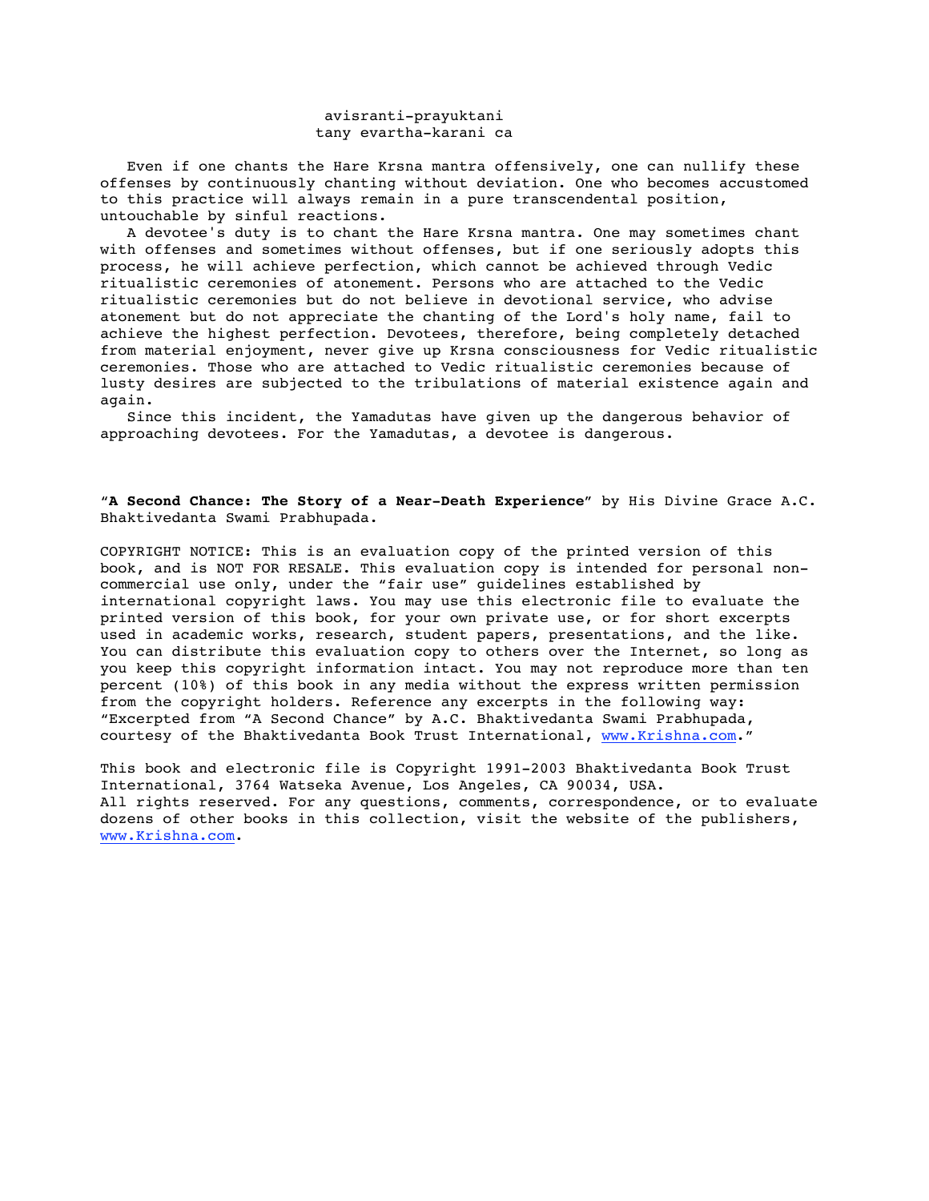avisranti-prayuktani
tany evartha-karani ca

Even if one chants the Hare Krsna mantra offensively, one can nullify these offenses by continuously chanting without deviation. One who becomes accustomed to this practice will always remain in a pure transcendental position, untouchable by sinful reactions.

A devotee's duty is to chant the Hare Krsna mantra. One may sometimes chant with offenses and sometimes without offenses, but if one seriously adopts this process, he will achieve perfection, which cannot be achieved through Vedic ritualistic ceremonies of atonement. Persons who are attached to the Vedic ritualistic ceremonies but do not believe in devotional service, who advise atonement but do not appreciate the chanting of the Lord's holy name, fail to achieve the highest perfection. Devotees, therefore, being completely detached from material enjoyment, never give up Krsna consciousness for Vedic ritualistic ceremonies. Those who are attached to Vedic ritualistic ceremonies because of lusty desires are subjected to the tribulations of material existence again and again.

Since this incident, the Yamadutas have given up the dangerous behavior of approaching devotees. For the Yamadutas, a devotee is dangerous.

"**A Second Chance: The Story of a Near-Death Experience**" by His Divine Grace A.C. Bhaktivedanta Swami Prabhupada.

COPYRIGHT NOTICE: This is an evaluation copy of the printed version of this book, and is NOT FOR RESALE. This evaluation copy is intended for personal non-commercial use only, under the "fair use" guidelines established by international copyright laws. You may use this electronic file to evaluate the printed version of this book, for your own private use, or for short excerpts used in academic works, research, student papers, presentations, and the like. You can distribute this evaluation copy to others over the Internet, so long as you keep this copyright information intact. You may not reproduce more than ten percent (10%) of this book in any media without the express written permission from the copyright holders. Reference any excerpts in the following way: "Excerpted from "A Second Chance" by A.C. Bhaktivedanta Swami Prabhupada, courtesy of the Bhaktivedanta Book Trust International, www.Krishna.com."

This book and electronic file is Copyright 1991-2003 Bhaktivedanta Book Trust International, 3764 Watseka Avenue, Los Angeles, CA 90034, USA. All rights reserved. For any questions, comments, correspondence, or to evaluate dozens of other books in this collection, visit the website of the publishers, www.Krishna.com.